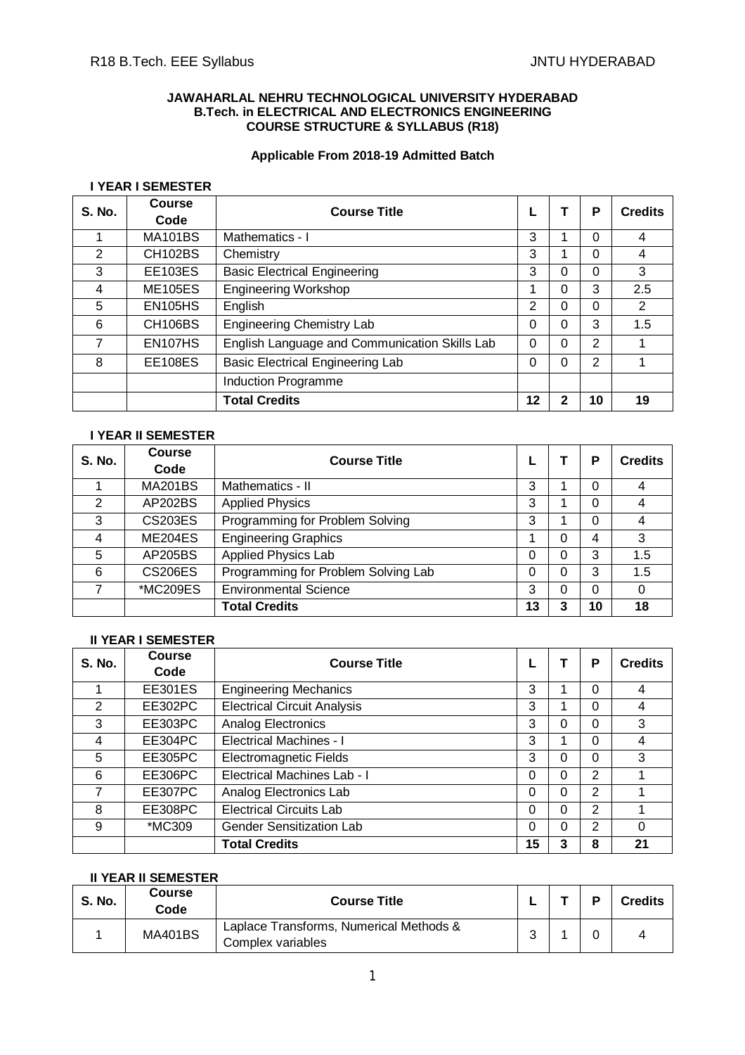**JAWAHARLAL NEHRU TECHNOLOGICAL UNIVERSITY HYDERABAD**
**B.Tech. in ELECTRICAL AND ELECTRONICS ENGINEERING**
**COURSE STRUCTURE & SYLLABUS (R18)**

**Applicable From 2018-19 Admitted Batch**

### I YEAR I SEMESTER

| S. No. | Course Code | Course Title | L | T | P | Credits |
|---|---|---|---|---|---|---|
| 1 | MA101BS | Mathematics - I | 3 | 1 | 0 | 4 |
| 2 | CH102BS | Chemistry | 3 | 1 | 0 | 4 |
| 3 | EE103ES | Basic Electrical Engineering | 3 | 0 | 0 | 3 |
| 4 | ME105ES | Engineering Workshop | 1 | 0 | 3 | 2.5 |
| 5 | EN105HS | English | 2 | 0 | 0 | 2 |
| 6 | CH106BS | Engineering Chemistry Lab | 0 | 0 | 3 | 1.5 |
| 7 | EN107HS | English Language and Communication Skills Lab | 0 | 0 | 2 | 1 |
| 8 | EE108ES | Basic Electrical Engineering Lab | 0 | 0 | 2 | 1 |
| | | Induction Programme | | | | |
| | | **Total Credits** | **12** | **2** | **10** | **19** |

### I YEAR II SEMESTER

| S. No. | Course Code | Course Title | L | T | P | Credits |
|---|---|---|---|---|---|---|
| 1 | MA201BS | Mathematics - II | 3 | 1 | 0 | 4 |
| 2 | AP202BS | Applied Physics | 3 | 1 | 0 | 4 |
| 3 | CS203ES | Programming for Problem Solving | 3 | 1 | 0 | 4 |
| 4 | ME204ES | Engineering Graphics | 1 | 0 | 4 | 3 |
| 5 | AP205BS | Applied Physics Lab | 0 | 0 | 3 | 1.5 |
| 6 | CS206ES | Programming for Problem Solving Lab | 0 | 0 | 3 | 1.5 |
| 7 | *MC209ES | Environmental Science | 3 | 0 | 0 | 0 |
| | | **Total Credits** | **13** | **3** | **10** | **18** |

### II YEAR I SEMESTER

| S. No. | Course Code | Course Title | L | T | P | Credits |
|---|---|---|---|---|---|---|
| 1 | EE301ES | Engineering Mechanics | 3 | 1 | 0 | 4 |
| 2 | EE302PC | Electrical Circuit Analysis | 3 | 1 | 0 | 4 |
| 3 | EE303PC | Analog Electronics | 3 | 0 | 0 | 3 |
| 4 | EE304PC | Electrical Machines - I | 3 | 1 | 0 | 4 |
| 5 | EE305PC | Electromagnetic Fields | 3 | 0 | 0 | 3 |
| 6 | EE306PC | Electrical Machines Lab - I | 0 | 0 | 2 | 1 |
| 7 | EE307PC | Analog Electronics Lab | 0 | 0 | 2 | 1 |
| 8 | EE308PC | Electrical Circuits Lab | 0 | 0 | 2 | 1 |
| 9 | *MC309 | Gender Sensitization Lab | 0 | 0 | 2 | 0 |
| | | **Total Credits** | **15** | **3** | **8** | **21** |

### II YEAR II SEMESTER

| S. No. | Course Code | Course Title | L | T | P | Credits |
|---|---|---|---|---|---|---|
| 1 | MA401BS | Laplace Transforms, Numerical Methods & Complex variables | 3 | 1 | 0 | 4 |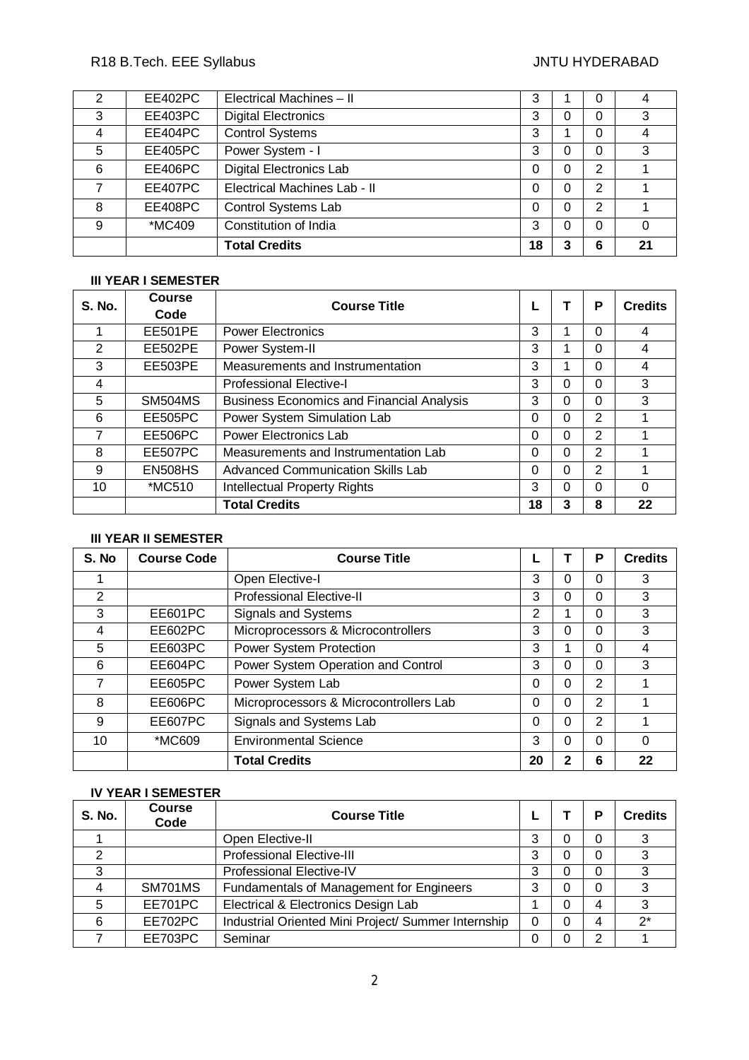| 2 | EE402PC | Electrical Machines – II | 3 | 1 | 0 | 4 |
|---|---|---|---|---|---|---|
| 3 | EE403PC | Digital Electronics | 3 | 0 | 0 | 3 |
| 4 | EE404PC | Control Systems | 3 | 1 | 0 | 4 |
| 5 | EE405PC | Power System - I | 3 | 0 | 0 | 3 |
| 6 | EE406PC | Digital Electronics Lab | 0 | 0 | 2 | 1 |
| 7 | EE407PC | Electrical Machines Lab - II | 0 | 0 | 2 | 1 |
| 8 | EE408PC | Control Systems Lab | 0 | 0 | 2 | 1 |
| 9 | *MC409 | Constitution of India | 3 | 0 | 0 | 0 |
| | | **Total Credits** | **18** | **3** | **6** | **21** |

**III YEAR I SEMESTER**

| S. No. | Course Code | Course Title | L | T | P | Credits |
|---|---|---|---|---|---|---|
| 1 | EE501PE | Power Electronics | 3 | 1 | 0 | 4 |
| 2 | EE502PE | Power System-II | 3 | 1 | 0 | 4 |
| 3 | EE503PE | Measurements and Instrumentation | 3 | 1 | 0 | 4 |
| 4 | | Professional Elective-I | 3 | 0 | 0 | 3 |
| 5 | SM504MS | Business Economics and Financial Analysis | 3 | 0 | 0 | 3 |
| 6 | EE505PC | Power System Simulation Lab | 0 | 0 | 2 | 1 |
| 7 | EE506PC | Power Electronics Lab | 0 | 0 | 2 | 1 |
| 8 | EE507PC | Measurements and Instrumentation Lab | 0 | 0 | 2 | 1 |
| 9 | EN508HS | Advanced Communication Skills Lab | 0 | 0 | 2 | 1 |
| 10 | *MC510 | Intellectual Property Rights | 3 | 0 | 0 | 0 |
| | | **Total Credits** | **18** | **3** | **8** | **22** |

**III YEAR II SEMESTER**

| S. No | Course Code | Course Title | L | T | P | Credits |
|---|---|---|---|---|---|---|
| 1 | | Open Elective-I | 3 | 0 | 0 | 3 |
| 2 | | Professional Elective-II | 3 | 0 | 0 | 3 |
| 3 | EE601PC | Signals and Systems | 2 | 1 | 0 | 3 |
| 4 | EE602PC | Microprocessors & Microcontrollers | 3 | 0 | 0 | 3 |
| 5 | EE603PC | Power System Protection | 3 | 1 | 0 | 4 |
| 6 | EE604PC | Power System Operation and Control | 3 | 0 | 0 | 3 |
| 7 | EE605PC | Power System Lab | 0 | 0 | 2 | 1 |
| 8 | EE606PC | Microprocessors & Microcontrollers Lab | 0 | 0 | 2 | 1 |
| 9 | EE607PC | Signals and Systems Lab | 0 | 0 | 2 | 1 |
| 10 | *MC609 | Environmental Science | 3 | 0 | 0 | 0 |
| | | **Total Credits** | **20** | **2** | **6** | **22** |

**IV YEAR I SEMESTER**

| S. No. | Course Code | Course Title | L | T | P | Credits |
|---|---|---|---|---|---|---|
| 1 | | Open Elective-II | 3 | 0 | 0 | 3 |
| 2 | | Professional Elective-III | 3 | 0 | 0 | 3 |
| 3 | | Professional Elective-IV | 3 | 0 | 0 | 3 |
| 4 | SM701MS | Fundamentals of Management for Engineers | 3 | 0 | 0 | 3 |
| 5 | EE701PC | Electrical & Electronics Design Lab | 1 | 0 | 4 | 3 |
| 6 | EE702PC | Industrial Oriented Mini Project/ Summer Internship | 0 | 0 | 4 | 2* |
| 7 | EE703PC | Seminar | 0 | 0 | 2 | 1 |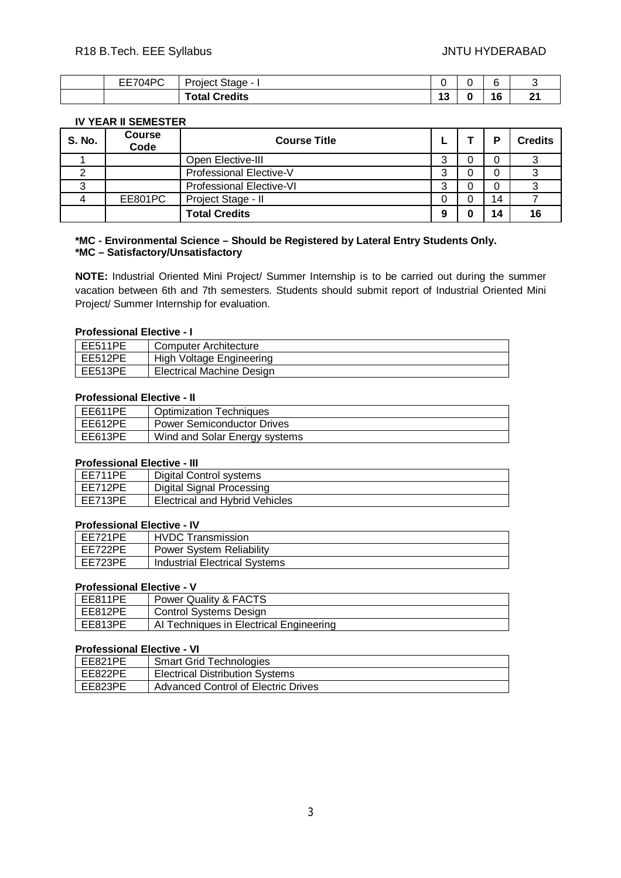|  | EE704PC | Project Stage - I | 0 | 0 | 6 | 3 |
|---|---|---|---|---|---|---|
|  |  | **Total Credits** | **13** | **0** | **16** | **21** |

**IV YEAR II SEMESTER**

| S. No. | Course Code | Course Title | L | T | P | Credits |
|---|---|---|---|---|---|---|
| 1 |  | Open Elective-III | 3 | 0 | 0 | 3 |
| 2 |  | Professional Elective-V | 3 | 0 | 0 | 3 |
| 3 |  | Professional Elective-VI | 3 | 0 | 0 | 3 |
| 4 | EE801PC | Project Stage - II | 0 | 0 | 14 | 7 |
|  |  | **Total Credits** | **9** | **0** | **14** | **16** |

**\*MC - Environmental Science – Should be Registered by Lateral Entry Students Only.**
**\*MC – Satisfactory/Unsatisfactory**

**NOTE:** Industrial Oriented Mini Project/ Summer Internship is to be carried out during the summer vacation between 6th and 7th semesters. Students should submit report of Industrial Oriented Mini Project/ Summer Internship for evaluation.

**Professional Elective - I**

| EE511PE | Computer Architecture |
|---|---|
| EE512PE | High Voltage Engineering |
| EE513PE | Electrical Machine Design |

**Professional Elective - II**

| EE611PE | Optimization Techniques |
|---|---|
| EE612PE | Power Semiconductor Drives |
| EE613PE | Wind and Solar Energy systems |

**Professional Elective - III**

| EE711PE | Digital Control systems |
|---|---|
| EE712PE | Digital Signal Processing |
| EE713PE | Electrical and Hybrid Vehicles |

**Professional Elective - IV**

| EE721PE | HVDC Transmission |
|---|---|
| EE722PE | Power System Reliability |
| EE723PE | Industrial Electrical Systems |

**Professional Elective - V**

| EE811PE | Power Quality & FACTS |
|---|---|
| EE812PE | Control Systems Design |
| EE813PE | AI Techniques in Electrical Engineering |

**Professional Elective - VI**

| EE821PE | Smart Grid Technologies |
|---|---|
| EE822PE | Electrical Distribution Systems |
| EE823PE | Advanced Control of Electric Drives |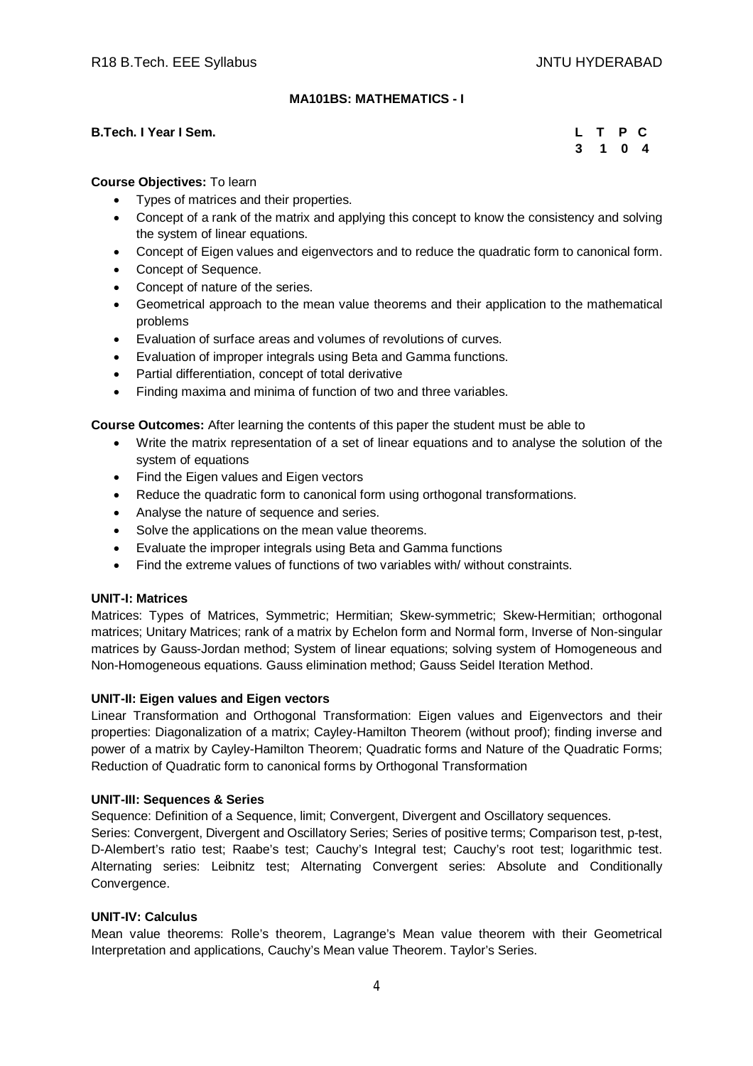**MA101BS: MATHEMATICS - I**

**B.Tech. I Year I Sem.**

| L | T | P | C |
|---|---|---|---|
| 3 | 1 | 0 | 4 |

**Course Objectives:** To learn

- Types of matrices and their properties.
- Concept of a rank of the matrix and applying this concept to know the consistency and solving the system of linear equations.
- Concept of Eigen values and eigenvectors and to reduce the quadratic form to canonical form.
- Concept of Sequence.
- Concept of nature of the series.
- Geometrical approach to the mean value theorems and their application to the mathematical problems
- Evaluation of surface areas and volumes of revolutions of curves.
- Evaluation of improper integrals using Beta and Gamma functions.
- Partial differentiation, concept of total derivative
- Finding maxima and minima of function of two and three variables.

**Course Outcomes:** After learning the contents of this paper the student must be able to

- Write the matrix representation of a set of linear equations and to analyse the solution of the system of equations
- Find the Eigen values and Eigen vectors
- Reduce the quadratic form to canonical form using orthogonal transformations.
- Analyse the nature of sequence and series.
- Solve the applications on the mean value theorems.
- Evaluate the improper integrals using Beta and Gamma functions
- Find the extreme values of functions of two variables with/ without constraints.

**UNIT-I: Matrices**

Matrices: Types of Matrices, Symmetric; Hermitian; Skew-symmetric; Skew-Hermitian; orthogonal matrices; Unitary Matrices; rank of a matrix by Echelon form and Normal form, Inverse of Non-singular matrices by Gauss-Jordan method; System of linear equations; solving system of Homogeneous and Non-Homogeneous equations. Gauss elimination method; Gauss Seidel Iteration Method.

**UNIT-II: Eigen values and Eigen vectors**

Linear Transformation and Orthogonal Transformation: Eigen values and Eigenvectors and their properties: Diagonalization of a matrix; Cayley-Hamilton Theorem (without proof); finding inverse and power of a matrix by Cayley-Hamilton Theorem; Quadratic forms and Nature of the Quadratic Forms; Reduction of Quadratic form to canonical forms by Orthogonal Transformation

**UNIT-III: Sequences & Series**

Sequence: Definition of a Sequence, limit; Convergent, Divergent and Oscillatory sequences.

Series: Convergent, Divergent and Oscillatory Series; Series of positive terms; Comparison test, p-test, D-Alembert's ratio test; Raabe's test; Cauchy's Integral test; Cauchy's root test; logarithmic test. Alternating series: Leibnitz test; Alternating Convergent series: Absolute and Conditionally Convergence.

**UNIT-IV: Calculus**

Mean value theorems: Rolle's theorem, Lagrange's Mean value theorem with their Geometrical Interpretation and applications, Cauchy's Mean value Theorem. Taylor's Series.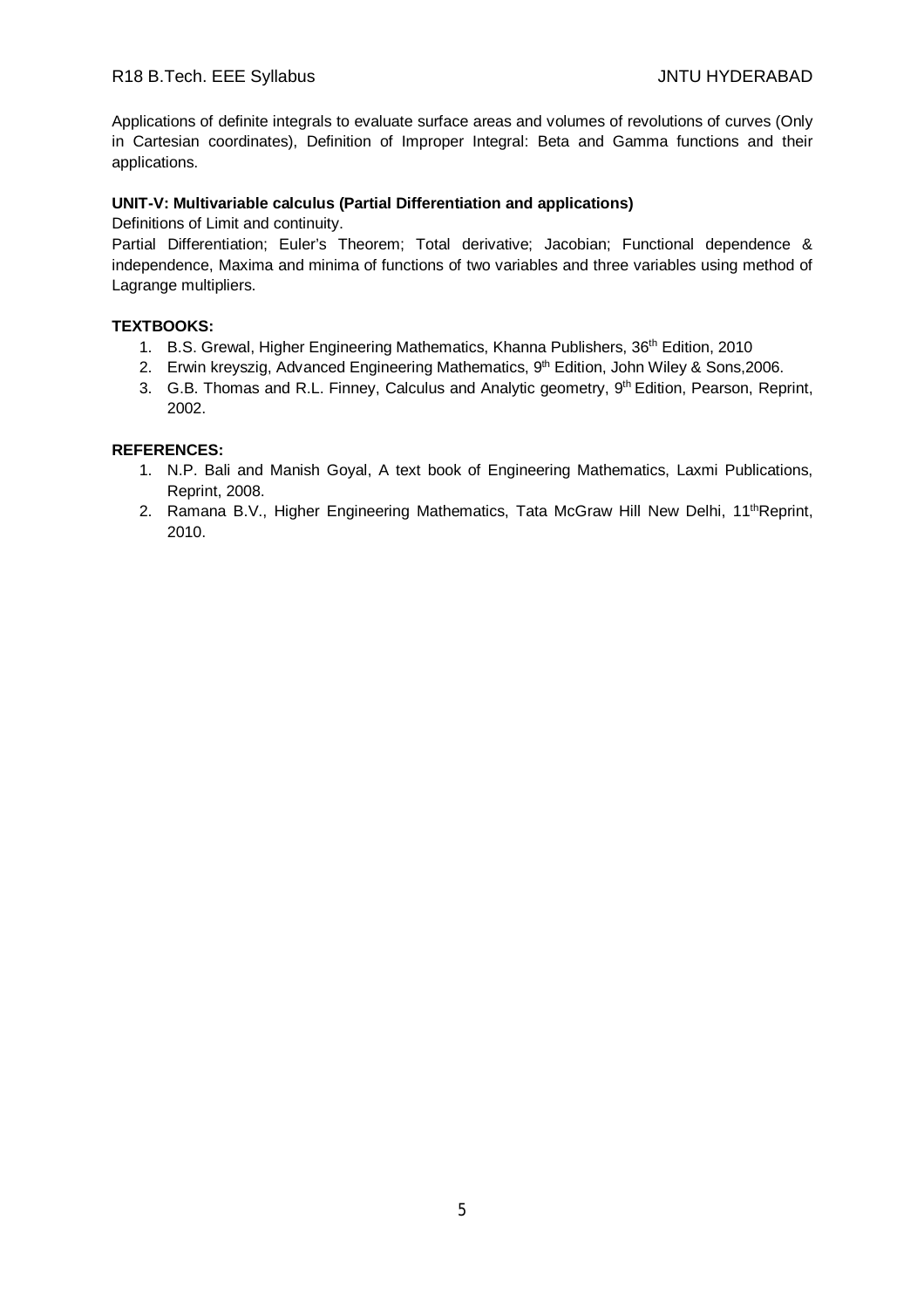Applications of definite integrals to evaluate surface areas and volumes of revolutions of curves (Only in Cartesian coordinates), Definition of Improper Integral: Beta and Gamma functions and their applications.

**UNIT-V: Multivariable calculus (Partial Differentiation and applications)**

Definitions of Limit and continuity.

Partial Differentiation; Euler's Theorem; Total derivative; Jacobian; Functional dependence & independence, Maxima and minima of functions of two variables and three variables using method of Lagrange multipliers.

**TEXTBOOKS:**

1. B.S. Grewal, Higher Engineering Mathematics, Khanna Publishers, 36th Edition, 2010
2. Erwin kreyszig, Advanced Engineering Mathematics, 9th Edition, John Wiley & Sons,2006.
3. G.B. Thomas and R.L. Finney, Calculus and Analytic geometry, 9th Edition, Pearson, Reprint, 2002.

**REFERENCES:**

1. N.P. Bali and Manish Goyal, A text book of Engineering Mathematics, Laxmi Publications, Reprint, 2008.
2. Ramana B.V., Higher Engineering Mathematics, Tata McGraw Hill New Delhi, 11thReprint, 2010.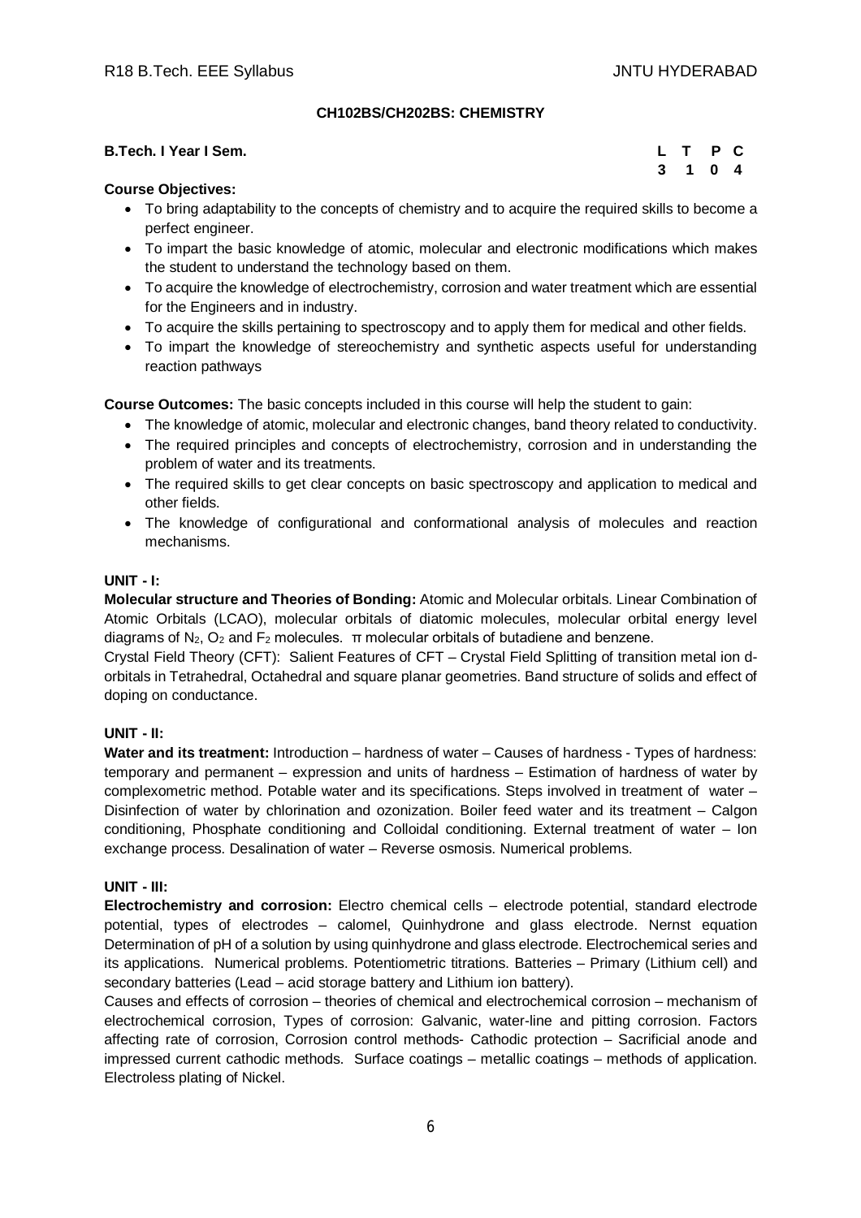## CH102BS/CH202BS: CHEMISTRY

**B.Tech. I Year I Sem.**

| L | T | P | C |
|---|---|---|---|
| 3 | 1 | 0 | 4 |

**Course Objectives:**

- To bring adaptability to the concepts of chemistry and to acquire the required skills to become a perfect engineer.
- To impart the basic knowledge of atomic, molecular and electronic modifications which makes the student to understand the technology based on them.
- To acquire the knowledge of electrochemistry, corrosion and water treatment which are essential for the Engineers and in industry.
- To acquire the skills pertaining to spectroscopy and to apply them for medical and other fields.
- To impart the knowledge of stereochemistry and synthetic aspects useful for understanding reaction pathways

**Course Outcomes:** The basic concepts included in this course will help the student to gain:

- The knowledge of atomic, molecular and electronic changes, band theory related to conductivity.
- The required principles and concepts of electrochemistry, corrosion and in understanding the problem of water and its treatments.
- The required skills to get clear concepts on basic spectroscopy and application to medical and other fields.
- The knowledge of configurational and conformational analysis of molecules and reaction mechanisms.

**UNIT - I:**

**Molecular structure and Theories of Bonding:** Atomic and Molecular orbitals. Linear Combination of Atomic Orbitals (LCAO), molecular orbitals of diatomic molecules, molecular orbital energy level diagrams of $N_2$, $O_2$ and $F_2$ molecules. $\pi$ molecular orbitals of butadiene and benzene.

Crystal Field Theory (CFT): Salient Features of CFT – Crystal Field Splitting of transition metal ion d-orbitals in Tetrahedral, Octahedral and square planar geometries. Band structure of solids and effect of doping on conductance.

**UNIT - II:**

**Water and its treatment:** Introduction – hardness of water – Causes of hardness - Types of hardness: temporary and permanent – expression and units of hardness – Estimation of hardness of water by complexometric method. Potable water and its specifications. Steps involved in treatment of water – Disinfection of water by chlorination and ozonization. Boiler feed water and its treatment – Calgon conditioning, Phosphate conditioning and Colloidal conditioning. External treatment of water – Ion exchange process. Desalination of water – Reverse osmosis. Numerical problems.

**UNIT - III:**

**Electrochemistry and corrosion:** Electro chemical cells – electrode potential, standard electrode potential, types of electrodes – calomel, Quinhydrone and glass electrode. Nernst equation Determination of pH of a solution by using quinhydrone and glass electrode. Electrochemical series and its applications. Numerical problems. Potentiometric titrations. Batteries – Primary (Lithium cell) and secondary batteries (Lead – acid storage battery and Lithium ion battery).

Causes and effects of corrosion – theories of chemical and electrochemical corrosion – mechanism of electrochemical corrosion, Types of corrosion: Galvanic, water-line and pitting corrosion. Factors affecting rate of corrosion, Corrosion control methods- Cathodic protection – Sacrificial anode and impressed current cathodic methods. Surface coatings – metallic coatings – methods of application. Electroless plating of Nickel.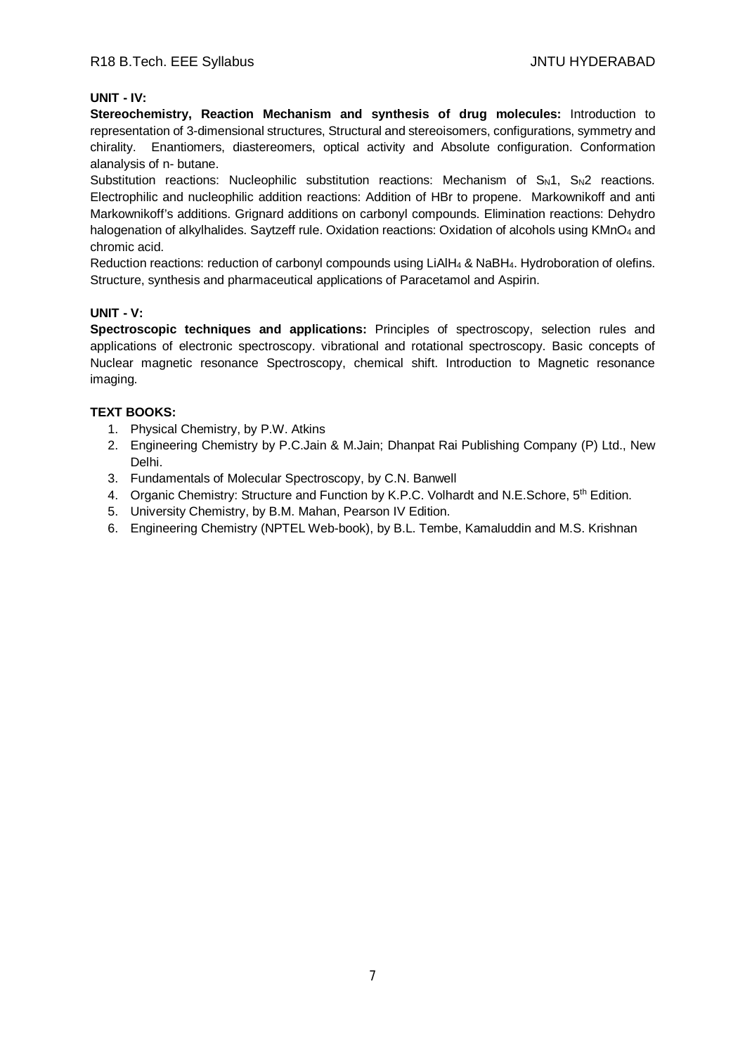**UNIT - IV:**

**Stereochemistry, Reaction Mechanism and synthesis of drug molecules:** Introduction to representation of 3-dimensional structures, Structural and stereoisomers, configurations, symmetry and chirality. Enantiomers, diastereomers, optical activity and Absolute configuration. Conformation alanalysis of n- butane.

Substitution reactions: Nucleophilic substitution reactions: Mechanism of $S_N1$, $S_N2$ reactions. Electrophilic and nucleophilic addition reactions: Addition of HBr to propene. Markownikoff and anti Markownikoff's additions. Grignard additions on carbonyl compounds. Elimination reactions: Dehydro halogenation of alkylhalides. Saytzeff rule. Oxidation reactions: Oxidation of alcohols using $KMnO_4$ and chromic acid.

Reduction reactions: reduction of carbonyl compounds using $LiAlH_4$ & $NaBH_4$. Hydroboration of olefins. Structure, synthesis and pharmaceutical applications of Paracetamol and Aspirin.

**UNIT - V:**

**Spectroscopic techniques and applications:** Principles of spectroscopy, selection rules and applications of electronic spectroscopy. vibrational and rotational spectroscopy. Basic concepts of Nuclear magnetic resonance Spectroscopy, chemical shift. Introduction to Magnetic resonance imaging.

**TEXT BOOKS:**

1. Physical Chemistry, by P.W. Atkins
2. Engineering Chemistry by P.C.Jain & M.Jain; Dhanpat Rai Publishing Company (P) Ltd., New Delhi.
3. Fundamentals of Molecular Spectroscopy, by C.N. Banwell
4. Organic Chemistry: Structure and Function by K.P.C. Volhardt and N.E.Schore, 5th Edition.
5. University Chemistry, by B.M. Mahan, Pearson IV Edition.
6. Engineering Chemistry (NPTEL Web-book), by B.L. Tembe, Kamaluddin and M.S. Krishnan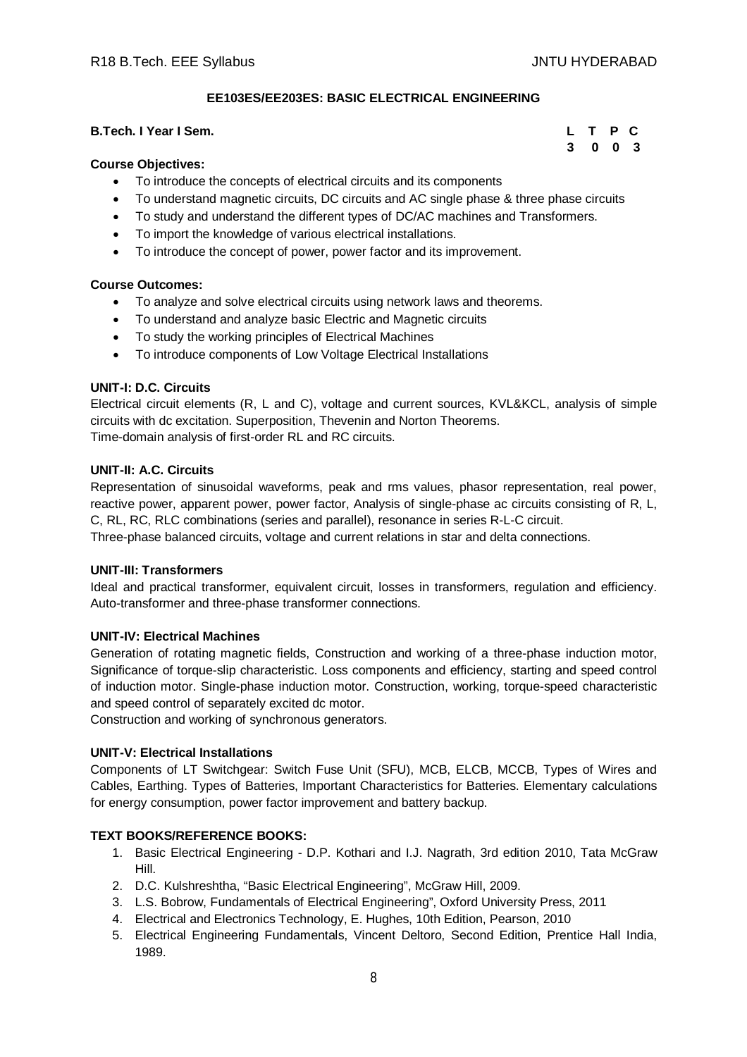## EE103ES/EE203ES: BASIC ELECTRICAL ENGINEERING

**B.Tech. I Year I Sem.**

| L | T | P | C |
|---|---|---|---|
| 3 | 0 | 0 | 3 |

**Course Objectives:**

- To introduce the concepts of electrical circuits and its components
- To understand magnetic circuits, DC circuits and AC single phase & three phase circuits
- To study and understand the different types of DC/AC machines and Transformers.
- To import the knowledge of various electrical installations.
- To introduce the concept of power, power factor and its improvement.

**Course Outcomes:**

- To analyze and solve electrical circuits using network laws and theorems.
- To understand and analyze basic Electric and Magnetic circuits
- To study the working principles of Electrical Machines
- To introduce components of Low Voltage Electrical Installations

**UNIT-I: D.C. Circuits**

Electrical circuit elements (R, L and C), voltage and current sources, KVL&KCL, analysis of simple circuits with dc excitation. Superposition, Thevenin and Norton Theorems.
Time-domain analysis of first-order RL and RC circuits.

**UNIT-II: A.C. Circuits**

Representation of sinusoidal waveforms, peak and rms values, phasor representation, real power, reactive power, apparent power, power factor, Analysis of single-phase ac circuits consisting of R, L, C, RL, RC, RLC combinations (series and parallel), resonance in series R-L-C circuit.
Three-phase balanced circuits, voltage and current relations in star and delta connections.

**UNIT-III: Transformers**

Ideal and practical transformer, equivalent circuit, losses in transformers, regulation and efficiency. Auto-transformer and three-phase transformer connections.

**UNIT-IV: Electrical Machines**

Generation of rotating magnetic fields, Construction and working of a three-phase induction motor, Significance of torque-slip characteristic. Loss components and efficiency, starting and speed control of induction motor. Single-phase induction motor. Construction, working, torque-speed characteristic and speed control of separately excited dc motor.
Construction and working of synchronous generators.

**UNIT-V: Electrical Installations**

Components of LT Switchgear: Switch Fuse Unit (SFU), MCB, ELCB, MCCB, Types of Wires and Cables, Earthing. Types of Batteries, Important Characteristics for Batteries. Elementary calculations for energy consumption, power factor improvement and battery backup.

**TEXT BOOKS/REFERENCE BOOKS:**

1. Basic Electrical Engineering - D.P. Kothari and I.J. Nagrath, 3rd edition 2010, Tata McGraw Hill.
2. D.C. Kulshreshtha, “Basic Electrical Engineering”, McGraw Hill, 2009.
3. L.S. Bobrow, Fundamentals of Electrical Engineering”, Oxford University Press, 2011
4. Electrical and Electronics Technology, E. Hughes, 10th Edition, Pearson, 2010
5. Electrical Engineering Fundamentals, Vincent Deltoro, Second Edition, Prentice Hall India, 1989.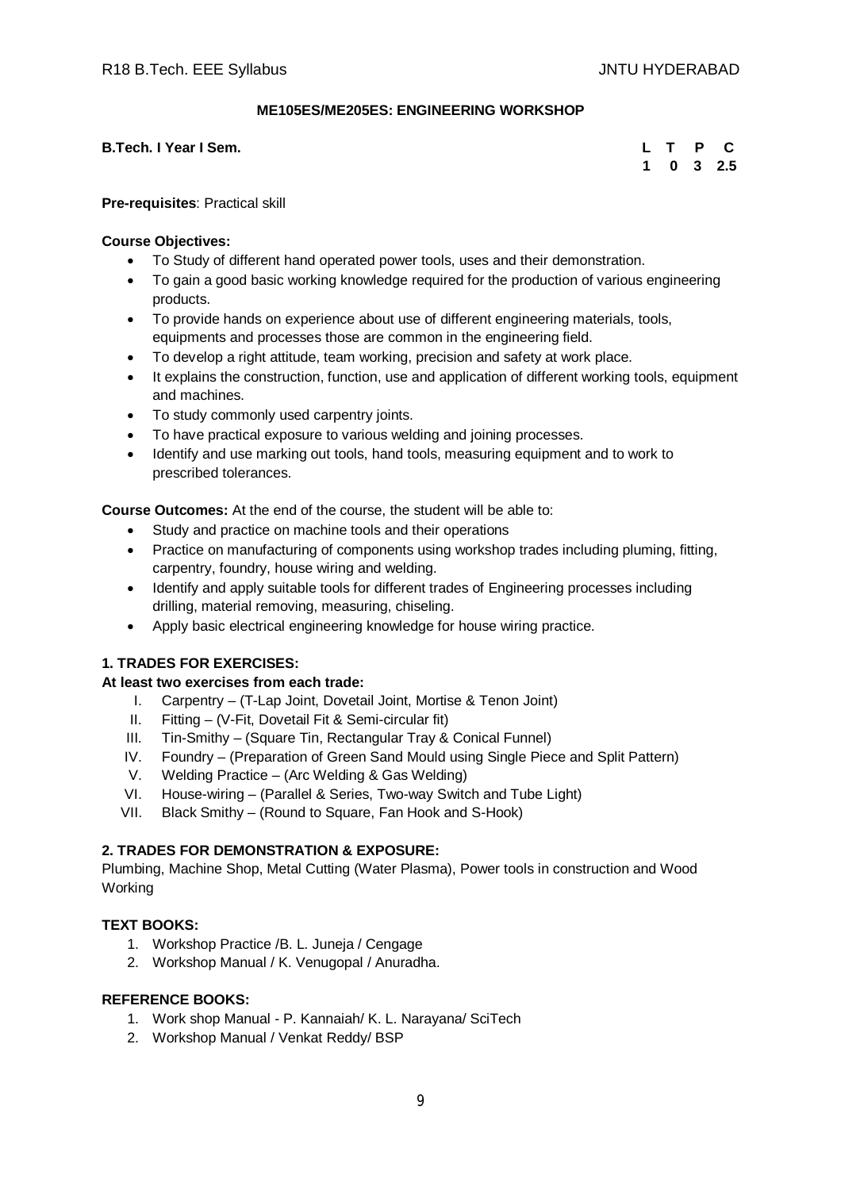## ME105ES/ME205ES: ENGINEERING WORKSHOP

| **B.Tech. I Year I Sem.** | **L** | **T** | **P** | **C** |
|---|---|---|---|---|
| | **1** | **0** | **3** | **2.5** |

**Pre-requisites**: Practical skill

**Course Objectives:**

- To Study of different hand operated power tools, uses and their demonstration.
- To gain a good basic working knowledge required for the production of various engineering products.
- To provide hands on experience about use of different engineering materials, tools, equipments and processes those are common in the engineering field.
- To develop a right attitude, team working, precision and safety at work place.
- It explains the construction, function, use and application of different working tools, equipment and machines.
- To study commonly used carpentry joints.
- To have practical exposure to various welding and joining processes.
- Identify and use marking out tools, hand tools, measuring equipment and to work to prescribed tolerances.

**Course Outcomes:** At the end of the course, the student will be able to:

- Study and practice on machine tools and their operations
- Practice on manufacturing of components using workshop trades including pluming, fitting, carpentry, foundry, house wiring and welding.
- Identify and apply suitable tools for different trades of Engineering processes including drilling, material removing, measuring, chiseling.
- Apply basic electrical engineering knowledge for house wiring practice.

### 1. TRADES FOR EXERCISES:

**At least two exercises from each trade:**

I. Carpentry – (T-Lap Joint, Dovetail Joint, Mortise & Tenon Joint)
II. Fitting – (V-Fit, Dovetail Fit & Semi-circular fit)
III. Tin-Smithy – (Square Tin, Rectangular Tray & Conical Funnel)
IV. Foundry – (Preparation of Green Sand Mould using Single Piece and Split Pattern)
V. Welding Practice – (Arc Welding & Gas Welding)
VI. House-wiring – (Parallel & Series, Two-way Switch and Tube Light)
VII. Black Smithy – (Round to Square, Fan Hook and S-Hook)

### 2. TRADES FOR DEMONSTRATION & EXPOSURE:

Plumbing, Machine Shop, Metal Cutting (Water Plasma), Power tools in construction and Wood Working

### TEXT BOOKS:

1. Workshop Practice /B. L. Juneja / Cengage
2. Workshop Manual / K. Venugopal / Anuradha.

### REFERENCE BOOKS:

1. Work shop Manual - P. Kannaiah/ K. L. Narayana/ SciTech
2. Workshop Manual / Venkat Reddy/ BSP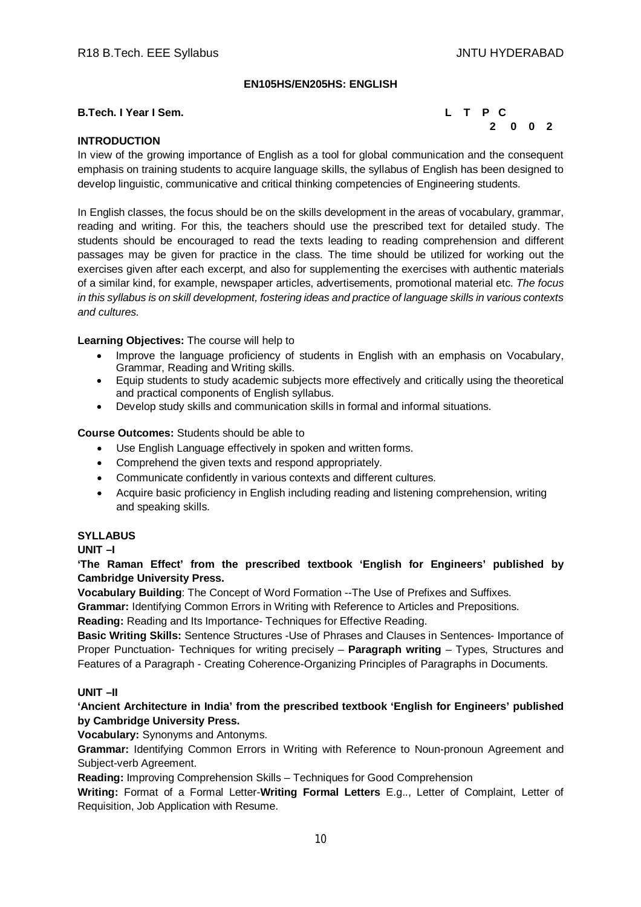## EN105HS/EN205HS: ENGLISH

**B.Tech. I Year I Sem.**

| L | T | P | C |
|---|---|---|---|
| 2 | 0 | 0 | 2 |

### INTRODUCTION

In view of the growing importance of English as a tool for global communication and the consequent emphasis on training students to acquire language skills, the syllabus of English has been designed to develop linguistic, communicative and critical thinking competencies of Engineering students.

In English classes, the focus should be on the skills development in the areas of vocabulary, grammar, reading and writing. For this, the teachers should use the prescribed text for detailed study. The students should be encouraged to read the texts leading to reading comprehension and different passages may be given for practice in the class. The time should be utilized for working out the exercises given after each excerpt, and also for supplementing the exercises with authentic materials of a similar kind, for example, newspaper articles, advertisements, promotional material etc. *The focus in this syllabus is on skill development, fostering ideas and practice of language skills in various contexts and cultures.*

**Learning Objectives:** The course will help to

- Improve the language proficiency of students in English with an emphasis on Vocabulary, Grammar, Reading and Writing skills.
- Equip students to study academic subjects more effectively and critically using the theoretical and practical components of English syllabus.
- Develop study skills and communication skills in formal and informal situations.

**Course Outcomes:** Students should be able to

- Use English Language effectively in spoken and written forms.
- Comprehend the given texts and respond appropriately.
- Communicate confidently in various contexts and different cultures.
- Acquire basic proficiency in English including reading and listening comprehension, writing and speaking skills.

### SYLLABUS

**UNIT –I**

**'The Raman Effect' from the prescribed textbook 'English for Engineers' published by Cambridge University Press.**

**Vocabulary Building**: The Concept of Word Formation --The Use of Prefixes and Suffixes.

**Grammar:** Identifying Common Errors in Writing with Reference to Articles and Prepositions.

**Reading:** Reading and Its Importance- Techniques for Effective Reading.

**Basic Writing Skills:** Sentence Structures -Use of Phrases and Clauses in Sentences- Importance of Proper Punctuation- Techniques for writing precisely – **Paragraph writing** – Types, Structures and Features of a Paragraph - Creating Coherence-Organizing Principles of Paragraphs in Documents.

**UNIT –II**

**'Ancient Architecture in India' from the prescribed textbook 'English for Engineers' published by Cambridge University Press.**

**Vocabulary:** Synonyms and Antonyms.

**Grammar:** Identifying Common Errors in Writing with Reference to Noun-pronoun Agreement and Subject-verb Agreement.

**Reading:** Improving Comprehension Skills – Techniques for Good Comprehension

**Writing:** Format of a Formal Letter-**Writing Formal Letters** E.g.., Letter of Complaint, Letter of Requisition, Job Application with Resume.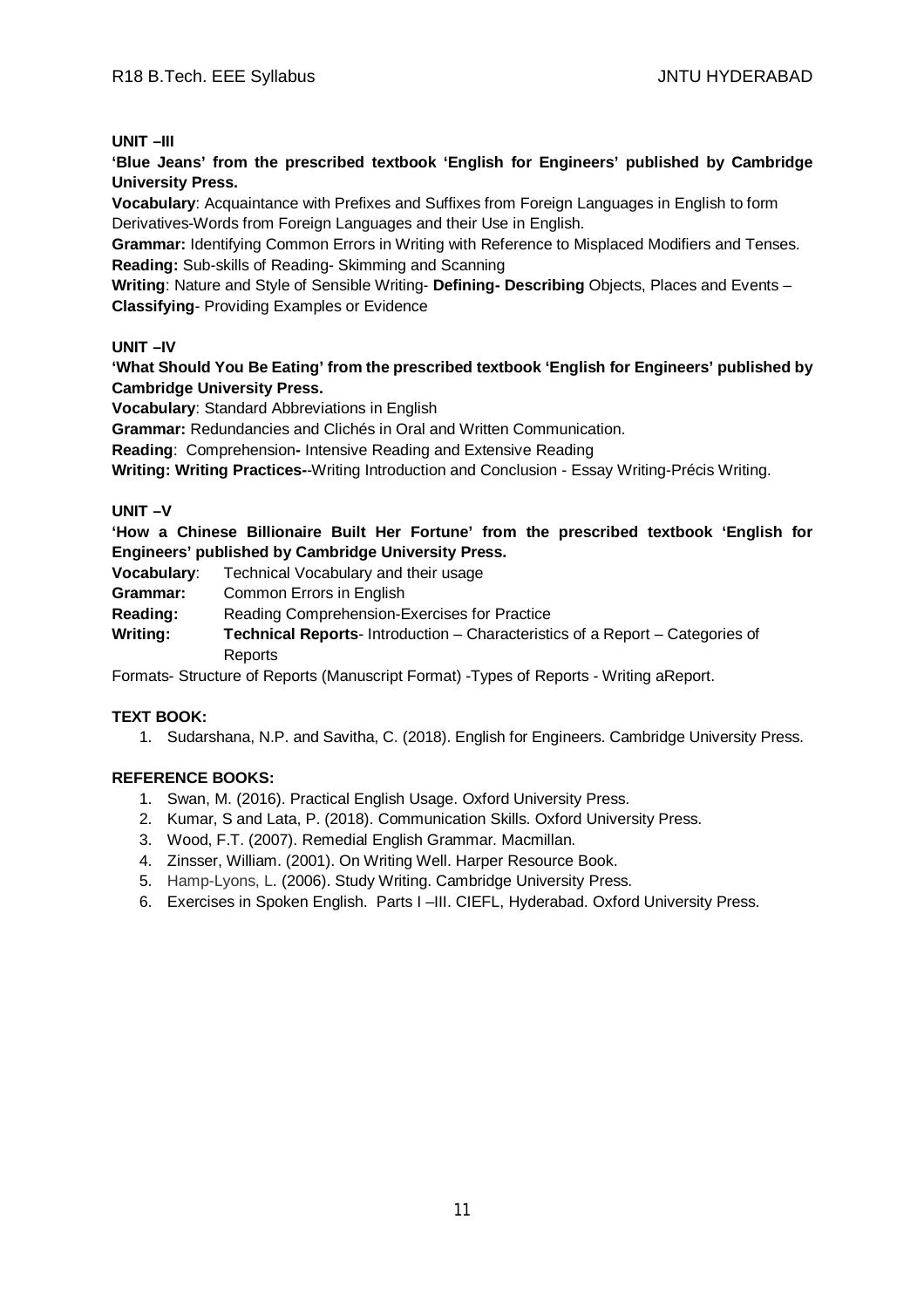**UNIT –III**

**'Blue Jeans' from the prescribed textbook 'English for Engineers' published by Cambridge University Press.**

**Vocabulary**: Acquaintance with Prefixes and Suffixes from Foreign Languages in English to form Derivatives-Words from Foreign Languages and their Use in English.

**Grammar:** Identifying Common Errors in Writing with Reference to Misplaced Modifiers and Tenses.

**Reading:** Sub-skills of Reading- Skimming and Scanning

**Writing**: Nature and Style of Sensible Writing- **Defining- Describing** Objects, Places and Events – **Classifying**- Providing Examples or Evidence

**UNIT –IV**

**'What Should You Be Eating' from the prescribed textbook 'English for Engineers' published by Cambridge University Press.**

**Vocabulary**: Standard Abbreviations in English

**Grammar:** Redundancies and Clichés in Oral and Written Communication.

**Reading**: Comprehension**-** Intensive Reading and Extensive Reading

**Writing: Writing Practices-**-Writing Introduction and Conclusion - Essay Writing-Précis Writing.

**UNIT –V**

**'How a Chinese Billionaire Built Her Fortune' from the prescribed textbook 'English for Engineers' published by Cambridge University Press.**

**Vocabulary**: Technical Vocabulary and their usage

**Grammar:** Common Errors in English

**Reading:** Reading Comprehension-Exercises for Practice

**Writing:** **Technical Reports**- Introduction – Characteristics of a Report – Categories of Reports

Formats- Structure of Reports (Manuscript Format) -Types of Reports - Writing aReport.

**TEXT BOOK:**

1. Sudarshana, N.P. and Savitha, C. (2018). English for Engineers. Cambridge University Press.

**REFERENCE BOOKS:**

1. Swan, M. (2016). Practical English Usage. Oxford University Press.
2. Kumar, S and Lata, P. (2018). Communication Skills. Oxford University Press.
3. Wood, F.T. (2007). Remedial English Grammar. Macmillan.
4. Zinsser, William. (2001). On Writing Well. Harper Resource Book.
5. Hamp-Lyons, L. (2006). Study Writing. Cambridge University Press.
6. Exercises in Spoken English. Parts I –III. CIEFL, Hyderabad. Oxford University Press.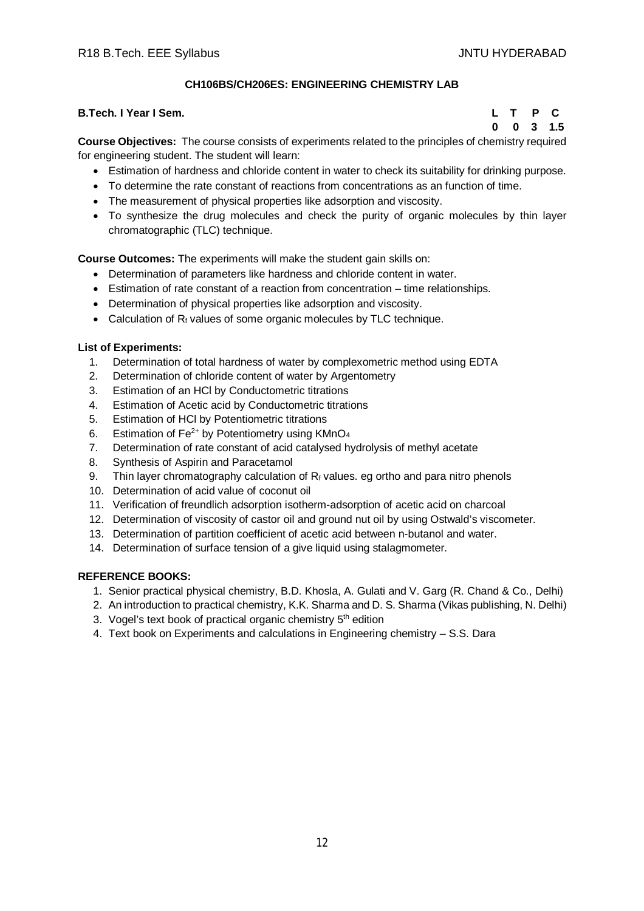## CH106BS/CH206ES: ENGINEERING CHEMISTRY LAB

**B.Tech. I Year I Sem.**

| L | T | P | C |
|---|---|---|---|
| 0 | 0 | 3 | 1.5 |

**Course Objectives:** The course consists of experiments related to the principles of chemistry required for engineering student. The student will learn:

- Estimation of hardness and chloride content in water to check its suitability for drinking purpose.
- To determine the rate constant of reactions from concentrations as an function of time.
- The measurement of physical properties like adsorption and viscosity.
- To synthesize the drug molecules and check the purity of organic molecules by thin layer chromatographic (TLC) technique.

**Course Outcomes:** The experiments will make the student gain skills on:

- Determination of parameters like hardness and chloride content in water.
- Estimation of rate constant of a reaction from concentration – time relationships.
- Determination of physical properties like adsorption and viscosity.
- Calculation of $R_f$ values of some organic molecules by TLC technique.

**List of Experiments:**

1. Determination of total hardness of water by complexometric method using EDTA
2. Determination of chloride content of water by Argentometry
3. Estimation of an HCl by Conductometric titrations
4. Estimation of Acetic acid by Conductometric titrations
5. Estimation of HCl by Potentiometric titrations
6. Estimation of $Fe^{2+}$ by Potentiometry using $KMnO_4$
7. Determination of rate constant of acid catalysed hydrolysis of methyl acetate
8. Synthesis of Aspirin and Paracetamol
9. Thin layer chromatography calculation of $R_f$ values. eg ortho and para nitro phenols
10. Determination of acid value of coconut oil
11. Verification of freundlich adsorption isotherm-adsorption of acetic acid on charcoal
12. Determination of viscosity of castor oil and ground nut oil by using Ostwald's viscometer.
13. Determination of partition coefficient of acetic acid between n-butanol and water.
14. Determination of surface tension of a give liquid using stalagmometer.

**REFERENCE BOOKS:**

1. Senior practical physical chemistry, B.D. Khosla, A. Gulati and V. Garg (R. Chand & Co., Delhi)
2. An introduction to practical chemistry, K.K. Sharma and D. S. Sharma (Vikas publishing, N. Delhi)
3. Vogel's text book of practical organic chemistry 5th edition
4. Text book on Experiments and calculations in Engineering chemistry – S.S. Dara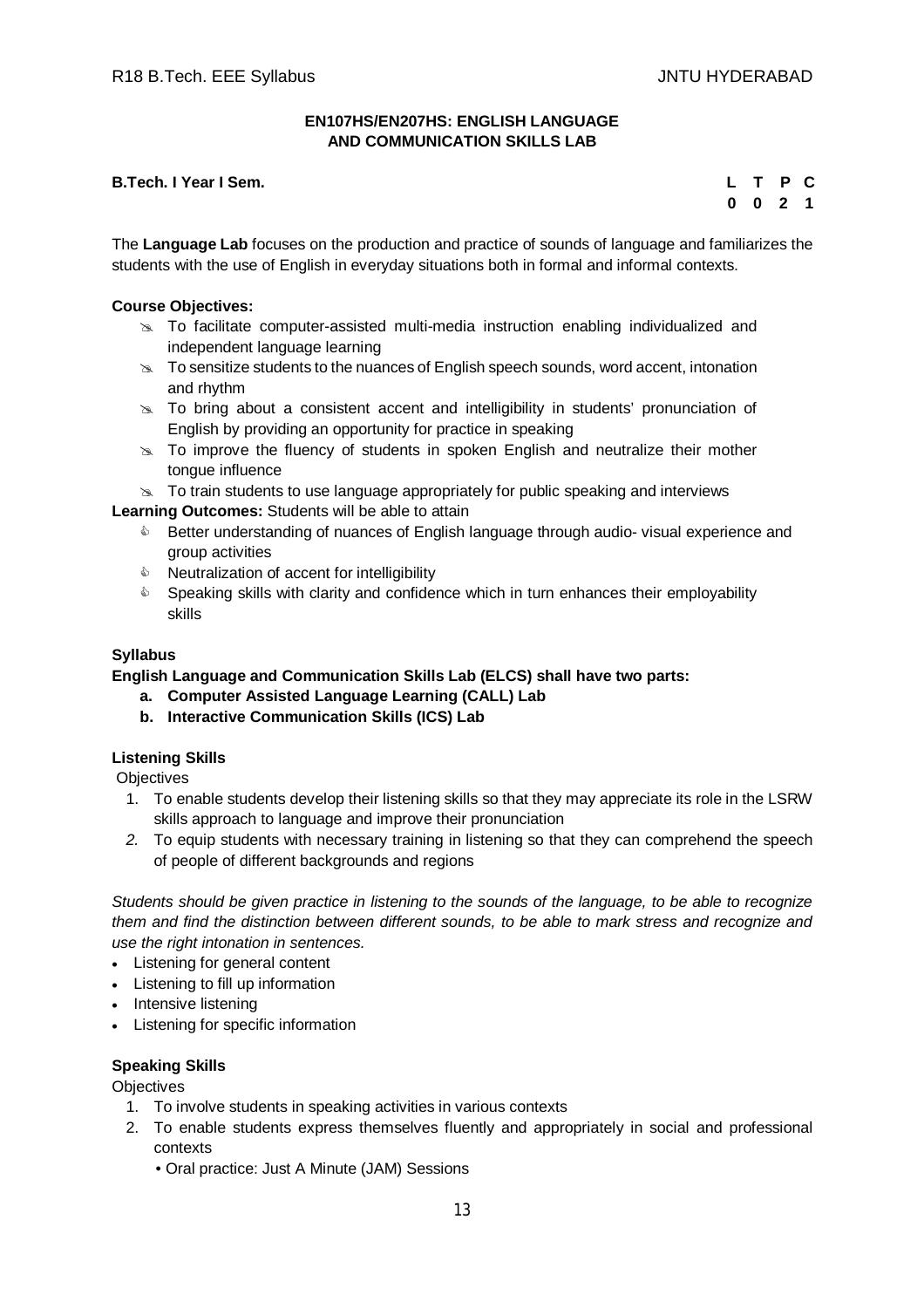**EN107HS/EN207HS: ENGLISH LANGUAGE AND COMMUNICATION SKILLS LAB**

**B.Tech. I Year I Sem.**

| L | T | P | C |
|---|---|---|---|
| 0 | 0 | 2 | 1 |

The **Language Lab** focuses on the production and practice of sounds of language and familiarizes the students with the use of English in everyday situations both in formal and informal contexts.

**Course Objectives:**

- To facilitate computer-assisted multi-media instruction enabling individualized and independent language learning
- To sensitize students to the nuances of English speech sounds, word accent, intonation and rhythm
- To bring about a consistent accent and intelligibility in students' pronunciation of English by providing an opportunity for practice in speaking
- To improve the fluency of students in spoken English and neutralize their mother tongue influence
- To train students to use language appropriately for public speaking and interviews

**Learning Outcomes:** Students will be able to attain

- Better understanding of nuances of English language through audio- visual experience and group activities
- Neutralization of accent for intelligibility
- Speaking skills with clarity and confidence which in turn enhances their employability skills

**Syllabus**

**English Language and Communication Skills Lab (ELCS) shall have two parts:**

- **a. Computer Assisted Language Learning (CALL) Lab**
- **b. Interactive Communication Skills (ICS) Lab**

**Listening Skills**

Objectives

1. To enable students develop their listening skills so that they may appreciate its role in the LSRW skills approach to language and improve their pronunciation
2. To equip students with necessary training in listening so that they can comprehend the speech of people of different backgrounds and regions

*Students should be given practice in listening to the sounds of the language, to be able to recognize them and find the distinction between different sounds, to be able to mark stress and recognize and use the right intonation in sentences.*

- Listening for general content
- Listening to fill up information
- Intensive listening
- Listening for specific information

**Speaking Skills**

Objectives

1. To involve students in speaking activities in various contexts
2. To enable students express themselves fluently and appropriately in social and professional contexts
   - Oral practice: Just A Minute (JAM) Sessions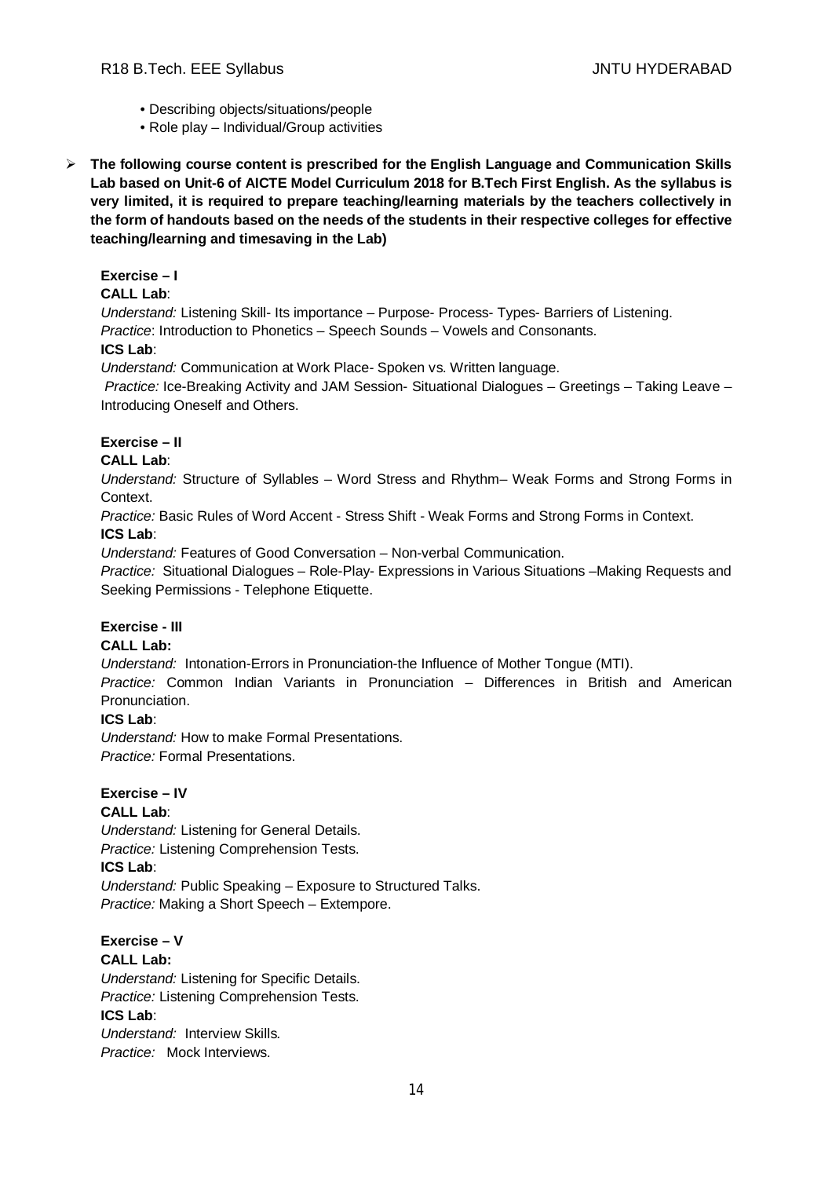- Describing objects/situations/people
- Role play – Individual/Group activities

- **The following course content is prescribed for the English Language and Communication Skills Lab based on Unit-6 of AICTE Model Curriculum 2018 for B.Tech First English. As the syllabus is very limited, it is required to prepare teaching/learning materials by the teachers collectively in the form of handouts based on the needs of the students in their respective colleges for effective teaching/learning and timesaving in the Lab)**

**Exercise – I**

**CALL Lab**:

*Understand:* Listening Skill- Its importance – Purpose- Process- Types- Barriers of Listening.

*Practice*: Introduction to Phonetics – Speech Sounds – Vowels and Consonants.

**ICS Lab**:

*Understand:* Communication at Work Place- Spoken vs. Written language.

*Practice:* Ice-Breaking Activity and JAM Session- Situational Dialogues – Greetings – Taking Leave – Introducing Oneself and Others.

**Exercise – II**

**CALL Lab**:

*Understand:* Structure of Syllables – Word Stress and Rhythm– Weak Forms and Strong Forms in Context.

*Practice:* Basic Rules of Word Accent - Stress Shift - Weak Forms and Strong Forms in Context.

**ICS Lab**:

*Understand:* Features of Good Conversation – Non-verbal Communication.

*Practice:* Situational Dialogues – Role-Play- Expressions in Various Situations –Making Requests and Seeking Permissions - Telephone Etiquette.

**Exercise - III**

**CALL Lab:**

*Understand:* Intonation-Errors in Pronunciation-the Influence of Mother Tongue (MTI).

*Practice:* Common Indian Variants in Pronunciation – Differences in British and American Pronunciation.

**ICS Lab**:

*Understand:* How to make Formal Presentations.

*Practice:* Formal Presentations.

**Exercise – IV**

**CALL Lab**:

*Understand:* Listening for General Details.

*Practice:* Listening Comprehension Tests.

**ICS Lab**:

*Understand:* Public Speaking – Exposure to Structured Talks.

*Practice:* Making a Short Speech – Extempore.

**Exercise – V**

**CALL Lab:**

*Understand:* Listening for Specific Details.

*Practice:* Listening Comprehension Tests.

**ICS Lab**:

*Understand:* Interview Skills.

*Practice:* Mock Interviews.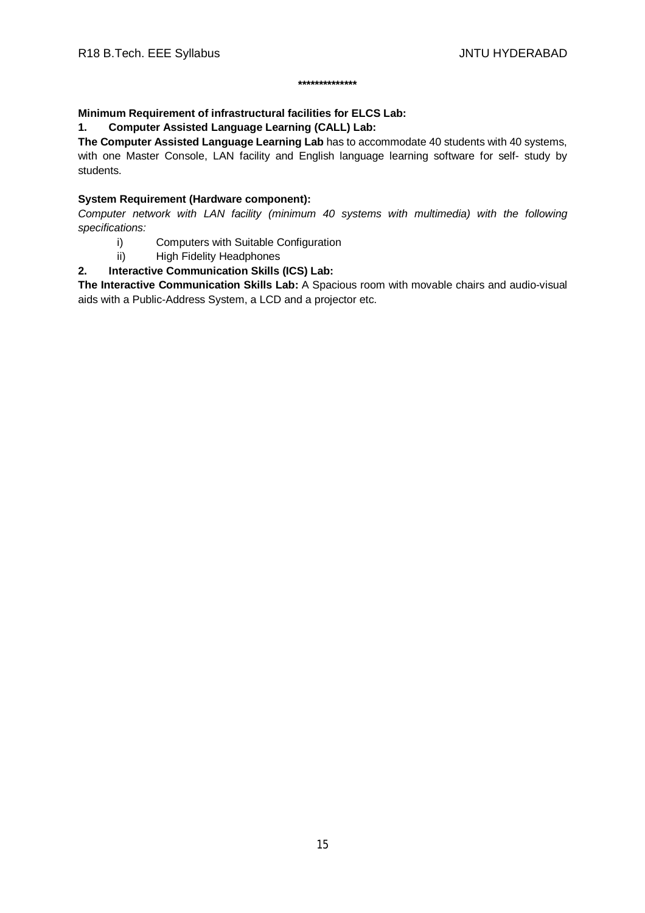**************

**Minimum Requirement of infrastructural facilities for ELCS Lab:**

**1. Computer Assisted Language Learning (CALL) Lab:**

**The Computer Assisted Language Learning Lab** has to accommodate 40 students with 40 systems, with one Master Console, LAN facility and English language learning software for self- study by students.

**System Requirement (Hardware component):**

*Computer network with LAN facility (minimum 40 systems with multimedia) with the following specifications:*

i) Computers with Suitable Configuration

ii) High Fidelity Headphones

**2. Interactive Communication Skills (ICS) Lab:**

**The Interactive Communication Skills Lab:** A Spacious room with movable chairs and audio-visual aids with a Public-Address System, a LCD and a projector etc.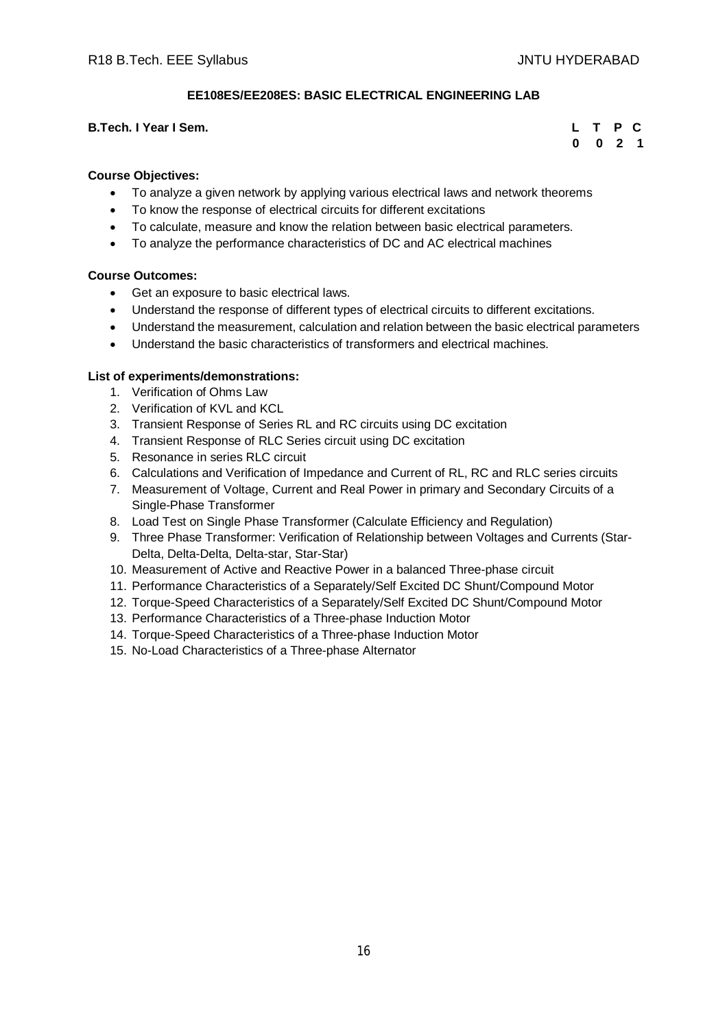## EE108ES/EE208ES: BASIC ELECTRICAL ENGINEERING LAB

**B.Tech. I Year I Sem.**

| L | T | P | C |
|---|---|---|---|
| 0 | 0 | 2 | 1 |

**Course Objectives:**

- To analyze a given network by applying various electrical laws and network theorems
- To know the response of electrical circuits for different excitations
- To calculate, measure and know the relation between basic electrical parameters.
- To analyze the performance characteristics of DC and AC electrical machines

**Course Outcomes:**

- Get an exposure to basic electrical laws.
- Understand the response of different types of electrical circuits to different excitations.
- Understand the measurement, calculation and relation between the basic electrical parameters
- Understand the basic characteristics of transformers and electrical machines.

**List of experiments/demonstrations:**

1. Verification of Ohms Law
2. Verification of KVL and KCL
3. Transient Response of Series RL and RC circuits using DC excitation
4. Transient Response of RLC Series circuit using DC excitation
5. Resonance in series RLC circuit
6. Calculations and Verification of Impedance and Current of RL, RC and RLC series circuits
7. Measurement of Voltage, Current and Real Power in primary and Secondary Circuits of a Single-Phase Transformer
8. Load Test on Single Phase Transformer (Calculate Efficiency and Regulation)
9. Three Phase Transformer: Verification of Relationship between Voltages and Currents (Star-Delta, Delta-Delta, Delta-star, Star-Star)
10. Measurement of Active and Reactive Power in a balanced Three-phase circuit
11. Performance Characteristics of a Separately/Self Excited DC Shunt/Compound Motor
12. Torque-Speed Characteristics of a Separately/Self Excited DC Shunt/Compound Motor
13. Performance Characteristics of a Three-phase Induction Motor
14. Torque-Speed Characteristics of a Three-phase Induction Motor
15. No-Load Characteristics of a Three-phase Alternator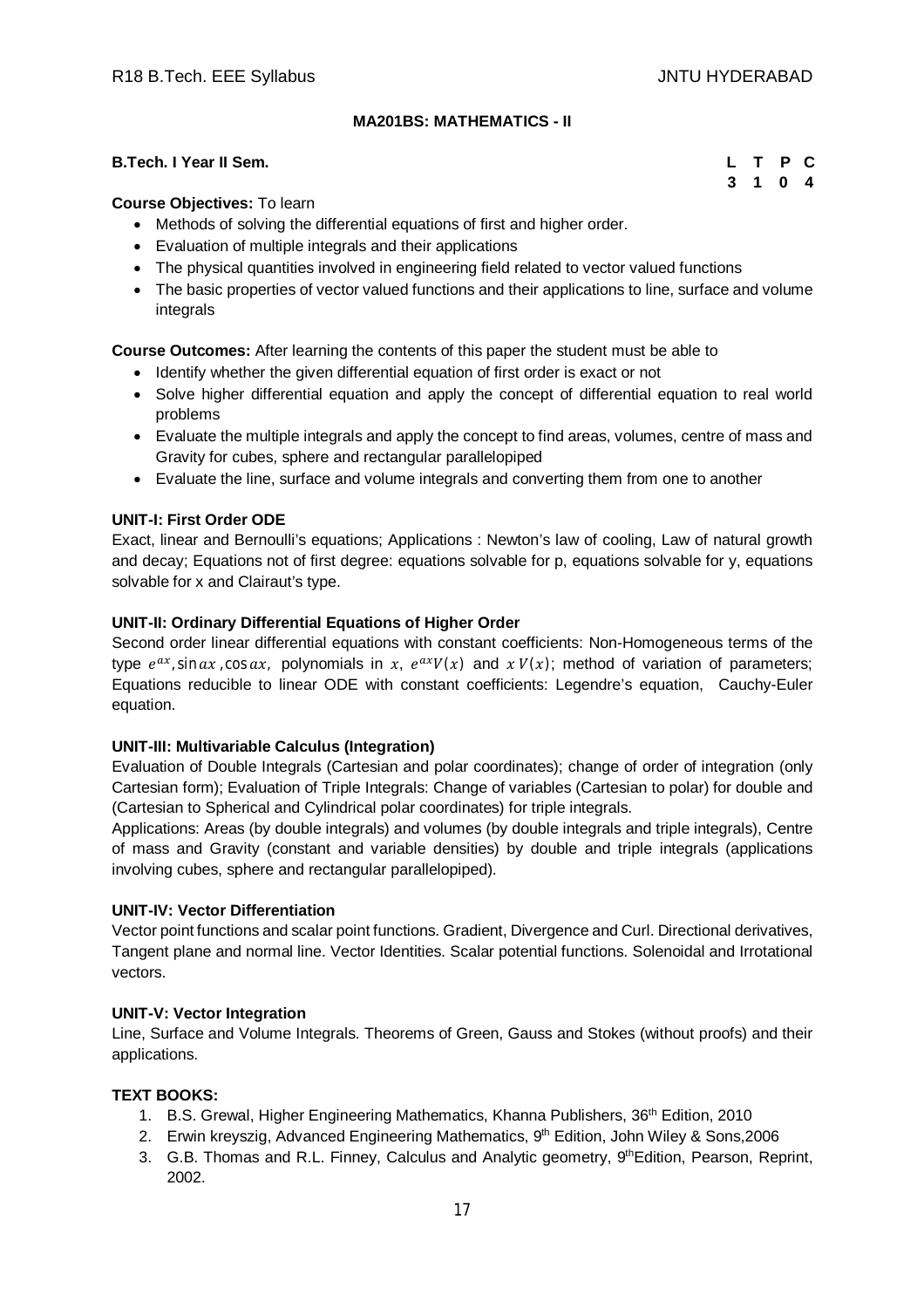## MA201BS: MATHEMATICS - II

**B.Tech. I Year II Sem.**

| L | T | P | C |
|---|---|---|---|
| 3 | 1 | 0 | 4 |

**Course Objectives:** To learn

- Methods of solving the differential equations of first and higher order.
- Evaluation of multiple integrals and their applications
- The physical quantities involved in engineering field related to vector valued functions
- The basic properties of vector valued functions and their applications to line, surface and volume integrals

**Course Outcomes:** After learning the contents of this paper the student must be able to

- Identify whether the given differential equation of first order is exact or not
- Solve higher differential equation and apply the concept of differential equation to real world problems
- Evaluate the multiple integrals and apply the concept to find areas, volumes, centre of mass and Gravity for cubes, sphere and rectangular parallelopiped
- Evaluate the line, surface and volume integrals and converting them from one to another

### UNIT-I: First Order ODE

Exact, linear and Bernoulli's equations; Applications : Newton's law of cooling, Law of natural growth and decay; Equations not of first degree: equations solvable for p, equations solvable for y, equations solvable for x and Clairaut's type.

### UNIT-II: Ordinary Differential Equations of Higher Order

Second order linear differential equations with constant coefficients: Non-Homogeneous terms of the type $e^{ax}$, $\sin ax$, $\cos ax$, polynomials in $x$, $e^{ax}V(x)$ and $x\,V(x)$; method of variation of parameters; Equations reducible to linear ODE with constant coefficients: Legendre's equation, Cauchy-Euler equation.

### UNIT-III: Multivariable Calculus (Integration)

Evaluation of Double Integrals (Cartesian and polar coordinates); change of order of integration (only Cartesian form); Evaluation of Triple Integrals: Change of variables (Cartesian to polar) for double and (Cartesian to Spherical and Cylindrical polar coordinates) for triple integrals.

Applications: Areas (by double integrals) and volumes (by double integrals and triple integrals), Centre of mass and Gravity (constant and variable densities) by double and triple integrals (applications involving cubes, sphere and rectangular parallelopiped).

### UNIT-IV: Vector Differentiation

Vector point functions and scalar point functions. Gradient, Divergence and Curl. Directional derivatives, Tangent plane and normal line. Vector Identities. Scalar potential functions. Solenoidal and Irrotational vectors.

### UNIT-V: Vector Integration

Line, Surface and Volume Integrals. Theorems of Green, Gauss and Stokes (without proofs) and their applications.

### TEXT BOOKS:

1. B.S. Grewal, Higher Engineering Mathematics, Khanna Publishers, 36th Edition, 2010
2. Erwin kreyszig, Advanced Engineering Mathematics, 9th Edition, John Wiley & Sons,2006
3. G.B. Thomas and R.L. Finney, Calculus and Analytic geometry, 9th Edition, Pearson, Reprint, 2002.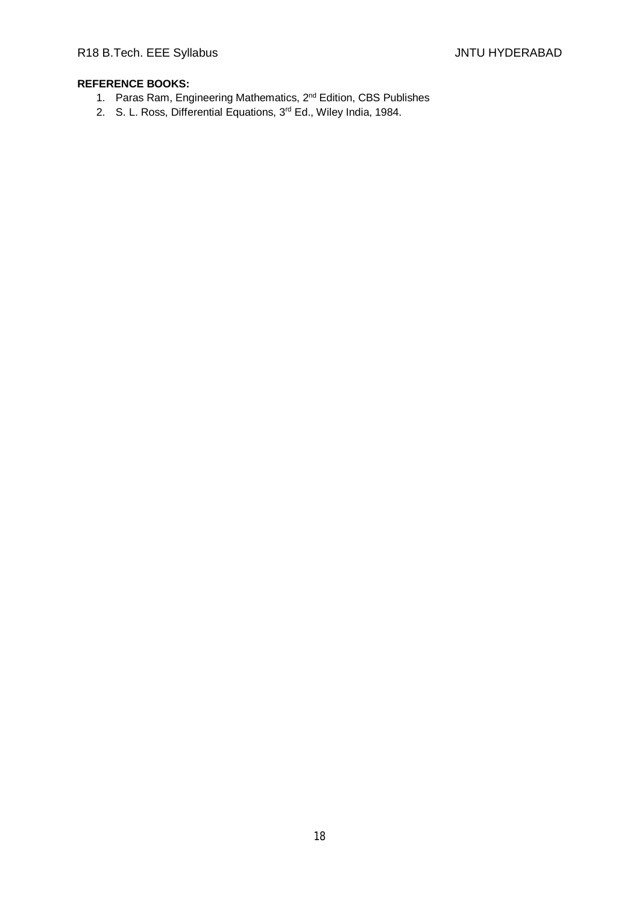**REFERENCE BOOKS:**

1. Paras Ram, Engineering Mathematics, 2nd Edition, CBS Publishes
2. S. L. Ross, Differential Equations, 3rd Ed., Wiley India, 1984.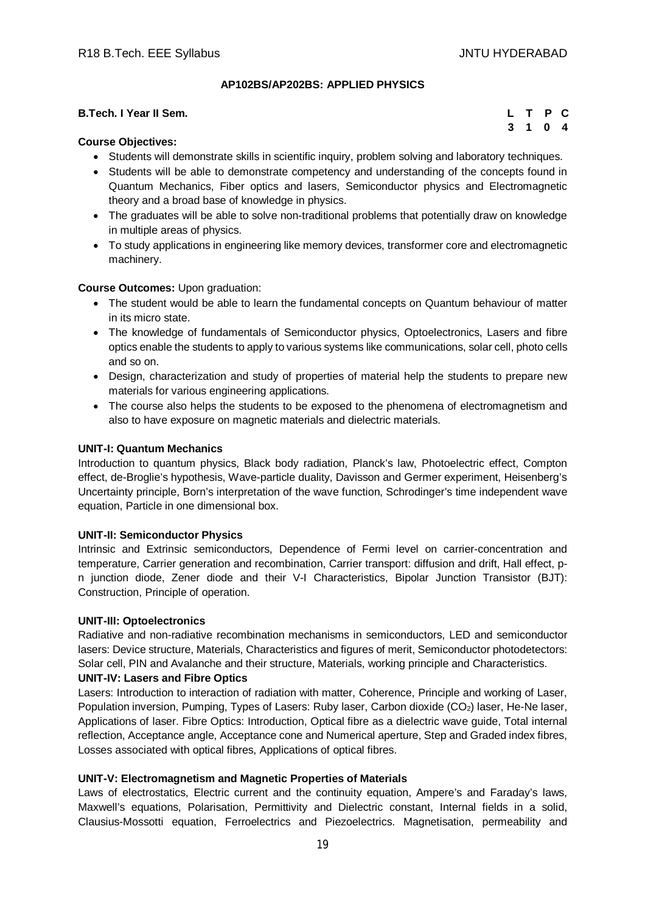### AP102BS/AP202BS: APPLIED PHYSICS

**B.Tech. I Year II Sem.**

| L | T | P | C |
|---|---|---|---|
| 3 | 1 | 0 | 4 |

**Course Objectives:**

- Students will demonstrate skills in scientific inquiry, problem solving and laboratory techniques.
- Students will be able to demonstrate competency and understanding of the concepts found in Quantum Mechanics, Fiber optics and lasers, Semiconductor physics and Electromagnetic theory and a broad base of knowledge in physics.
- The graduates will be able to solve non-traditional problems that potentially draw on knowledge in multiple areas of physics.
- To study applications in engineering like memory devices, transformer core and electromagnetic machinery.

**Course Outcomes:** Upon graduation:

- The student would be able to learn the fundamental concepts on Quantum behaviour of matter in its micro state.
- The knowledge of fundamentals of Semiconductor physics, Optoelectronics, Lasers and fibre optics enable the students to apply to various systems like communications, solar cell, photo cells and so on.
- Design, characterization and study of properties of material help the students to prepare new materials for various engineering applications.
- The course also helps the students to be exposed to the phenomena of electromagnetism and also to have exposure on magnetic materials and dielectric materials.

**UNIT-I: Quantum Mechanics**

Introduction to quantum physics, Black body radiation, Planck's law, Photoelectric effect, Compton effect, de-Broglie's hypothesis, Wave-particle duality, Davisson and Germer experiment, Heisenberg's Uncertainty principle, Born's interpretation of the wave function, Schrodinger's time independent wave equation, Particle in one dimensional box.

**UNIT-II: Semiconductor Physics**

Intrinsic and Extrinsic semiconductors, Dependence of Fermi level on carrier-concentration and temperature, Carrier generation and recombination, Carrier transport: diffusion and drift, Hall effect, p-n junction diode, Zener diode and their V-I Characteristics, Bipolar Junction Transistor (BJT): Construction, Principle of operation.

**UNIT-III: Optoelectronics**

Radiative and non-radiative recombination mechanisms in semiconductors, LED and semiconductor lasers: Device structure, Materials, Characteristics and figures of merit, Semiconductor photodetectors: Solar cell, PIN and Avalanche and their structure, Materials, working principle and Characteristics.

**UNIT-IV: Lasers and Fibre Optics**

Lasers: Introduction to interaction of radiation with matter, Coherence, Principle and working of Laser, Population inversion, Pumping, Types of Lasers: Ruby laser, Carbon dioxide ($CO_2$) laser, He-Ne laser, Applications of laser. Fibre Optics: Introduction, Optical fibre as a dielectric wave guide, Total internal reflection, Acceptance angle, Acceptance cone and Numerical aperture, Step and Graded index fibres, Losses associated with optical fibres, Applications of optical fibres.

**UNIT-V: Electromagnetism and Magnetic Properties of Materials**

Laws of electrostatics, Electric current and the continuity equation, Ampere's and Faraday's laws, Maxwell's equations, Polarisation, Permittivity and Dielectric constant, Internal fields in a solid, Clausius-Mossotti equation, Ferroelectrics and Piezoelectrics. Magnetisation, permeability and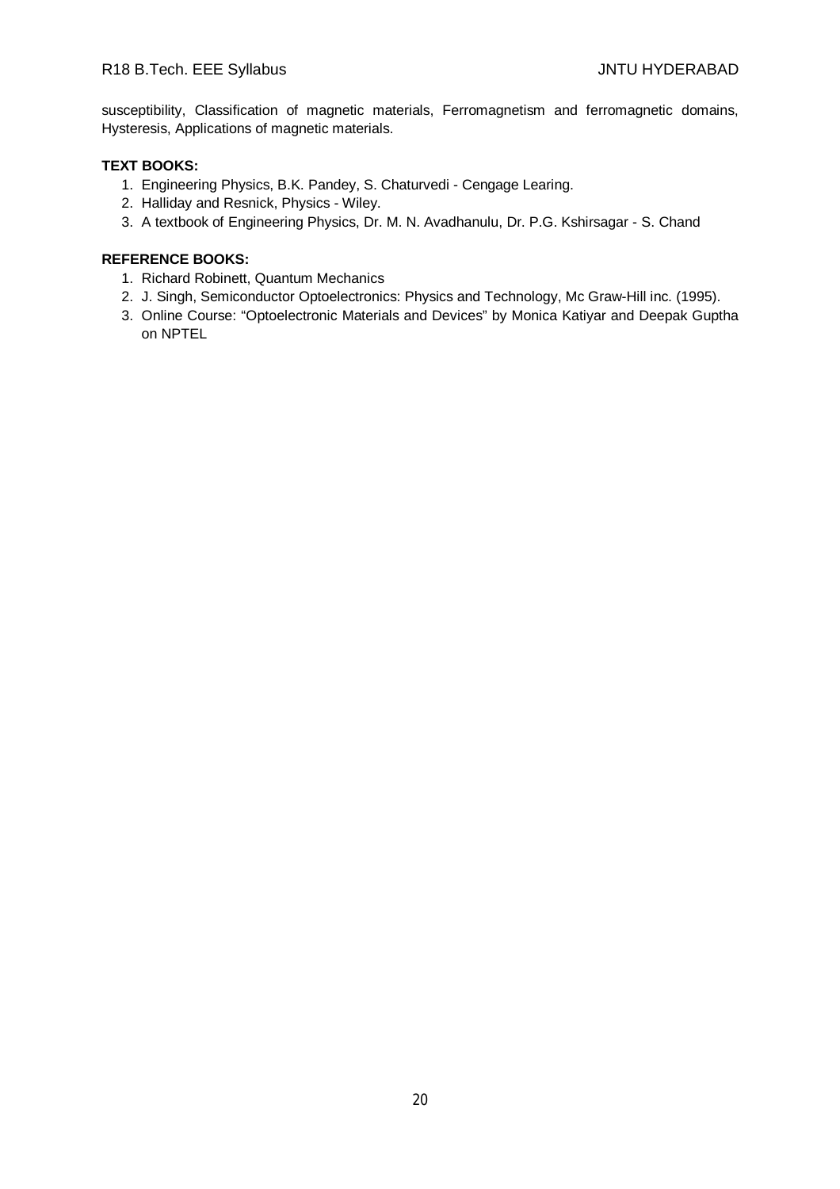susceptibility, Classification of magnetic materials, Ferromagnetism and ferromagnetic domains, Hysteresis, Applications of magnetic materials.

**TEXT BOOKS:**

1. Engineering Physics, B.K. Pandey, S. Chaturvedi - Cengage Learing.
2. Halliday and Resnick, Physics - Wiley.
3. A textbook of Engineering Physics, Dr. M. N. Avadhanulu, Dr. P.G. Kshirsagar - S. Chand

**REFERENCE BOOKS:**

1. Richard Robinett, Quantum Mechanics
2. J. Singh, Semiconductor Optoelectronics: Physics and Technology, Mc Graw-Hill inc. (1995).
3. Online Course: "Optoelectronic Materials and Devices" by Monica Katiyar and Deepak Guptha on NPTEL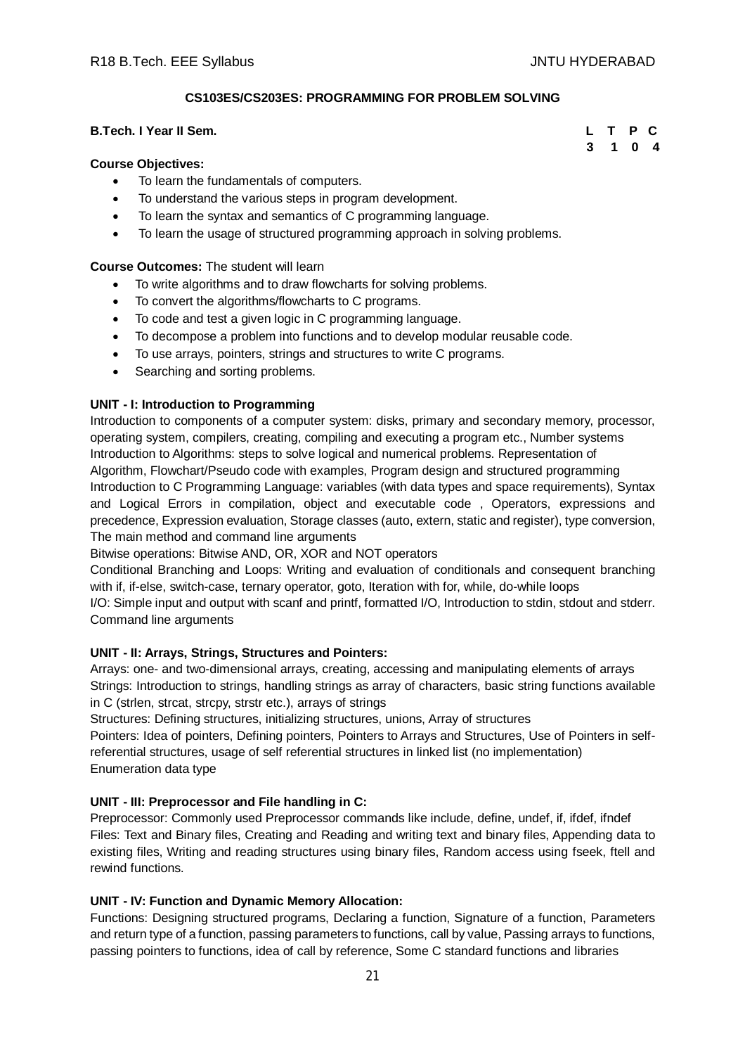### CS103ES/CS203ES: PROGRAMMING FOR PROBLEM SOLVING

**B.Tech. I Year II Sem.**

| L | T | P | C |
|---|---|---|---|
| 3 | 1 | 0 | 4 |

**Course Objectives:**

- To learn the fundamentals of computers.
- To understand the various steps in program development.
- To learn the syntax and semantics of C programming language.
- To learn the usage of structured programming approach in solving problems.

**Course Outcomes:** The student will learn

- To write algorithms and to draw flowcharts for solving problems.
- To convert the algorithms/flowcharts to C programs.
- To code and test a given logic in C programming language.
- To decompose a problem into functions and to develop modular reusable code.
- To use arrays, pointers, strings and structures to write C programs.
- Searching and sorting problems.

**UNIT - I: Introduction to Programming**

Introduction to components of a computer system: disks, primary and secondary memory, processor, operating system, compilers, creating, compiling and executing a program etc., Number systems

Introduction to Algorithms: steps to solve logical and numerical problems. Representation of Algorithm, Flowchart/Pseudo code with examples, Program design and structured programming

Introduction to C Programming Language: variables (with data types and space requirements), Syntax and Logical Errors in compilation, object and executable code , Operators, expressions and precedence, Expression evaluation, Storage classes (auto, extern, static and register), type conversion, The main method and command line arguments

Bitwise operations: Bitwise AND, OR, XOR and NOT operators

Conditional Branching and Loops: Writing and evaluation of conditionals and consequent branching with if, if-else, switch-case, ternary operator, goto, Iteration with for, while, do-while loops

I/O: Simple input and output with scanf and printf, formatted I/O, Introduction to stdin, stdout and stderr. Command line arguments

**UNIT - II: Arrays, Strings, Structures and Pointers:**

Arrays: one- and two-dimensional arrays, creating, accessing and manipulating elements of arrays

Strings: Introduction to strings, handling strings as array of characters, basic string functions available in C (strlen, strcat, strcpy, strstr etc.), arrays of strings

Structures: Defining structures, initializing structures, unions, Array of structures

Pointers: Idea of pointers, Defining pointers, Pointers to Arrays and Structures, Use of Pointers in self-referential structures, usage of self referential structures in linked list (no implementation)

Enumeration data type

**UNIT - III: Preprocessor and File handling in C:**

Preprocessor: Commonly used Preprocessor commands like include, define, undef, if, ifdef, ifndef

Files: Text and Binary files, Creating and Reading and writing text and binary files, Appending data to existing files, Writing and reading structures using binary files, Random access using fseek, ftell and rewind functions.

**UNIT - IV: Function and Dynamic Memory Allocation:**

Functions: Designing structured programs, Declaring a function, Signature of a function, Parameters and return type of a function, passing parameters to functions, call by value, Passing arrays to functions, passing pointers to functions, idea of call by reference, Some C standard functions and libraries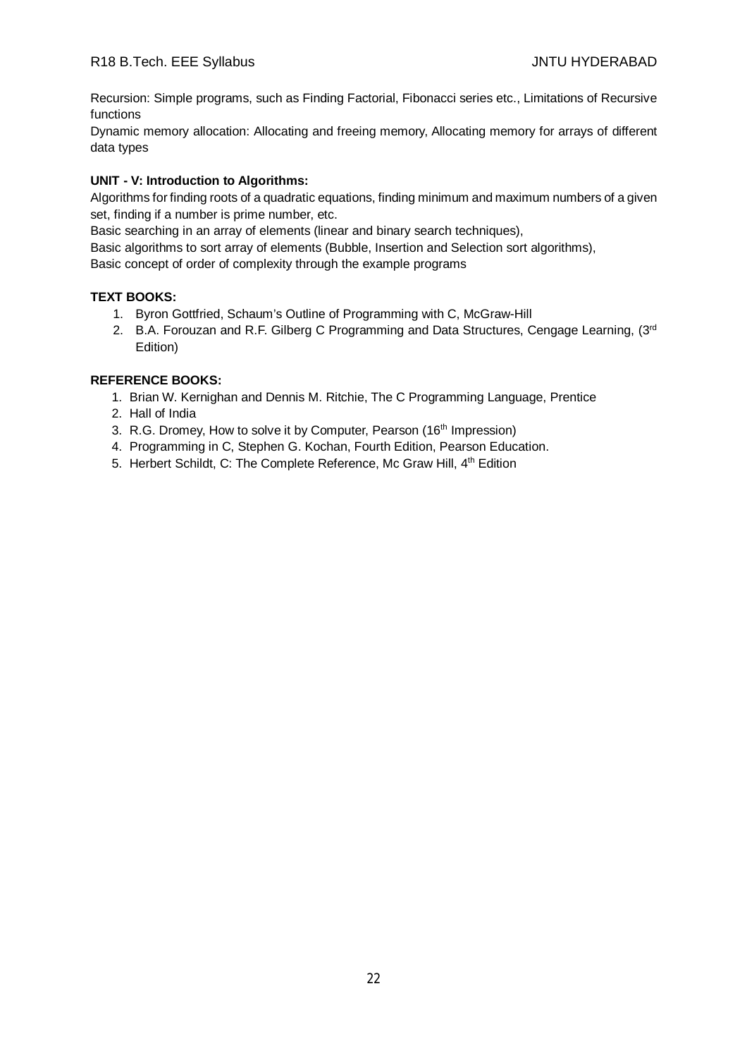Recursion: Simple programs, such as Finding Factorial, Fibonacci series etc., Limitations of Recursive functions

Dynamic memory allocation: Allocating and freeing memory, Allocating memory for arrays of different data types

**UNIT - V: Introduction to Algorithms:**

Algorithms for finding roots of a quadratic equations, finding minimum and maximum numbers of a given set, finding if a number is prime number, etc.

Basic searching in an array of elements (linear and binary search techniques),

Basic algorithms to sort array of elements (Bubble, Insertion and Selection sort algorithms),

Basic concept of order of complexity through the example programs

**TEXT BOOKS:**

1. Byron Gottfried, Schaum's Outline of Programming with C, McGraw-Hill
2. B.A. Forouzan and R.F. Gilberg C Programming and Data Structures, Cengage Learning, (3rd Edition)

**REFERENCE BOOKS:**

1. Brian W. Kernighan and Dennis M. Ritchie, The C Programming Language, Prentice
2. Hall of India
3. R.G. Dromey, How to solve it by Computer, Pearson (16th Impression)
4. Programming in C, Stephen G. Kochan, Fourth Edition, Pearson Education.
5. Herbert Schildt, C: The Complete Reference, Mc Graw Hill, 4th Edition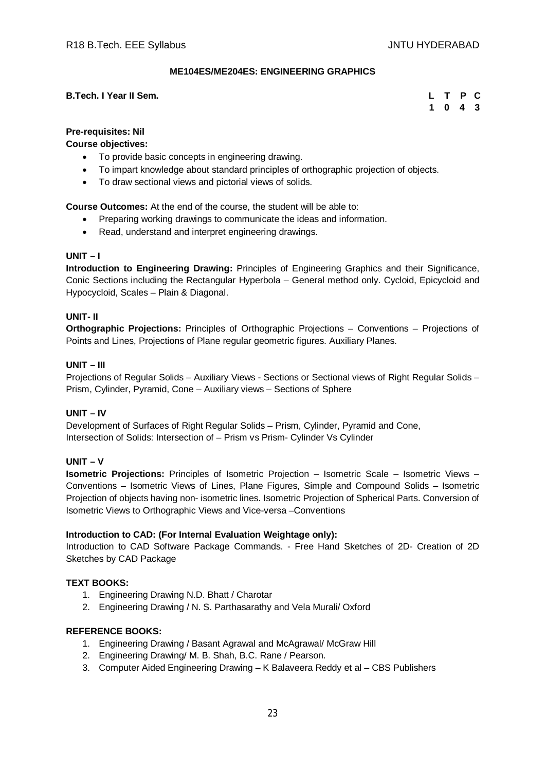## ME104ES/ME204ES: ENGINEERING GRAPHICS

**B.Tech. I Year II Sem.**

| L | T | P | C |
|---|---|---|---|
| 1 | 0 | 4 | 3 |

**Pre-requisites: Nil**

**Course objectives:**

- To provide basic concepts in engineering drawing.
- To impart knowledge about standard principles of orthographic projection of objects.
- To draw sectional views and pictorial views of solids.

**Course Outcomes:** At the end of the course, the student will be able to:

- Preparing working drawings to communicate the ideas and information.
- Read, understand and interpret engineering drawings.

### UNIT – I

**Introduction to Engineering Drawing:** Principles of Engineering Graphics and their Significance, Conic Sections including the Rectangular Hyperbola – General method only. Cycloid, Epicycloid and Hypocycloid, Scales – Plain & Diagonal.

### UNIT- II

**Orthographic Projections:** Principles of Orthographic Projections – Conventions – Projections of Points and Lines, Projections of Plane regular geometric figures. Auxiliary Planes.

### UNIT – III

Projections of Regular Solids – Auxiliary Views - Sections or Sectional views of Right Regular Solids – Prism, Cylinder, Pyramid, Cone – Auxiliary views – Sections of Sphere

### UNIT – IV

Development of Surfaces of Right Regular Solids – Prism, Cylinder, Pyramid and Cone,
Intersection of Solids: Intersection of – Prism vs Prism- Cylinder Vs Cylinder

### UNIT – V

**Isometric Projections:** Principles of Isometric Projection – Isometric Scale – Isometric Views – Conventions – Isometric Views of Lines, Plane Figures, Simple and Compound Solids – Isometric Projection of objects having non- isometric lines. Isometric Projection of Spherical Parts. Conversion of Isometric Views to Orthographic Views and Vice-versa –Conventions

**Introduction to CAD: (For Internal Evaluation Weightage only):**

Introduction to CAD Software Package Commands. - Free Hand Sketches of 2D- Creation of 2D Sketches by CAD Package

**TEXT BOOKS:**

1. Engineering Drawing N.D. Bhatt / Charotar
2. Engineering Drawing / N. S. Parthasarathy and Vela Murali/ Oxford

**REFERENCE BOOKS:**

1. Engineering Drawing / Basant Agrawal and McAgrawal/ McGraw Hill
2. Engineering Drawing/ M. B. Shah, B.C. Rane / Pearson.
3. Computer Aided Engineering Drawing – K Balaveera Reddy et al – CBS Publishers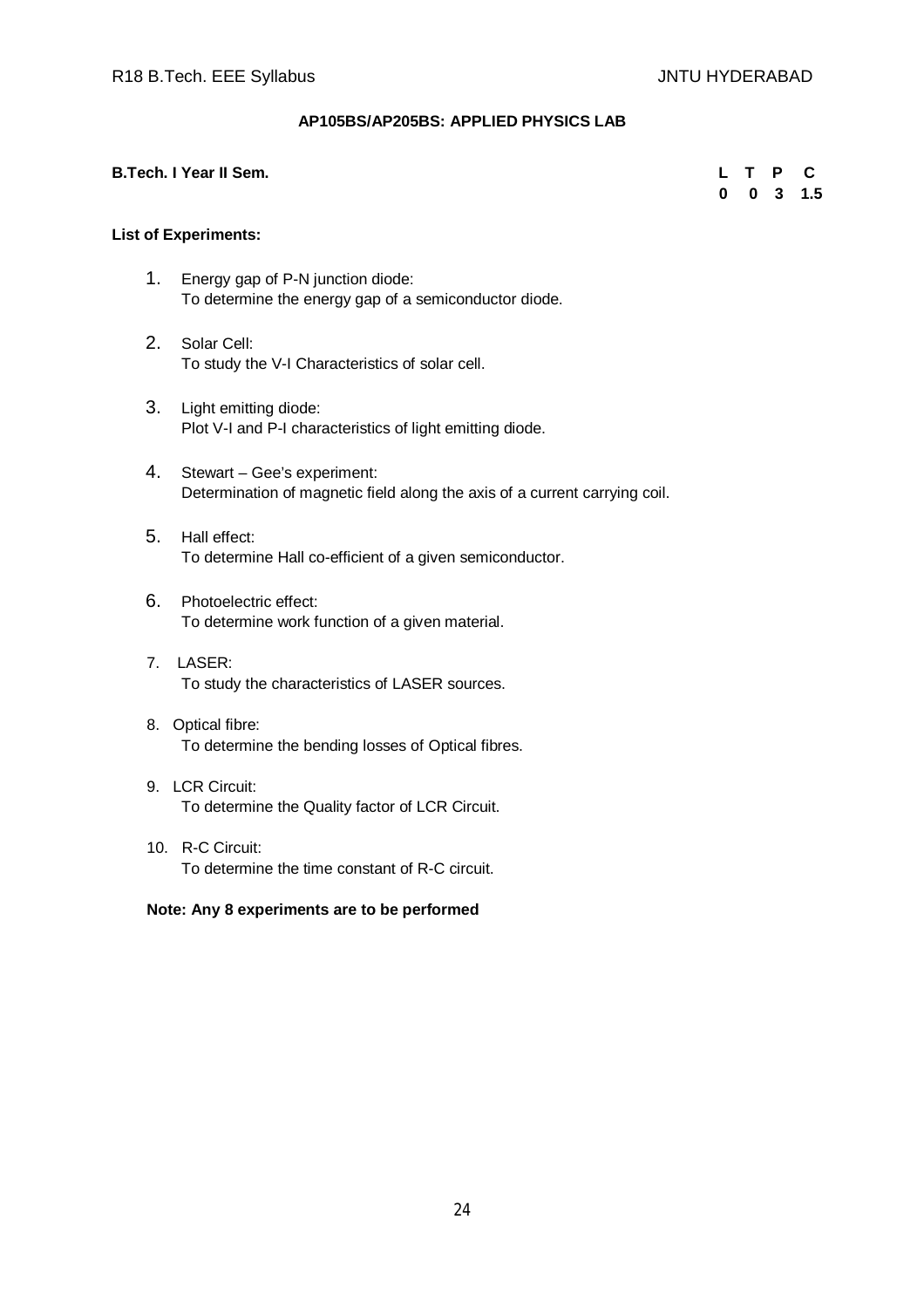## AP105BS/AP205BS: APPLIED PHYSICS LAB

**B.Tech. I Year II Sem.**

| L | T | P | C |
|---|---|---|---|
| 0 | 0 | 3 | 1.5 |

**List of Experiments:**

1. Energy gap of P-N junction diode:
   To determine the energy gap of a semiconductor diode.
2. Solar Cell:
   To study the V-I Characteristics of solar cell.
3. Light emitting diode:
   Plot V-I and P-I characteristics of light emitting diode.
4. Stewart – Gee's experiment:
   Determination of magnetic field along the axis of a current carrying coil.
5. Hall effect:
   To determine Hall co-efficient of a given semiconductor.
6. Photoelectric effect:
   To determine work function of a given material.
7. LASER:
   To study the characteristics of LASER sources.
8. Optical fibre:
   To determine the bending losses of Optical fibres.
9. LCR Circuit:
   To determine the Quality factor of LCR Circuit.
10. R-C Circuit:
    To determine the time constant of R-C circuit.

**Note: Any 8 experiments are to be performed**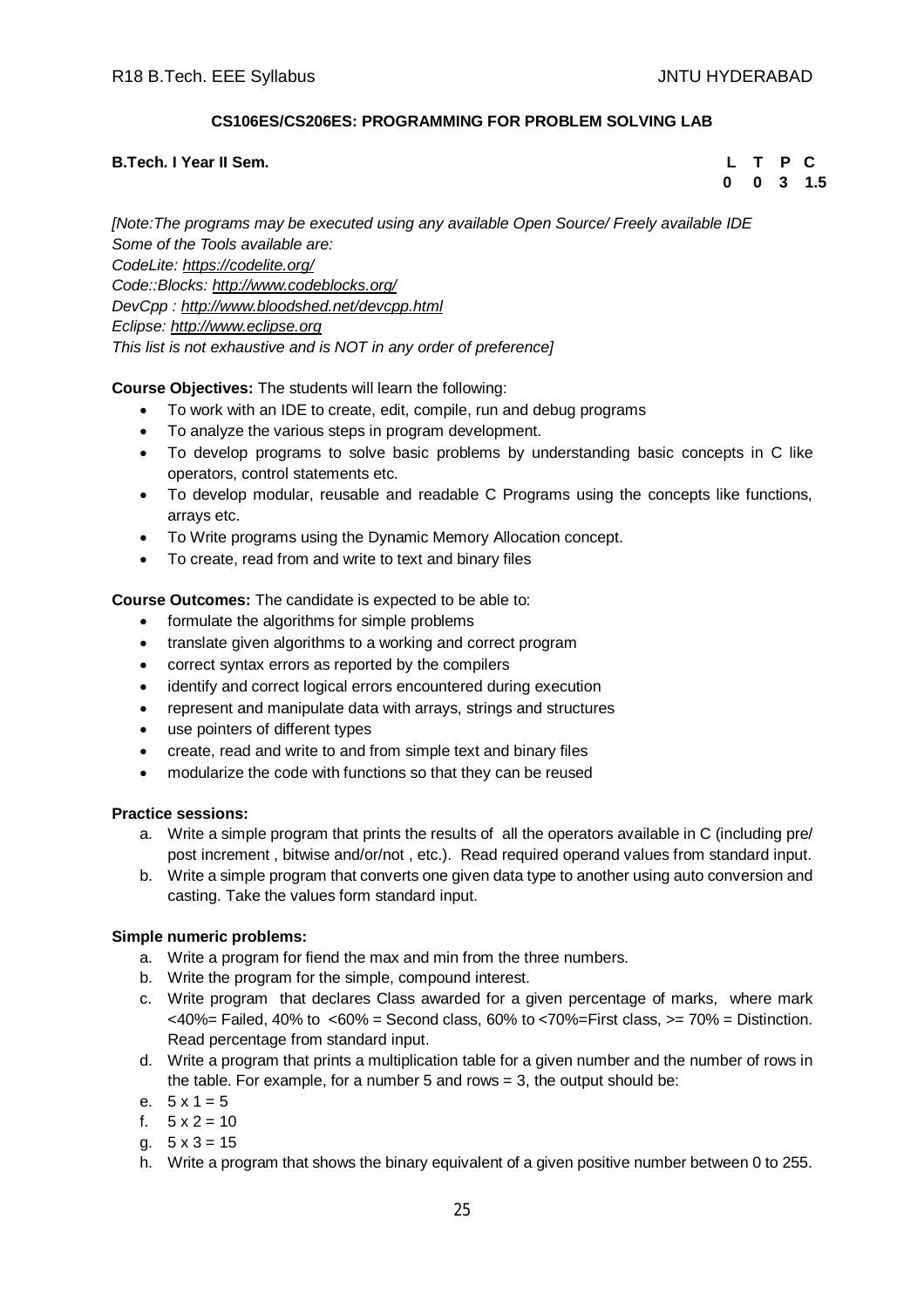## CS106ES/CS206ES: PROGRAMMING FOR PROBLEM SOLVING LAB

**B.Tech. I Year II Sem.**

| L | T | P | C |
|---|---|---|---|
| 0 | 0 | 3 | 1.5 |

*[Note:The programs may be executed using any available Open Source/ Freely available IDE*
*Some of the Tools available are:*
*CodeLite: https://codelite.org/*
*Code::Blocks: http://www.codeblocks.org/*
*DevCpp : http://www.bloodshed.net/devcpp.html*
*Eclipse: http://www.eclipse.org*
*This list is not exhaustive and is NOT in any order of preference]*

**Course Objectives:** The students will learn the following:

- To work with an IDE to create, edit, compile, run and debug programs
- To analyze the various steps in program development.
- To develop programs to solve basic problems by understanding basic concepts in C like operators, control statements etc.
- To develop modular, reusable and readable C Programs using the concepts like functions, arrays etc.
- To Write programs using the Dynamic Memory Allocation concept.
- To create, read from and write to text and binary files

**Course Outcomes:** The candidate is expected to be able to:

- formulate the algorithms for simple problems
- translate given algorithms to a working and correct program
- correct syntax errors as reported by the compilers
- identify and correct logical errors encountered during execution
- represent and manipulate data with arrays, strings and structures
- use pointers of different types
- create, read and write to and from simple text and binary files
- modularize the code with functions so that they can be reused

**Practice sessions:**

a. Write a simple program that prints the results of all the operators available in C (including pre/ post increment , bitwise and/or/not , etc.). Read required operand values from standard input.
b. Write a simple program that converts one given data type to another using auto conversion and casting. Take the values form standard input.

**Simple numeric problems:**

a. Write a program for fiend the max and min from the three numbers.
b. Write the program for the simple, compound interest.
c. Write program that declares Class awarded for a given percentage of marks, where mark <40%= Failed, 40% to <60% = Second class, 60% to <70%=First class, >= 70% = Distinction. Read percentage from standard input.
d. Write a program that prints a multiplication table for a given number and the number of rows in the table. For example, for a number 5 and rows = 3, the output should be:
e. 5 x 1 = 5
f. 5 x 2 = 10
g. 5 x 3 = 15
h. Write a program that shows the binary equivalent of a given positive number between 0 to 255.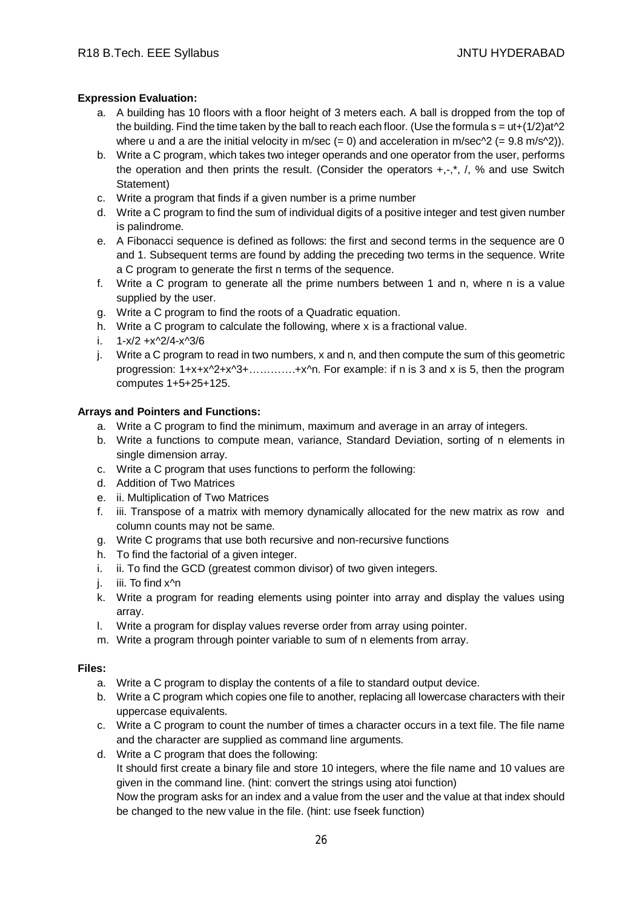**Expression Evaluation:**

a. A building has 10 floors with a floor height of 3 meters each. A ball is dropped from the top of the building. Find the time taken by the ball to reach each floor. (Use the formula $s = ut+(1/2)at^2$ where u and a are the initial velocity in m/sec (= 0) and acceleration in $m/sec^2$ (= 9.8 $m/s^2$)).
b. Write a C program, which takes two integer operands and one operator from the user, performs the operation and then prints the result. (Consider the operators +,-,*, /, % and use Switch Statement)
c. Write a program that finds if a given number is a prime number
d. Write a C program to find the sum of individual digits of a positive integer and test given number is palindrome.
e. A Fibonacci sequence is defined as follows: the first and second terms in the sequence are 0 and 1. Subsequent terms are found by adding the preceding two terms in the sequence. Write a C program to generate the first n terms of the sequence.
f. Write a C program to generate all the prime numbers between 1 and n, where n is a value supplied by the user.
g. Write a C program to find the roots of a Quadratic equation.
h. Write a C program to calculate the following, where x is a fractional value.
i. $1-x/2 +x^2/4-x^3/6$
j. Write a C program to read in two numbers, x and n, and then compute the sum of this geometric progression: $1+x+x^2+x^3+\ldots\ldots\ldots\ldots+x^n$. For example: if n is 3 and x is 5, then the program computes 1+5+25+125.

**Arrays and Pointers and Functions:**

a. Write a C program to find the minimum, maximum and average in an array of integers.
b. Write a functions to compute mean, variance, Standard Deviation, sorting of n elements in single dimension array.
c. Write a C program that uses functions to perform the following:
d. Addition of Two Matrices
e. ii. Multiplication of Two Matrices
f. iii. Transpose of a matrix with memory dynamically allocated for the new matrix as row and column counts may not be same.
g. Write C programs that use both recursive and non-recursive functions
h. To find the factorial of a given integer.
i. ii. To find the GCD (greatest common divisor) of two given integers.
j. iii. To find $x^n$
k. Write a program for reading elements using pointer into array and display the values using array.
l. Write a program for display values reverse order from array using pointer.
m. Write a program through pointer variable to sum of n elements from array.

**Files:**

a. Write a C program to display the contents of a file to standard output device.
b. Write a C program which copies one file to another, replacing all lowercase characters with their uppercase equivalents.
c. Write a C program to count the number of times a character occurs in a text file. The file name and the character are supplied as command line arguments.
d. Write a C program that does the following:
   It should first create a binary file and store 10 integers, where the file name and 10 values are given in the command line. (hint: convert the strings using atoi function)
   Now the program asks for an index and a value from the user and the value at that index should be changed to the new value in the file. (hint: use fseek function)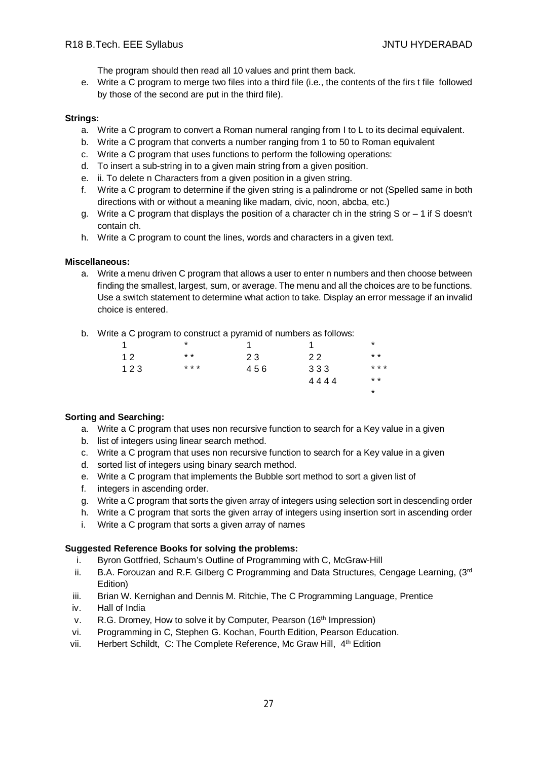The program should then read all 10 values and print them back.

e. Write a C program to merge two files into a third file (i.e., the contents of the firs t file followed by those of the second are put in the third file).

**Strings:**

a. Write a C program to convert a Roman numeral ranging from I to L to its decimal equivalent.
b. Write a C program that converts a number ranging from 1 to 50 to Roman equivalent
c. Write a C program that uses functions to perform the following operations:
d. To insert a sub-string in to a given main string from a given position.
e. ii. To delete n Characters from a given position in a given string.
f. Write a C program to determine if the given string is a palindrome or not (Spelled same in both directions with or without a meaning like madam, civic, noon, abcba, etc.)
g. Write a C program that displays the position of a character ch in the string S or – 1 if S doesn't contain ch.
h. Write a C program to count the lines, words and characters in a given text.

**Miscellaneous:**

a. Write a menu driven C program that allows a user to enter n numbers and then choose between finding the smallest, largest, sum, or average. The menu and all the choices are to be functions. Use a switch statement to determine what action to take. Display an error message if an invalid choice is entered.

b. Write a C program to construct a pyramid of numbers as follows:

```
1        *        1        1        *
1 2      * *      2 3      2 2      * *
1 2 3    * * *    4 5 6    3 3 3    * * *
                           4 4 4 4  * *
                                    *
```

**Sorting and Searching:**

a. Write a C program that uses non recursive function to search for a Key value in a given
b. list of integers using linear search method.
c. Write a C program that uses non recursive function to search for a Key value in a given
d. sorted list of integers using binary search method.
e. Write a C program that implements the Bubble sort method to sort a given list of
f. integers in ascending order.
g. Write a C program that sorts the given array of integers using selection sort in descending order
h. Write a C program that sorts the given array of integers using insertion sort in ascending order
i. Write a C program that sorts a given array of names

**Suggested Reference Books for solving the problems:**

i. Byron Gottfried, Schaum's Outline of Programming with C, McGraw-Hill
ii. B.A. Forouzan and R.F. Gilberg C Programming and Data Structures, Cengage Learning, (3rd Edition)
iii. Brian W. Kernighan and Dennis M. Ritchie, The C Programming Language, Prentice
iv. Hall of India
v. R.G. Dromey, How to solve it by Computer, Pearson (16th Impression)
vi. Programming in C, Stephen G. Kochan, Fourth Edition, Pearson Education.
vii. Herbert Schildt, C: The Complete Reference, Mc Graw Hill, 4th Edition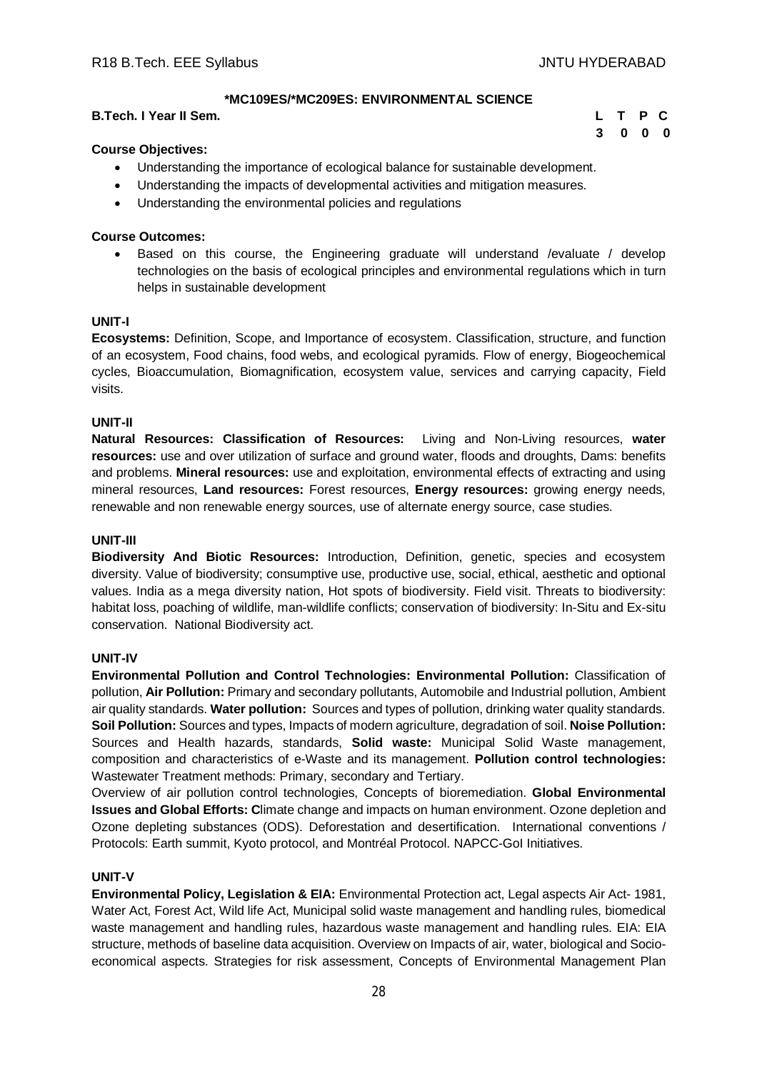### *MC109ES/*MC209ES: ENVIRONMENTAL SCIENCE

**B.Tech. I Year II Sem.**

| L | T | P | C |
|---|---|---|---|
| 3 | 0 | 0 | 0 |

**Course Objectives:**

- Understanding the importance of ecological balance for sustainable development.
- Understanding the impacts of developmental activities and mitigation measures.
- Understanding the environmental policies and regulations

**Course Outcomes:**

- Based on this course, the Engineering graduate will understand /evaluate / develop technologies on the basis of ecological principles and environmental regulations which in turn helps in sustainable development

**UNIT-I**

**Ecosystems:** Definition, Scope, and Importance of ecosystem. Classification, structure, and function of an ecosystem, Food chains, food webs, and ecological pyramids. Flow of energy, Biogeochemical cycles, Bioaccumulation, Biomagnification, ecosystem value, services and carrying capacity, Field visits.

**UNIT-II**

**Natural Resources: Classification of Resources:** Living and Non-Living resources, **water resources:** use and over utilization of surface and ground water, floods and droughts, Dams: benefits and problems. **Mineral resources:** use and exploitation, environmental effects of extracting and using mineral resources, **Land resources:** Forest resources, **Energy resources:** growing energy needs, renewable and non renewable energy sources, use of alternate energy source, case studies.

**UNIT-III**

**Biodiversity And Biotic Resources:** Introduction, Definition, genetic, species and ecosystem diversity. Value of biodiversity; consumptive use, productive use, social, ethical, aesthetic and optional values. India as a mega diversity nation, Hot spots of biodiversity. Field visit. Threats to biodiversity: habitat loss, poaching of wildlife, man-wildlife conflicts; conservation of biodiversity: In-Situ and Ex-situ conservation. National Biodiversity act.

**UNIT-IV**

**Environmental Pollution and Control Technologies: Environmental Pollution:** Classification of pollution, **Air Pollution:** Primary and secondary pollutants, Automobile and Industrial pollution, Ambient air quality standards. **Water pollution:** Sources and types of pollution, drinking water quality standards. **Soil Pollution:** Sources and types, Impacts of modern agriculture, degradation of soil. **Noise Pollution:** Sources and Health hazards, standards, **Solid waste:** Municipal Solid Waste management, composition and characteristics of e-Waste and its management. **Pollution control technologies:** Wastewater Treatment methods: Primary, secondary and Tertiary.

Overview of air pollution control technologies, Concepts of bioremediation. **Global Environmental Issues and Global Efforts: C**limate change and impacts on human environment. Ozone depletion and Ozone depleting substances (ODS). Deforestation and desertification. International conventions / Protocols: Earth summit, Kyoto protocol, and Montréal Protocol. NAPCC-GoI Initiatives.

**UNIT-V**

**Environmental Policy, Legislation & EIA:** Environmental Protection act, Legal aspects Air Act- 1981, Water Act, Forest Act, Wild life Act, Municipal solid waste management and handling rules, biomedical waste management and handling rules, hazardous waste management and handling rules. EIA: EIA structure, methods of baseline data acquisition. Overview on Impacts of air, water, biological and Socio-economical aspects. Strategies for risk assessment, Concepts of Environmental Management Plan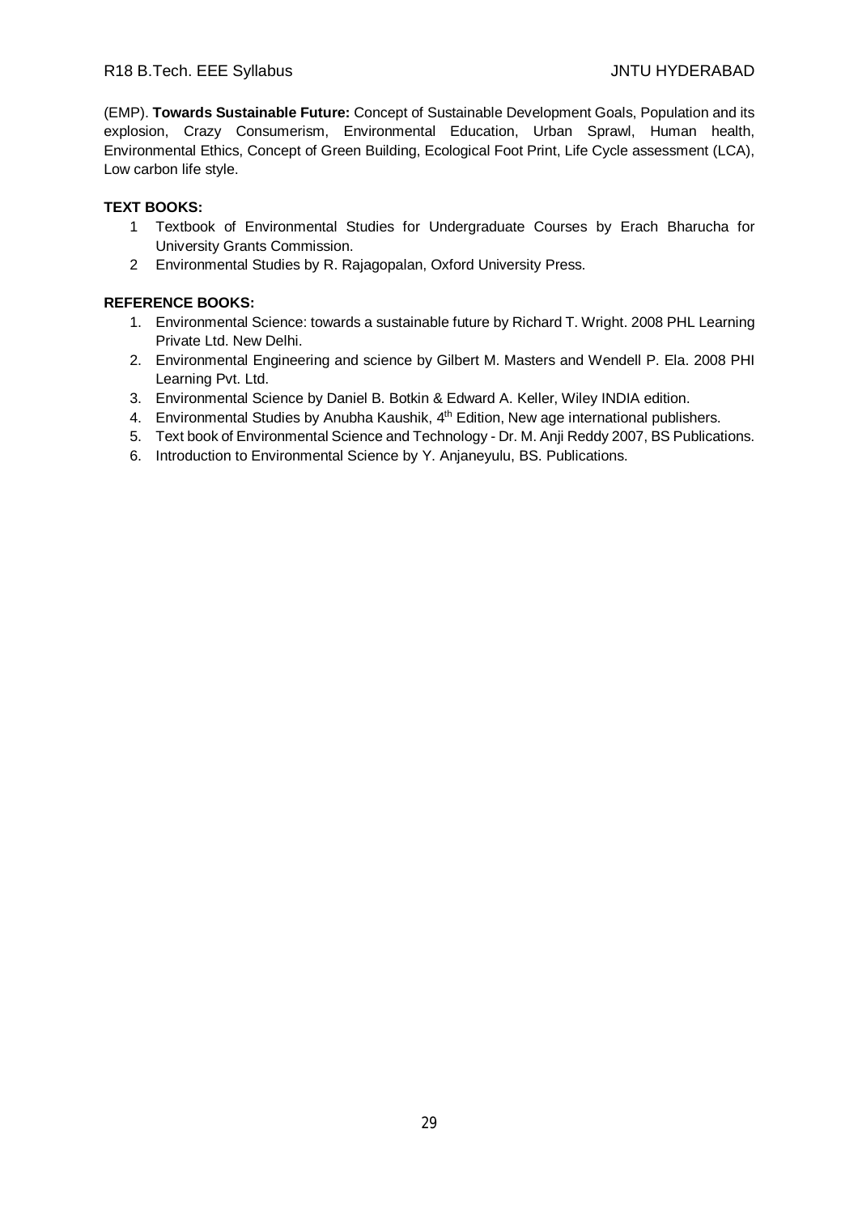(EMP). **Towards Sustainable Future:** Concept of Sustainable Development Goals, Population and its explosion, Crazy Consumerism, Environmental Education, Urban Sprawl, Human health, Environmental Ethics, Concept of Green Building, Ecological Foot Print, Life Cycle assessment (LCA), Low carbon life style.

**TEXT BOOKS:**

1 Textbook of Environmental Studies for Undergraduate Courses by Erach Bharucha for University Grants Commission.
2 Environmental Studies by R. Rajagopalan, Oxford University Press.

**REFERENCE BOOKS:**

1. Environmental Science: towards a sustainable future by Richard T. Wright. 2008 PHL Learning Private Ltd. New Delhi.
2. Environmental Engineering and science by Gilbert M. Masters and Wendell P. Ela. 2008 PHI Learning Pvt. Ltd.
3. Environmental Science by Daniel B. Botkin & Edward A. Keller, Wiley INDIA edition.
4. Environmental Studies by Anubha Kaushik, 4th Edition, New age international publishers.
5. Text book of Environmental Science and Technology - Dr. M. Anji Reddy 2007, BS Publications.
6. Introduction to Environmental Science by Y. Anjaneyulu, BS. Publications.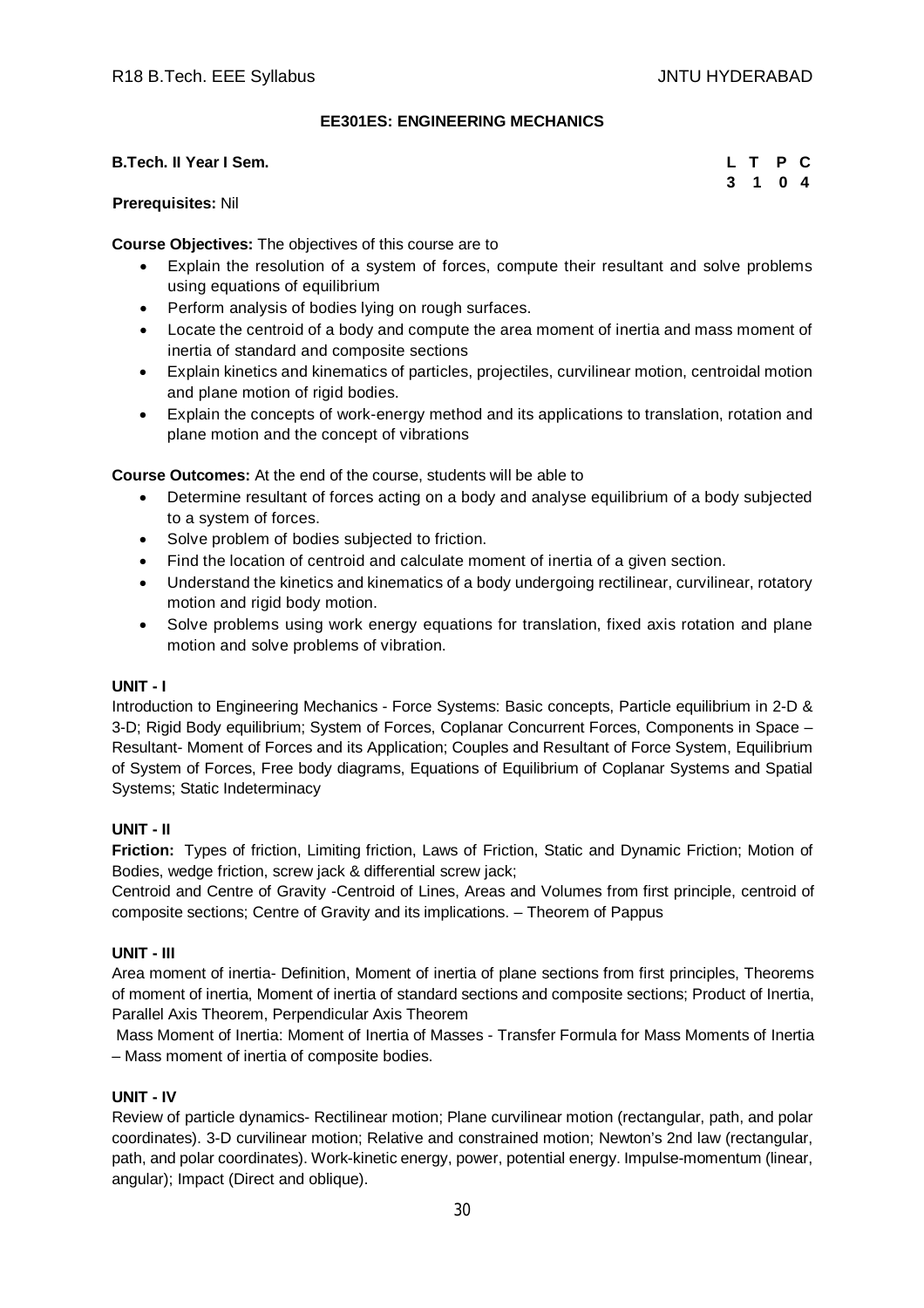## EE301ES: ENGINEERING MECHANICS

**B.Tech. II Year I Sem.**

| L | T | P | C |
|---|---|---|---|
| 3 | 1 | 0 | 4 |

**Prerequisites:** Nil

**Course Objectives:** The objectives of this course are to

- Explain the resolution of a system of forces, compute their resultant and solve problems using equations of equilibrium
- Perform analysis of bodies lying on rough surfaces.
- Locate the centroid of a body and compute the area moment of inertia and mass moment of inertia of standard and composite sections
- Explain kinetics and kinematics of particles, projectiles, curvilinear motion, centroidal motion and plane motion of rigid bodies.
- Explain the concepts of work-energy method and its applications to translation, rotation and plane motion and the concept of vibrations

**Course Outcomes:** At the end of the course, students will be able to

- Determine resultant of forces acting on a body and analyse equilibrium of a body subjected to a system of forces.
- Solve problem of bodies subjected to friction.
- Find the location of centroid and calculate moment of inertia of a given section.
- Understand the kinetics and kinematics of a body undergoing rectilinear, curvilinear, rotatory motion and rigid body motion.
- Solve problems using work energy equations for translation, fixed axis rotation and plane motion and solve problems of vibration.

### UNIT - I

Introduction to Engineering Mechanics - Force Systems: Basic concepts, Particle equilibrium in 2-D & 3-D; Rigid Body equilibrium; System of Forces, Coplanar Concurrent Forces, Components in Space – Resultant- Moment of Forces and its Application; Couples and Resultant of Force System, Equilibrium of System of Forces, Free body diagrams, Equations of Equilibrium of Coplanar Systems and Spatial Systems; Static Indeterminacy

### UNIT - II

**Friction:** Types of friction, Limiting friction, Laws of Friction, Static and Dynamic Friction; Motion of Bodies, wedge friction, screw jack & differential screw jack;

Centroid and Centre of Gravity -Centroid of Lines, Areas and Volumes from first principle, centroid of composite sections; Centre of Gravity and its implications. – Theorem of Pappus

### UNIT - III

Area moment of inertia- Definition, Moment of inertia of plane sections from first principles, Theorems of moment of inertia, Moment of inertia of standard sections and composite sections; Product of Inertia, Parallel Axis Theorem, Perpendicular Axis Theorem

Mass Moment of Inertia: Moment of Inertia of Masses - Transfer Formula for Mass Moments of Inertia – Mass moment of inertia of composite bodies.

### UNIT - IV

Review of particle dynamics- Rectilinear motion; Plane curvilinear motion (rectangular, path, and polar coordinates). 3-D curvilinear motion; Relative and constrained motion; Newton's 2nd law (rectangular, path, and polar coordinates). Work-kinetic energy, power, potential energy. Impulse-momentum (linear, angular); Impact (Direct and oblique).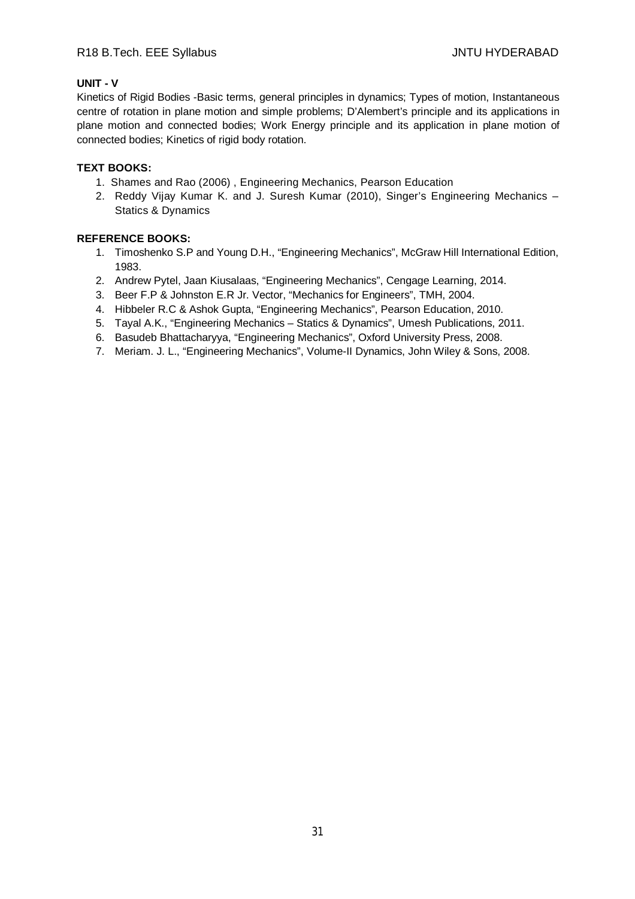**UNIT - V**

Kinetics of Rigid Bodies -Basic terms, general principles in dynamics; Types of motion, Instantaneous centre of rotation in plane motion and simple problems; D'Alembert's principle and its applications in plane motion and connected bodies; Work Energy principle and its application in plane motion of connected bodies; Kinetics of rigid body rotation.

**TEXT BOOKS:**

1. Shames and Rao (2006) , Engineering Mechanics, Pearson Education
2. Reddy Vijay Kumar K. and J. Suresh Kumar (2010), Singer's Engineering Mechanics – Statics & Dynamics

**REFERENCE BOOKS:**

1. Timoshenko S.P and Young D.H., "Engineering Mechanics", McGraw Hill International Edition, 1983.
2. Andrew Pytel, Jaan Kiusalaas, "Engineering Mechanics", Cengage Learning, 2014.
3. Beer F.P & Johnston E.R Jr. Vector, "Mechanics for Engineers", TMH, 2004.
4. Hibbeler R.C & Ashok Gupta, "Engineering Mechanics", Pearson Education, 2010.
5. Tayal A.K., "Engineering Mechanics – Statics & Dynamics", Umesh Publications, 2011.
6. Basudeb Bhattacharyya, "Engineering Mechanics", Oxford University Press, 2008.
7. Meriam. J. L., "Engineering Mechanics", Volume-II Dynamics, John Wiley & Sons, 2008.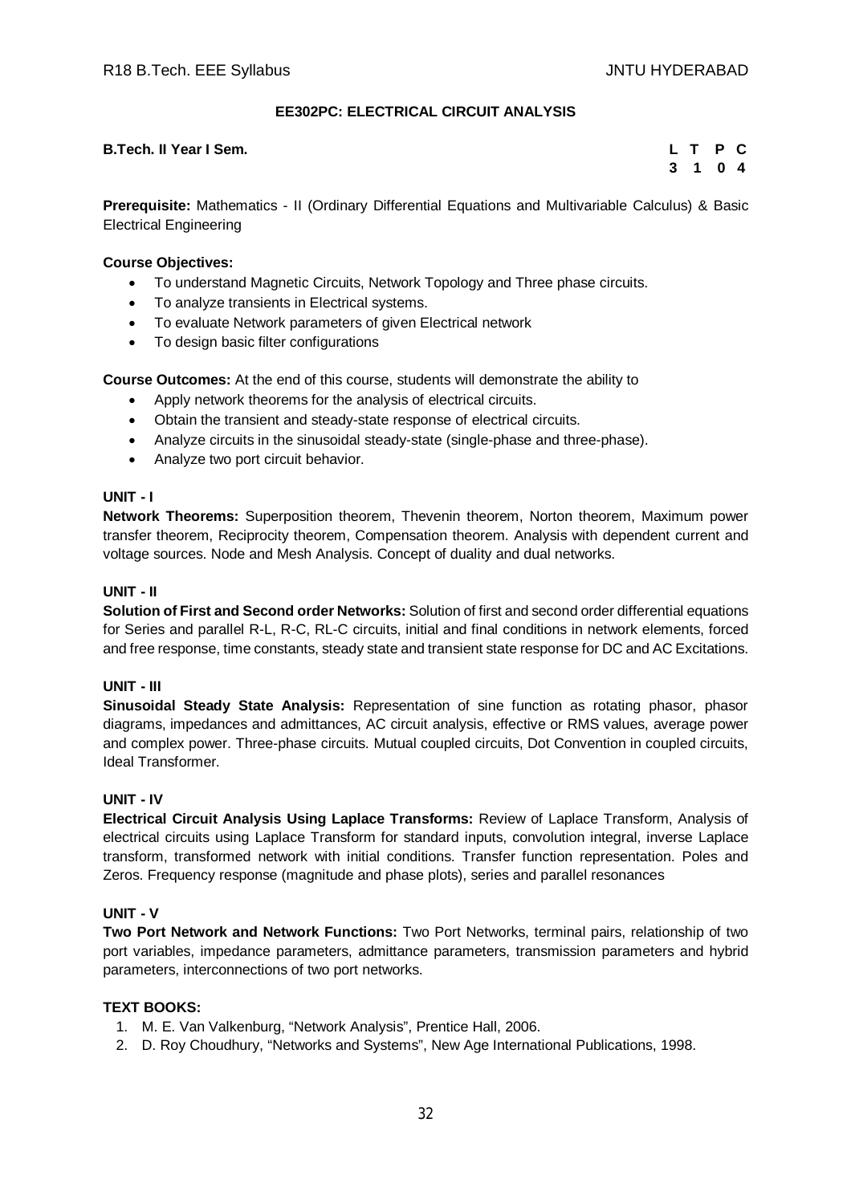## EE302PC: ELECTRICAL CIRCUIT ANALYSIS

**B.Tech. II Year I Sem.**

| L | T | P | C |
|---|---|---|---|
| 3 | 1 | 0 | 4 |

**Prerequisite:** Mathematics - II (Ordinary Differential Equations and Multivariable Calculus) & Basic Electrical Engineering

**Course Objectives:**

- To understand Magnetic Circuits, Network Topology and Three phase circuits.
- To analyze transients in Electrical systems.
- To evaluate Network parameters of given Electrical network
- To design basic filter configurations

**Course Outcomes:** At the end of this course, students will demonstrate the ability to

- Apply network theorems for the analysis of electrical circuits.
- Obtain the transient and steady-state response of electrical circuits.
- Analyze circuits in the sinusoidal steady-state (single-phase and three-phase).
- Analyze two port circuit behavior.

### UNIT - I

**Network Theorems:** Superposition theorem, Thevenin theorem, Norton theorem, Maximum power transfer theorem, Reciprocity theorem, Compensation theorem. Analysis with dependent current and voltage sources. Node and Mesh Analysis. Concept of duality and dual networks.

### UNIT - II

**Solution of First and Second order Networks:** Solution of first and second order differential equations for Series and parallel R-L, R-C, RL-C circuits, initial and final conditions in network elements, forced and free response, time constants, steady state and transient state response for DC and AC Excitations.

### UNIT - III

**Sinusoidal Steady State Analysis:** Representation of sine function as rotating phasor, phasor diagrams, impedances and admittances, AC circuit analysis, effective or RMS values, average power and complex power. Three-phase circuits. Mutual coupled circuits, Dot Convention in coupled circuits, Ideal Transformer.

### UNIT - IV

**Electrical Circuit Analysis Using Laplace Transforms:** Review of Laplace Transform, Analysis of electrical circuits using Laplace Transform for standard inputs, convolution integral, inverse Laplace transform, transformed network with initial conditions. Transfer function representation. Poles and Zeros. Frequency response (magnitude and phase plots), series and parallel resonances

### UNIT - V

**Two Port Network and Network Functions:** Two Port Networks, terminal pairs, relationship of two port variables, impedance parameters, admittance parameters, transmission parameters and hybrid parameters, interconnections of two port networks.

### TEXT BOOKS:

1. M. E. Van Valkenburg, "Network Analysis", Prentice Hall, 2006.
2. D. Roy Choudhury, "Networks and Systems", New Age International Publications, 1998.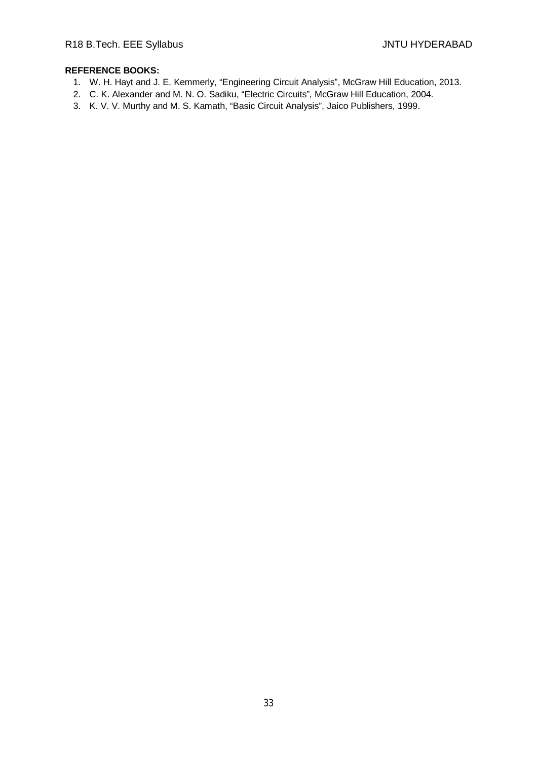**REFERENCE BOOKS:**

1. W. H. Hayt and J. E. Kemmerly, “Engineering Circuit Analysis”, McGraw Hill Education, 2013.
2. C. K. Alexander and M. N. O. Sadiku, “Electric Circuits”, McGraw Hill Education, 2004.
3. K. V. V. Murthy and M. S. Kamath, “Basic Circuit Analysis”, Jaico Publishers, 1999.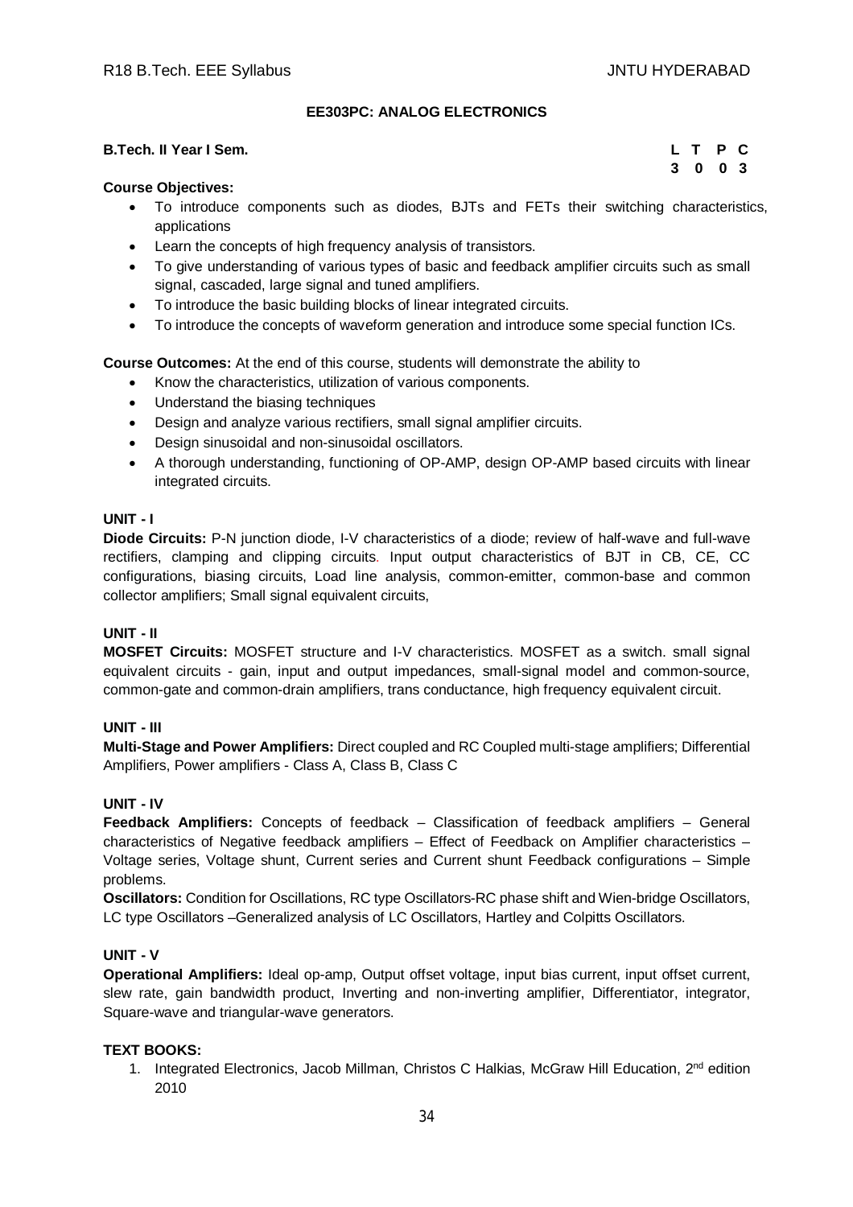## EE303PC: ANALOG ELECTRONICS

**B.Tech. II Year I Sem.**

| L | T | P | C |
|---|---|---|---|
| 3 | 0 | 0 | 3 |

**Course Objectives:**

- To introduce components such as diodes, BJTs and FETs their switching characteristics, applications
- Learn the concepts of high frequency analysis of transistors.
- To give understanding of various types of basic and feedback amplifier circuits such as small signal, cascaded, large signal and tuned amplifiers.
- To introduce the basic building blocks of linear integrated circuits.
- To introduce the concepts of waveform generation and introduce some special function ICs.

**Course Outcomes:** At the end of this course, students will demonstrate the ability to

- Know the characteristics, utilization of various components.
- Understand the biasing techniques
- Design and analyze various rectifiers, small signal amplifier circuits.
- Design sinusoidal and non-sinusoidal oscillators.
- A thorough understanding, functioning of OP-AMP, design OP-AMP based circuits with linear integrated circuits.

### UNIT - I

**Diode Circuits:** P-N junction diode, I-V characteristics of a diode; review of half-wave and full-wave rectifiers, clamping and clipping circuits. Input output characteristics of BJT in CB, CE, CC configurations, biasing circuits, Load line analysis, common-emitter, common-base and common collector amplifiers; Small signal equivalent circuits,

### UNIT - II

**MOSFET Circuits:** MOSFET structure and I-V characteristics. MOSFET as a switch. small signal equivalent circuits - gain, input and output impedances, small-signal model and common-source, common-gate and common-drain amplifiers, trans conductance, high frequency equivalent circuit.

### UNIT - III

**Multi-Stage and Power Amplifiers:** Direct coupled and RC Coupled multi-stage amplifiers; Differential Amplifiers, Power amplifiers - Class A, Class B, Class C

### UNIT - IV

**Feedback Amplifiers:** Concepts of feedback – Classification of feedback amplifiers – General characteristics of Negative feedback amplifiers – Effect of Feedback on Amplifier characteristics – Voltage series, Voltage shunt, Current series and Current shunt Feedback configurations – Simple problems.

**Oscillators:** Condition for Oscillations, RC type Oscillators-RC phase shift and Wien-bridge Oscillators, LC type Oscillators –Generalized analysis of LC Oscillators, Hartley and Colpitts Oscillators.

### UNIT - V

**Operational Amplifiers:** Ideal op-amp, Output offset voltage, input bias current, input offset current, slew rate, gain bandwidth product, Inverting and non-inverting amplifier, Differentiator, integrator, Square-wave and triangular-wave generators.

### TEXT BOOKS:

1. Integrated Electronics, Jacob Millman, Christos C Halkias, McGraw Hill Education, 2nd edition 2010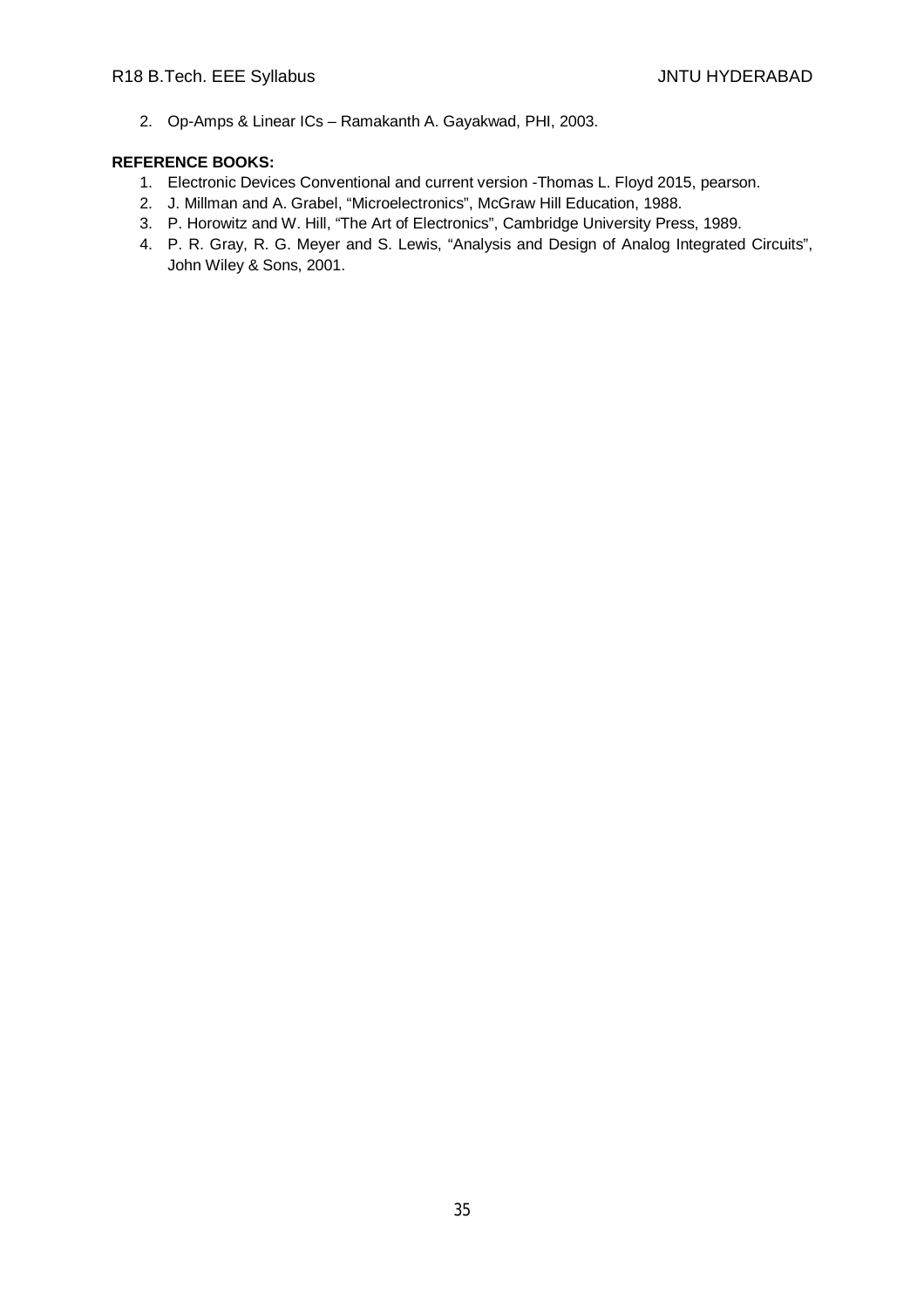2. Op-Amps & Linear ICs – Ramakanth A. Gayakwad, PHI, 2003.

**REFERENCE BOOKS:**

1. Electronic Devices Conventional and current version -Thomas L. Floyd 2015, pearson.
2. J. Millman and A. Grabel, "Microelectronics", McGraw Hill Education, 1988.
3. P. Horowitz and W. Hill, "The Art of Electronics", Cambridge University Press, 1989.
4. P. R. Gray, R. G. Meyer and S. Lewis, "Analysis and Design of Analog Integrated Circuits", John Wiley & Sons, 2001.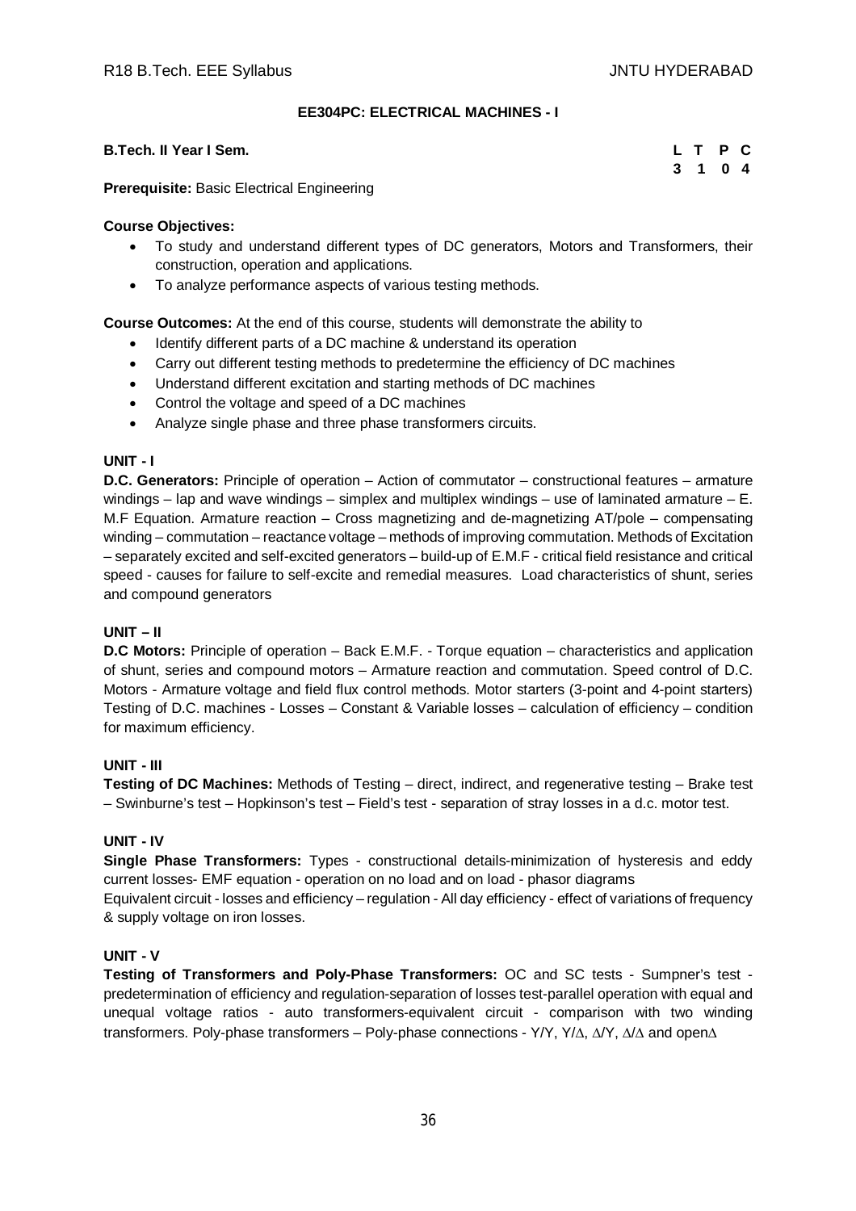## EE304PC: ELECTRICAL MACHINES - I

**B.Tech. II Year I Sem.**

| L | T | P | C |
|---|---|---|---|
| 3 | 1 | 0 | 4 |

**Prerequisite:** Basic Electrical Engineering

**Course Objectives:**

- To study and understand different types of DC generators, Motors and Transformers, their construction, operation and applications.
- To analyze performance aspects of various testing methods.

**Course Outcomes:** At the end of this course, students will demonstrate the ability to

- Identify different parts of a DC machine & understand its operation
- Carry out different testing methods to predetermine the efficiency of DC machines
- Understand different excitation and starting methods of DC machines
- Control the voltage and speed of a DC machines
- Analyze single phase and three phase transformers circuits.

### UNIT - I

**D.C. Generators:** Principle of operation – Action of commutator – constructional features – armature windings – lap and wave windings – simplex and multiplex windings – use of laminated armature – E. M.F Equation. Armature reaction – Cross magnetizing and de-magnetizing AT/pole – compensating winding – commutation – reactance voltage – methods of improving commutation. Methods of Excitation – separately excited and self-excited generators – build-up of E.M.F - critical field resistance and critical speed - causes for failure to self-excite and remedial measures. Load characteristics of shunt, series and compound generators

### UNIT – II

**D.C Motors:** Principle of operation – Back E.M.F. - Torque equation – characteristics and application of shunt, series and compound motors – Armature reaction and commutation. Speed control of D.C. Motors - Armature voltage and field flux control methods. Motor starters (3-point and 4-point starters) Testing of D.C. machines - Losses – Constant & Variable losses – calculation of efficiency – condition for maximum efficiency.

### UNIT - III

**Testing of DC Machines:** Methods of Testing – direct, indirect, and regenerative testing – Brake test – Swinburne's test – Hopkinson's test – Field's test - separation of stray losses in a d.c. motor test.

### UNIT - IV

**Single Phase Transformers:** Types - constructional details-minimization of hysteresis and eddy current losses- EMF equation - operation on no load and on load - phasor diagrams
Equivalent circuit - losses and efficiency – regulation - All day efficiency - effect of variations of frequency & supply voltage on iron losses.

### UNIT - V

**Testing of Transformers and Poly-Phase Transformers:** OC and SC tests - Sumpner's test - predetermination of efficiency and regulation-separation of losses test-parallel operation with equal and unequal voltage ratios - auto transformers-equivalent circuit - comparison with two winding transformers. Poly-phase transformers – Poly-phase connections - Y/Y, Y/$\Delta$, $\Delta$/Y, $\Delta$/$\Delta$ and open$\Delta$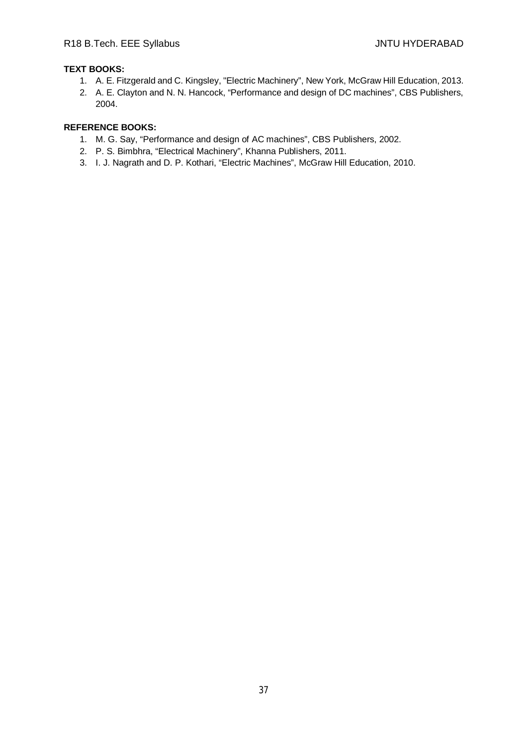**TEXT BOOKS:**

1. A. E. Fitzgerald and C. Kingsley, "Electric Machinery", New York, McGraw Hill Education, 2013.
2. A. E. Clayton and N. N. Hancock, "Performance and design of DC machines", CBS Publishers, 2004.

**REFERENCE BOOKS:**

1. M. G. Say, "Performance and design of AC machines", CBS Publishers, 2002.
2. P. S. Bimbhra, "Electrical Machinery", Khanna Publishers, 2011.
3. I. J. Nagrath and D. P. Kothari, "Electric Machines", McGraw Hill Education, 2010.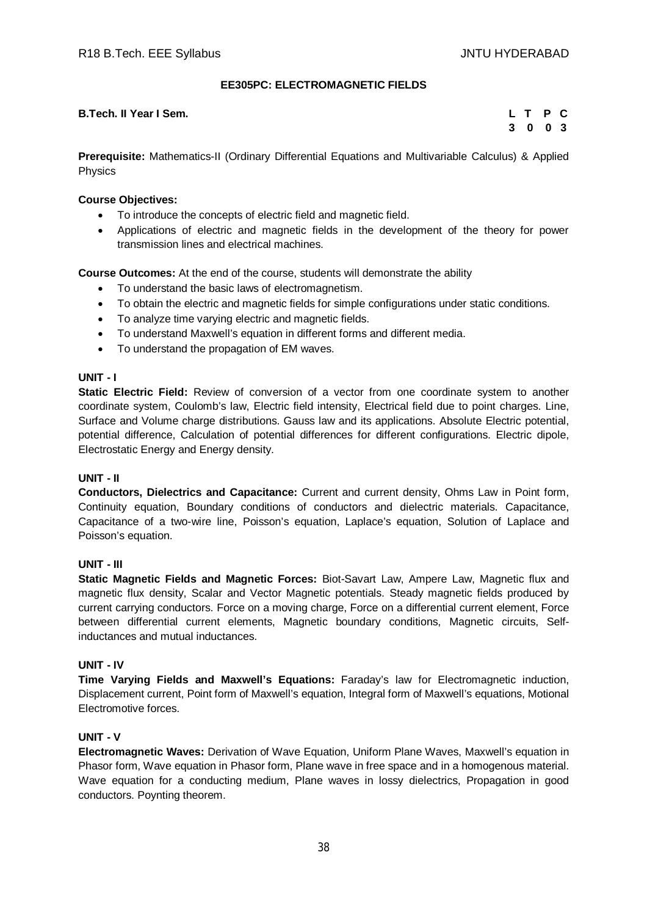## EE305PC: ELECTROMAGNETIC FIELDS

**B.Tech. II Year I Sem.**

| L | T | P | C |
|---|---|---|---|
| 3 | 0 | 0 | 3 |

**Prerequisite:** Mathematics-II (Ordinary Differential Equations and Multivariable Calculus) & Applied Physics

**Course Objectives:**

- To introduce the concepts of electric field and magnetic field.
- Applications of electric and magnetic fields in the development of the theory for power transmission lines and electrical machines.

**Course Outcomes:** At the end of the course, students will demonstrate the ability

- To understand the basic laws of electromagnetism.
- To obtain the electric and magnetic fields for simple configurations under static conditions.
- To analyze time varying electric and magnetic fields.
- To understand Maxwell's equation in different forms and different media.
- To understand the propagation of EM waves.

### UNIT - I

**Static Electric Field:** Review of conversion of a vector from one coordinate system to another coordinate system, Coulomb's law, Electric field intensity, Electrical field due to point charges. Line, Surface and Volume charge distributions. Gauss law and its applications. Absolute Electric potential, potential difference, Calculation of potential differences for different configurations. Electric dipole, Electrostatic Energy and Energy density.

### UNIT - II

**Conductors, Dielectrics and Capacitance:** Current and current density, Ohms Law in Point form, Continuity equation, Boundary conditions of conductors and dielectric materials. Capacitance, Capacitance of a two-wire line, Poisson's equation, Laplace's equation, Solution of Laplace and Poisson's equation.

### UNIT - III

**Static Magnetic Fields and Magnetic Forces:** Biot-Savart Law, Ampere Law, Magnetic flux and magnetic flux density, Scalar and Vector Magnetic potentials. Steady magnetic fields produced by current carrying conductors. Force on a moving charge, Force on a differential current element, Force between differential current elements, Magnetic boundary conditions, Magnetic circuits, Self-inductances and mutual inductances.

### UNIT - IV

**Time Varying Fields and Maxwell's Equations:** Faraday's law for Electromagnetic induction, Displacement current, Point form of Maxwell's equation, Integral form of Maxwell's equations, Motional Electromotive forces.

### UNIT - V

**Electromagnetic Waves:** Derivation of Wave Equation, Uniform Plane Waves, Maxwell's equation in Phasor form, Wave equation in Phasor form, Plane wave in free space and in a homogenous material. Wave equation for a conducting medium, Plane waves in lossy dielectrics, Propagation in good conductors. Poynting theorem.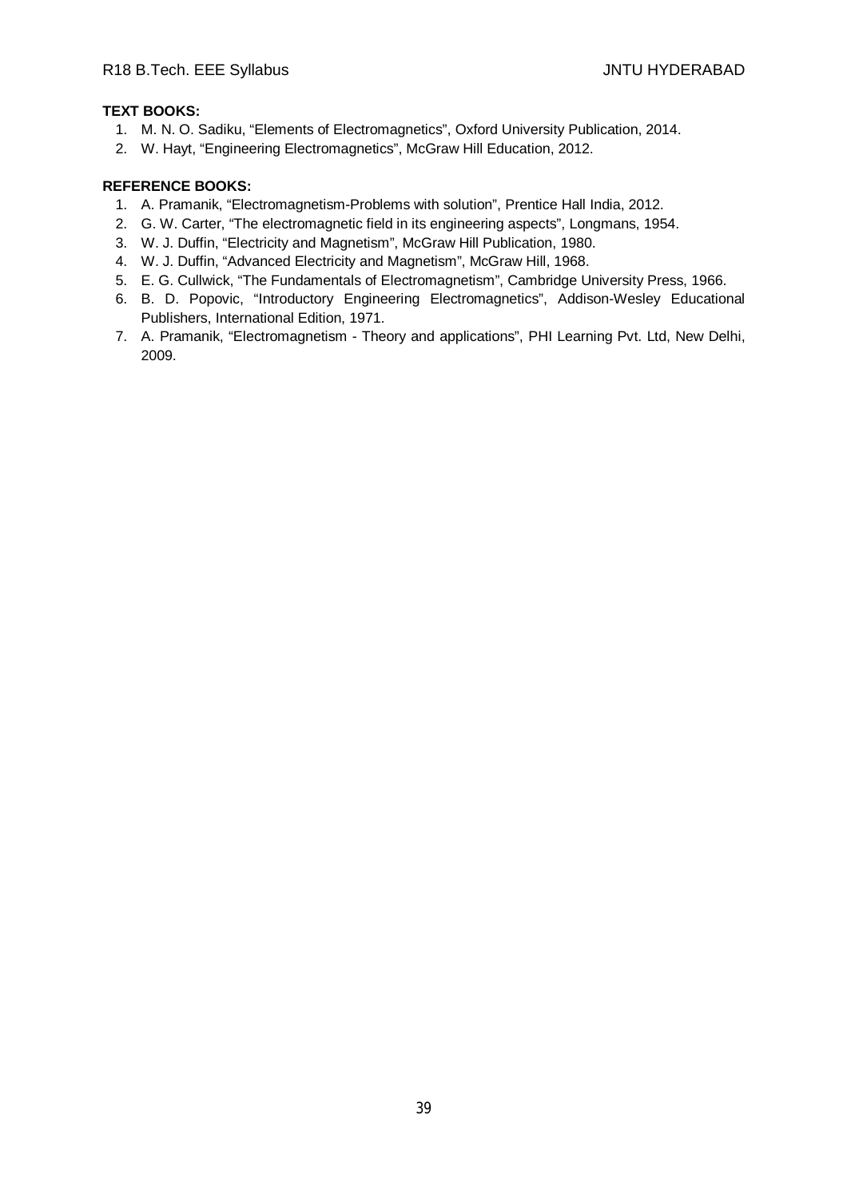**TEXT BOOKS:**

1. M. N. O. Sadiku, "Elements of Electromagnetics", Oxford University Publication, 2014.
2. W. Hayt, "Engineering Electromagnetics", McGraw Hill Education, 2012.

**REFERENCE BOOKS:**

1. A. Pramanik, "Electromagnetism-Problems with solution", Prentice Hall India, 2012.
2. G. W. Carter, "The electromagnetic field in its engineering aspects", Longmans, 1954.
3. W. J. Duffin, "Electricity and Magnetism", McGraw Hill Publication, 1980.
4. W. J. Duffin, "Advanced Electricity and Magnetism", McGraw Hill, 1968.
5. E. G. Cullwick, "The Fundamentals of Electromagnetism", Cambridge University Press, 1966.
6. B. D. Popovic, "Introductory Engineering Electromagnetics", Addison-Wesley Educational Publishers, International Edition, 1971.
7. A. Pramanik, "Electromagnetism - Theory and applications", PHI Learning Pvt. Ltd, New Delhi, 2009.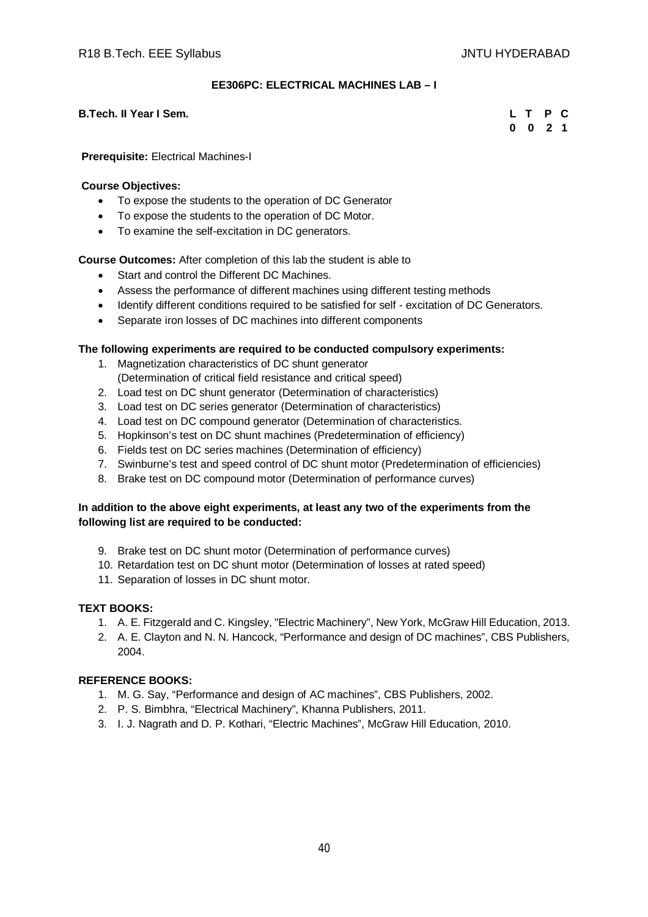## EE306PC: ELECTRICAL MACHINES LAB – I

**B.Tech. II Year I Sem.**

| L | T | P | C |
|---|---|---|---|
| 0 | 0 | 2 | 1 |

**Prerequisite:** Electrical Machines-I

**Course Objectives:**

- To expose the students to the operation of DC Generator
- To expose the students to the operation of DC Motor.
- To examine the self-excitation in DC generators.

**Course Outcomes:** After completion of this lab the student is able to

- Start and control the Different DC Machines.
- Assess the performance of different machines using different testing methods
- Identify different conditions required to be satisfied for self - excitation of DC Generators.
- Separate iron losses of DC machines into different components

**The following experiments are required to be conducted compulsory experiments:**

1. Magnetization characteristics of DC shunt generator (Determination of critical field resistance and critical speed)
2. Load test on DC shunt generator (Determination of characteristics)
3. Load test on DC series generator (Determination of characteristics)
4. Load test on DC compound generator (Determination of characteristics.
5. Hopkinson's test on DC shunt machines (Predetermination of efficiency)
6. Fields test on DC series machines (Determination of efficiency)
7. Swinburne's test and speed control of DC shunt motor (Predetermination of efficiencies)
8. Brake test on DC compound motor (Determination of performance curves)

**In addition to the above eight experiments, at least any two of the experiments from the following list are required to be conducted:**

9. Brake test on DC shunt motor (Determination of performance curves)
10. Retardation test on DC shunt motor (Determination of losses at rated speed)
11. Separation of losses in DC shunt motor.

**TEXT BOOKS:**

1. A. E. Fitzgerald and C. Kingsley, "Electric Machinery", New York, McGraw Hill Education, 2013.
2. A. E. Clayton and N. N. Hancock, "Performance and design of DC machines", CBS Publishers, 2004.

**REFERENCE BOOKS:**

1. M. G. Say, "Performance and design of AC machines", CBS Publishers, 2002.
2. P. S. Bimbhra, "Electrical Machinery", Khanna Publishers, 2011.
3. I. J. Nagrath and D. P. Kothari, "Electric Machines", McGraw Hill Education, 2010.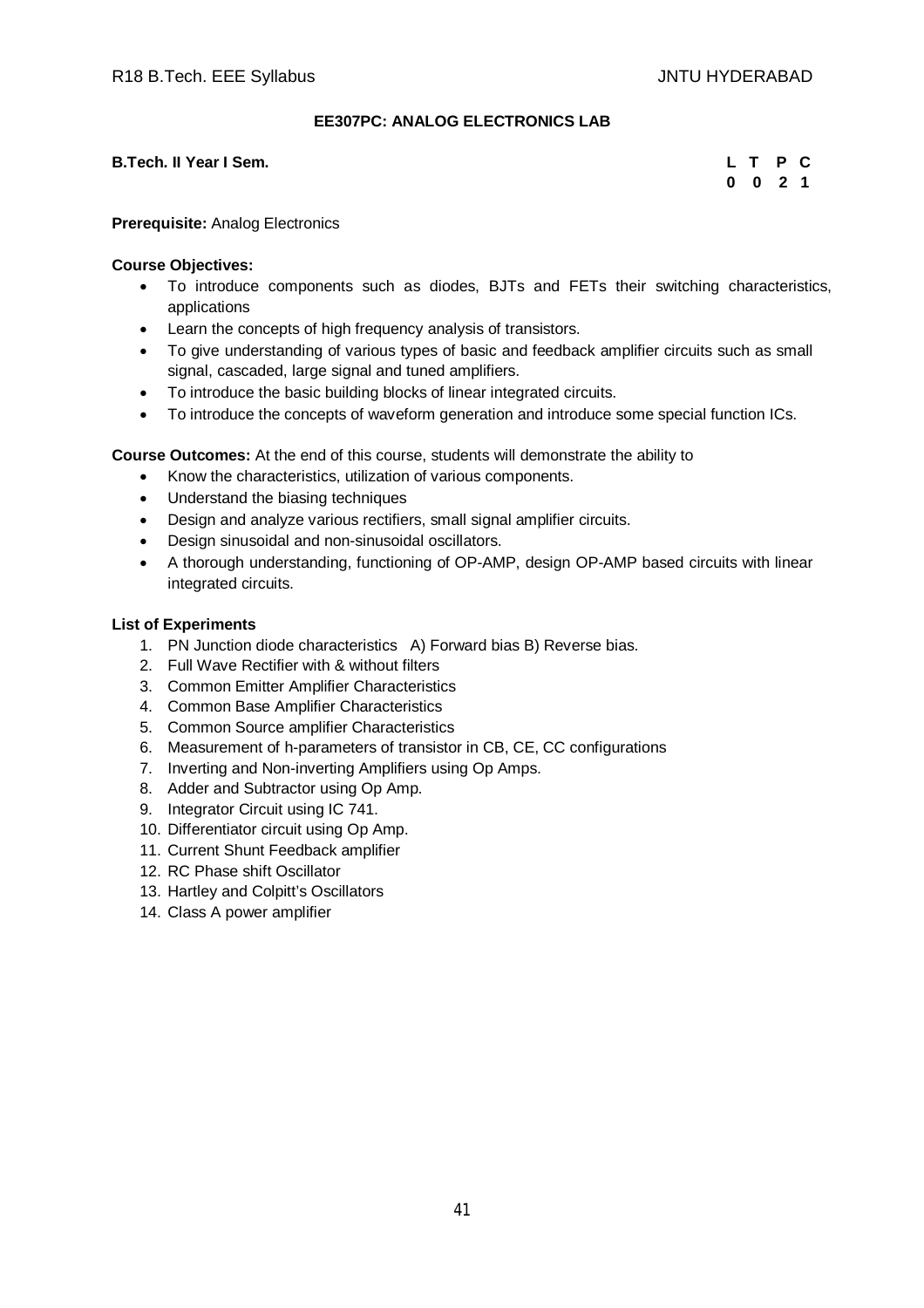## EE307PC: ANALOG ELECTRONICS LAB

**B.Tech. II Year I Sem.**

| L | T | P | C |
|---|---|---|---|
| 0 | 0 | 2 | 1 |

**Prerequisite:** Analog Electronics

**Course Objectives:**

- To introduce components such as diodes, BJTs and FETs their switching characteristics, applications
- Learn the concepts of high frequency analysis of transistors.
- To give understanding of various types of basic and feedback amplifier circuits such as small signal, cascaded, large signal and tuned amplifiers.
- To introduce the basic building blocks of linear integrated circuits.
- To introduce the concepts of waveform generation and introduce some special function ICs.

**Course Outcomes:** At the end of this course, students will demonstrate the ability to

- Know the characteristics, utilization of various components.
- Understand the biasing techniques
- Design and analyze various rectifiers, small signal amplifier circuits.
- Design sinusoidal and non-sinusoidal oscillators.
- A thorough understanding, functioning of OP-AMP, design OP-AMP based circuits with linear integrated circuits.

**List of Experiments**

1. PN Junction diode characteristics A) Forward bias B) Reverse bias.
2. Full Wave Rectifier with & without filters
3. Common Emitter Amplifier Characteristics
4. Common Base Amplifier Characteristics
5. Common Source amplifier Characteristics
6. Measurement of h-parameters of transistor in CB, CE, CC configurations
7. Inverting and Non-inverting Amplifiers using Op Amps.
8. Adder and Subtractor using Op Amp.
9. Integrator Circuit using IC 741.
10. Differentiator circuit using Op Amp.
11. Current Shunt Feedback amplifier
12. RC Phase shift Oscillator
13. Hartley and Colpitt's Oscillators
14. Class A power amplifier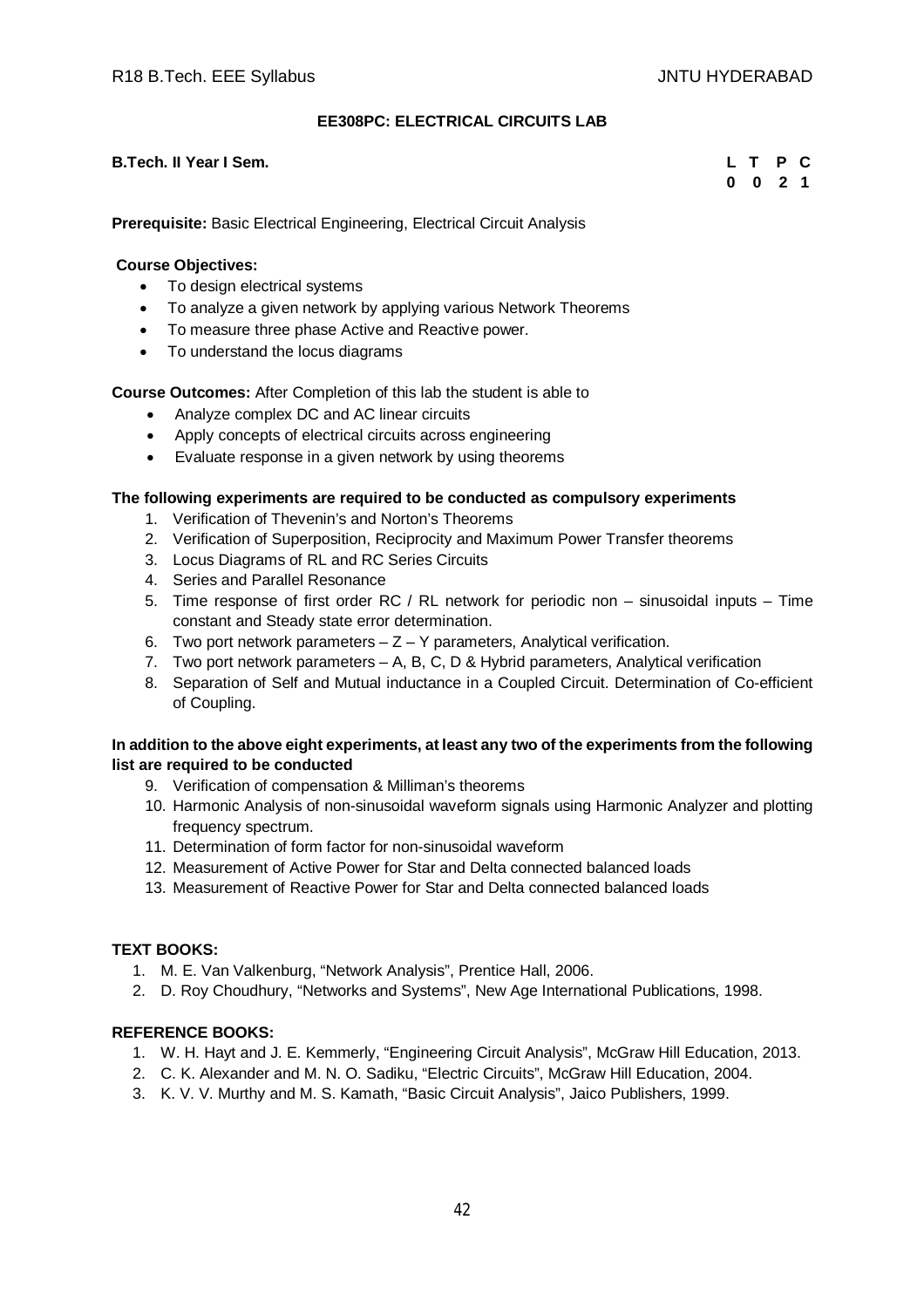## EE308PC: ELECTRICAL CIRCUITS LAB

**B.Tech. II Year I Sem.**

| L | T | P | C |
|---|---|---|---|
| 0 | 0 | 2 | 1 |

**Prerequisite:** Basic Electrical Engineering, Electrical Circuit Analysis

**Course Objectives:**

- To design electrical systems
- To analyze a given network by applying various Network Theorems
- To measure three phase Active and Reactive power.
- To understand the locus diagrams

**Course Outcomes:** After Completion of this lab the student is able to

- Analyze complex DC and AC linear circuits
- Apply concepts of electrical circuits across engineering
- Evaluate response in a given network by using theorems

**The following experiments are required to be conducted as compulsory experiments**

1. Verification of Thevenin's and Norton's Theorems
2. Verification of Superposition, Reciprocity and Maximum Power Transfer theorems
3. Locus Diagrams of RL and RC Series Circuits
4. Series and Parallel Resonance
5. Time response of first order RC / RL network for periodic non – sinusoidal inputs – Time constant and Steady state error determination.
6. Two port network parameters – Z – Y parameters, Analytical verification.
7. Two port network parameters – A, B, C, D & Hybrid parameters, Analytical verification
8. Separation of Self and Mutual inductance in a Coupled Circuit. Determination of Co-efficient of Coupling.

**In addition to the above eight experiments, at least any two of the experiments from the following list are required to be conducted**

9. Verification of compensation & Milliman's theorems
10. Harmonic Analysis of non-sinusoidal waveform signals using Harmonic Analyzer and plotting frequency spectrum.
11. Determination of form factor for non-sinusoidal waveform
12. Measurement of Active Power for Star and Delta connected balanced loads
13. Measurement of Reactive Power for Star and Delta connected balanced loads

**TEXT BOOKS:**

1. M. E. Van Valkenburg, "Network Analysis", Prentice Hall, 2006.
2. D. Roy Choudhury, "Networks and Systems", New Age International Publications, 1998.

**REFERENCE BOOKS:**

1. W. H. Hayt and J. E. Kemmerly, "Engineering Circuit Analysis", McGraw Hill Education, 2013.
2. C. K. Alexander and M. N. O. Sadiku, "Electric Circuits", McGraw Hill Education, 2004.
3. K. V. V. Murthy and M. S. Kamath, "Basic Circuit Analysis", Jaico Publishers, 1999.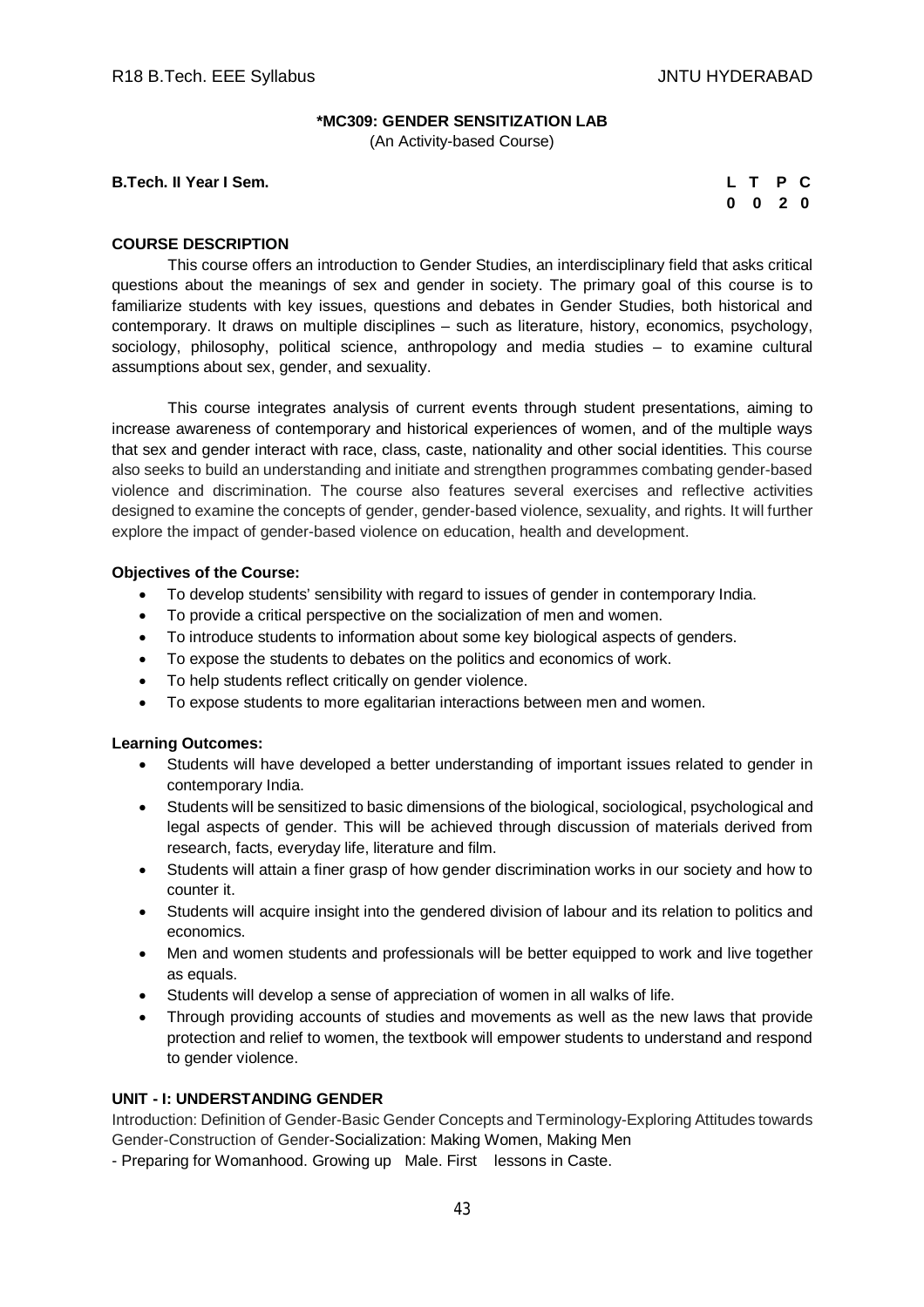## *MC309: GENDER SENSITIZATION LAB

(An Activity-based Course)

**B.Tech. II Year I Sem.**

| L | T | P | C |
|---|---|---|---|
| 0 | 0 | 2 | 0 |

### COURSE DESCRIPTION

This course offers an introduction to Gender Studies, an interdisciplinary field that asks critical questions about the meanings of sex and gender in society. The primary goal of this course is to familiarize students with key issues, questions and debates in Gender Studies, both historical and contemporary. It draws on multiple disciplines – such as literature, history, economics, psychology, sociology, philosophy, political science, anthropology and media studies – to examine cultural assumptions about sex, gender, and sexuality.

This course integrates analysis of current events through student presentations, aiming to increase awareness of contemporary and historical experiences of women, and of the multiple ways that sex and gender interact with race, class, caste, nationality and other social identities. This course also seeks to build an understanding and initiate and strengthen programmes combating gender-based violence and discrimination. The course also features several exercises and reflective activities designed to examine the concepts of gender, gender-based violence, sexuality, and rights. It will further explore the impact of gender-based violence on education, health and development.

### Objectives of the Course:

- To develop students' sensibility with regard to issues of gender in contemporary India.
- To provide a critical perspective on the socialization of men and women.
- To introduce students to information about some key biological aspects of genders.
- To expose the students to debates on the politics and economics of work.
- To help students reflect critically on gender violence.
- To expose students to more egalitarian interactions between men and women.

### Learning Outcomes:

- Students will have developed a better understanding of important issues related to gender in contemporary India.
- Students will be sensitized to basic dimensions of the biological, sociological, psychological and legal aspects of gender. This will be achieved through discussion of materials derived from research, facts, everyday life, literature and film.
- Students will attain a finer grasp of how gender discrimination works in our society and how to counter it.
- Students will acquire insight into the gendered division of labour and its relation to politics and economics.
- Men and women students and professionals will be better equipped to work and live together as equals.
- Students will develop a sense of appreciation of women in all walks of life.
- Through providing accounts of studies and movements as well as the new laws that provide protection and relief to women, the textbook will empower students to understand and respond to gender violence.

### UNIT - I: UNDERSTANDING GENDER

Introduction: Definition of Gender-Basic Gender Concepts and Terminology-Exploring Attitudes towards Gender-Construction of Gender-Socialization: Making Women, Making Men
- Preparing for Womanhood. Growing up Male. First lessons in Caste.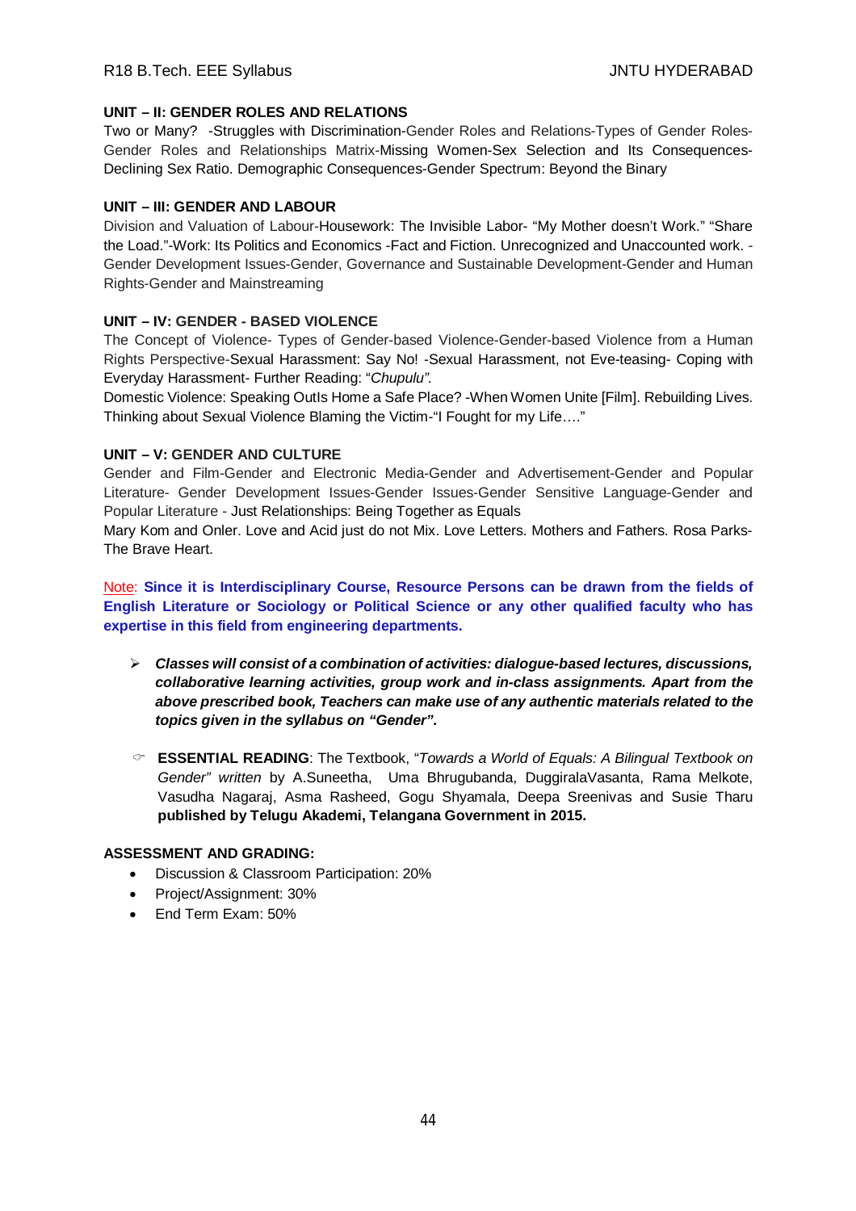**UNIT – II: GENDER ROLES AND RELATIONS**

Two or Many? -Struggles with Discrimination-Gender Roles and Relations-Types of Gender Roles-Gender Roles and Relationships Matrix-Missing Women-Sex Selection and Its Consequences-Declining Sex Ratio. Demographic Consequences-Gender Spectrum: Beyond the Binary

**UNIT – III: GENDER AND LABOUR**

Division and Valuation of Labour-Housework: The Invisible Labor- "My Mother doesn't Work." "Share the Load."-Work: Its Politics and Economics -Fact and Fiction. Unrecognized and Unaccounted work. -Gender Development Issues-Gender, Governance and Sustainable Development-Gender and Human Rights-Gender and Mainstreaming

**UNIT – IV: GENDER - BASED VIOLENCE**

The Concept of Violence- Types of Gender-based Violence-Gender-based Violence from a Human Rights Perspective-Sexual Harassment: Say No! -Sexual Harassment, not Eve-teasing- Coping with Everyday Harassment- Further Reading: "*Chupulu".*

Domestic Violence: Speaking OutIs Home a Safe Place? -When Women Unite [Film]. Rebuilding Lives. Thinking about Sexual Violence Blaming the Victim-"I Fought for my Life…."

**UNIT – V: GENDER AND CULTURE**

Gender and Film-Gender and Electronic Media-Gender and Advertisement-Gender and Popular Literature- Gender Development Issues-Gender Issues-Gender Sensitive Language-Gender and Popular Literature - Just Relationships: Being Together as Equals

Mary Kom and Onler. Love and Acid just do not Mix. Love Letters. Mothers and Fathers. Rosa Parks-The Brave Heart.

Note: **Since it is Interdisciplinary Course, Resource Persons can be drawn from the fields of English Literature or Sociology or Political Science or any other qualified faculty who has expertise in this field from engineering departments.**

- ***Classes will consist of a combination of activities: dialogue-based lectures, discussions, collaborative learning activities, group work and in-class assignments. Apart from the above prescribed book, Teachers can make use of any authentic materials related to the topics given in the syllabus on "Gender".***

- **ESSENTIAL READING**: The Textbook, "*Towards a World of Equals: A Bilingual Textbook on Gender" written* by A.Suneetha, Uma Bhrugubanda, DuggiralaVasanta, Rama Melkote, Vasudha Nagaraj, Asma Rasheed, Gogu Shyamala, Deepa Sreenivas and Susie Tharu **published by Telugu Akademi, Telangana Government in 2015.**

**ASSESSMENT AND GRADING:**

- Discussion & Classroom Participation: 20%
- Project/Assignment: 30%
- End Term Exam: 50%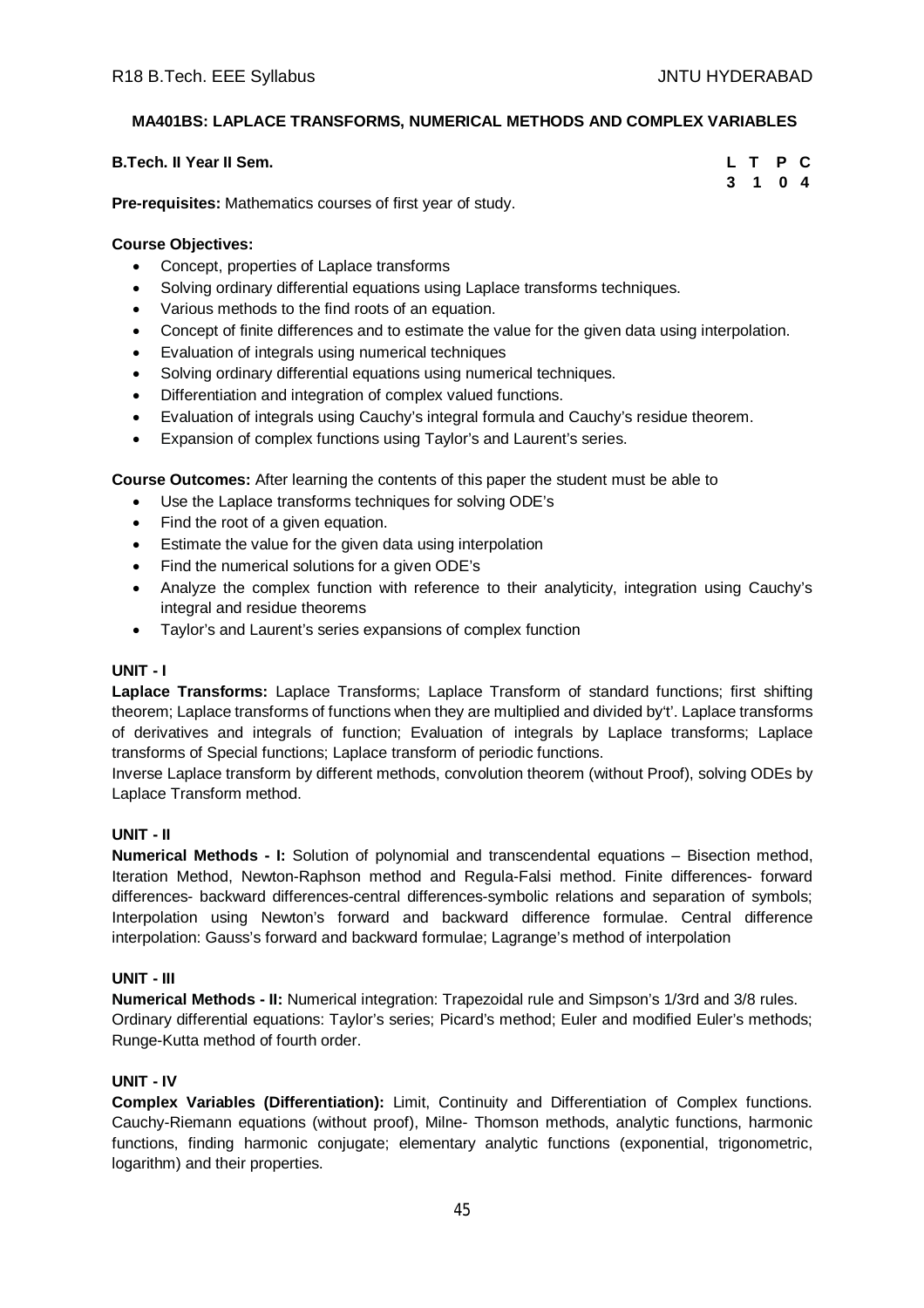**MA401BS: LAPLACE TRANSFORMS, NUMERICAL METHODS AND COMPLEX VARIABLES**

**B.Tech. II Year II Sem.**

| L | T | P | C |
|---|---|---|---|
| 3 | 1 | 0 | 4 |

**Pre-requisites:** Mathematics courses of first year of study.

**Course Objectives:**

- Concept, properties of Laplace transforms
- Solving ordinary differential equations using Laplace transforms techniques.
- Various methods to the find roots of an equation.
- Concept of finite differences and to estimate the value for the given data using interpolation.
- Evaluation of integrals using numerical techniques
- Solving ordinary differential equations using numerical techniques.
- Differentiation and integration of complex valued functions.
- Evaluation of integrals using Cauchy's integral formula and Cauchy's residue theorem.
- Expansion of complex functions using Taylor's and Laurent's series.

**Course Outcomes:** After learning the contents of this paper the student must be able to

- Use the Laplace transforms techniques for solving ODE's
- Find the root of a given equation.
- Estimate the value for the given data using interpolation
- Find the numerical solutions for a given ODE's
- Analyze the complex function with reference to their analyticity, integration using Cauchy's integral and residue theorems
- Taylor's and Laurent's series expansions of complex function

**UNIT - I**

**Laplace Transforms:** Laplace Transforms; Laplace Transform of standard functions; first shifting theorem; Laplace transforms of functions when they are multiplied and divided by't'. Laplace transforms of derivatives and integrals of function; Evaluation of integrals by Laplace transforms; Laplace transforms of Special functions; Laplace transform of periodic functions.

Inverse Laplace transform by different methods, convolution theorem (without Proof), solving ODEs by Laplace Transform method.

**UNIT - II**

**Numerical Methods - I:** Solution of polynomial and transcendental equations – Bisection method, Iteration Method, Newton-Raphson method and Regula-Falsi method. Finite differences- forward differences- backward differences-central differences-symbolic relations and separation of symbols; Interpolation using Newton's forward and backward difference formulae. Central difference interpolation: Gauss's forward and backward formulae; Lagrange's method of interpolation

**UNIT - III**

**Numerical Methods - II:** Numerical integration: Trapezoidal rule and Simpson's 1/3rd and 3/8 rules.
Ordinary differential equations: Taylor's series; Picard's method; Euler and modified Euler's methods; Runge-Kutta method of fourth order.

**UNIT - IV**

**Complex Variables (Differentiation):** Limit, Continuity and Differentiation of Complex functions. Cauchy-Riemann equations (without proof), Milne- Thomson methods, analytic functions, harmonic functions, finding harmonic conjugate; elementary analytic functions (exponential, trigonometric, logarithm) and their properties.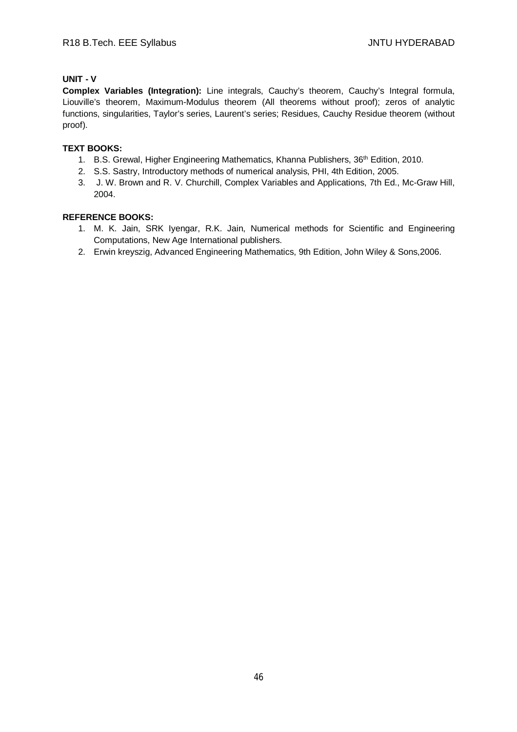**UNIT - V**

**Complex Variables (Integration):** Line integrals, Cauchy's theorem, Cauchy's Integral formula, Liouville's theorem, Maximum-Modulus theorem (All theorems without proof); zeros of analytic functions, singularities, Taylor's series, Laurent's series; Residues, Cauchy Residue theorem (without proof).

**TEXT BOOKS:**

1. B.S. Grewal, Higher Engineering Mathematics, Khanna Publishers, 36th Edition, 2010.
2. S.S. Sastry, Introductory methods of numerical analysis, PHI, 4th Edition, 2005.
3. J. W. Brown and R. V. Churchill, Complex Variables and Applications, 7th Ed., Mc-Graw Hill, 2004.

**REFERENCE BOOKS:**

1. M. K. Jain, SRK Iyengar, R.K. Jain, Numerical methods for Scientific and Engineering Computations, New Age International publishers.
2. Erwin kreyszig, Advanced Engineering Mathematics, 9th Edition, John Wiley & Sons,2006.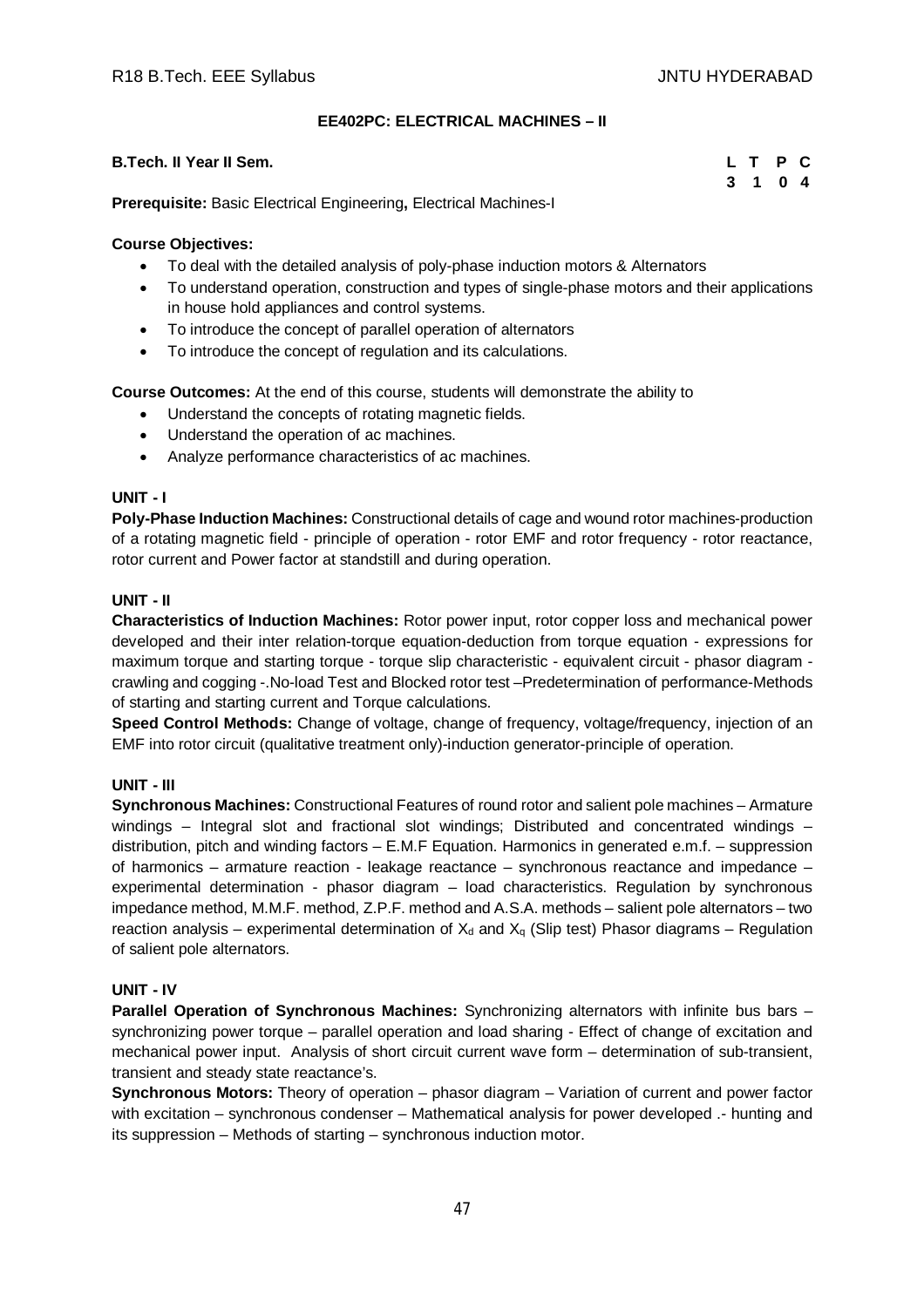## EE402PC: ELECTRICAL MACHINES – II

**B.Tech. II Year II Sem.**

| L | T | P | C |
|---|---|---|---|
| 3 | 1 | 0 | 4 |

**Prerequisite:** Basic Electrical Engineering**,** Electrical Machines-I

**Course Objectives:**

- To deal with the detailed analysis of poly-phase induction motors & Alternators
- To understand operation, construction and types of single-phase motors and their applications in house hold appliances and control systems.
- To introduce the concept of parallel operation of alternators
- To introduce the concept of regulation and its calculations.

**Course Outcomes:** At the end of this course, students will demonstrate the ability to

- Understand the concepts of rotating magnetic fields.
- Understand the operation of ac machines.
- Analyze performance characteristics of ac machines.

### UNIT - I

**Poly-Phase Induction Machines:** Constructional details of cage and wound rotor machines-production of a rotating magnetic field - principle of operation - rotor EMF and rotor frequency - rotor reactance, rotor current and Power factor at standstill and during operation.

### UNIT - II

**Characteristics of Induction Machines:** Rotor power input, rotor copper loss and mechanical power developed and their inter relation-torque equation-deduction from torque equation - expressions for maximum torque and starting torque - torque slip characteristic - equivalent circuit - phasor diagram - crawling and cogging -.No-load Test and Blocked rotor test –Predetermination of performance-Methods of starting and starting current and Torque calculations.

**Speed Control Methods:** Change of voltage, change of frequency, voltage/frequency, injection of an EMF into rotor circuit (qualitative treatment only)-induction generator-principle of operation.

### UNIT - III

**Synchronous Machines:** Constructional Features of round rotor and salient pole machines – Armature windings – Integral slot and fractional slot windings; Distributed and concentrated windings – distribution, pitch and winding factors – E.M.F Equation. Harmonics in generated e.m.f. – suppression of harmonics – armature reaction - leakage reactance – synchronous reactance and impedance – experimental determination - phasor diagram – load characteristics. Regulation by synchronous impedance method, M.M.F. method, Z.P.F. method and A.S.A. methods – salient pole alternators – two reaction analysis – experimental determination of $X_d$ and $X_q$ (Slip test) Phasor diagrams – Regulation of salient pole alternators.

### UNIT - IV

**Parallel Operation of Synchronous Machines:** Synchronizing alternators with infinite bus bars – synchronizing power torque – parallel operation and load sharing - Effect of change of excitation and mechanical power input. Analysis of short circuit current wave form – determination of sub-transient, transient and steady state reactance's.

**Synchronous Motors:** Theory of operation – phasor diagram – Variation of current and power factor with excitation – synchronous condenser – Mathematical analysis for power developed .- hunting and its suppression – Methods of starting – synchronous induction motor.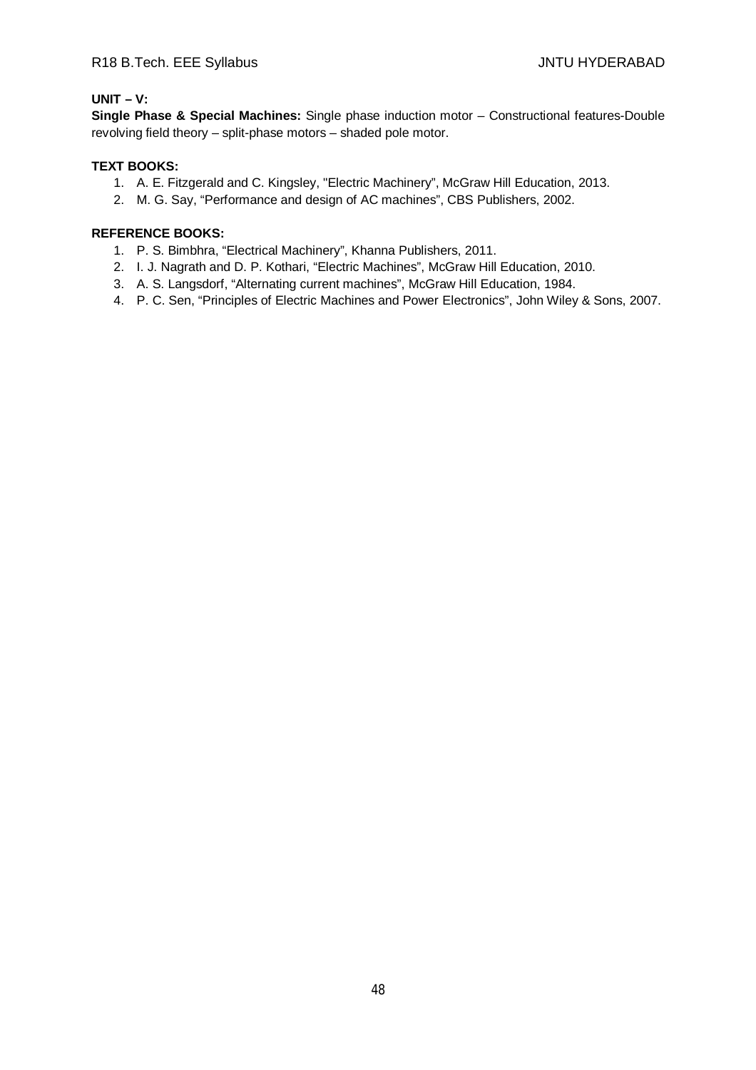**UNIT – V:**

**Single Phase & Special Machines:** Single phase induction motor – Constructional features-Double revolving field theory – split-phase motors – shaded pole motor.

**TEXT BOOKS:**

1. A. E. Fitzgerald and C. Kingsley, "Electric Machinery", McGraw Hill Education, 2013.
2. M. G. Say, "Performance and design of AC machines", CBS Publishers, 2002.

**REFERENCE BOOKS:**

1. P. S. Bimbhra, "Electrical Machinery", Khanna Publishers, 2011.
2. I. J. Nagrath and D. P. Kothari, "Electric Machines", McGraw Hill Education, 2010.
3. A. S. Langsdorf, "Alternating current machines", McGraw Hill Education, 1984.
4. P. C. Sen, "Principles of Electric Machines and Power Electronics", John Wiley & Sons, 2007.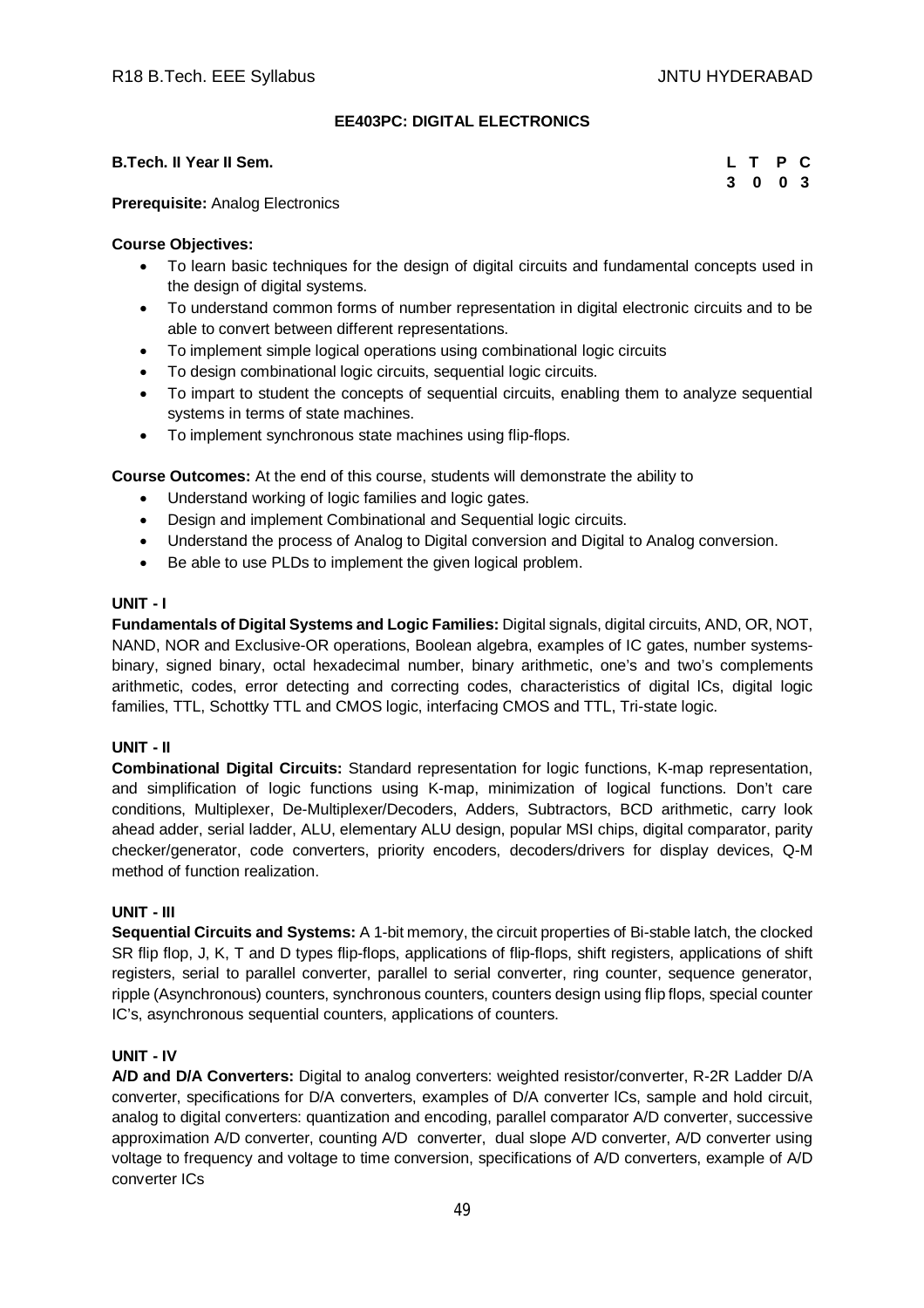## EE403PC: DIGITAL ELECTRONICS

**B.Tech. II Year II Sem.**

| L | T | P | C |
|---|---|---|---|
| 3 | 0 | 0 | 3 |

**Prerequisite:** Analog Electronics

**Course Objectives:**

- To learn basic techniques for the design of digital circuits and fundamental concepts used in the design of digital systems.
- To understand common forms of number representation in digital electronic circuits and to be able to convert between different representations.
- To implement simple logical operations using combinational logic circuits
- To design combinational logic circuits, sequential logic circuits.
- To impart to student the concepts of sequential circuits, enabling them to analyze sequential systems in terms of state machines.
- To implement synchronous state machines using flip-flops.

**Course Outcomes:** At the end of this course, students will demonstrate the ability to

- Understand working of logic families and logic gates.
- Design and implement Combinational and Sequential logic circuits.
- Understand the process of Analog to Digital conversion and Digital to Analog conversion.
- Be able to use PLDs to implement the given logical problem.

### UNIT - I

**Fundamentals of Digital Systems and Logic Families:** Digital signals, digital circuits, AND, OR, NOT, NAND, NOR and Exclusive-OR operations, Boolean algebra, examples of IC gates, number systems-binary, signed binary, octal hexadecimal number, binary arithmetic, one's and two's complements arithmetic, codes, error detecting and correcting codes, characteristics of digital lCs, digital logic families, TTL, Schottky TTL and CMOS logic, interfacing CMOS and TTL, Tri-state logic.

### UNIT - II

**Combinational Digital Circuits:** Standard representation for logic functions, K-map representation, and simplification of logic functions using K-map, minimization of logical functions. Don't care conditions, Multiplexer, De-Multiplexer/Decoders, Adders, Subtractors, BCD arithmetic, carry look ahead adder, serial ladder, ALU, elementary ALU design, popular MSI chips, digital comparator, parity checker/generator, code converters, priority encoders, decoders/drivers for display devices, Q-M method of function realization.

### UNIT - III

**Sequential Circuits and Systems:** A 1-bit memory, the circuit properties of Bi-stable latch, the clocked SR flip flop, J, K, T and D types flip-flops, applications of flip-flops, shift registers, applications of shift registers, serial to parallel converter, parallel to serial converter, ring counter, sequence generator, ripple (Asynchronous) counters, synchronous counters, counters design using flip flops, special counter IC's, asynchronous sequential counters, applications of counters.

### UNIT - IV

**A/D and D/A Converters:** Digital to analog converters: weighted resistor/converter, R-2R Ladder D/A converter, specifications for D/A converters, examples of D/A converter lCs, sample and hold circuit, analog to digital converters: quantization and encoding, parallel comparator A/D converter, successive approximation A/D converter, counting A/D converter, dual slope A/D converter, A/D converter using voltage to frequency and voltage to time conversion, specifications of A/D converters, example of A/D converter ICs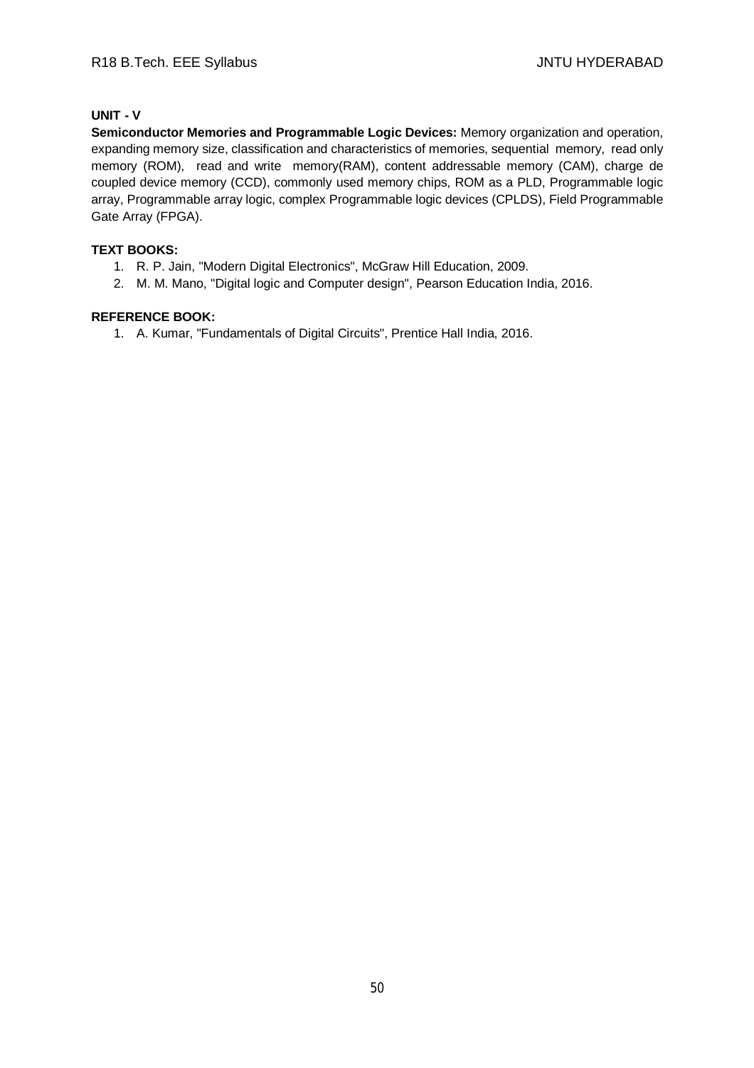**UNIT - V**

**Semiconductor Memories and Programmable Logic Devices:** Memory organization and operation, expanding memory size, classification and characteristics of memories, sequential memory, read only memory (ROM), read and write memory(RAM), content addressable memory (CAM), charge de coupled device memory (CCD), commonly used memory chips, ROM as a PLD, Programmable logic array, Programmable array logic, complex Programmable logic devices (CPLDS), Field Programmable Gate Array (FPGA).

**TEXT BOOKS:**

1. R. P. Jain, "Modern Digital Electronics", McGraw Hill Education, 2009.
2. M. M. Mano, "Digital logic and Computer design", Pearson Education India, 2016.

**REFERENCE BOOK:**

1. A. Kumar, "Fundamentals of Digital Circuits", Prentice Hall India, 2016.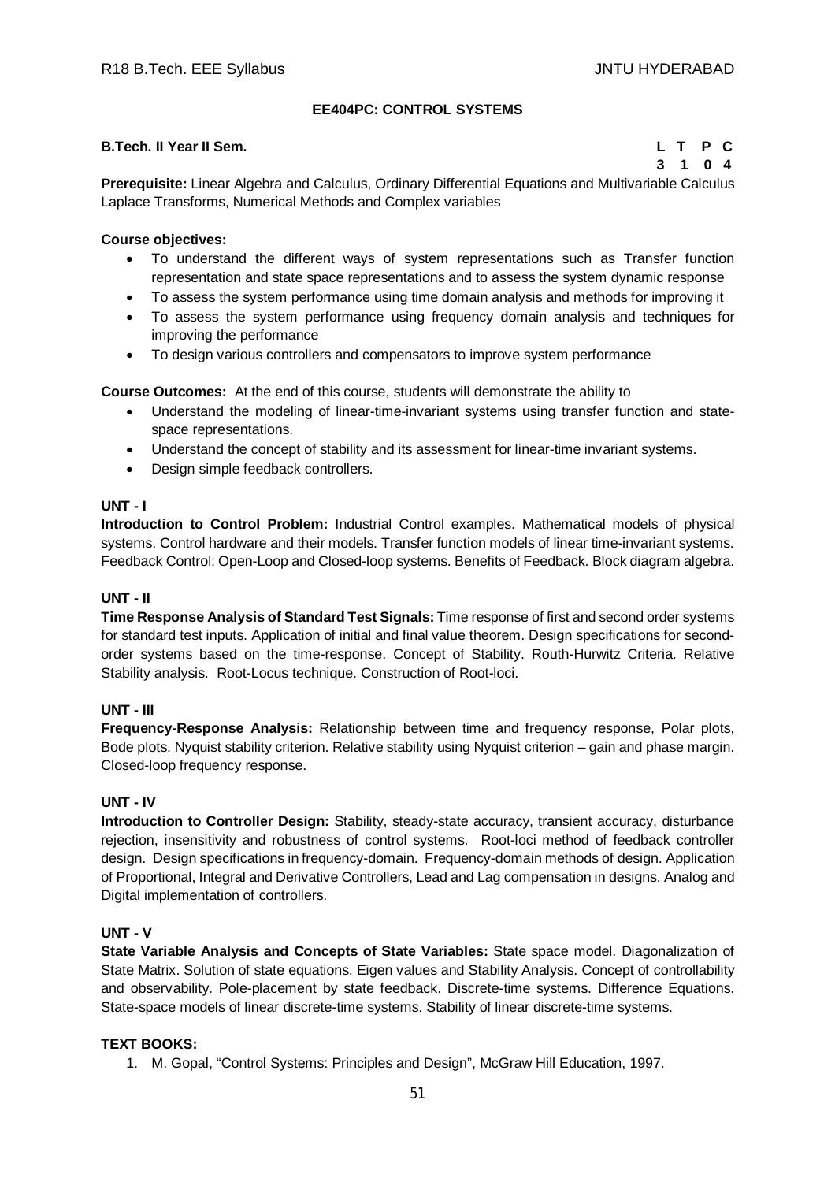## EE404PC: CONTROL SYSTEMS

**B.Tech. II Year II Sem.**

| L | T | P | C |
|---|---|---|---|
| 3 | 1 | 0 | 4 |

**Prerequisite:** Linear Algebra and Calculus, Ordinary Differential Equations and Multivariable Calculus Laplace Transforms, Numerical Methods and Complex variables

**Course objectives:**

- To understand the different ways of system representations such as Transfer function representation and state space representations and to assess the system dynamic response
- To assess the system performance using time domain analysis and methods for improving it
- To assess the system performance using frequency domain analysis and techniques for improving the performance
- To design various controllers and compensators to improve system performance

**Course Outcomes:** At the end of this course, students will demonstrate the ability to

- Understand the modeling of linear-time-invariant systems using transfer function and state-space representations.
- Understand the concept of stability and its assessment for linear-time invariant systems.
- Design simple feedback controllers.

### UNT - I

**Introduction to Control Problem:** Industrial Control examples. Mathematical models of physical systems. Control hardware and their models. Transfer function models of linear time-invariant systems. Feedback Control: Open-Loop and Closed-loop systems. Benefits of Feedback. Block diagram algebra.

### UNT - II

**Time Response Analysis of Standard Test Signals:** Time response of first and second order systems for standard test inputs. Application of initial and final value theorem. Design specifications for second-order systems based on the time-response. Concept of Stability. Routh-Hurwitz Criteria. Relative Stability analysis. Root-Locus technique. Construction of Root-loci.

### UNT - III

**Frequency-Response Analysis:** Relationship between time and frequency response, Polar plots, Bode plots. Nyquist stability criterion. Relative stability using Nyquist criterion – gain and phase margin. Closed-loop frequency response.

### UNT - IV

**Introduction to Controller Design:** Stability, steady-state accuracy, transient accuracy, disturbance rejection, insensitivity and robustness of control systems. Root-loci method of feedback controller design. Design specifications in frequency-domain. Frequency-domain methods of design. Application of Proportional, Integral and Derivative Controllers, Lead and Lag compensation in designs. Analog and Digital implementation of controllers.

### UNT - V

**State Variable Analysis and Concepts of State Variables:** State space model. Diagonalization of State Matrix. Solution of state equations. Eigen values and Stability Analysis. Concept of controllability and observability. Pole-placement by state feedback. Discrete-time systems. Difference Equations. State-space models of linear discrete-time systems. Stability of linear discrete-time systems.

### TEXT BOOKS:

1. M. Gopal, "Control Systems: Principles and Design", McGraw Hill Education, 1997.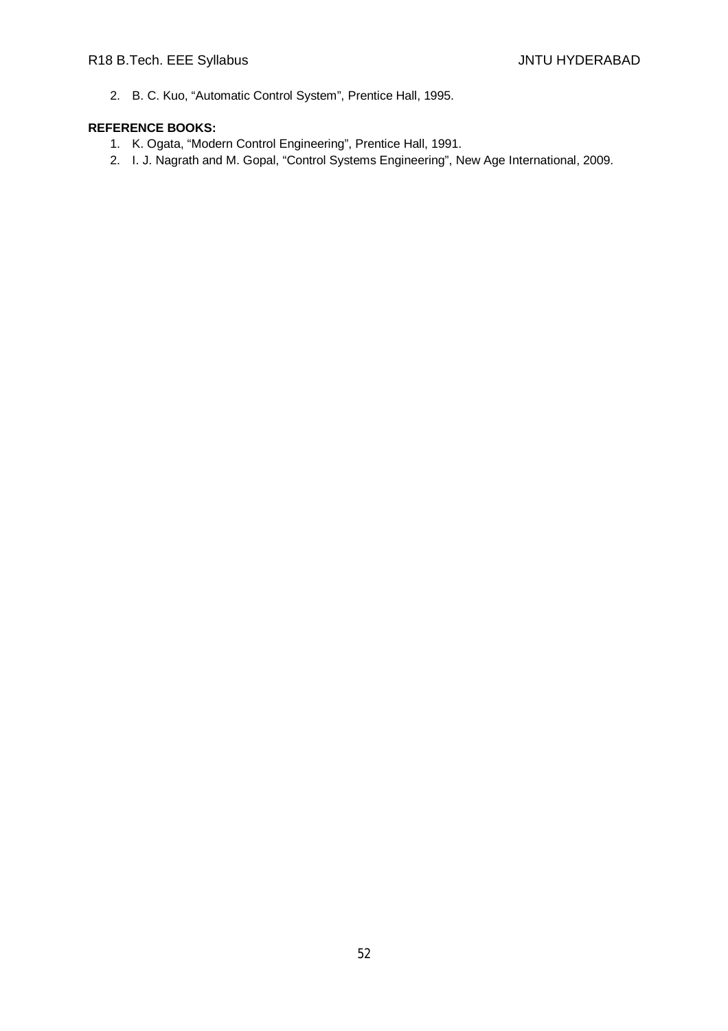2. B. C. Kuo, “Automatic Control System”, Prentice Hall, 1995.

**REFERENCE BOOKS:**

1. K. Ogata, “Modern Control Engineering”, Prentice Hall, 1991.
2. I. J. Nagrath and M. Gopal, “Control Systems Engineering”, New Age International, 2009.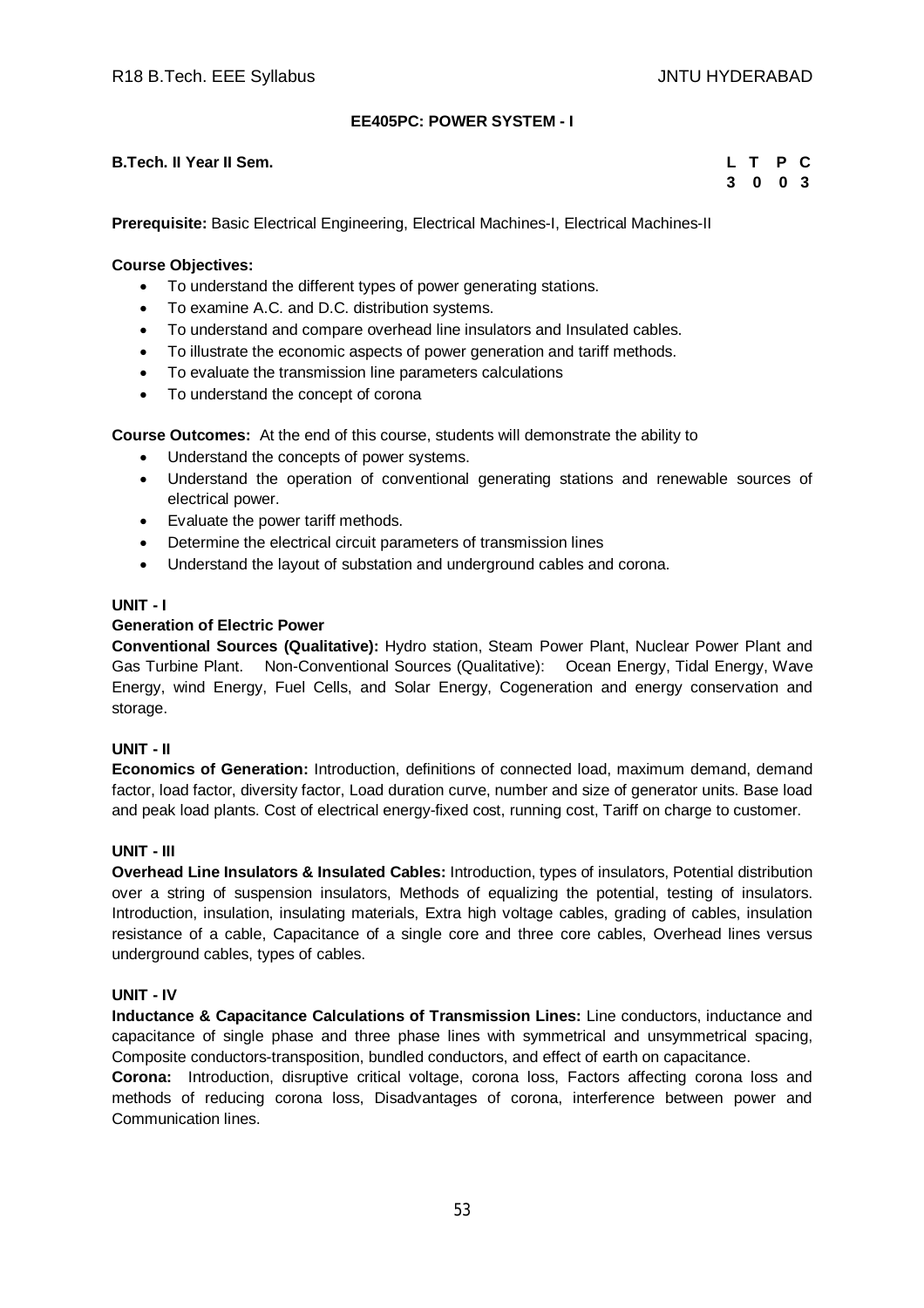## EE405PC: POWER SYSTEM - I

**B.Tech. II Year II Sem.**

| L | T | P | C |
|---|---|---|---|
| 3 | 0 | 0 | 3 |

**Prerequisite:** Basic Electrical Engineering, Electrical Machines-I, Electrical Machines-II

**Course Objectives:**

- To understand the different types of power generating stations.
- To examine A.C. and D.C. distribution systems.
- To understand and compare overhead line insulators and Insulated cables.
- To illustrate the economic aspects of power generation and tariff methods.
- To evaluate the transmission line parameters calculations
- To understand the concept of corona

**Course Outcomes:** At the end of this course, students will demonstrate the ability to

- Understand the concepts of power systems.
- Understand the operation of conventional generating stations and renewable sources of electrical power.
- Evaluate the power tariff methods.
- Determine the electrical circuit parameters of transmission lines
- Understand the layout of substation and underground cables and corona.

### UNIT - I

**Generation of Electric Power**

**Conventional Sources (Qualitative):** Hydro station, Steam Power Plant, Nuclear Power Plant and Gas Turbine Plant. Non-Conventional Sources (Qualitative): Ocean Energy, Tidal Energy, Wave Energy, wind Energy, Fuel Cells, and Solar Energy, Cogeneration and energy conservation and storage.

### UNIT - II

**Economics of Generation:** Introduction, definitions of connected load, maximum demand, demand factor, load factor, diversity factor, Load duration curve, number and size of generator units. Base load and peak load plants. Cost of electrical energy-fixed cost, running cost, Tariff on charge to customer.

### UNIT - III

**Overhead Line Insulators & Insulated Cables:** Introduction, types of insulators, Potential distribution over a string of suspension insulators, Methods of equalizing the potential, testing of insulators. Introduction, insulation, insulating materials, Extra high voltage cables, grading of cables, insulation resistance of a cable, Capacitance of a single core and three core cables, Overhead lines versus underground cables, types of cables.

### UNIT - IV

**Inductance & Capacitance Calculations of Transmission Lines:** Line conductors, inductance and capacitance of single phase and three phase lines with symmetrical and unsymmetrical spacing, Composite conductors-transposition, bundled conductors, and effect of earth on capacitance.

**Corona:** Introduction, disruptive critical voltage, corona loss, Factors affecting corona loss and methods of reducing corona loss, Disadvantages of corona, interference between power and Communication lines.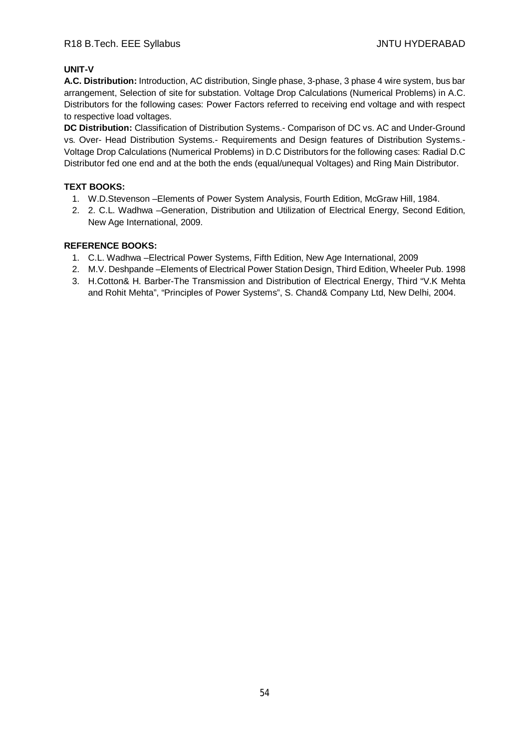**UNIT-V**

**A.C. Distribution:** Introduction, AC distribution, Single phase, 3-phase, 3 phase 4 wire system, bus bar arrangement, Selection of site for substation. Voltage Drop Calculations (Numerical Problems) in A.C. Distributors for the following cases: Power Factors referred to receiving end voltage and with respect to respective load voltages.

**DC Distribution:** Classification of Distribution Systems.- Comparison of DC vs. AC and Under-Ground vs. Over- Head Distribution Systems.- Requirements and Design features of Distribution Systems.- Voltage Drop Calculations (Numerical Problems) in D.C Distributors for the following cases: Radial D.C Distributor fed one end and at the both the ends (equal/unequal Voltages) and Ring Main Distributor.

**TEXT BOOKS:**

1. W.D.Stevenson –Elements of Power System Analysis, Fourth Edition, McGraw Hill, 1984.
2. 2. C.L. Wadhwa –Generation, Distribution and Utilization of Electrical Energy, Second Edition, New Age International, 2009.

**REFERENCE BOOKS:**

1. C.L. Wadhwa –Electrical Power Systems, Fifth Edition, New Age International, 2009
2. M.V. Deshpande –Elements of Electrical Power Station Design, Third Edition, Wheeler Pub. 1998
3. H.Cotton& H. Barber-The Transmission and Distribution of Electrical Energy, Third "V.K Mehta and Rohit Mehta", "Principles of Power Systems", S. Chand& Company Ltd, New Delhi, 2004.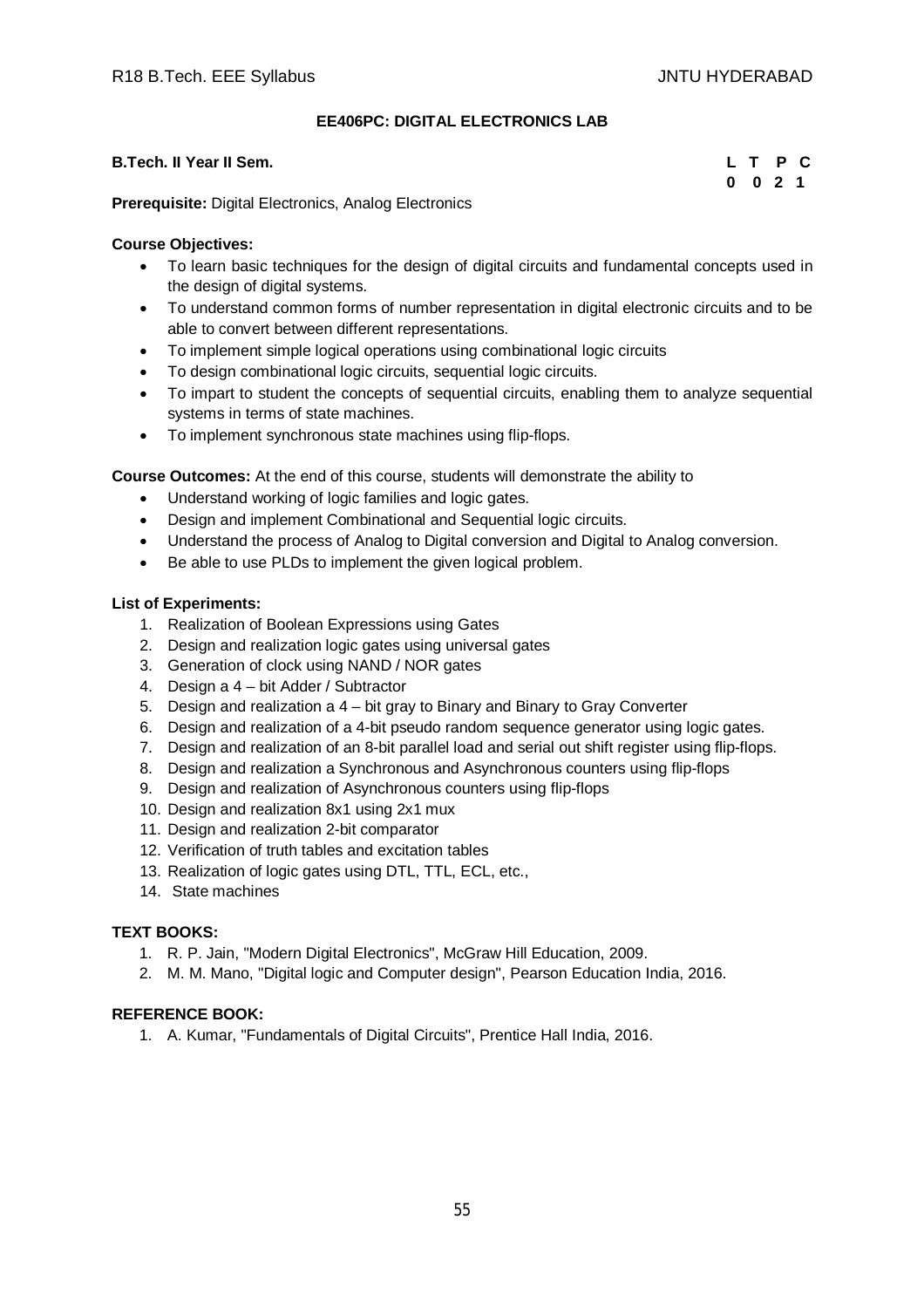## EE406PC: DIGITAL ELECTRONICS LAB

**B.Tech. II Year II Sem.**

| L | T | P | C |
|---|---|---|---|
| 0 | 0 | 2 | 1 |

**Prerequisite:** Digital Electronics, Analog Electronics

**Course Objectives:**

- To learn basic techniques for the design of digital circuits and fundamental concepts used in the design of digital systems.
- To understand common forms of number representation in digital electronic circuits and to be able to convert between different representations.
- To implement simple logical operations using combinational logic circuits
- To design combinational logic circuits, sequential logic circuits.
- To impart to student the concepts of sequential circuits, enabling them to analyze sequential systems in terms of state machines.
- To implement synchronous state machines using flip-flops.

**Course Outcomes:** At the end of this course, students will demonstrate the ability to

- Understand working of logic families and logic gates.
- Design and implement Combinational and Sequential logic circuits.
- Understand the process of Analog to Digital conversion and Digital to Analog conversion.
- Be able to use PLDs to implement the given logical problem.

**List of Experiments:**

1. Realization of Boolean Expressions using Gates
2. Design and realization logic gates using universal gates
3. Generation of clock using NAND / NOR gates
4. Design a 4 – bit Adder / Subtractor
5. Design and realization a 4 – bit gray to Binary and Binary to Gray Converter
6. Design and realization of a 4-bit pseudo random sequence generator using logic gates.
7. Design and realization of an 8-bit parallel load and serial out shift register using flip-flops.
8. Design and realization a Synchronous and Asynchronous counters using flip-flops
9. Design and realization of Asynchronous counters using flip-flops
10. Design and realization 8x1 using 2x1 mux
11. Design and realization 2-bit comparator
12. Verification of truth tables and excitation tables
13. Realization of logic gates using DTL, TTL, ECL, etc.,
14. State machines

**TEXT BOOKS:**

1. R. P. Jain, "Modern Digital Electronics", McGraw Hill Education, 2009.
2. M. M. Mano, "Digital logic and Computer design", Pearson Education India, 2016.

**REFERENCE BOOK:**

1. A. Kumar, "Fundamentals of Digital Circuits", Prentice Hall India, 2016.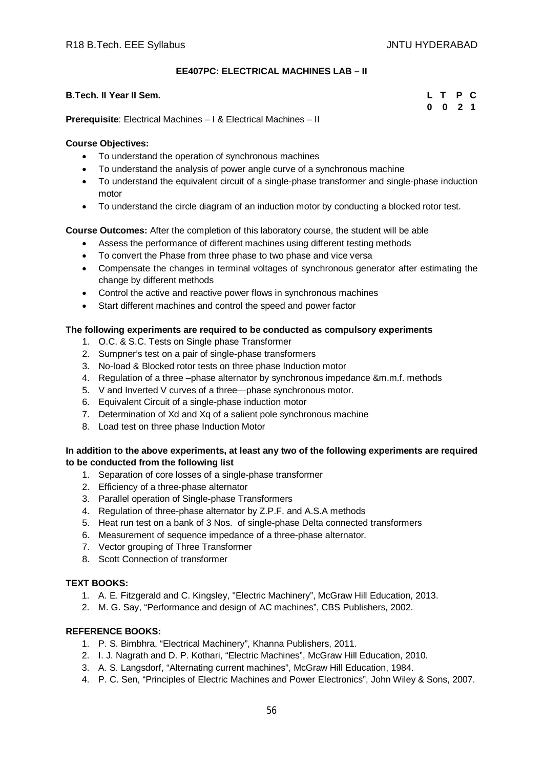## EE407PC: ELECTRICAL MACHINES LAB – II

| **B.Tech. II Year II Sem.** | **L** | **T** | **P** | **C** |
|---|---|---|---|---|
| | **0** | **0** | **2** | **1** |

**Prerequisite**: Electrical Machines – I & Electrical Machines – II

**Course Objectives:**

- To understand the operation of synchronous machines
- To understand the analysis of power angle curve of a synchronous machine
- To understand the equivalent circuit of a single-phase transformer and single-phase induction motor
- To understand the circle diagram of an induction motor by conducting a blocked rotor test.

**Course Outcomes:** After the completion of this laboratory course, the student will be able

- Assess the performance of different machines using different testing methods
- To convert the Phase from three phase to two phase and vice versa
- Compensate the changes in terminal voltages of synchronous generator after estimating the change by different methods
- Control the active and reactive power flows in synchronous machines
- Start different machines and control the speed and power factor

**The following experiments are required to be conducted as compulsory experiments**

1. O.C. & S.C. Tests on Single phase Transformer
2. Sumpner's test on a pair of single-phase transformers
3. No-load & Blocked rotor tests on three phase Induction motor
4. Regulation of a three –phase alternator by synchronous impedance &m.m.f. methods
5. V and Inverted V curves of a three—phase synchronous motor.
6. Equivalent Circuit of a single-phase induction motor
7. Determination of Xd and Xq of a salient pole synchronous machine
8. Load test on three phase Induction Motor

**In addition to the above experiments, at least any two of the following experiments are required to be conducted from the following list**

1. Separation of core losses of a single-phase transformer
2. Efficiency of a three-phase alternator
3. Parallel operation of Single-phase Transformers
4. Regulation of three-phase alternator by Z.P.F. and A.S.A methods
5. Heat run test on a bank of 3 Nos. of single-phase Delta connected transformers
6. Measurement of sequence impedance of a three-phase alternator.
7. Vector grouping of Three Transformer
8. Scott Connection of transformer

**TEXT BOOKS:**

1. A. E. Fitzgerald and C. Kingsley, "Electric Machinery", McGraw Hill Education, 2013.
2. M. G. Say, "Performance and design of AC machines", CBS Publishers, 2002.

**REFERENCE BOOKS:**

1. P. S. Bimbhra, "Electrical Machinery", Khanna Publishers, 2011.
2. I. J. Nagrath and D. P. Kothari, "Electric Machines", McGraw Hill Education, 2010.
3. A. S. Langsdorf, "Alternating current machines", McGraw Hill Education, 1984.
4. P. C. Sen, "Principles of Electric Machines and Power Electronics", John Wiley & Sons, 2007.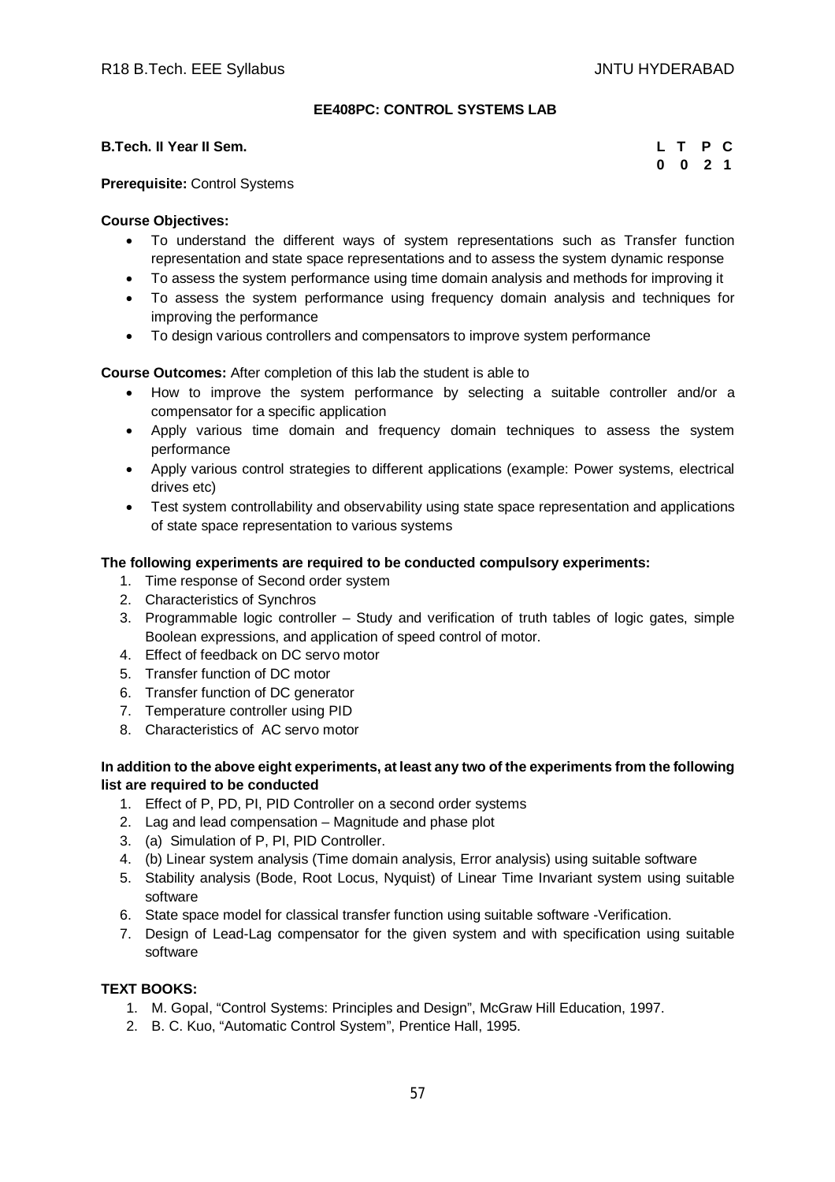## EE408PC: CONTROL SYSTEMS LAB

**B.Tech. II Year II Sem.**

| L | T | P | C |
|---|---|---|---|
| 0 | 0 | 2 | 1 |

**Prerequisite:** Control Systems

**Course Objectives:**

- To understand the different ways of system representations such as Transfer function representation and state space representations and to assess the system dynamic response
- To assess the system performance using time domain analysis and methods for improving it
- To assess the system performance using frequency domain analysis and techniques for improving the performance
- To design various controllers and compensators to improve system performance

**Course Outcomes:** After completion of this lab the student is able to

- How to improve the system performance by selecting a suitable controller and/or a compensator for a specific application
- Apply various time domain and frequency domain techniques to assess the system performance
- Apply various control strategies to different applications (example: Power systems, electrical drives etc)
- Test system controllability and observability using state space representation and applications of state space representation to various systems

**The following experiments are required to be conducted compulsory experiments:**

1. Time response of Second order system
2. Characteristics of Synchros
3. Programmable logic controller – Study and verification of truth tables of logic gates, simple Boolean expressions, and application of speed control of motor.
4. Effect of feedback on DC servo motor
5. Transfer function of DC motor
6. Transfer function of DC generator
7. Temperature controller using PID
8. Characteristics of AC servo motor

**In addition to the above eight experiments, at least any two of the experiments from the following list are required to be conducted**

1. Effect of P, PD, PI, PID Controller on a second order systems
2. Lag and lead compensation – Magnitude and phase plot
3. (a) Simulation of P, PI, PID Controller.
4. (b) Linear system analysis (Time domain analysis, Error analysis) using suitable software
5. Stability analysis (Bode, Root Locus, Nyquist) of Linear Time Invariant system using suitable software
6. State space model for classical transfer function using suitable software -Verification.
7. Design of Lead-Lag compensator for the given system and with specification using suitable software

**TEXT BOOKS:**

1. M. Gopal, "Control Systems: Principles and Design", McGraw Hill Education, 1997.
2. B. C. Kuo, "Automatic Control System", Prentice Hall, 1995.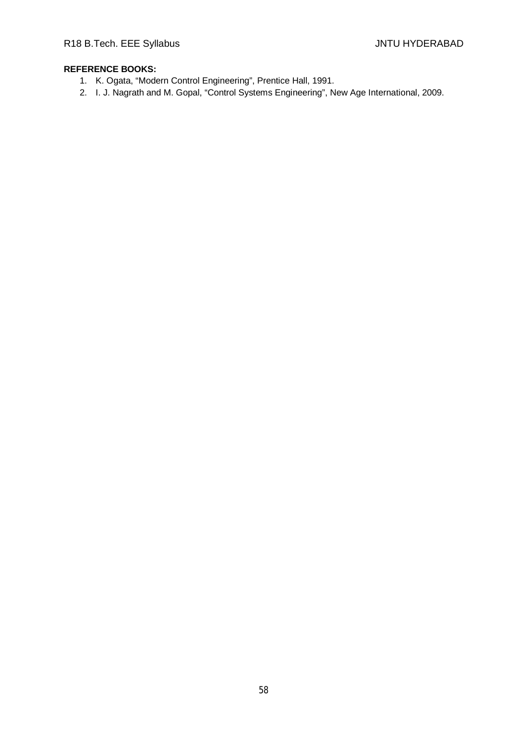**REFERENCE BOOKS:**

1. K. Ogata, “Modern Control Engineering”, Prentice Hall, 1991.
2. I. J. Nagrath and M. Gopal, “Control Systems Engineering”, New Age International, 2009.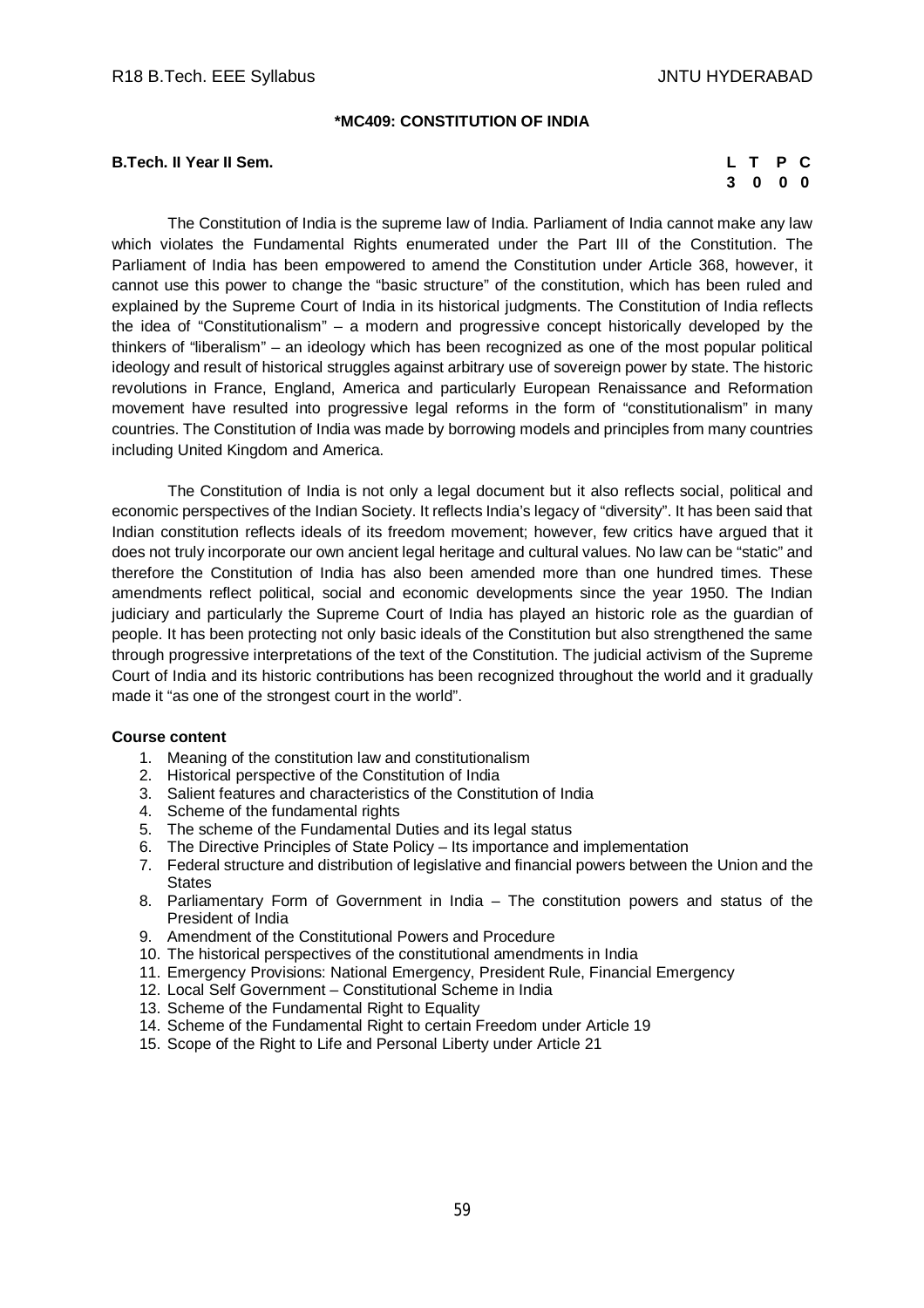## *MC409: CONSTITUTION OF INDIA

**B.Tech. II Year II Sem.**

| L | T | P | C |
|---|---|---|---|
| 3 | 0 | 0 | 0 |

The Constitution of India is the supreme law of India. Parliament of India cannot make any law which violates the Fundamental Rights enumerated under the Part III of the Constitution. The Parliament of India has been empowered to amend the Constitution under Article 368, however, it cannot use this power to change the "basic structure" of the constitution, which has been ruled and explained by the Supreme Court of India in its historical judgments. The Constitution of India reflects the idea of "Constitutionalism" – a modern and progressive concept historically developed by the thinkers of "liberalism" – an ideology which has been recognized as one of the most popular political ideology and result of historical struggles against arbitrary use of sovereign power by state. The historic revolutions in France, England, America and particularly European Renaissance and Reformation movement have resulted into progressive legal reforms in the form of "constitutionalism" in many countries. The Constitution of India was made by borrowing models and principles from many countries including United Kingdom and America.

The Constitution of India is not only a legal document but it also reflects social, political and economic perspectives of the Indian Society. It reflects India's legacy of "diversity". It has been said that Indian constitution reflects ideals of its freedom movement; however, few critics have argued that it does not truly incorporate our own ancient legal heritage and cultural values. No law can be "static" and therefore the Constitution of India has also been amended more than one hundred times. These amendments reflect political, social and economic developments since the year 1950. The Indian judiciary and particularly the Supreme Court of India has played an historic role as the guardian of people. It has been protecting not only basic ideals of the Constitution but also strengthened the same through progressive interpretations of the text of the Constitution. The judicial activism of the Supreme Court of India and its historic contributions has been recognized throughout the world and it gradually made it "as one of the strongest court in the world".

**Course content**

1. Meaning of the constitution law and constitutionalism
2. Historical perspective of the Constitution of India
3. Salient features and characteristics of the Constitution of India
4. Scheme of the fundamental rights
5. The scheme of the Fundamental Duties and its legal status
6. The Directive Principles of State Policy – Its importance and implementation
7. Federal structure and distribution of legislative and financial powers between the Union and the States
8. Parliamentary Form of Government in India – The constitution powers and status of the President of India
9. Amendment of the Constitutional Powers and Procedure
10. The historical perspectives of the constitutional amendments in India
11. Emergency Provisions: National Emergency, President Rule, Financial Emergency
12. Local Self Government – Constitutional Scheme in India
13. Scheme of the Fundamental Right to Equality
14. Scheme of the Fundamental Right to certain Freedom under Article 19
15. Scope of the Right to Life and Personal Liberty under Article 21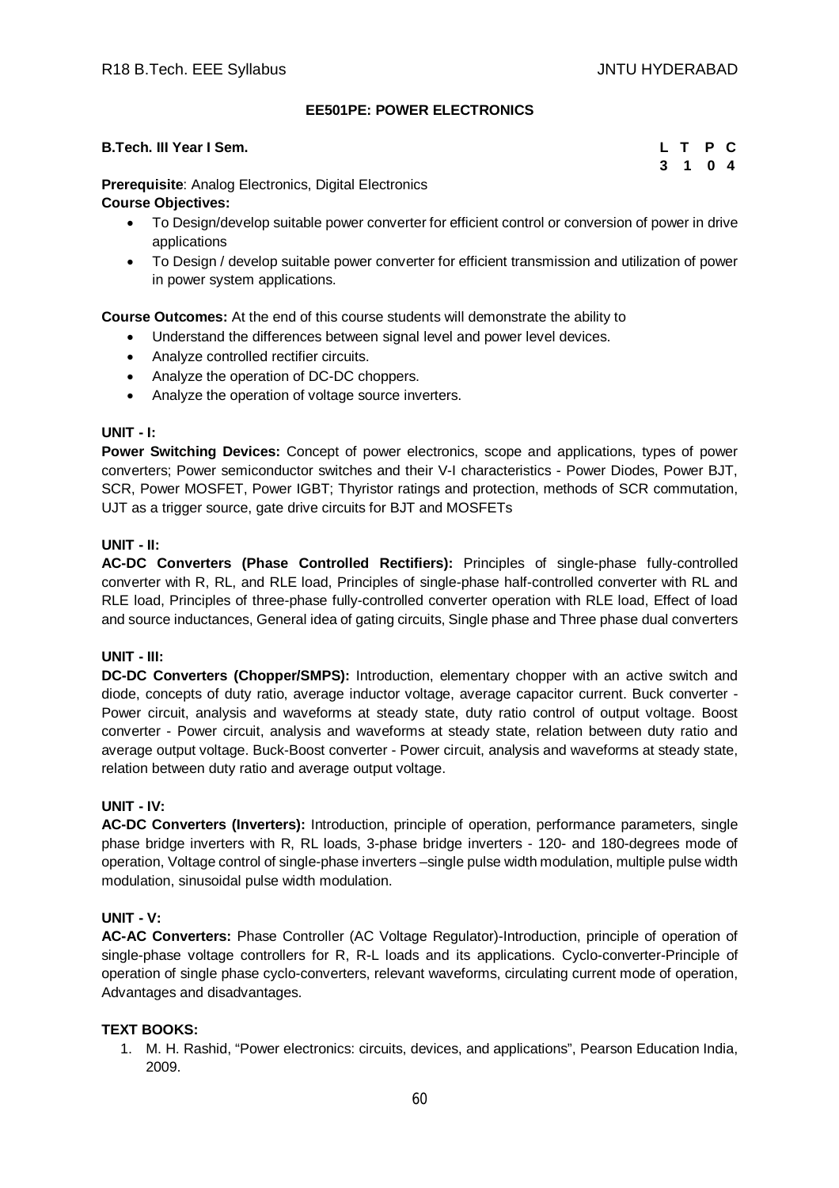## EE501PE: POWER ELECTRONICS

**B.Tech. III Year I Sem.**

| L | T | P | C |
|---|---|---|---|
| 3 | 1 | 0 | 4 |

**Prerequisite**: Analog Electronics, Digital Electronics

**Course Objectives:**

- To Design/develop suitable power converter for efficient control or conversion of power in drive applications
- To Design / develop suitable power converter for efficient transmission and utilization of power in power system applications.

**Course Outcomes:** At the end of this course students will demonstrate the ability to

- Understand the differences between signal level and power level devices.
- Analyze controlled rectifier circuits.
- Analyze the operation of DC-DC choppers.
- Analyze the operation of voltage source inverters.

### UNIT - I:

**Power Switching Devices:** Concept of power electronics, scope and applications, types of power converters; Power semiconductor switches and their V-I characteristics - Power Diodes, Power BJT, SCR, Power MOSFET, Power IGBT; Thyristor ratings and protection, methods of SCR commutation, UJT as a trigger source, gate drive circuits for BJT and MOSFETs

### UNIT - II:

**AC-DC Converters (Phase Controlled Rectifiers):** Principles of single-phase fully-controlled converter with R, RL, and RLE load, Principles of single-phase half-controlled converter with RL and RLE load, Principles of three-phase fully-controlled converter operation with RLE load, Effect of load and source inductances, General idea of gating circuits, Single phase and Three phase dual converters

### UNIT - III:

**DC-DC Converters (Chopper/SMPS):** Introduction, elementary chopper with an active switch and diode, concepts of duty ratio, average inductor voltage, average capacitor current. Buck converter - Power circuit, analysis and waveforms at steady state, duty ratio control of output voltage. Boost converter - Power circuit, analysis and waveforms at steady state, relation between duty ratio and average output voltage. Buck-Boost converter - Power circuit, analysis and waveforms at steady state, relation between duty ratio and average output voltage.

### UNIT - IV:

**AC-DC Converters (Inverters):** Introduction, principle of operation, performance parameters, single phase bridge inverters with R, RL loads, 3-phase bridge inverters - 120- and 180-degrees mode of operation, Voltage control of single-phase inverters –single pulse width modulation, multiple pulse width modulation, sinusoidal pulse width modulation.

### UNIT - V:

**AC-AC Converters:** Phase Controller (AC Voltage Regulator)-Introduction, principle of operation of single-phase voltage controllers for R, R-L loads and its applications. Cyclo-converter-Principle of operation of single phase cyclo-converters, relevant waveforms, circulating current mode of operation, Advantages and disadvantages.

### TEXT BOOKS:

1. M. H. Rashid, "Power electronics: circuits, devices, and applications", Pearson Education India, 2009.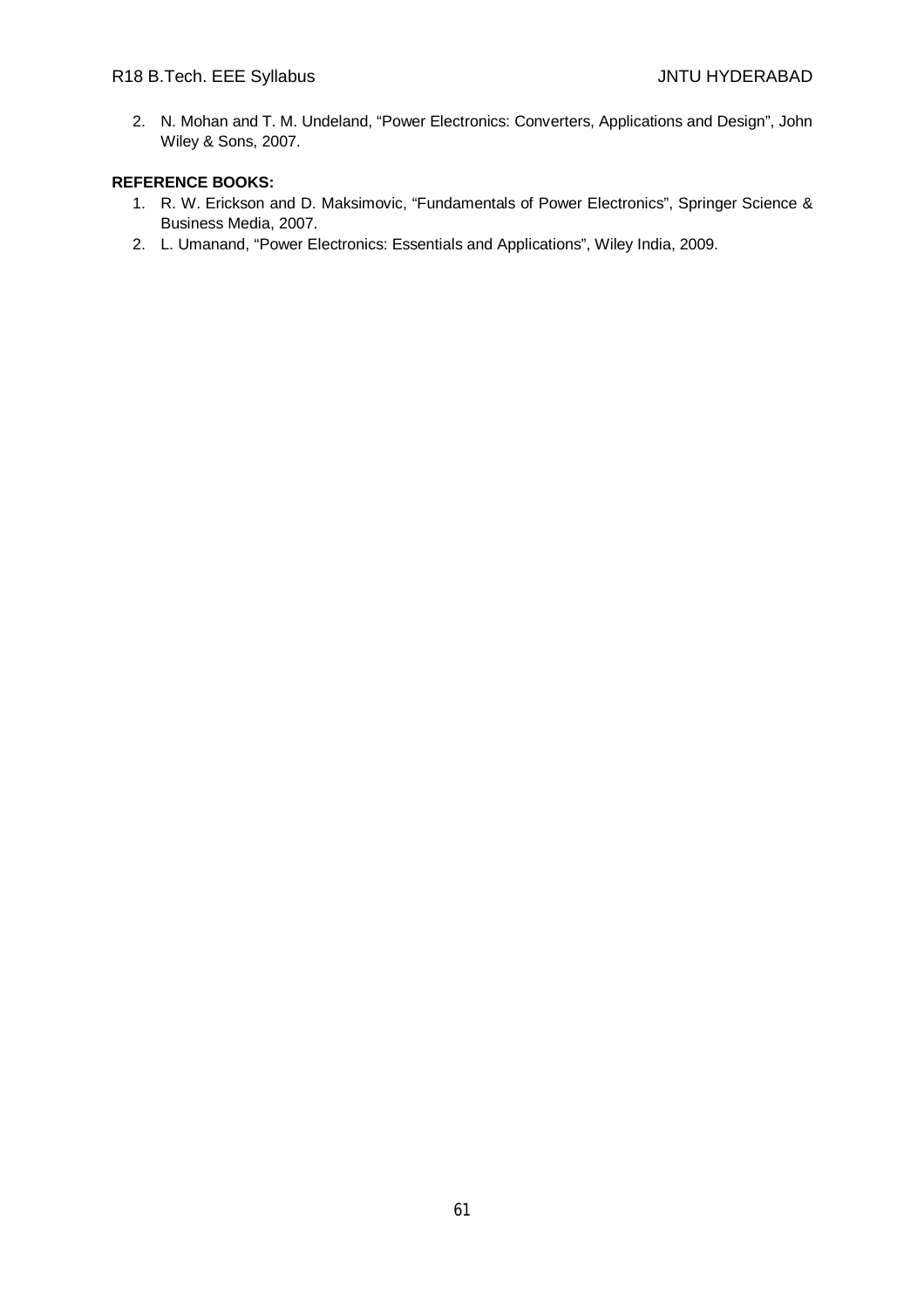2. N. Mohan and T. M. Undeland, “Power Electronics: Converters, Applications and Design”, John Wiley & Sons, 2007.

**REFERENCE BOOKS:**

1. R. W. Erickson and D. Maksimovic, “Fundamentals of Power Electronics”, Springer Science & Business Media, 2007.
2. L. Umanand, “Power Electronics: Essentials and Applications”, Wiley India, 2009.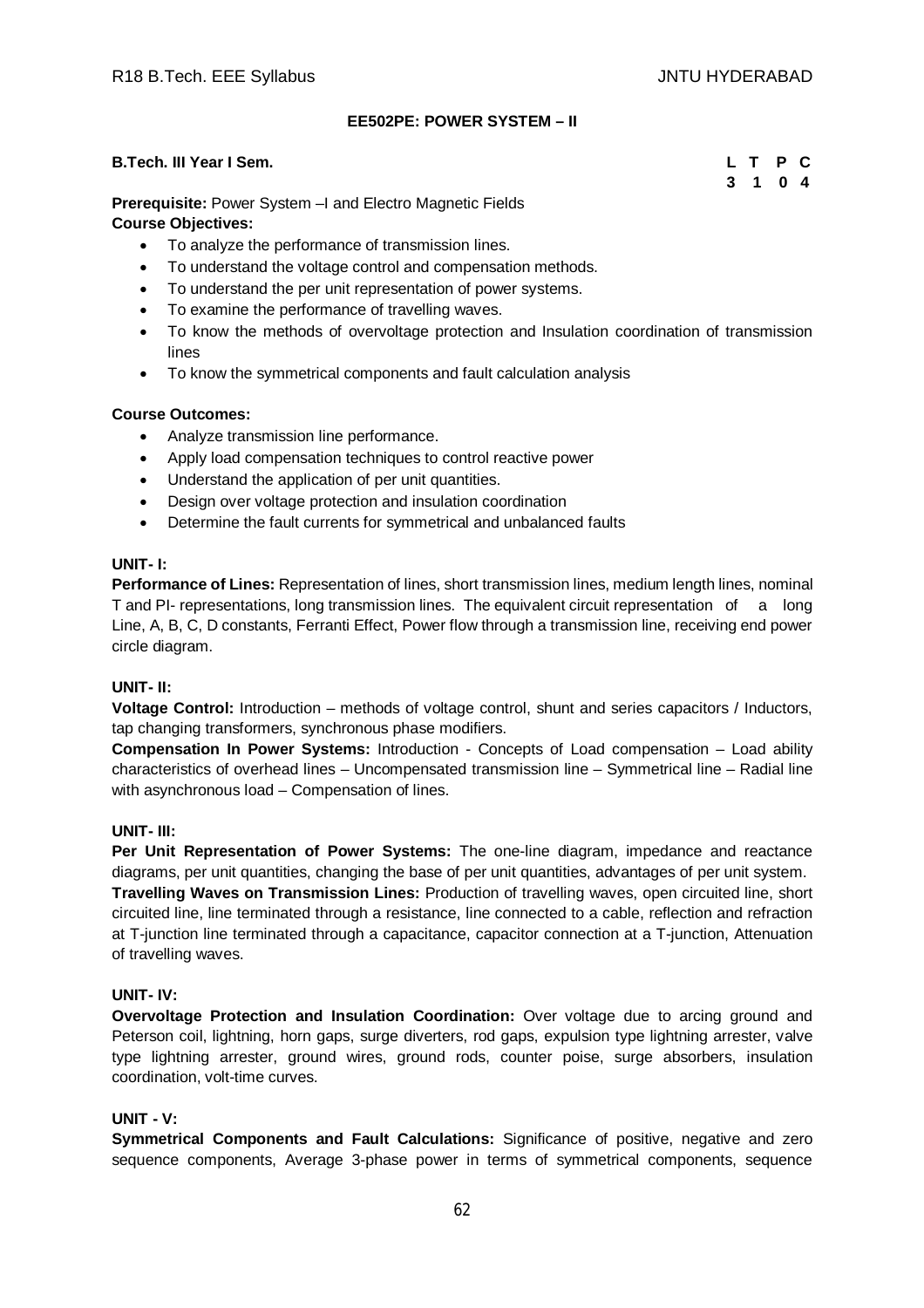## EE502PE: POWER SYSTEM – II

**B.Tech. III Year I Sem.**

| L | T | P | C |
|---|---|---|---|
| 3 | 1 | 0 | 4 |

**Prerequisite:** Power System –I and Electro Magnetic Fields

**Course Objectives:**

- To analyze the performance of transmission lines.
- To understand the voltage control and compensation methods.
- To understand the per unit representation of power systems.
- To examine the performance of travelling waves.
- To know the methods of overvoltage protection and Insulation coordination of transmission lines
- To know the symmetrical components and fault calculation analysis

**Course Outcomes:**

- Analyze transmission line performance.
- Apply load compensation techniques to control reactive power
- Understand the application of per unit quantities.
- Design over voltage protection and insulation coordination
- Determine the fault currents for symmetrical and unbalanced faults

**UNIT- I:**

**Performance of Lines:** Representation of lines, short transmission lines, medium length lines, nominal T and PI- representations, long transmission lines. The equivalent circuit representation of a long Line, A, B, C, D constants, Ferranti Effect, Power flow through a transmission line, receiving end power circle diagram.

**UNIT- II:**

**Voltage Control:** Introduction – methods of voltage control, shunt and series capacitors / Inductors, tap changing transformers, synchronous phase modifiers.

**Compensation In Power Systems:** Introduction - Concepts of Load compensation – Load ability characteristics of overhead lines – Uncompensated transmission line – Symmetrical line – Radial line with asynchronous load – Compensation of lines.

**UNIT- III:**

**Per Unit Representation of Power Systems:** The one-line diagram, impedance and reactance diagrams, per unit quantities, changing the base of per unit quantities, advantages of per unit system.

**Travelling Waves on Transmission Lines:** Production of travelling waves, open circuited line, short circuited line, line terminated through a resistance, line connected to a cable, reflection and refraction at T-junction line terminated through a capacitance, capacitor connection at a T-junction, Attenuation of travelling waves.

**UNIT- IV:**

**Overvoltage Protection and Insulation Coordination:** Over voltage due to arcing ground and Peterson coil, lightning, horn gaps, surge diverters, rod gaps, expulsion type lightning arrester, valve type lightning arrester, ground wires, ground rods, counter poise, surge absorbers, insulation coordination, volt-time curves.

**UNIT - V:**

**Symmetrical Components and Fault Calculations:** Significance of positive, negative and zero sequence components, Average 3-phase power in terms of symmetrical components, sequence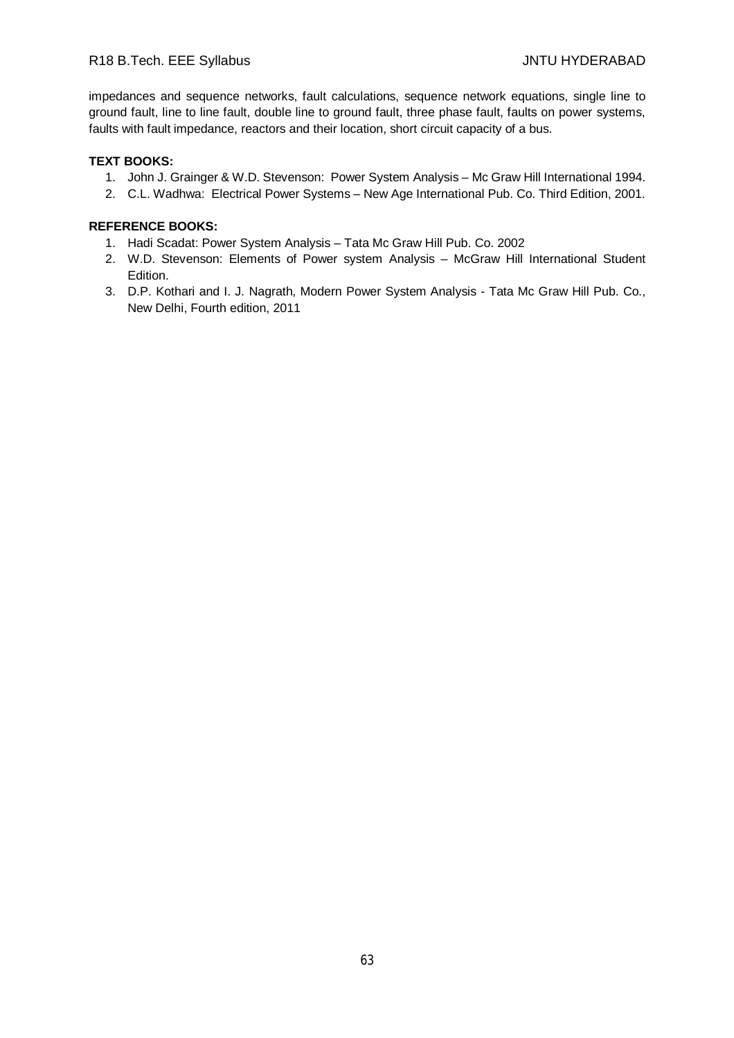impedances and sequence networks, fault calculations, sequence network equations, single line to ground fault, line to line fault, double line to ground fault, three phase fault, faults on power systems, faults with fault impedance, reactors and their location, short circuit capacity of a bus.

**TEXT BOOKS:**

1. John J. Grainger & W.D. Stevenson: Power System Analysis – Mc Graw Hill International 1994.
2. C.L. Wadhwa: Electrical Power Systems – New Age International Pub. Co. Third Edition, 2001.

**REFERENCE BOOKS:**

1. Hadi Scadat: Power System Analysis – Tata Mc Graw Hill Pub. Co. 2002
2. W.D. Stevenson: Elements of Power system Analysis – McGraw Hill International Student Edition.
3. D.P. Kothari and I. J. Nagrath, Modern Power System Analysis - Tata Mc Graw Hill Pub. Co., New Delhi, Fourth edition, 2011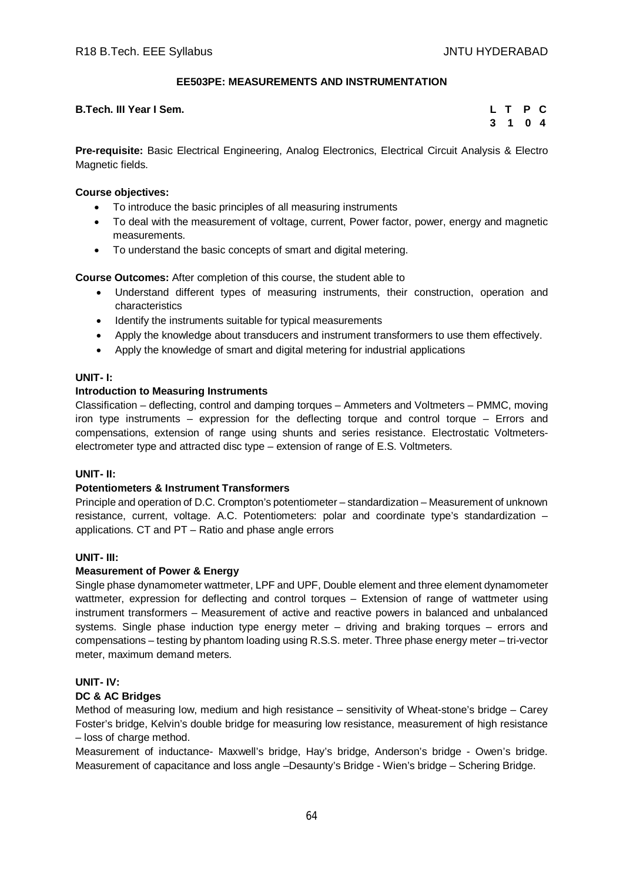## EE503PE: MEASUREMENTS AND INSTRUMENTATION

**B.Tech. III Year I Sem.**

| L | T | P | C |
|---|---|---|---|
| 3 | 1 | 0 | 4 |

**Pre-requisite:** Basic Electrical Engineering, Analog Electronics, Electrical Circuit Analysis & Electro Magnetic fields.

**Course objectives:**

- To introduce the basic principles of all measuring instruments
- To deal with the measurement of voltage, current, Power factor, power, energy and magnetic measurements.
- To understand the basic concepts of smart and digital metering.

**Course Outcomes:** After completion of this course, the student able to

- Understand different types of measuring instruments, their construction, operation and characteristics
- Identify the instruments suitable for typical measurements
- Apply the knowledge about transducers and instrument transformers to use them effectively.
- Apply the knowledge of smart and digital metering for industrial applications

**UNIT- I:**

**Introduction to Measuring Instruments**

Classification – deflecting, control and damping torques – Ammeters and Voltmeters – PMMC, moving iron type instruments – expression for the deflecting torque and control torque – Errors and compensations, extension of range using shunts and series resistance. Electrostatic Voltmeters-electrometer type and attracted disc type – extension of range of E.S. Voltmeters.

**UNIT- II:**

**Potentiometers & Instrument Transformers**

Principle and operation of D.C. Crompton's potentiometer – standardization – Measurement of unknown resistance, current, voltage. A.C. Potentiometers: polar and coordinate type's standardization – applications. CT and PT – Ratio and phase angle errors

**UNIT- III:**

**Measurement of Power & Energy**

Single phase dynamometer wattmeter, LPF and UPF, Double element and three element dynamometer wattmeter, expression for deflecting and control torques – Extension of range of wattmeter using instrument transformers – Measurement of active and reactive powers in balanced and unbalanced systems. Single phase induction type energy meter – driving and braking torques – errors and compensations – testing by phantom loading using R.S.S. meter. Three phase energy meter – tri-vector meter, maximum demand meters.

**UNIT- IV:**

**DC & AC Bridges**

Method of measuring low, medium and high resistance – sensitivity of Wheat-stone's bridge – Carey Foster's bridge, Kelvin's double bridge for measuring low resistance, measurement of high resistance – loss of charge method.

Measurement of inductance- Maxwell's bridge, Hay's bridge, Anderson's bridge - Owen's bridge. Measurement of capacitance and loss angle –Desaunty's Bridge - Wien's bridge – Schering Bridge.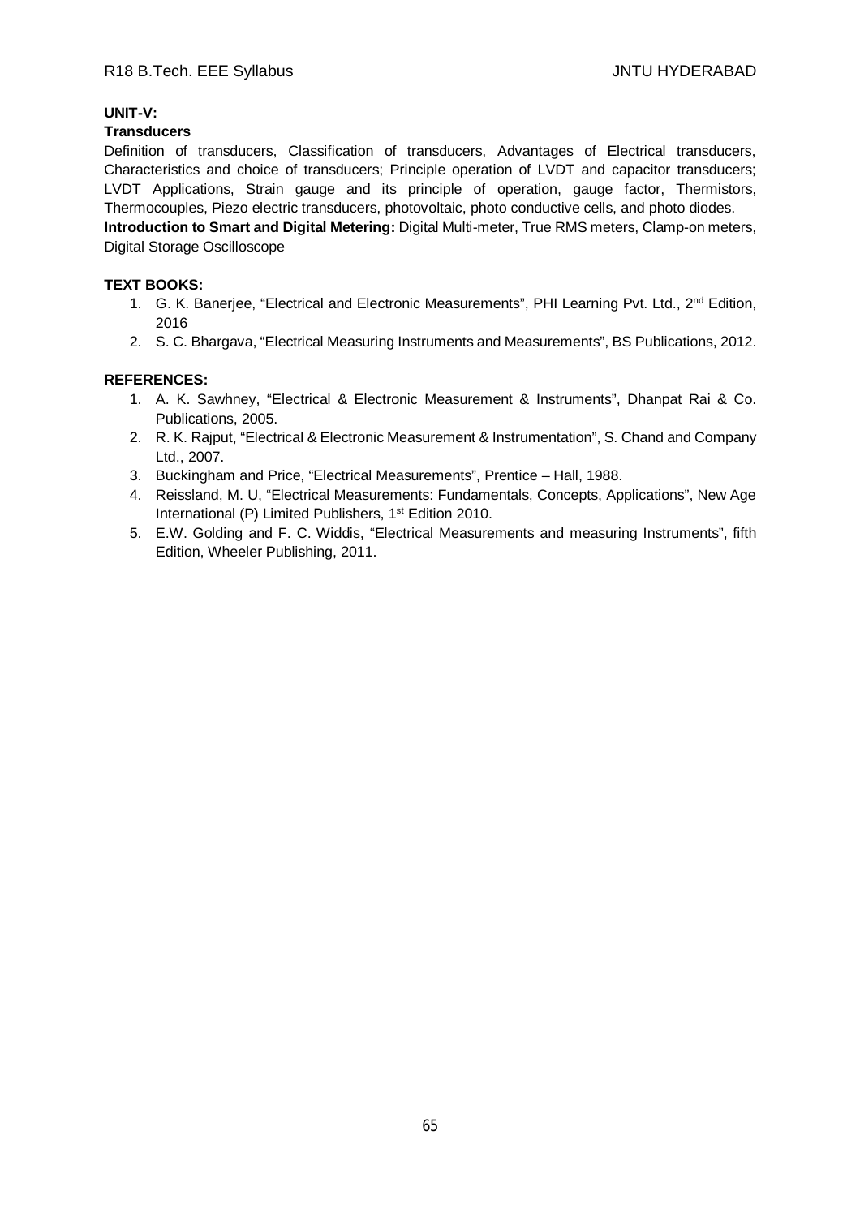**UNIT-V:**

**Transducers**

Definition of transducers, Classification of transducers, Advantages of Electrical transducers, Characteristics and choice of transducers; Principle operation of LVDT and capacitor transducers; LVDT Applications, Strain gauge and its principle of operation, gauge factor, Thermistors, Thermocouples, Piezo electric transducers, photovoltaic, photo conductive cells, and photo diodes.

**Introduction to Smart and Digital Metering:** Digital Multi-meter, True RMS meters, Clamp-on meters, Digital Storage Oscilloscope

**TEXT BOOKS:**

1. G. K. Banerjee, "Electrical and Electronic Measurements", PHI Learning Pvt. Ltd., 2nd Edition, 2016
2. S. C. Bhargava, "Electrical Measuring Instruments and Measurements", BS Publications, 2012.

**REFERENCES:**

1. A. K. Sawhney, "Electrical & Electronic Measurement & Instruments", Dhanpat Rai & Co. Publications, 2005.
2. R. K. Rajput, "Electrical & Electronic Measurement & Instrumentation", S. Chand and Company Ltd., 2007.
3. Buckingham and Price, "Electrical Measurements", Prentice – Hall, 1988.
4. Reissland, M. U, "Electrical Measurements: Fundamentals, Concepts, Applications", New Age International (P) Limited Publishers, 1st Edition 2010.
5. E.W. Golding and F. C. Widdis, "Electrical Measurements and measuring Instruments", fifth Edition, Wheeler Publishing, 2011.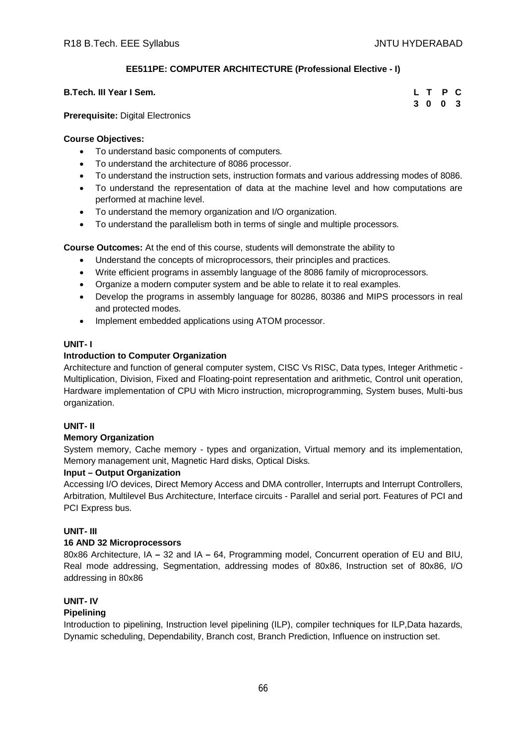## EE511PE: COMPUTER ARCHITECTURE (Professional Elective - I)

**B.Tech. III Year I Sem.**

| L | T | P | C |
|---|---|---|---|
| 3 | 0 | 0 | 3 |

**Prerequisite:** Digital Electronics

**Course Objectives:**

- To understand basic components of computers.
- To understand the architecture of 8086 processor.
- To understand the instruction sets, instruction formats and various addressing modes of 8086.
- To understand the representation of data at the machine level and how computations are performed at machine level.
- To understand the memory organization and I/O organization.
- To understand the parallelism both in terms of single and multiple processors.

**Course Outcomes:** At the end of this course, students will demonstrate the ability to

- Understand the concepts of microprocessors, their principles and practices.
- Write efficient programs in assembly language of the 8086 family of microprocessors.
- Organize a modern computer system and be able to relate it to real examples.
- Develop the programs in assembly language for 80286, 80386 and MIPS processors in real and protected modes.
- Implement embedded applications using ATOM processor.

### UNIT- I

**Introduction to Computer Organization**

Architecture and function of general computer system, CISC Vs RISC, Data types, Integer Arithmetic - Multiplication, Division, Fixed and Floating-point representation and arithmetic, Control unit operation, Hardware implementation of CPU with Micro instruction, microprogramming, System buses, Multi-bus organization.

### UNIT- II

**Memory Organization**

System memory, Cache memory - types and organization, Virtual memory and its implementation, Memory management unit, Magnetic Hard disks, Optical Disks.

**Input – Output Organization**

Accessing I/O devices, Direct Memory Access and DMA controller, Interrupts and Interrupt Controllers, Arbitration, Multilevel Bus Architecture, Interface circuits - Parallel and serial port. Features of PCI and PCI Express bus.

### UNIT- III

**16 AND 32 Microprocessors**

80x86 Architecture, IA **–** 32 and IA **–** 64, Programming model, Concurrent operation of EU and BIU, Real mode addressing, Segmentation, addressing modes of 80x86, Instruction set of 80x86, I/O addressing in 80x86

### UNIT- IV

**Pipelining**

Introduction to pipelining, Instruction level pipelining (ILP), compiler techniques for ILP,Data hazards, Dynamic scheduling, Dependability, Branch cost, Branch Prediction, Influence on instruction set.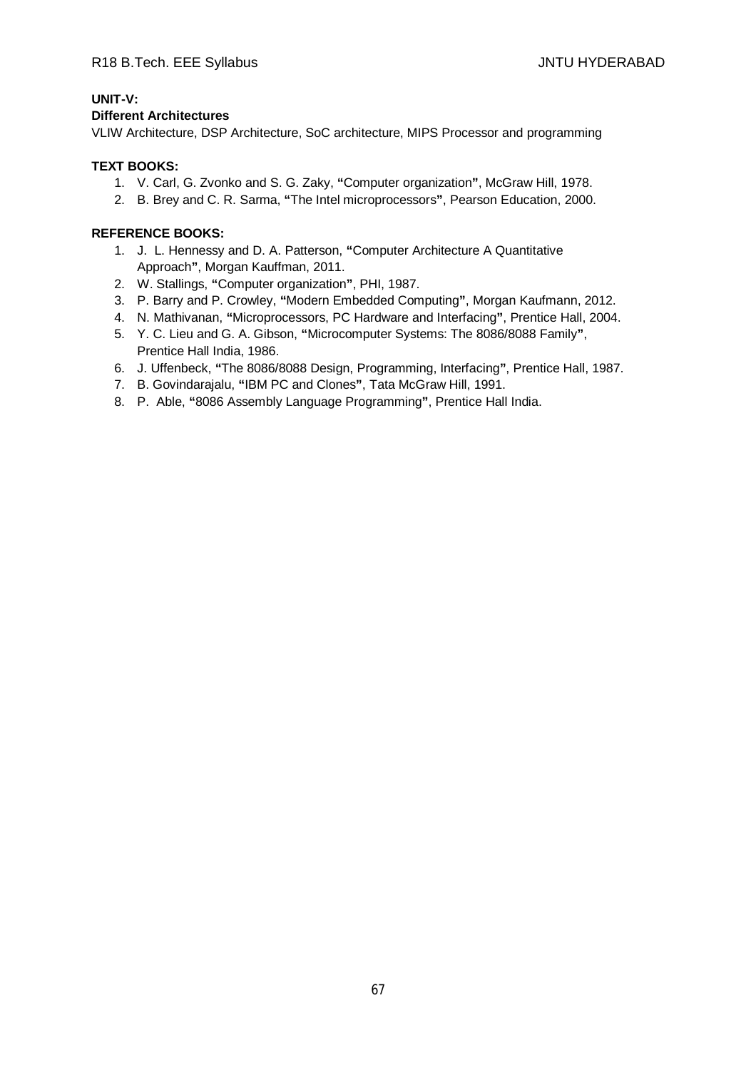**UNIT-V:**

**Different Architectures**

VLIW Architecture, DSP Architecture, SoC architecture, MIPS Processor and programming

**TEXT BOOKS:**

1. V. Carl, G. Zvonko and S. G. Zaky, **"**Computer organization**"**, McGraw Hill, 1978.
2. B. Brey and C. R. Sarma, **"**The Intel microprocessors**"**, Pearson Education, 2000.

**REFERENCE BOOKS:**

1. J. L. Hennessy and D. A. Patterson, **"**Computer Architecture A Quantitative Approach**"**, Morgan Kauffman, 2011.
2. W. Stallings, **"**Computer organization**"**, PHI, 1987.
3. P. Barry and P. Crowley, **"**Modern Embedded Computing**"**, Morgan Kaufmann, 2012.
4. N. Mathivanan, **"**Microprocessors, PC Hardware and Interfacing**"**, Prentice Hall, 2004.
5. Y. C. Lieu and G. A. Gibson, **"**Microcomputer Systems: The 8086/8088 Family**"**, Prentice Hall India, 1986.
6. J. Uffenbeck, **"**The 8086/8088 Design, Programming, Interfacing**"**, Prentice Hall, 1987.
7. B. Govindarajalu, **"**IBM PC and Clones**"**, Tata McGraw Hill, 1991.
8. P. Able, **"**8086 Assembly Language Programming**"**, Prentice Hall India.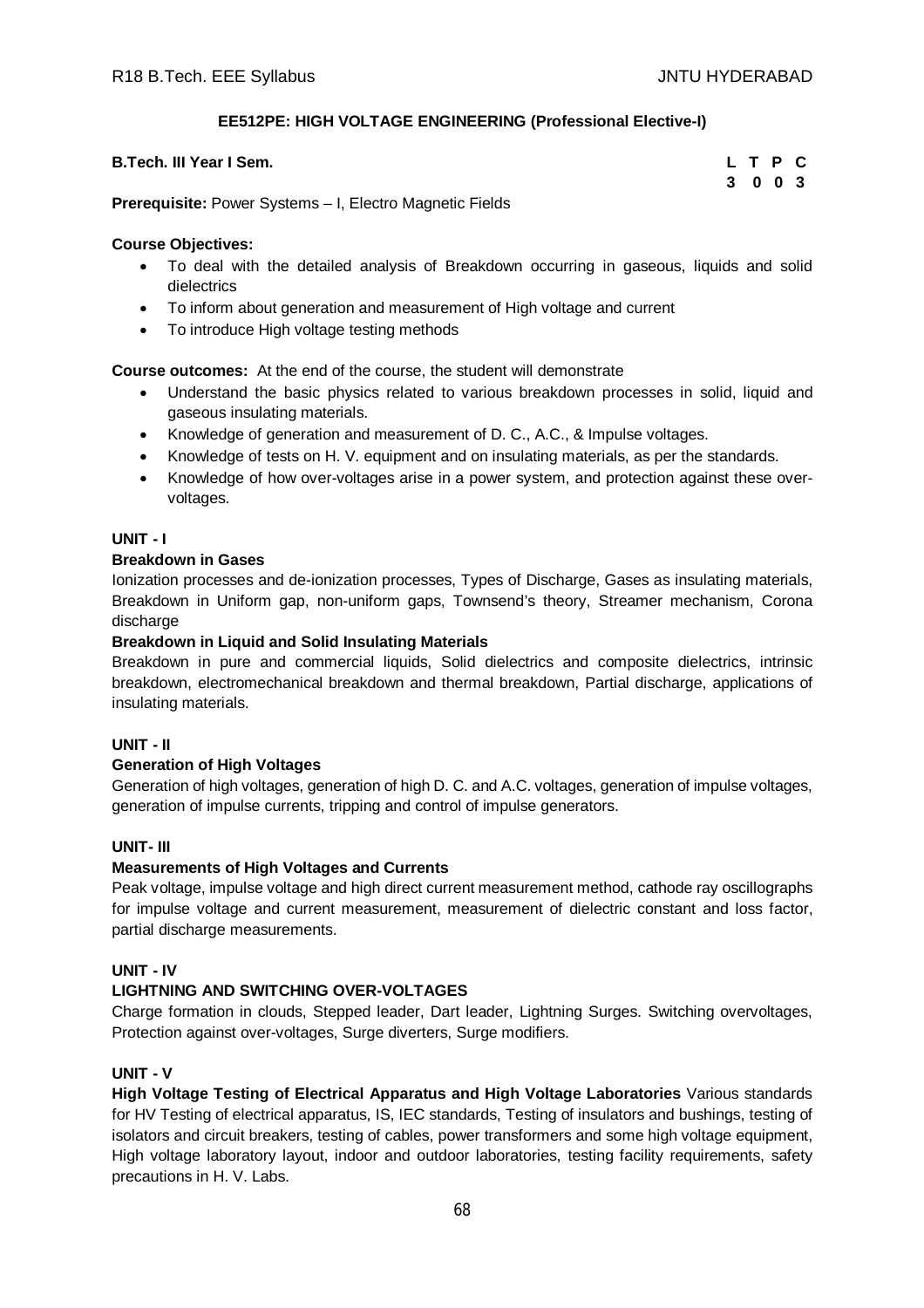## EE512PE: HIGH VOLTAGE ENGINEERING (Professional Elective-I)

**B.Tech. III Year I Sem.**

| L | T | P | C |
|---|---|---|---|
| 3 | 0 | 0 | 3 |

**Prerequisite:** Power Systems – I, Electro Magnetic Fields

**Course Objectives:**

- To deal with the detailed analysis of Breakdown occurring in gaseous, liquids and solid dielectrics
- To inform about generation and measurement of High voltage and current
- To introduce High voltage testing methods

**Course outcomes:** At the end of the course, the student will demonstrate

- Understand the basic physics related to various breakdown processes in solid, liquid and gaseous insulating materials.
- Knowledge of generation and measurement of D. C., A.C., & Impulse voltages.
- Knowledge of tests on H. V. equipment and on insulating materials, as per the standards.
- Knowledge of how over-voltages arise in a power system, and protection against these over-voltages.

### UNIT - I

**Breakdown in Gases**

Ionization processes and de-ionization processes, Types of Discharge, Gases as insulating materials, Breakdown in Uniform gap, non-uniform gaps, Townsend's theory, Streamer mechanism, Corona discharge

**Breakdown in Liquid and Solid Insulating Materials**

Breakdown in pure and commercial liquids, Solid dielectrics and composite dielectrics, intrinsic breakdown, electromechanical breakdown and thermal breakdown, Partial discharge, applications of insulating materials.

### UNIT - II

**Generation of High Voltages**

Generation of high voltages, generation of high D. C. and A.C. voltages, generation of impulse voltages, generation of impulse currents, tripping and control of impulse generators.

### UNIT- III

**Measurements of High Voltages and Currents**

Peak voltage, impulse voltage and high direct current measurement method, cathode ray oscillographs for impulse voltage and current measurement, measurement of dielectric constant and loss factor, partial discharge measurements.

### UNIT - IV

**LIGHTNING AND SWITCHING OVER-VOLTAGES**

Charge formation in clouds, Stepped leader, Dart leader, Lightning Surges. Switching overvoltages, Protection against over-voltages, Surge diverters, Surge modifiers.

### UNIT - V

**High Voltage Testing of Electrical Apparatus and High Voltage Laboratories** Various standards for HV Testing of electrical apparatus, IS, IEC standards, Testing of insulators and bushings, testing of isolators and circuit breakers, testing of cables, power transformers and some high voltage equipment, High voltage laboratory layout, indoor and outdoor laboratories, testing facility requirements, safety precautions in H. V. Labs.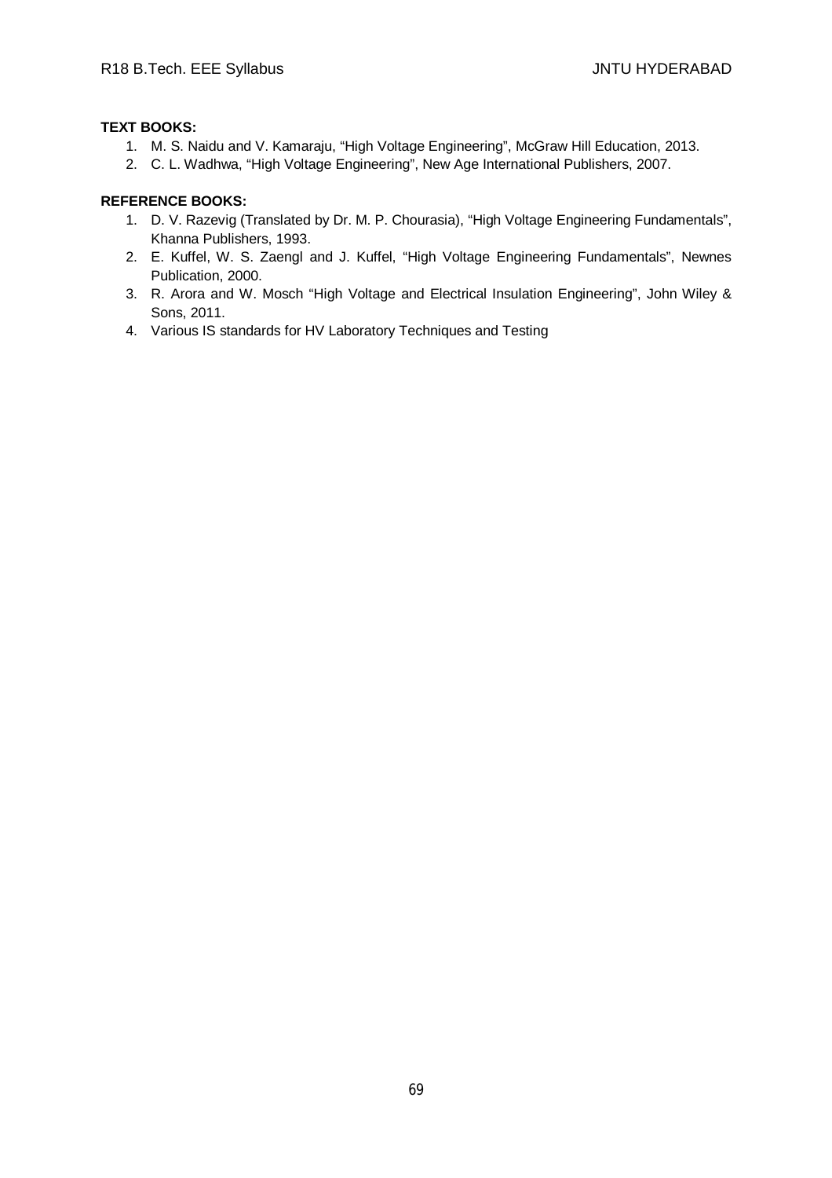**TEXT BOOKS:**

1. M. S. Naidu and V. Kamaraju, "High Voltage Engineering", McGraw Hill Education, 2013.
2. C. L. Wadhwa, "High Voltage Engineering", New Age International Publishers, 2007.

**REFERENCE BOOKS:**

1. D. V. Razevig (Translated by Dr. M. P. Chourasia), "High Voltage Engineering Fundamentals", Khanna Publishers, 1993.
2. E. Kuffel, W. S. Zaengl and J. Kuffel, "High Voltage Engineering Fundamentals", Newnes Publication, 2000.
3. R. Arora and W. Mosch "High Voltage and Electrical Insulation Engineering", John Wiley & Sons, 2011.
4. Various IS standards for HV Laboratory Techniques and Testing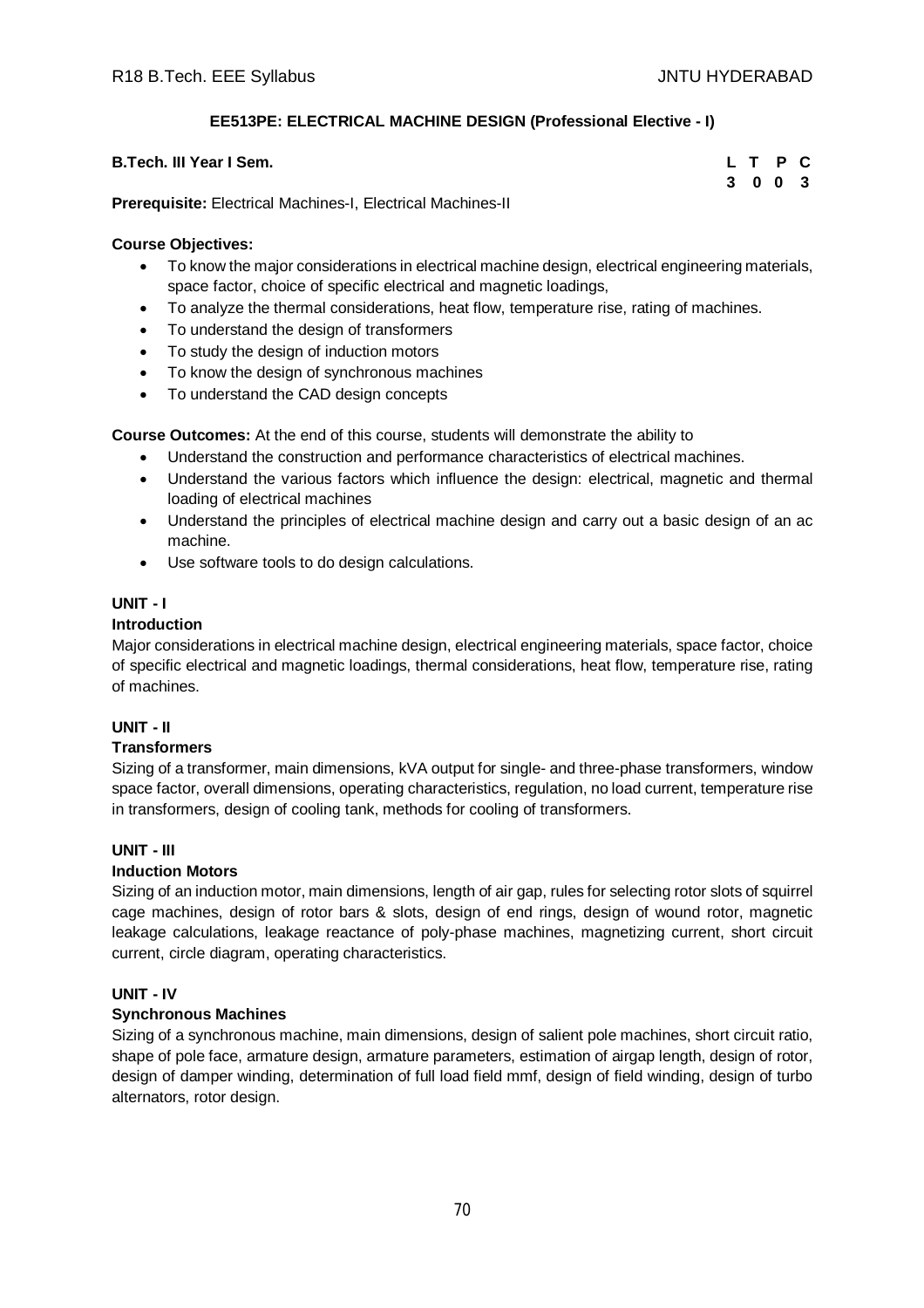## EE513PE: ELECTRICAL MACHINE DESIGN (Professional Elective - I)

**B.Tech. III Year I Sem.**

| L | T | P | C |
|---|---|---|---|
| 3 | 0 | 0 | 3 |

**Prerequisite:** Electrical Machines-I, Electrical Machines-II

**Course Objectives:**

- To know the major considerations in electrical machine design, electrical engineering materials, space factor, choice of specific electrical and magnetic loadings,
- To analyze the thermal considerations, heat flow, temperature rise, rating of machines.
- To understand the design of transformers
- To study the design of induction motors
- To know the design of synchronous machines
- To understand the CAD design concepts

**Course Outcomes:** At the end of this course, students will demonstrate the ability to

- Understand the construction and performance characteristics of electrical machines.
- Understand the various factors which influence the design: electrical, magnetic and thermal loading of electrical machines
- Understand the principles of electrical machine design and carry out a basic design of an ac machine.
- Use software tools to do design calculations.

**UNIT - I**

**Introduction**

Major considerations in electrical machine design, electrical engineering materials, space factor, choice of specific electrical and magnetic loadings, thermal considerations, heat flow, temperature rise, rating of machines.

**UNIT - II**

**Transformers**

Sizing of a transformer, main dimensions, kVA output for single- and three-phase transformers, window space factor, overall dimensions, operating characteristics, regulation, no load current, temperature rise in transformers, design of cooling tank, methods for cooling of transformers.

**UNIT - III**

**Induction Motors**

Sizing of an induction motor, main dimensions, length of air gap, rules for selecting rotor slots of squirrel cage machines, design of rotor bars & slots, design of end rings, design of wound rotor, magnetic leakage calculations, leakage reactance of poly-phase machines, magnetizing current, short circuit current, circle diagram, operating characteristics.

**UNIT - IV**

**Synchronous Machines**

Sizing of a synchronous machine, main dimensions, design of salient pole machines, short circuit ratio, shape of pole face, armature design, armature parameters, estimation of airgap length, design of rotor, design of damper winding, determination of full load field mmf, design of field winding, design of turbo alternators, rotor design.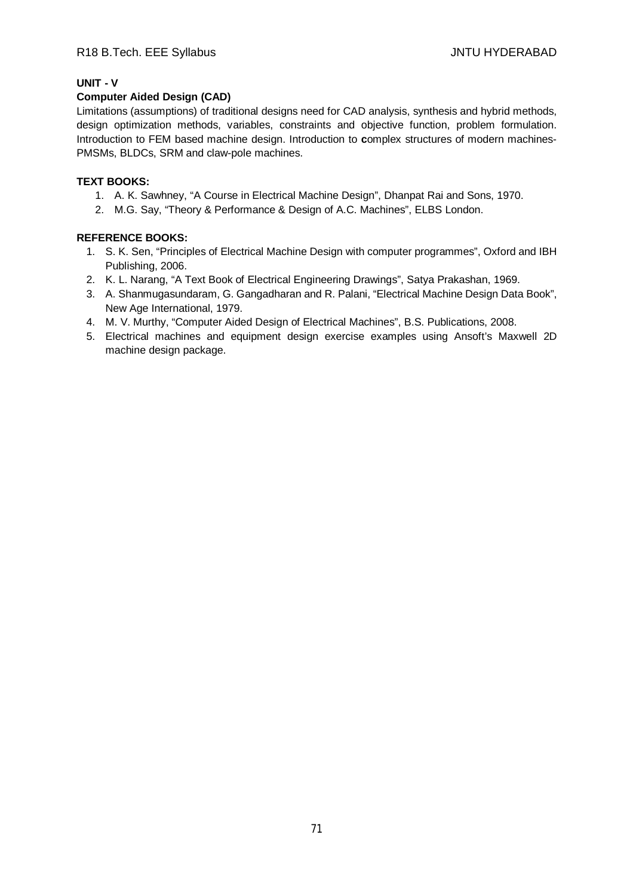**UNIT - V**

**Computer Aided Design (CAD)**

Limitations (assumptions) of traditional designs need for CAD analysis, synthesis and hybrid methods, design optimization methods, variables, constraints and objective function, problem formulation. Introduction to FEM based machine design. Introduction to **c**omplex structures of modern machines-PMSMs, BLDCs, SRM and claw-pole machines.

**TEXT BOOKS:**

1. A. K. Sawhney, "A Course in Electrical Machine Design", Dhanpat Rai and Sons, 1970.
2. M.G. Say, "Theory & Performance & Design of A.C. Machines", ELBS London.

**REFERENCE BOOKS:**

1. S. K. Sen, "Principles of Electrical Machine Design with computer programmes", Oxford and IBH Publishing, 2006.
2. K. L. Narang, "A Text Book of Electrical Engineering Drawings", Satya Prakashan, 1969.
3. A. Shanmugasundaram, G. Gangadharan and R. Palani, "Electrical Machine Design Data Book", New Age International, 1979.
4. M. V. Murthy, "Computer Aided Design of Electrical Machines", B.S. Publications, 2008.
5. Electrical machines and equipment design exercise examples using Ansoft's Maxwell 2D machine design package.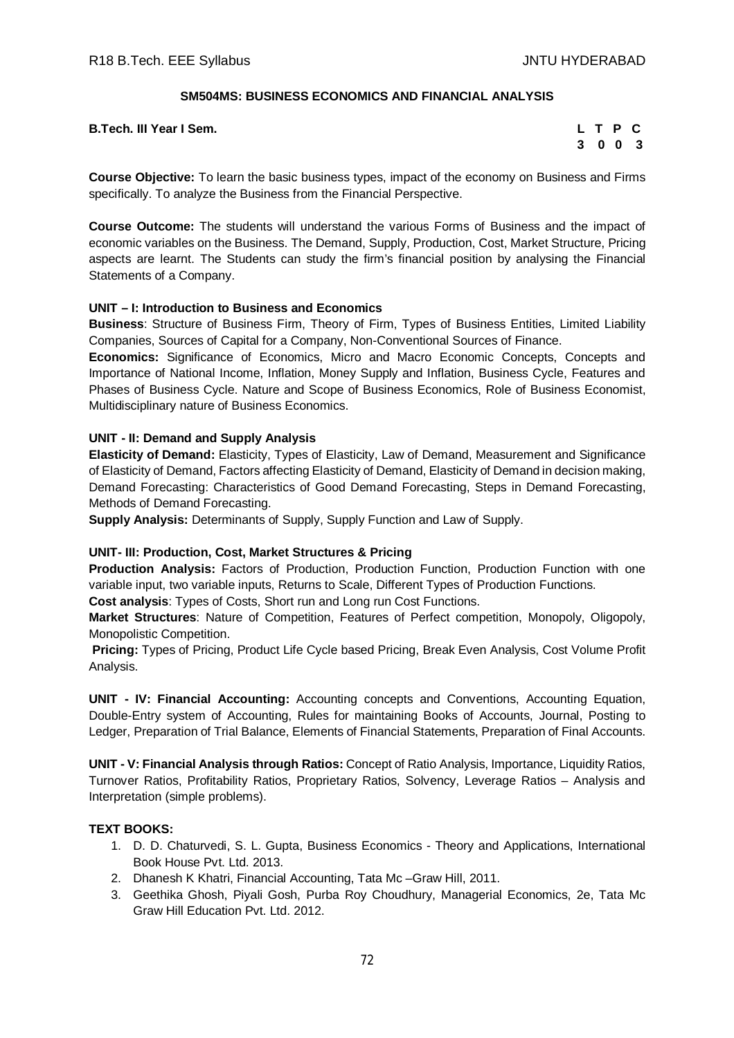## SM504MS: BUSINESS ECONOMICS AND FINANCIAL ANALYSIS

**B.Tech. III Year I Sem.**

| L | T | P | C |
|---|---|---|---|
| 3 | 0 | 0 | 3 |

**Course Objective:** To learn the basic business types, impact of the economy on Business and Firms specifically. To analyze the Business from the Financial Perspective.

**Course Outcome:** The students will understand the various Forms of Business and the impact of economic variables on the Business. The Demand, Supply, Production, Cost, Market Structure, Pricing aspects are learnt. The Students can study the firm's financial position by analysing the Financial Statements of a Company.

**UNIT – I: Introduction to Business and Economics**

**Business**: Structure of Business Firm, Theory of Firm, Types of Business Entities, Limited Liability Companies, Sources of Capital for a Company, Non-Conventional Sources of Finance.

**Economics:** Significance of Economics, Micro and Macro Economic Concepts, Concepts and Importance of National Income, Inflation, Money Supply and Inflation, Business Cycle, Features and Phases of Business Cycle. Nature and Scope of Business Economics, Role of Business Economist, Multidisciplinary nature of Business Economics.

**UNIT - II: Demand and Supply Analysis**

**Elasticity of Demand:** Elasticity, Types of Elasticity, Law of Demand, Measurement and Significance of Elasticity of Demand, Factors affecting Elasticity of Demand, Elasticity of Demand in decision making, Demand Forecasting: Characteristics of Good Demand Forecasting, Steps in Demand Forecasting, Methods of Demand Forecasting.

**Supply Analysis:** Determinants of Supply, Supply Function and Law of Supply.

**UNIT- III: Production, Cost, Market Structures & Pricing**

**Production Analysis:** Factors of Production, Production Function, Production Function with one variable input, two variable inputs, Returns to Scale, Different Types of Production Functions.

**Cost analysis**: Types of Costs, Short run and Long run Cost Functions.

**Market Structures**: Nature of Competition, Features of Perfect competition, Monopoly, Oligopoly, Monopolistic Competition.

**Pricing:** Types of Pricing, Product Life Cycle based Pricing, Break Even Analysis, Cost Volume Profit Analysis.

**UNIT - IV: Financial Accounting:** Accounting concepts and Conventions, Accounting Equation, Double-Entry system of Accounting, Rules for maintaining Books of Accounts, Journal, Posting to Ledger, Preparation of Trial Balance, Elements of Financial Statements, Preparation of Final Accounts.

**UNIT - V: Financial Analysis through Ratios:** Concept of Ratio Analysis, Importance, Liquidity Ratios, Turnover Ratios, Profitability Ratios, Proprietary Ratios, Solvency, Leverage Ratios – Analysis and Interpretation (simple problems).

**TEXT BOOKS:**

1. D. D. Chaturvedi, S. L. Gupta, Business Economics - Theory and Applications, International Book House Pvt. Ltd. 2013.
2. Dhanesh K Khatri, Financial Accounting, Tata Mc –Graw Hill, 2011.
3. Geethika Ghosh, Piyali Gosh, Purba Roy Choudhury, Managerial Economics, 2e, Tata Mc Graw Hill Education Pvt. Ltd. 2012.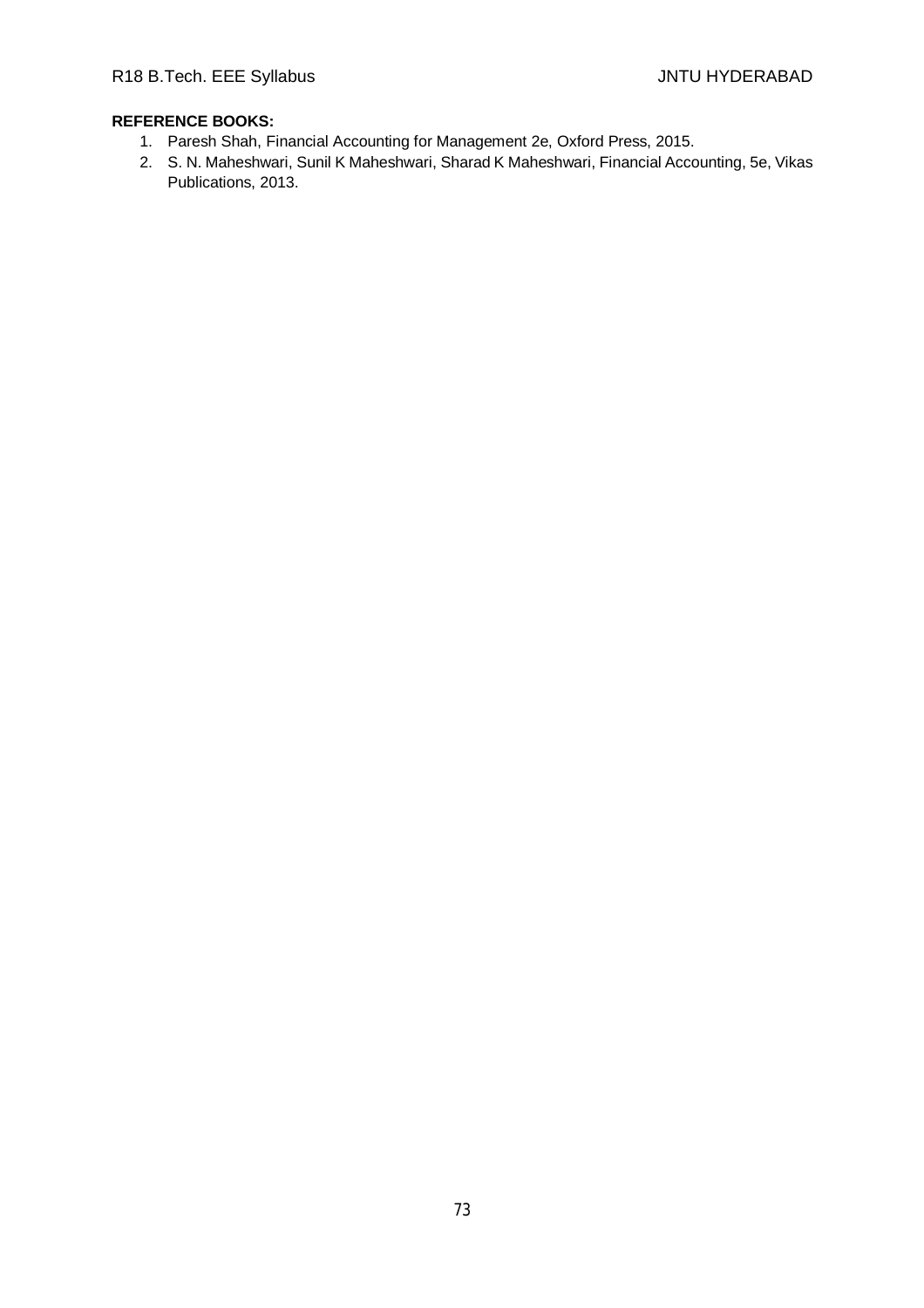**REFERENCE BOOKS:**

1. Paresh Shah, Financial Accounting for Management 2e, Oxford Press, 2015.
2. S. N. Maheshwari, Sunil K Maheshwari, Sharad K Maheshwari, Financial Accounting, 5e, Vikas Publications, 2013.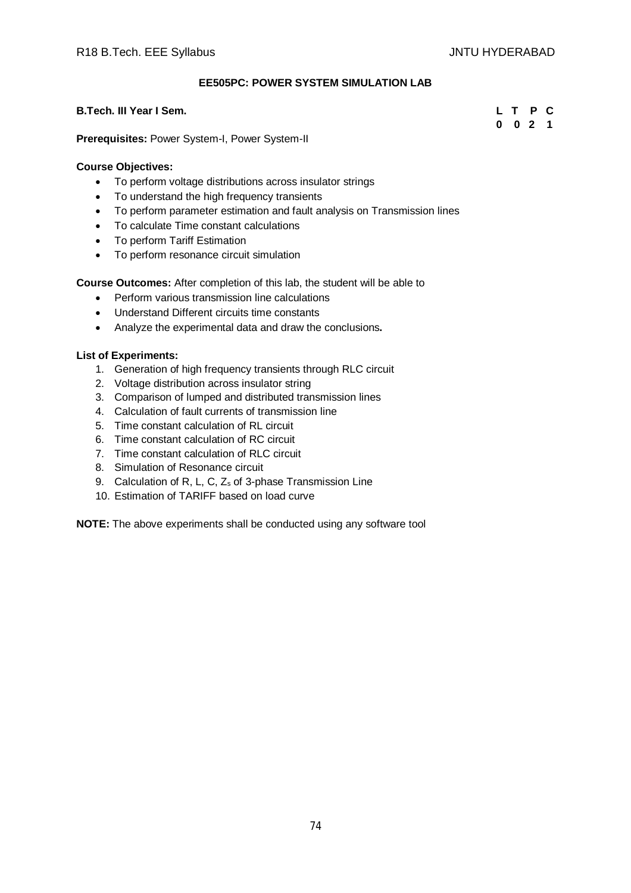## EE505PC: POWER SYSTEM SIMULATION LAB

**B.Tech. III Year I Sem.**

| L | T | P | C |
|---|---|---|---|
| 0 | 0 | 2 | 1 |

**Prerequisites:** Power System-I, Power System-II

**Course Objectives:**

- To perform voltage distributions across insulator strings
- To understand the high frequency transients
- To perform parameter estimation and fault analysis on Transmission lines
- To calculate Time constant calculations
- To perform Tariff Estimation
- To perform resonance circuit simulation

**Course Outcomes:** After completion of this lab, the student will be able to

- Perform various transmission line calculations
- Understand Different circuits time constants
- Analyze the experimental data and draw the conclusions**.**

**List of Experiments:**

1. Generation of high frequency transients through RLC circuit
2. Voltage distribution across insulator string
3. Comparison of lumped and distributed transmission lines
4. Calculation of fault currents of transmission line
5. Time constant calculation of RL circuit
6. Time constant calculation of RC circuit
7. Time constant calculation of RLC circuit
8. Simulation of Resonance circuit
9. Calculation of R, L, C, $Z_s$ of 3-phase Transmission Line
10. Estimation of TARIFF based on load curve

**NOTE:** The above experiments shall be conducted using any software tool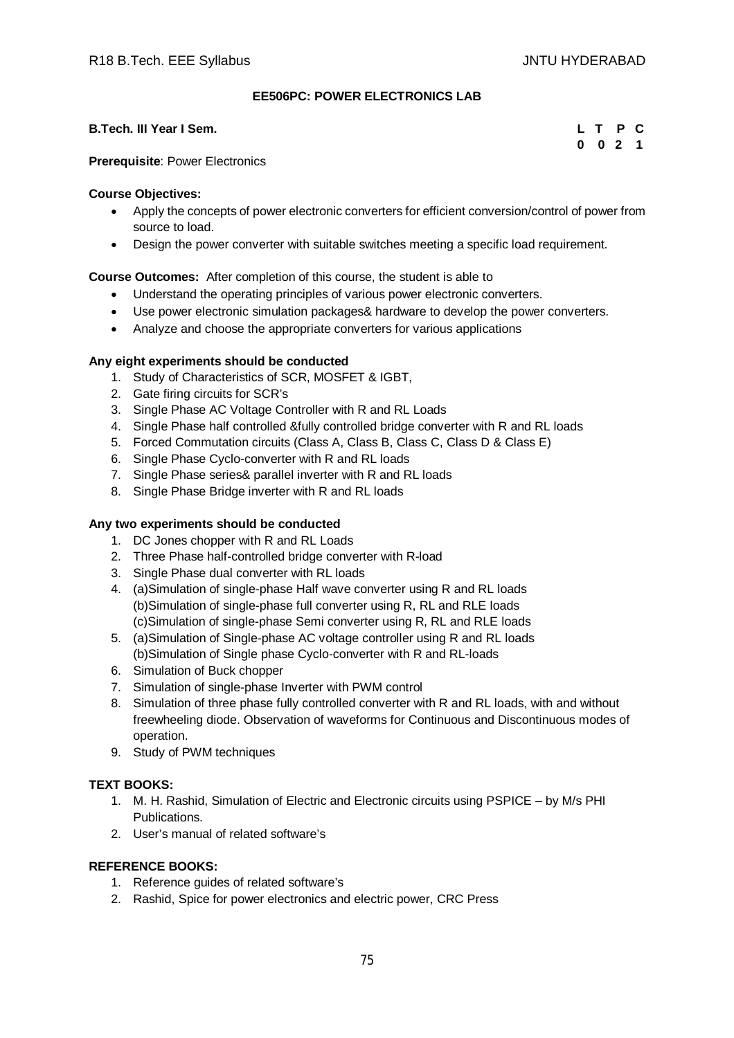**EE506PC: POWER ELECTRONICS LAB**

**B.Tech. III Year I Sem.**

| L | T | P | C |
|---|---|---|---|
| 0 | 0 | 2 | 1 |

**Prerequisite**: Power Electronics

**Course Objectives:**

- Apply the concepts of power electronic converters for efficient conversion/control of power from source to load.
- Design the power converter with suitable switches meeting a specific load requirement.

**Course Outcomes:** After completion of this course, the student is able to

- Understand the operating principles of various power electronic converters.
- Use power electronic simulation packages& hardware to develop the power converters.
- Analyze and choose the appropriate converters for various applications

**Any eight experiments should be conducted**

1. Study of Characteristics of SCR, MOSFET & IGBT,
2. Gate firing circuits for SCR's
3. Single Phase AC Voltage Controller with R and RL Loads
4. Single Phase half controlled &fully controlled bridge converter with R and RL loads
5. Forced Commutation circuits (Class A, Class B, Class C, Class D & Class E)
6. Single Phase Cyclo-converter with R and RL loads
7. Single Phase series& parallel inverter with R and RL loads
8. Single Phase Bridge inverter with R and RL loads

**Any two experiments should be conducted**

1. DC Jones chopper with R and RL Loads
2. Three Phase half-controlled bridge converter with R-load
3. Single Phase dual converter with RL loads
4. (a)Simulation of single-phase Half wave converter using R and RL loads
   (b)Simulation of single-phase full converter using R, RL and RLE loads
   (c)Simulation of single-phase Semi converter using R, RL and RLE loads
5. (a)Simulation of Single-phase AC voltage controller using R and RL loads
   (b)Simulation of Single phase Cyclo-converter with R and RL-loads
6. Simulation of Buck chopper
7. Simulation of single-phase Inverter with PWM control
8. Simulation of three phase fully controlled converter with R and RL loads, with and without freewheeling diode. Observation of waveforms for Continuous and Discontinuous modes of operation.
9. Study of PWM techniques

**TEXT BOOKS:**

1. M. H. Rashid, Simulation of Electric and Electronic circuits using PSPICE – by M/s PHI Publications.
2. User's manual of related software's

**REFERENCE BOOKS:**

1. Reference guides of related software's
2. Rashid, Spice for power electronics and electric power, CRC Press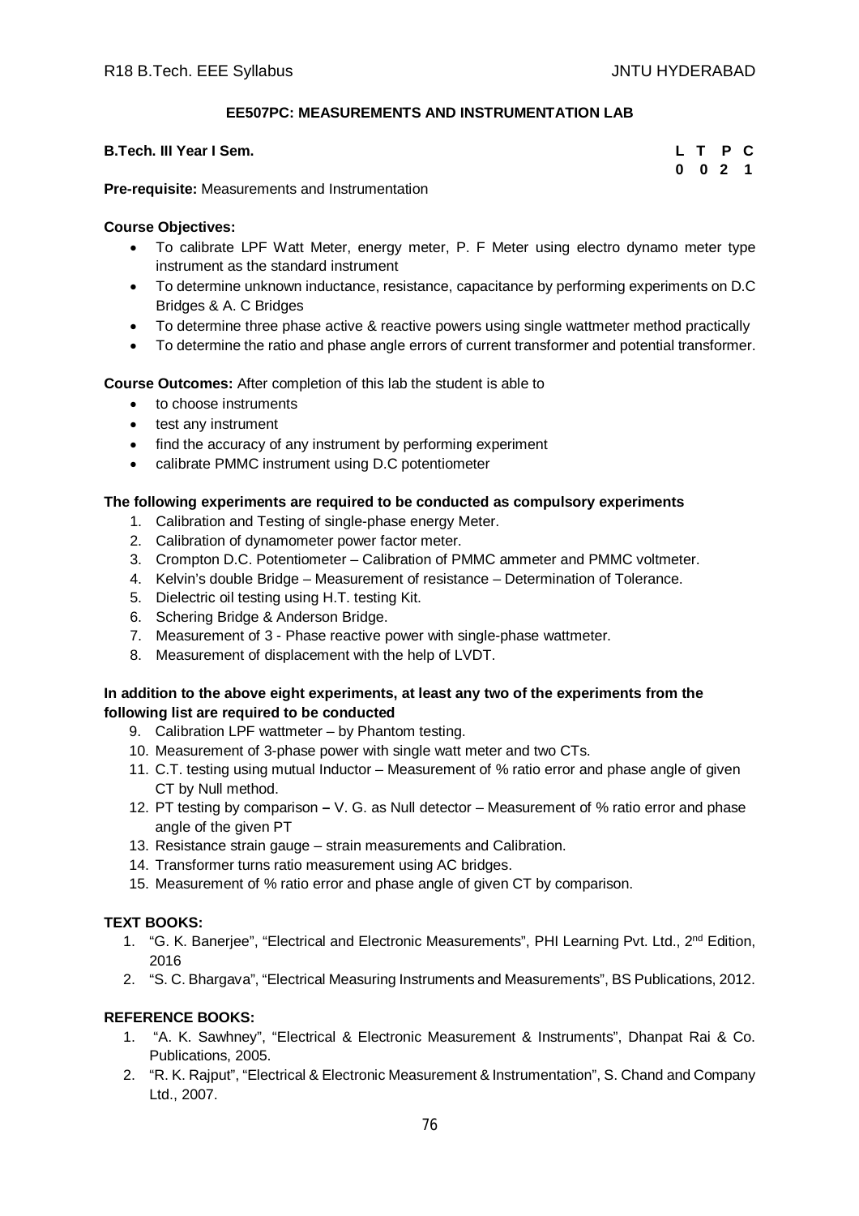## EE507PC: MEASUREMENTS AND INSTRUMENTATION LAB

**B.Tech. III Year I Sem.**

| L | T | P | C |
|---|---|---|---|
| 0 | 0 | 2 | 1 |

**Pre-requisite:** Measurements and Instrumentation

**Course Objectives:**

- To calibrate LPF Watt Meter, energy meter, P. F Meter using electro dynamo meter type instrument as the standard instrument
- To determine unknown inductance, resistance, capacitance by performing experiments on D.C Bridges & A. C Bridges
- To determine three phase active & reactive powers using single wattmeter method practically
- To determine the ratio and phase angle errors of current transformer and potential transformer.

**Course Outcomes:** After completion of this lab the student is able to

- to choose instruments
- test any instrument
- find the accuracy of any instrument by performing experiment
- calibrate PMMC instrument using D.C potentiometer

**The following experiments are required to be conducted as compulsory experiments**

1. Calibration and Testing of single-phase energy Meter.
2. Calibration of dynamometer power factor meter.
3. Crompton D.C. Potentiometer – Calibration of PMMC ammeter and PMMC voltmeter.
4. Kelvin's double Bridge – Measurement of resistance – Determination of Tolerance.
5. Dielectric oil testing using H.T. testing Kit.
6. Schering Bridge & Anderson Bridge.
7. Measurement of 3 - Phase reactive power with single-phase wattmeter.
8. Measurement of displacement with the help of LVDT.

**In addition to the above eight experiments, at least any two of the experiments from the following list are required to be conducted**

9. Calibration LPF wattmeter – by Phantom testing.
10. Measurement of 3-phase power with single watt meter and two CTs.
11. C.T. testing using mutual Inductor – Measurement of % ratio error and phase angle of given CT by Null method.
12. PT testing by comparison **–** V. G. as Null detector – Measurement of % ratio error and phase angle of the given PT
13. Resistance strain gauge – strain measurements and Calibration.
14. Transformer turns ratio measurement using AC bridges.
15. Measurement of % ratio error and phase angle of given CT by comparison.

**TEXT BOOKS:**

1. "G. K. Banerjee", "Electrical and Electronic Measurements", PHI Learning Pvt. Ltd., 2nd Edition, 2016
2. "S. C. Bhargava", "Electrical Measuring Instruments and Measurements", BS Publications, 2012.

**REFERENCE BOOKS:**

1. "A. K. Sawhney", "Electrical & Electronic Measurement & Instruments", Dhanpat Rai & Co. Publications, 2005.
2. "R. K. Rajput", "Electrical & Electronic Measurement & Instrumentation", S. Chand and Company Ltd., 2007.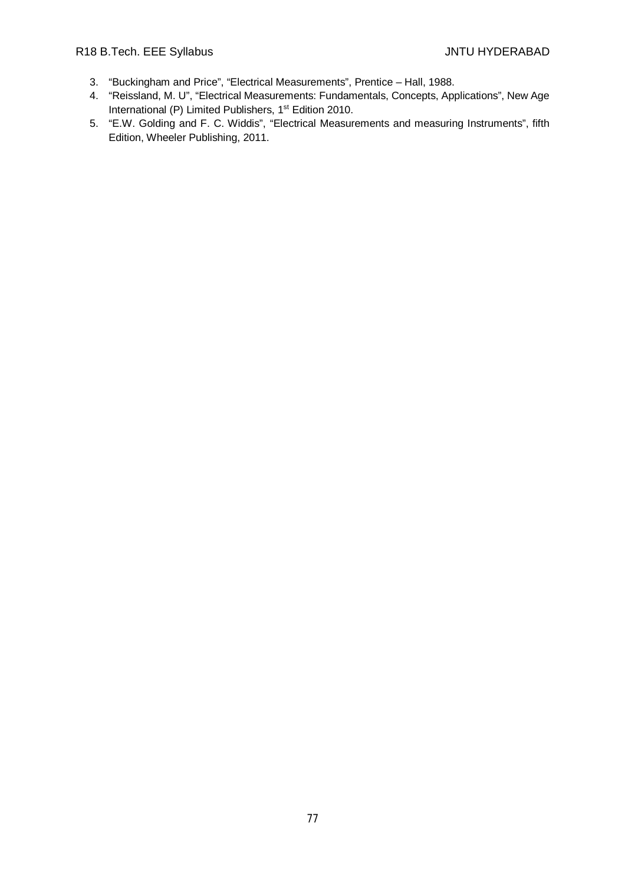3. "Buckingham and Price", "Electrical Measurements", Prentice – Hall, 1988.
4. "Reissland, M. U", "Electrical Measurements: Fundamentals, Concepts, Applications", New Age International (P) Limited Publishers, 1st Edition 2010.
5. "E.W. Golding and F. C. Widdis", "Electrical Measurements and measuring Instruments", fifth Edition, Wheeler Publishing, 2011.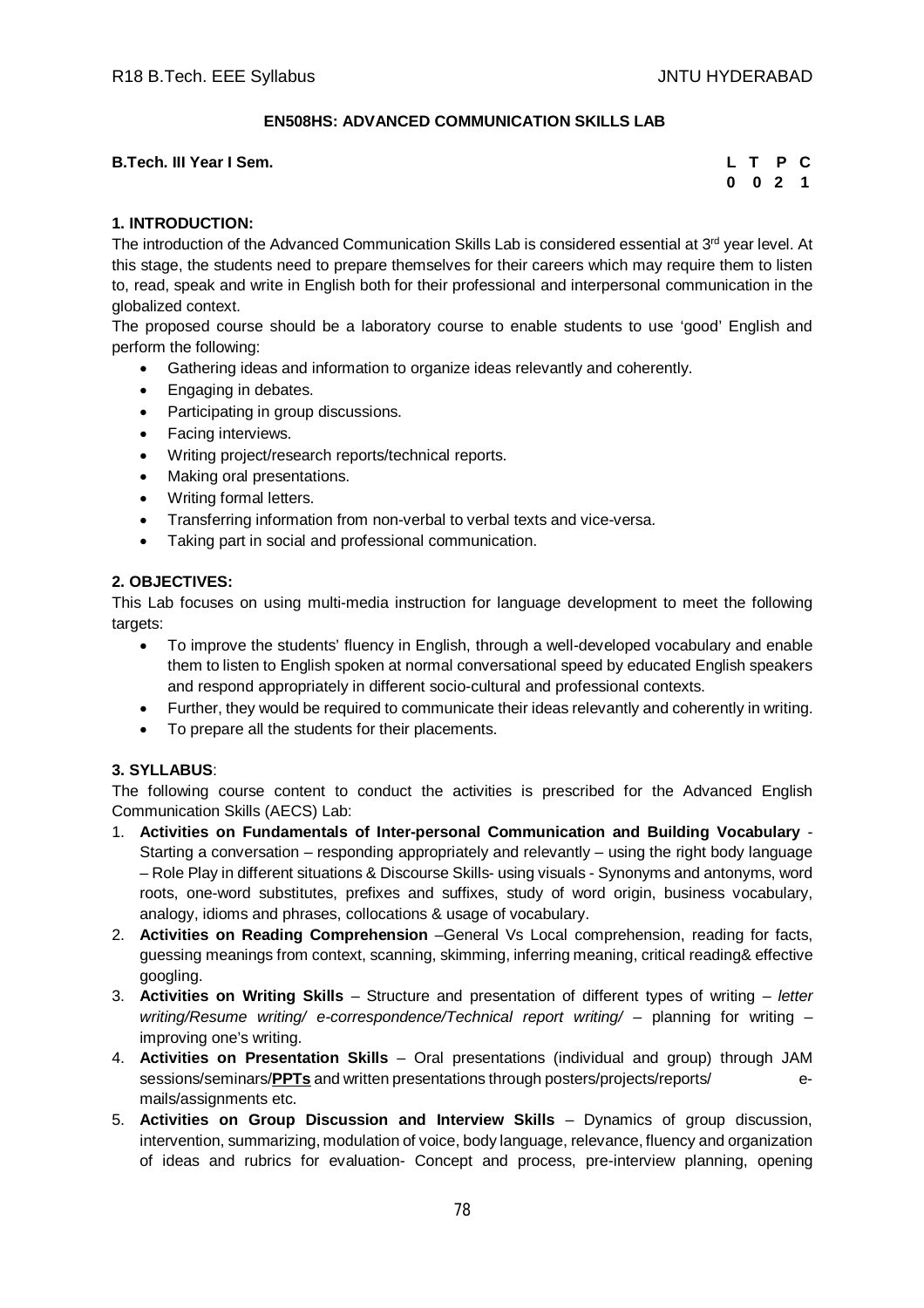**EN508HS: ADVANCED COMMUNICATION SKILLS LAB**

**B.Tech. III Year I Sem.**

| L | T | P | C |
|---|---|---|---|
| 0 | 0 | 2 | 1 |

**1. INTRODUCTION:**

The introduction of the Advanced Communication Skills Lab is considered essential at 3rd year level. At this stage, the students need to prepare themselves for their careers which may require them to listen to, read, speak and write in English both for their professional and interpersonal communication in the globalized context.

The proposed course should be a laboratory course to enable students to use 'good' English and perform the following:

- Gathering ideas and information to organize ideas relevantly and coherently.
- Engaging in debates.
- Participating in group discussions.
- Facing interviews.
- Writing project/research reports/technical reports.
- Making oral presentations.
- Writing formal letters.
- Transferring information from non-verbal to verbal texts and vice-versa.
- Taking part in social and professional communication.

**2. OBJECTIVES:**

This Lab focuses on using multi-media instruction for language development to meet the following targets:

- To improve the students' fluency in English, through a well-developed vocabulary and enable them to listen to English spoken at normal conversational speed by educated English speakers and respond appropriately in different socio-cultural and professional contexts.
- Further, they would be required to communicate their ideas relevantly and coherently in writing.
- To prepare all the students for their placements.

**3. SYLLABUS**:

The following course content to conduct the activities is prescribed for the Advanced English Communication Skills (AECS) Lab:

1. **Activities on Fundamentals of Inter-personal Communication and Building Vocabulary** - Starting a conversation – responding appropriately and relevantly – using the right body language – Role Play in different situations & Discourse Skills- using visuals - Synonyms and antonyms, word roots, one-word substitutes, prefixes and suffixes, study of word origin, business vocabulary, analogy, idioms and phrases, collocations & usage of vocabulary.
2. **Activities on Reading Comprehension** –General Vs Local comprehension, reading for facts, guessing meanings from context, scanning, skimming, inferring meaning, critical reading& effective googling.
3. **Activities on Writing Skills** – Structure and presentation of different types of writing – *letter writing/Resume writing/ e-correspondence/Technical report writing/* – planning for writing – improving one's writing.
4. **Activities on Presentation Skills** – Oral presentations (individual and group) through JAM sessions/seminars/**PPTs** and written presentations through posters/projects/reports/ e-mails/assignments etc.
5. **Activities on Group Discussion and Interview Skills** – Dynamics of group discussion, intervention, summarizing, modulation of voice, body language, relevance, fluency and organization of ideas and rubrics for evaluation- Concept and process, pre-interview planning, opening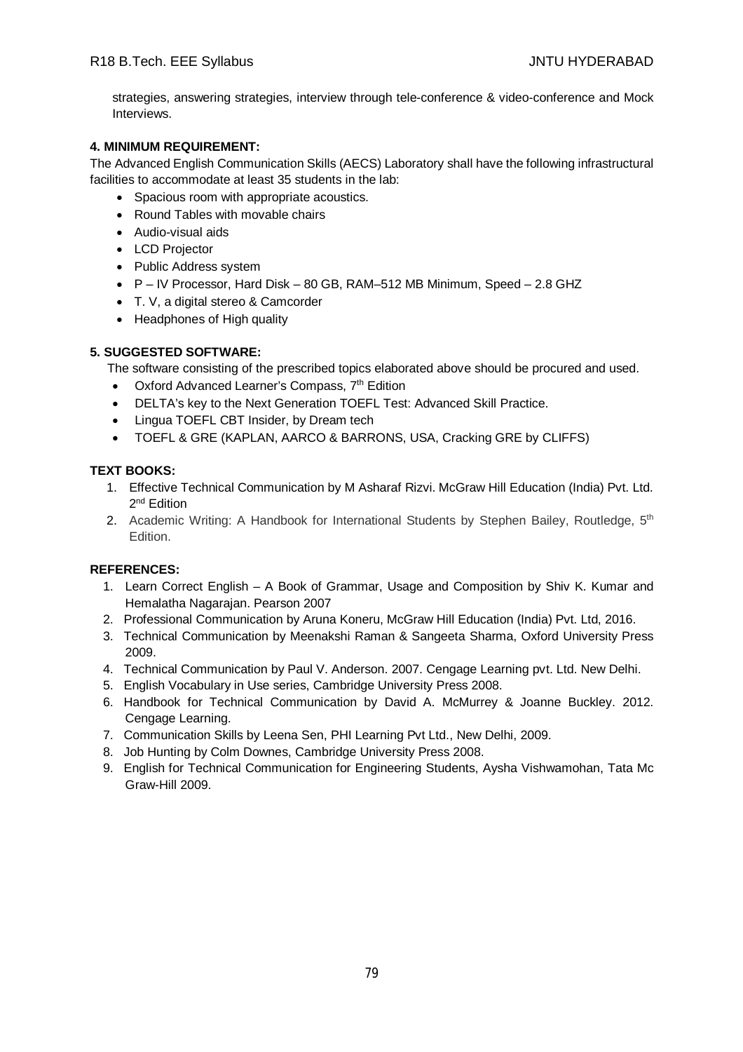strategies, answering strategies, interview through tele-conference & video-conference and Mock Interviews.

**4. MINIMUM REQUIREMENT:**

The Advanced English Communication Skills (AECS) Laboratory shall have the following infrastructural facilities to accommodate at least 35 students in the lab:

- Spacious room with appropriate acoustics.
- Round Tables with movable chairs
- Audio-visual aids
- LCD Projector
- Public Address system
- P – IV Processor, Hard Disk – 80 GB, RAM–512 MB Minimum, Speed – 2.8 GHZ
- T. V, a digital stereo & Camcorder
- Headphones of High quality

**5. SUGGESTED SOFTWARE:**

The software consisting of the prescribed topics elaborated above should be procured and used.

- Oxford Advanced Learner's Compass, 7th Edition
- DELTA's key to the Next Generation TOEFL Test: Advanced Skill Practice.
- Lingua TOEFL CBT Insider, by Dream tech
- TOEFL & GRE (KAPLAN, AARCO & BARRONS, USA, Cracking GRE by CLIFFS)

**TEXT BOOKS:**

1. Effective Technical Communication by M Asharaf Rizvi. McGraw Hill Education (India) Pvt. Ltd. 2nd Edition
2. Academic Writing: A Handbook for International Students by Stephen Bailey, Routledge, 5th Edition.

**REFERENCES:**

1. Learn Correct English – A Book of Grammar, Usage and Composition by Shiv K. Kumar and Hemalatha Nagarajan. Pearson 2007
2. Professional Communication by Aruna Koneru, McGraw Hill Education (India) Pvt. Ltd, 2016.
3. Technical Communication by Meenakshi Raman & Sangeeta Sharma, Oxford University Press 2009.
4. Technical Communication by Paul V. Anderson. 2007. Cengage Learning pvt. Ltd. New Delhi.
5. English Vocabulary in Use series, Cambridge University Press 2008.
6. Handbook for Technical Communication by David A. McMurrey & Joanne Buckley. 2012. Cengage Learning.
7. Communication Skills by Leena Sen, PHI Learning Pvt Ltd., New Delhi, 2009.
8. Job Hunting by Colm Downes, Cambridge University Press 2008.
9. English for Technical Communication for Engineering Students, Aysha Vishwamohan, Tata Mc Graw-Hill 2009.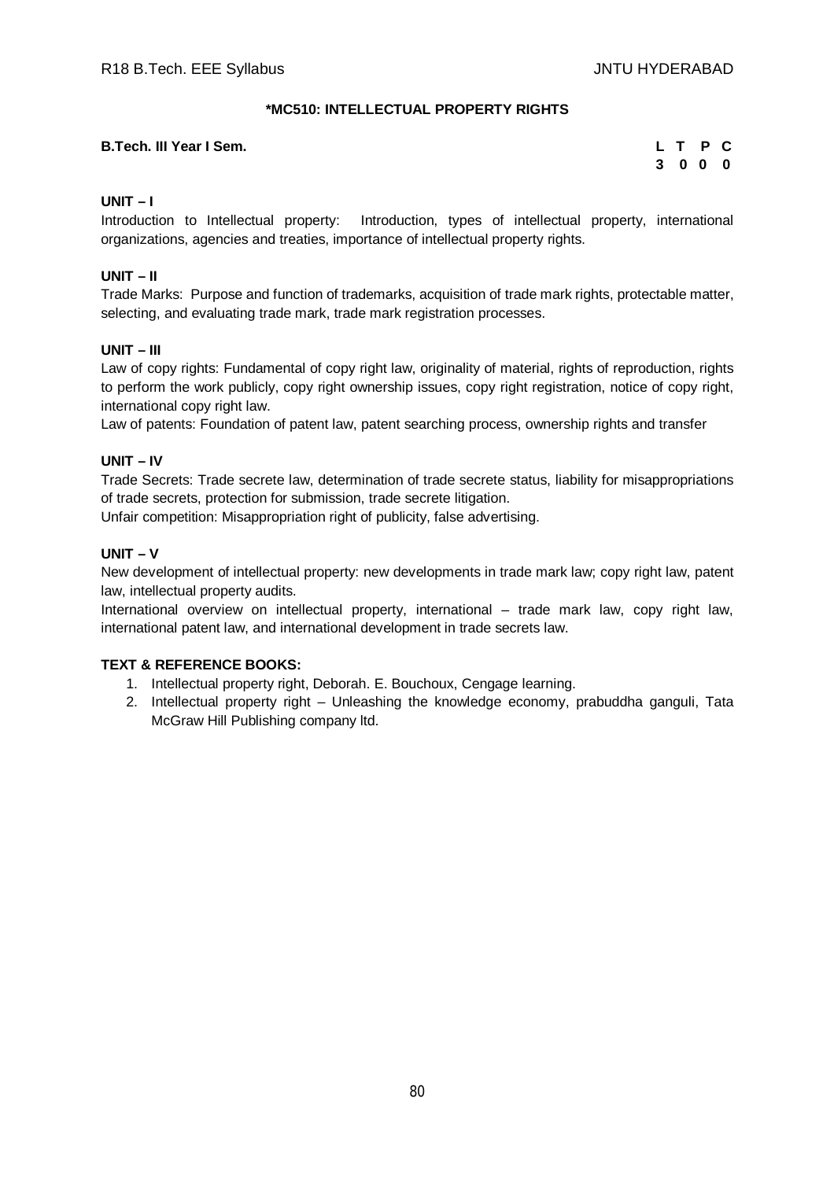## *MC510: INTELLECTUAL PROPERTY RIGHTS

**B.Tech. III Year I Sem.**

| L | T | P | C |
|---|---|---|---|
| 3 | 0 | 0 | 0 |

**UNIT – I**

Introduction to Intellectual property: Introduction, types of intellectual property, international organizations, agencies and treaties, importance of intellectual property rights.

**UNIT – II**

Trade Marks: Purpose and function of trademarks, acquisition of trade mark rights, protectable matter, selecting, and evaluating trade mark, trade mark registration processes.

**UNIT – III**

Law of copy rights: Fundamental of copy right law, originality of material, rights of reproduction, rights to perform the work publicly, copy right ownership issues, copy right registration, notice of copy right, international copy right law.

Law of patents: Foundation of patent law, patent searching process, ownership rights and transfer

**UNIT – IV**

Trade Secrets: Trade secrete law, determination of trade secrete status, liability for misappropriations of trade secrets, protection for submission, trade secrete litigation.

Unfair competition: Misappropriation right of publicity, false advertising.

**UNIT – V**

New development of intellectual property: new developments in trade mark law; copy right law, patent law, intellectual property audits.

International overview on intellectual property, international – trade mark law, copy right law, international patent law, and international development in trade secrets law.

**TEXT & REFERENCE BOOKS:**

1. Intellectual property right, Deborah. E. Bouchoux, Cengage learning.
2. Intellectual property right – Unleashing the knowledge economy, prabuddha ganguli, Tata McGraw Hill Publishing company ltd.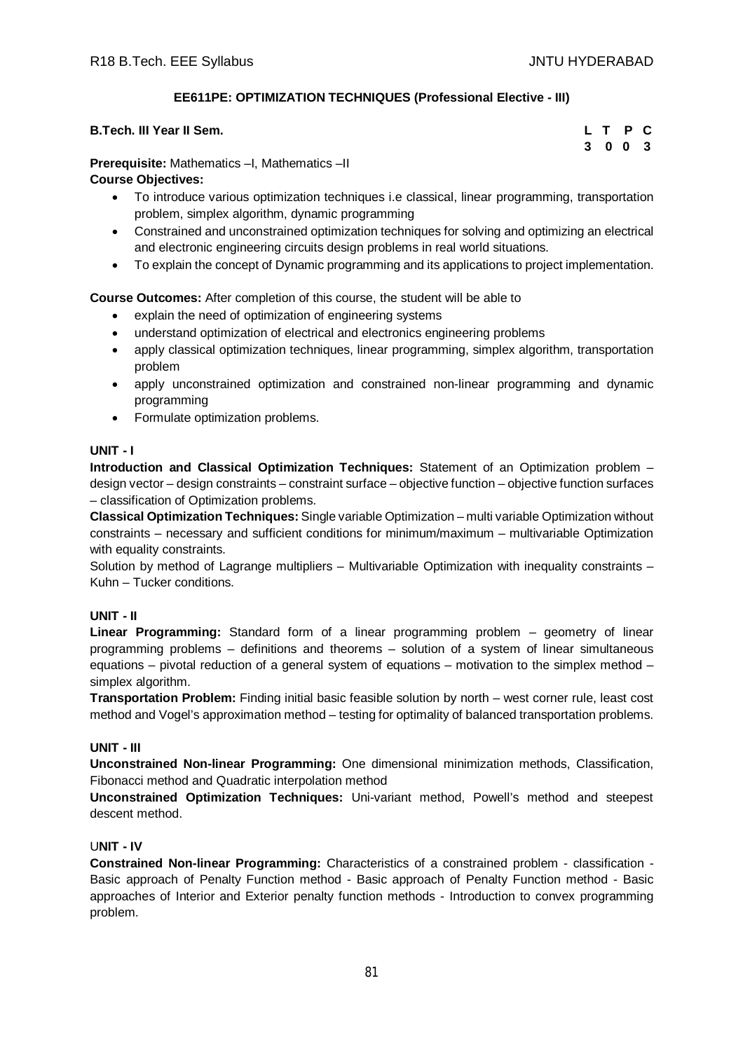## EE611PE: OPTIMIZATION TECHNIQUES (Professional Elective - III)

**B.Tech. III Year II Sem.**

| L | T | P | C |
|---|---|---|---|
| 3 | 0 | 0 | 3 |

**Prerequisite:** Mathematics –I, Mathematics –II

**Course Objectives:**

- To introduce various optimization techniques i.e classical, linear programming, transportation problem, simplex algorithm, dynamic programming
- Constrained and unconstrained optimization techniques for solving and optimizing an electrical and electronic engineering circuits design problems in real world situations.
- To explain the concept of Dynamic programming and its applications to project implementation.

**Course Outcomes:** After completion of this course, the student will be able to

- explain the need of optimization of engineering systems
- understand optimization of electrical and electronics engineering problems
- apply classical optimization techniques, linear programming, simplex algorithm, transportation problem
- apply unconstrained optimization and constrained non-linear programming and dynamic programming
- Formulate optimization problems.

### UNIT - I

**Introduction and Classical Optimization Techniques:** Statement of an Optimization problem – design vector – design constraints – constraint surface – objective function – objective function surfaces – classification of Optimization problems.

**Classical Optimization Techniques:** Single variable Optimization – multi variable Optimization without constraints – necessary and sufficient conditions for minimum/maximum – multivariable Optimization with equality constraints.

Solution by method of Lagrange multipliers – Multivariable Optimization with inequality constraints – Kuhn – Tucker conditions.

### UNIT - II

**Linear Programming:** Standard form of a linear programming problem – geometry of linear programming problems – definitions and theorems – solution of a system of linear simultaneous equations – pivotal reduction of a general system of equations – motivation to the simplex method – simplex algorithm.

**Transportation Problem:** Finding initial basic feasible solution by north – west corner rule, least cost method and Vogel's approximation method – testing for optimality of balanced transportation problems.

### UNIT - III

**Unconstrained Non-linear Programming:** One dimensional minimization methods, Classification, Fibonacci method and Quadratic interpolation method

**Unconstrained Optimization Techniques:** Uni-variant method, Powell's method and steepest descent method.

### UNIT - IV

**Constrained Non-linear Programming:** Characteristics of a constrained problem - classification - Basic approach of Penalty Function method - Basic approach of Penalty Function method - Basic approaches of Interior and Exterior penalty function methods - Introduction to convex programming problem.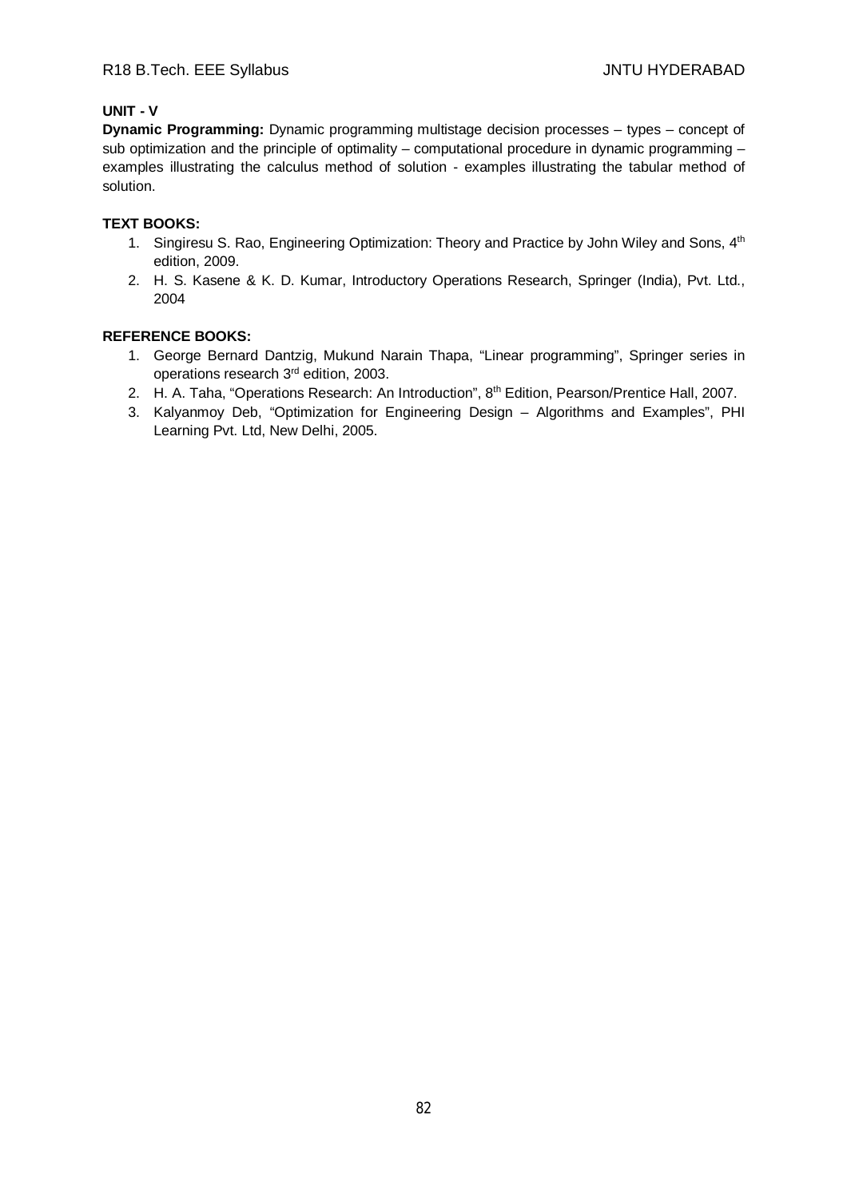**UNIT - V**

**Dynamic Programming:** Dynamic programming multistage decision processes – types – concept of sub optimization and the principle of optimality – computational procedure in dynamic programming – examples illustrating the calculus method of solution - examples illustrating the tabular method of solution.

**TEXT BOOKS:**

1. Singiresu S. Rao, Engineering Optimization: Theory and Practice by John Wiley and Sons, 4th edition, 2009.
2. H. S. Kasene & K. D. Kumar, Introductory Operations Research, Springer (India), Pvt. Ltd., 2004

**REFERENCE BOOKS:**

1. George Bernard Dantzig, Mukund Narain Thapa, "Linear programming", Springer series in operations research 3rd edition, 2003.
2. H. A. Taha, "Operations Research: An Introduction", 8th Edition, Pearson/Prentice Hall, 2007.
3. Kalyanmoy Deb, "Optimization for Engineering Design – Algorithms and Examples", PHI Learning Pvt. Ltd, New Delhi, 2005.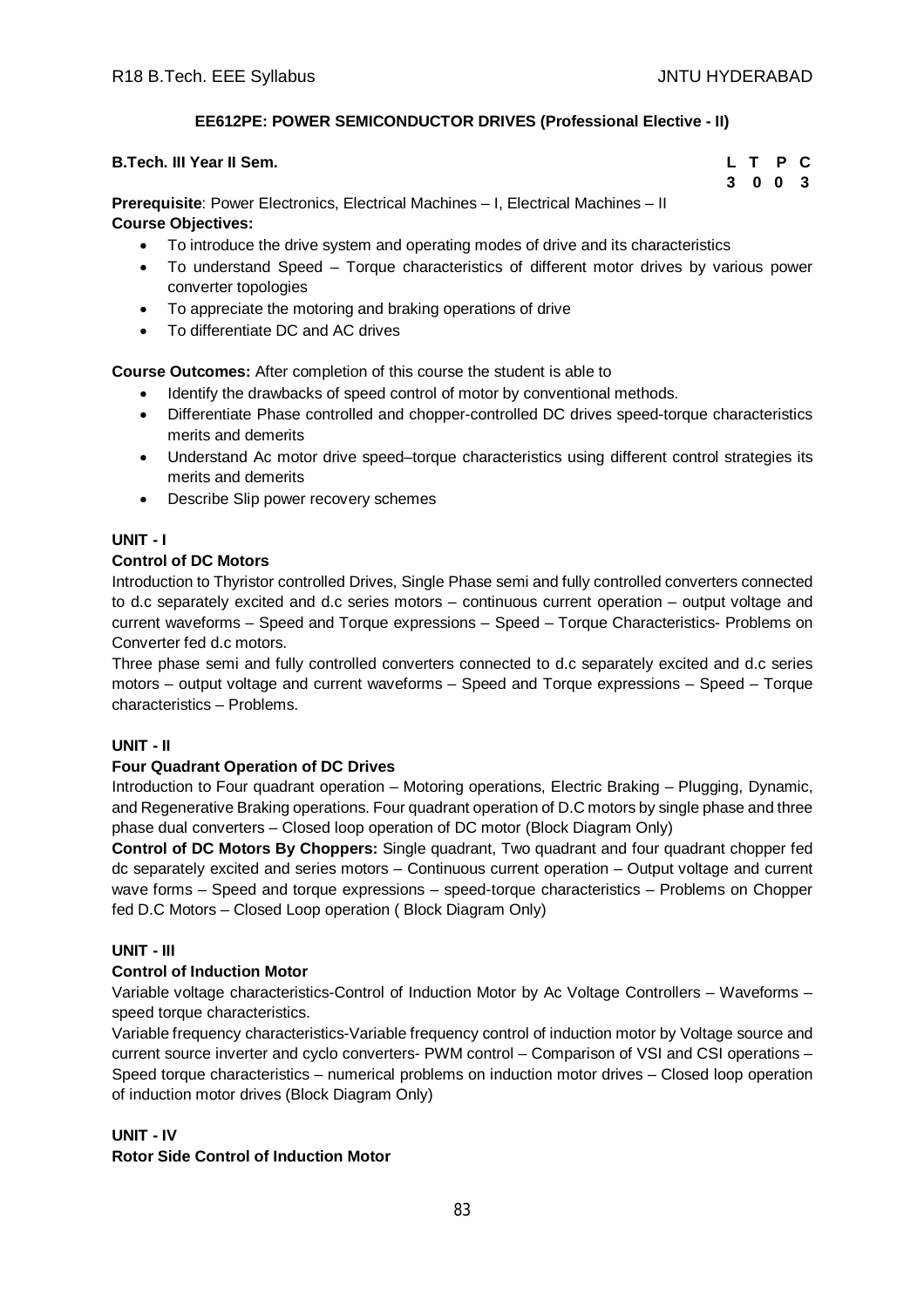### EE612PE: POWER SEMICONDUCTOR DRIVES (Professional Elective - II)

**B.Tech. III Year II Sem.**

| L | T | P | C |
|---|---|---|---|
| 3 | 0 | 0 | 3 |

**Prerequisite**: Power Electronics, Electrical Machines – I, Electrical Machines – II

**Course Objectives:**

- To introduce the drive system and operating modes of drive and its characteristics
- To understand Speed – Torque characteristics of different motor drives by various power converter topologies
- To appreciate the motoring and braking operations of drive
- To differentiate DC and AC drives

**Course Outcomes:** After completion of this course the student is able to

- Identify the drawbacks of speed control of motor by conventional methods.
- Differentiate Phase controlled and chopper-controlled DC drives speed-torque characteristics merits and demerits
- Understand Ac motor drive speed–torque characteristics using different control strategies its merits and demerits
- Describe Slip power recovery schemes

**UNIT - I**

**Control of DC Motors**

Introduction to Thyristor controlled Drives, Single Phase semi and fully controlled converters connected to d.c separately excited and d.c series motors – continuous current operation – output voltage and current waveforms – Speed and Torque expressions – Speed – Torque Characteristics- Problems on Converter fed d.c motors.

Three phase semi and fully controlled converters connected to d.c separately excited and d.c series motors – output voltage and current waveforms – Speed and Torque expressions – Speed – Torque characteristics – Problems.

**UNIT - II**

**Four Quadrant Operation of DC Drives**

Introduction to Four quadrant operation – Motoring operations, Electric Braking – Plugging, Dynamic, and Regenerative Braking operations. Four quadrant operation of D.C motors by single phase and three phase dual converters – Closed loop operation of DC motor (Block Diagram Only)

**Control of DC Motors By Choppers:** Single quadrant, Two quadrant and four quadrant chopper fed dc separately excited and series motors – Continuous current operation – Output voltage and current wave forms – Speed and torque expressions – speed-torque characteristics – Problems on Chopper fed D.C Motors – Closed Loop operation ( Block Diagram Only)

**UNIT - III**

**Control of Induction Motor**

Variable voltage characteristics-Control of Induction Motor by Ac Voltage Controllers – Waveforms – speed torque characteristics.

Variable frequency characteristics-Variable frequency control of induction motor by Voltage source and current source inverter and cyclo converters- PWM control – Comparison of VSI and CSI operations – Speed torque characteristics – numerical problems on induction motor drives – Closed loop operation of induction motor drives (Block Diagram Only)

**UNIT - IV**

**Rotor Side Control of Induction Motor**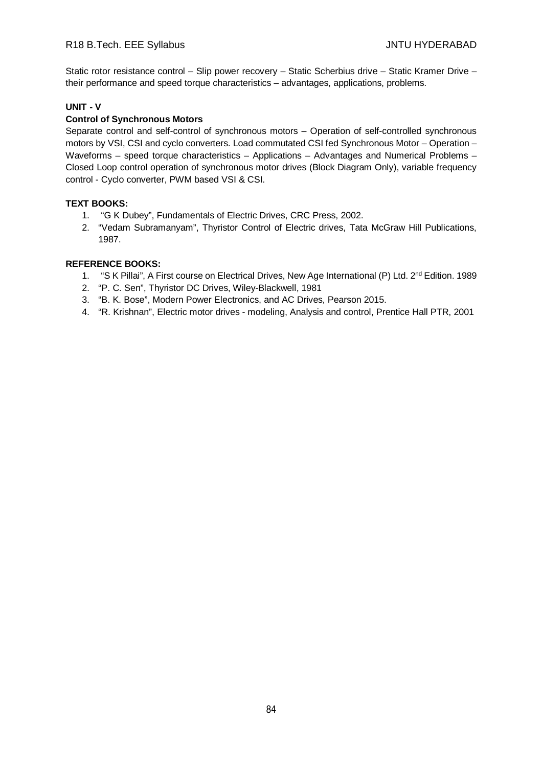Static rotor resistance control – Slip power recovery – Static Scherbius drive – Static Kramer Drive – their performance and speed torque characteristics – advantages, applications, problems.

**UNIT - V**

**Control of Synchronous Motors**

Separate control and self-control of synchronous motors – Operation of self-controlled synchronous motors by VSI, CSI and cyclo converters. Load commutated CSI fed Synchronous Motor – Operation – Waveforms – speed torque characteristics – Applications – Advantages and Numerical Problems – Closed Loop control operation of synchronous motor drives (Block Diagram Only), variable frequency control - Cyclo converter, PWM based VSI & CSI.

**TEXT BOOKS:**

1. "G K Dubey", Fundamentals of Electric Drives, CRC Press, 2002.
2. "Vedam Subramanyam", Thyristor Control of Electric drives, Tata McGraw Hill Publications, 1987.

**REFERENCE BOOKS:**

1. "S K Pillai", A First course on Electrical Drives, New Age International (P) Ltd. 2nd Edition. 1989
2. "P. C. Sen", Thyristor DC Drives, Wiley-Blackwell, 1981
3. "B. K. Bose", Modern Power Electronics, and AC Drives, Pearson 2015.
4. "R. Krishnan", Electric motor drives - modeling, Analysis and control, Prentice Hall PTR, 2001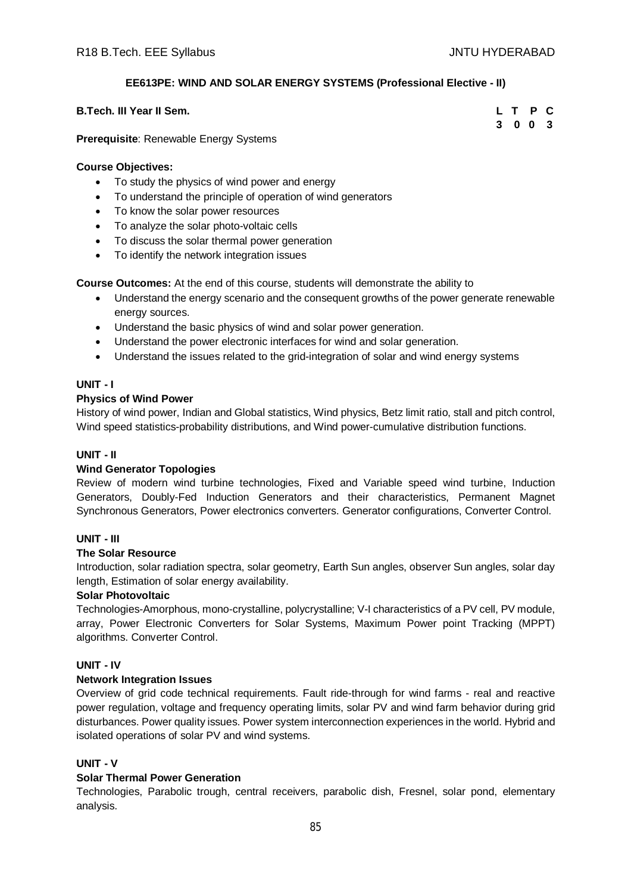## EE613PE: WIND AND SOLAR ENERGY SYSTEMS (Professional Elective - II)

**B.Tech. III Year II Sem.**

| L | T | P | C |
|---|---|---|---|
| 3 | 0 | 0 | 3 |

**Prerequisite**: Renewable Energy Systems

**Course Objectives:**

- To study the physics of wind power and energy
- To understand the principle of operation of wind generators
- To know the solar power resources
- To analyze the solar photo-voltaic cells
- To discuss the solar thermal power generation
- To identify the network integration issues

**Course Outcomes:** At the end of this course, students will demonstrate the ability to

- Understand the energy scenario and the consequent growths of the power generate renewable energy sources.
- Understand the basic physics of wind and solar power generation.
- Understand the power electronic interfaces for wind and solar generation.
- Understand the issues related to the grid-integration of solar and wind energy systems

### UNIT - I

**Physics of Wind Power**

History of wind power, Indian and Global statistics, Wind physics, Betz limit ratio, stall and pitch control, Wind speed statistics-probability distributions, and Wind power-cumulative distribution functions.

### UNIT - II

**Wind Generator Topologies**

Review of modern wind turbine technologies, Fixed and Variable speed wind turbine, Induction Generators, Doubly-Fed Induction Generators and their characteristics, Permanent Magnet Synchronous Generators, Power electronics converters. Generator configurations, Converter Control.

### UNIT - III

**The Solar Resource**

Introduction, solar radiation spectra, solar geometry, Earth Sun angles, observer Sun angles, solar day length, Estimation of solar energy availability.

**Solar Photovoltaic**

Technologies-Amorphous, mono-crystalline, polycrystalline; V-I characteristics of a PV cell, PV module, array, Power Electronic Converters for Solar Systems, Maximum Power point Tracking (MPPT) algorithms. Converter Control.

### UNIT - IV

**Network Integration Issues**

Overview of grid code technical requirements. Fault ride-through for wind farms - real and reactive power regulation, voltage and frequency operating limits, solar PV and wind farm behavior during grid disturbances. Power quality issues. Power system interconnection experiences in the world. Hybrid and isolated operations of solar PV and wind systems.

### UNIT - V

**Solar Thermal Power Generation**

Technologies, Parabolic trough, central receivers, parabolic dish, Fresnel, solar pond, elementary analysis.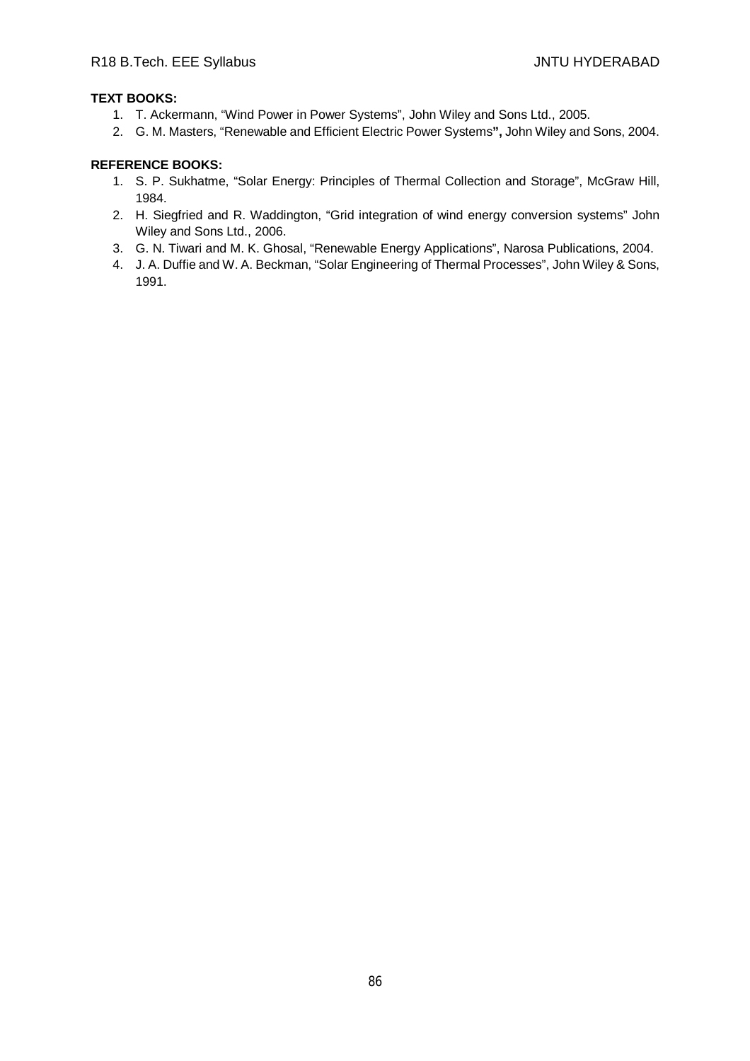**TEXT BOOKS:**

1. T. Ackermann, "Wind Power in Power Systems", John Wiley and Sons Ltd., 2005.
2. G. M. Masters, "Renewable and Efficient Electric Power Systems**",** John Wiley and Sons, 2004.

**REFERENCE BOOKS:**

1. S. P. Sukhatme, "Solar Energy: Principles of Thermal Collection and Storage", McGraw Hill, 1984.
2. H. Siegfried and R. Waddington, "Grid integration of wind energy conversion systems" John Wiley and Sons Ltd., 2006.
3. G. N. Tiwari and M. K. Ghosal, "Renewable Energy Applications", Narosa Publications, 2004.
4. J. A. Duffie and W. A. Beckman, "Solar Engineering of Thermal Processes", John Wiley & Sons, 1991.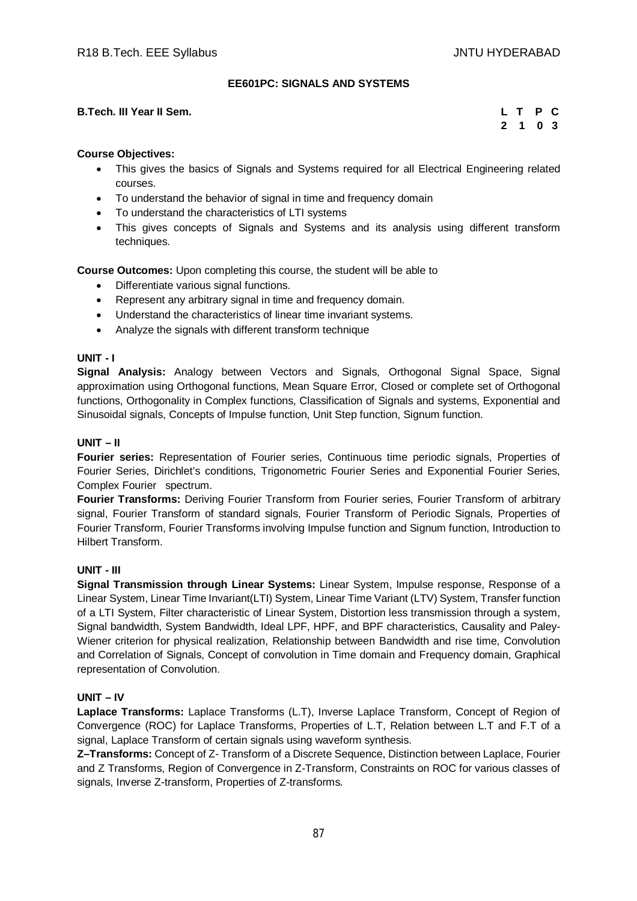### EE601PC: SIGNALS AND SYSTEMS

**B.Tech. III Year II Sem.**

| L | T | P | C |
|---|---|---|---|
| 2 | 1 | 0 | 3 |

**Course Objectives:**

- This gives the basics of Signals and Systems required for all Electrical Engineering related courses.
- To understand the behavior of signal in time and frequency domain
- To understand the characteristics of LTI systems
- This gives concepts of Signals and Systems and its analysis using different transform techniques.

**Course Outcomes:** Upon completing this course, the student will be able to

- Differentiate various signal functions.
- Represent any arbitrary signal in time and frequency domain.
- Understand the characteristics of linear time invariant systems.
- Analyze the signals with different transform technique

**UNIT - I**

**Signal Analysis:** Analogy between Vectors and Signals, Orthogonal Signal Space, Signal approximation using Orthogonal functions, Mean Square Error, Closed or complete set of Orthogonal functions, Orthogonality in Complex functions, Classification of Signals and systems, Exponential and Sinusoidal signals, Concepts of Impulse function, Unit Step function, Signum function.

**UNIT – II**

**Fourier series:** Representation of Fourier series, Continuous time periodic signals, Properties of Fourier Series, Dirichlet's conditions, Trigonometric Fourier Series and Exponential Fourier Series, Complex Fourier spectrum.

**Fourier Transforms:** Deriving Fourier Transform from Fourier series, Fourier Transform of arbitrary signal, Fourier Transform of standard signals, Fourier Transform of Periodic Signals, Properties of Fourier Transform, Fourier Transforms involving Impulse function and Signum function, Introduction to Hilbert Transform.

**UNIT - III**

**Signal Transmission through Linear Systems:** Linear System, Impulse response, Response of a Linear System, Linear Time Invariant(LTI) System, Linear Time Variant (LTV) System, Transfer function of a LTI System, Filter characteristic of Linear System, Distortion less transmission through a system, Signal bandwidth, System Bandwidth, Ideal LPF, HPF, and BPF characteristics, Causality and Paley-Wiener criterion for physical realization, Relationship between Bandwidth and rise time, Convolution and Correlation of Signals, Concept of convolution in Time domain and Frequency domain, Graphical representation of Convolution.

**UNIT – IV**

**Laplace Transforms:** Laplace Transforms (L.T), Inverse Laplace Transform, Concept of Region of Convergence (ROC) for Laplace Transforms, Properties of L.T, Relation between L.T and F.T of a signal, Laplace Transform of certain signals using waveform synthesis.

**Z–Transforms:** Concept of Z- Transform of a Discrete Sequence, Distinction between Laplace, Fourier and Z Transforms, Region of Convergence in Z-Transform, Constraints on ROC for various classes of signals, Inverse Z-transform, Properties of Z-transforms.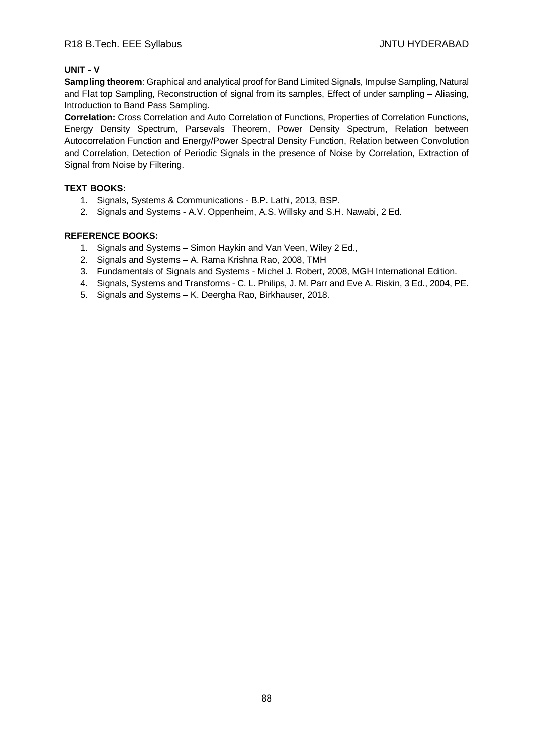**UNIT - V**

**Sampling theorem**: Graphical and analytical proof for Band Limited Signals, Impulse Sampling, Natural and Flat top Sampling, Reconstruction of signal from its samples, Effect of under sampling – Aliasing, Introduction to Band Pass Sampling.

**Correlation:** Cross Correlation and Auto Correlation of Functions, Properties of Correlation Functions, Energy Density Spectrum, Parsevals Theorem, Power Density Spectrum, Relation between Autocorrelation Function and Energy/Power Spectral Density Function, Relation between Convolution and Correlation, Detection of Periodic Signals in the presence of Noise by Correlation, Extraction of Signal from Noise by Filtering.

**TEXT BOOKS:**

1. Signals, Systems & Communications - B.P. Lathi, 2013, BSP.
2. Signals and Systems - A.V. Oppenheim, A.S. Willsky and S.H. Nawabi, 2 Ed.

**REFERENCE BOOKS:**

1. Signals and Systems – Simon Haykin and Van Veen, Wiley 2 Ed.,
2. Signals and Systems – A. Rama Krishna Rao, 2008, TMH
3. Fundamentals of Signals and Systems - Michel J. Robert, 2008, MGH International Edition.
4. Signals, Systems and Transforms - C. L. Philips, J. M. Parr and Eve A. Riskin, 3 Ed., 2004, PE.
5. Signals and Systems – K. Deergha Rao, Birkhauser, 2018.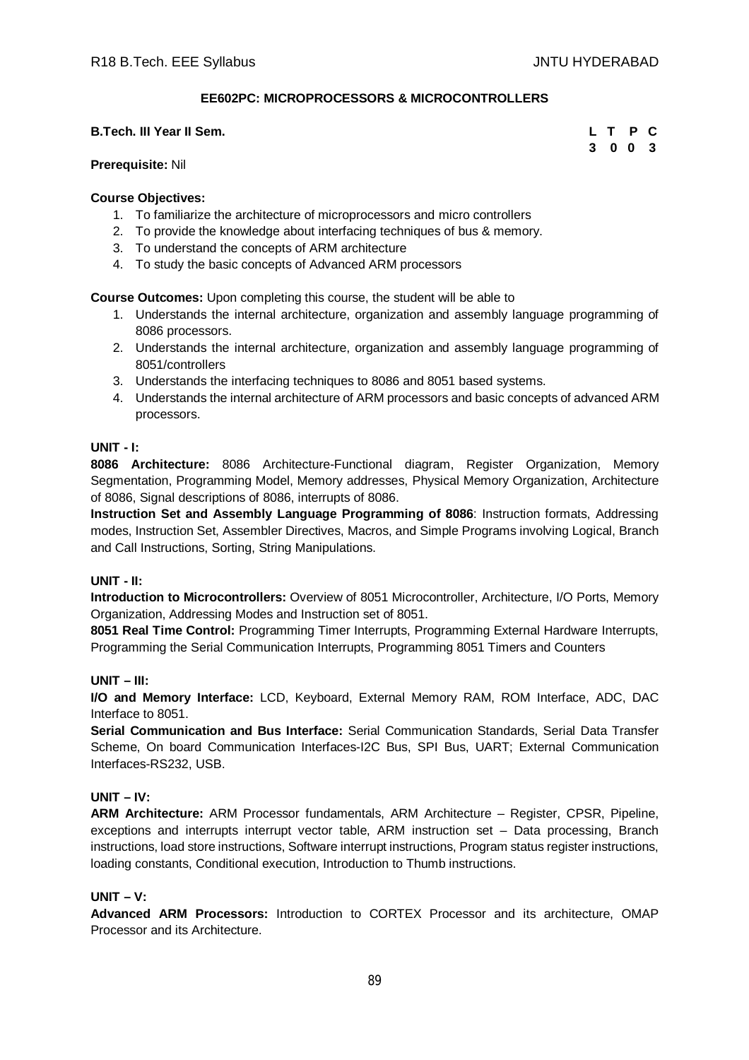## EE602PC: MICROPROCESSORS & MICROCONTROLLERS

**B.Tech. III Year II Sem.**

| L | T | P | C |
|---|---|---|---|
| 3 | 0 | 0 | 3 |

**Prerequisite:** Nil

**Course Objectives:**

1. To familiarize the architecture of microprocessors and micro controllers
2. To provide the knowledge about interfacing techniques of bus & memory.
3. To understand the concepts of ARM architecture
4. To study the basic concepts of Advanced ARM processors

**Course Outcomes:** Upon completing this course, the student will be able to

1. Understands the internal architecture, organization and assembly language programming of 8086 processors.
2. Understands the internal architecture, organization and assembly language programming of 8051/controllers
3. Understands the interfacing techniques to 8086 and 8051 based systems.
4. Understands the internal architecture of ARM processors and basic concepts of advanced ARM processors.

**UNIT - I:**

**8086 Architecture:** 8086 Architecture-Functional diagram, Register Organization, Memory Segmentation, Programming Model, Memory addresses, Physical Memory Organization, Architecture of 8086, Signal descriptions of 8086, interrupts of 8086.

**Instruction Set and Assembly Language Programming of 8086**: Instruction formats, Addressing modes, Instruction Set, Assembler Directives, Macros, and Simple Programs involving Logical, Branch and Call Instructions, Sorting, String Manipulations.

**UNIT - II:**

**Introduction to Microcontrollers:** Overview of 8051 Microcontroller, Architecture, I/O Ports, Memory Organization, Addressing Modes and Instruction set of 8051.

**8051 Real Time Control:** Programming Timer Interrupts, Programming External Hardware Interrupts, Programming the Serial Communication Interrupts, Programming 8051 Timers and Counters

**UNIT – III:**

**I/O and Memory Interface:** LCD, Keyboard, External Memory RAM, ROM Interface, ADC, DAC Interface to 8051.

**Serial Communication and Bus Interface:** Serial Communication Standards, Serial Data Transfer Scheme, On board Communication Interfaces-I2C Bus, SPI Bus, UART; External Communication Interfaces-RS232, USB.

**UNIT – IV:**

**ARM Architecture:** ARM Processor fundamentals, ARM Architecture – Register, CPSR, Pipeline, exceptions and interrupts interrupt vector table, ARM instruction set – Data processing, Branch instructions, load store instructions, Software interrupt instructions, Program status register instructions, loading constants, Conditional execution, Introduction to Thumb instructions.

**UNIT – V:**

**Advanced ARM Processors:** Introduction to CORTEX Processor and its architecture, OMAP Processor and its Architecture.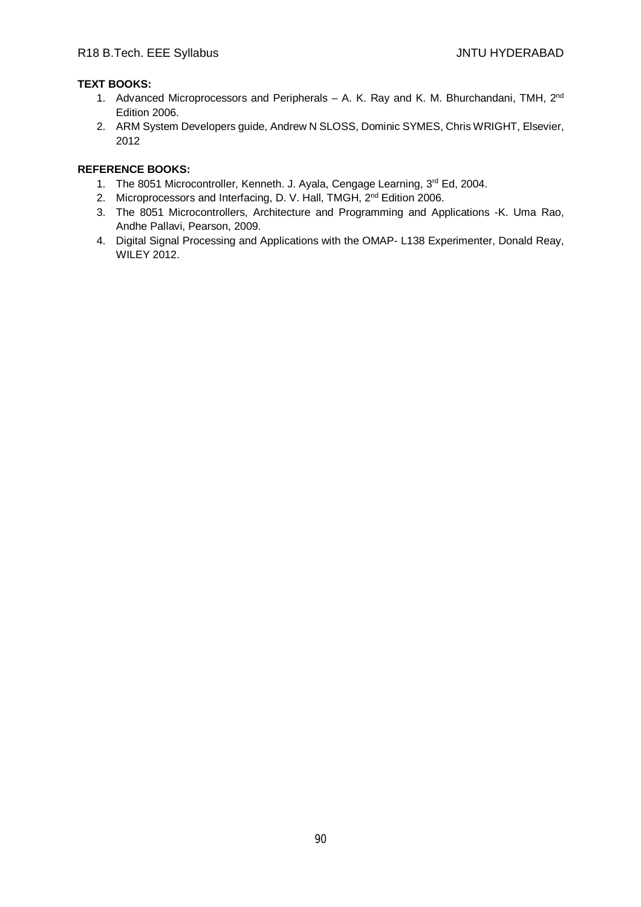**TEXT BOOKS:**

1. Advanced Microprocessors and Peripherals – A. K. Ray and K. M. Bhurchandani, TMH, 2nd Edition 2006.
2. ARM System Developers guide, Andrew N SLOSS, Dominic SYMES, Chris WRIGHT, Elsevier, 2012

**REFERENCE BOOKS:**

1. The 8051 Microcontroller, Kenneth. J. Ayala, Cengage Learning, 3rd Ed, 2004.
2. Microprocessors and Interfacing, D. V. Hall, TMGH, 2nd Edition 2006.
3. The 8051 Microcontrollers, Architecture and Programming and Applications -K. Uma Rao, Andhe Pallavi, Pearson, 2009.
4. Digital Signal Processing and Applications with the OMAP- L138 Experimenter, Donald Reay, WILEY 2012.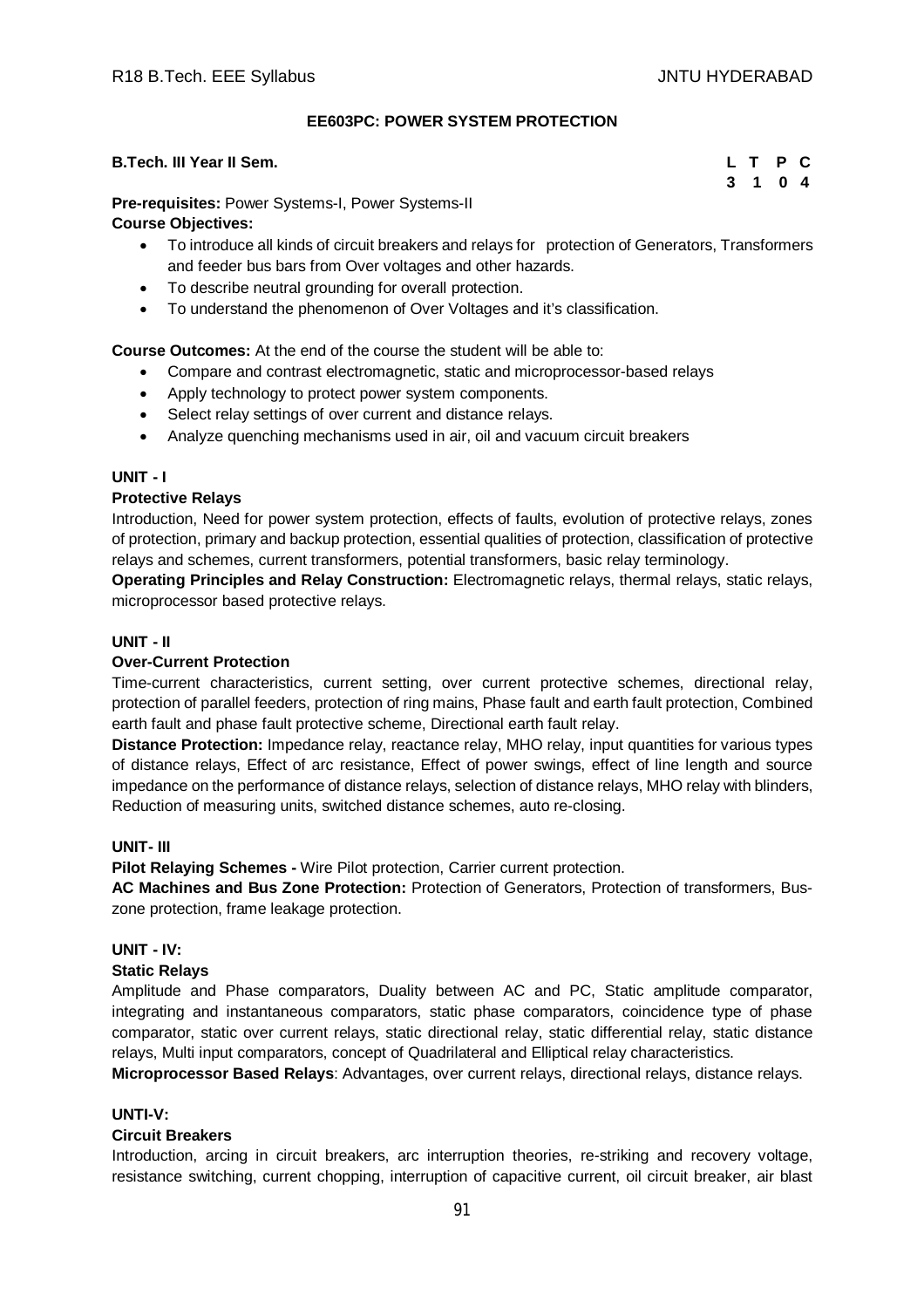## EE603PC: POWER SYSTEM PROTECTION

**B.Tech. III Year II Sem.**

| L | T | P | C |
|---|---|---|---|
| 3 | 1 | 0 | 4 |

**Pre-requisites:** Power Systems-I, Power Systems-II

**Course Objectives:**

- To introduce all kinds of circuit breakers and relays for protection of Generators, Transformers and feeder bus bars from Over voltages and other hazards.
- To describe neutral grounding for overall protection.
- To understand the phenomenon of Over Voltages and it's classification.

**Course Outcomes:** At the end of the course the student will be able to:

- Compare and contrast electromagnetic, static and microprocessor-based relays
- Apply technology to protect power system components.
- Select relay settings of over current and distance relays.
- Analyze quenching mechanisms used in air, oil and vacuum circuit breakers

### UNIT - I

**Protective Relays**

Introduction, Need for power system protection, effects of faults, evolution of protective relays, zones of protection, primary and backup protection, essential qualities of protection, classification of protective relays and schemes, current transformers, potential transformers, basic relay terminology.

**Operating Principles and Relay Construction:** Electromagnetic relays, thermal relays, static relays, microprocessor based protective relays.

### UNIT - II

**Over-Current Protection**

Time-current characteristics, current setting, over current protective schemes, directional relay, protection of parallel feeders, protection of ring mains, Phase fault and earth fault protection, Combined earth fault and phase fault protective scheme, Directional earth fault relay.

**Distance Protection:** Impedance relay, reactance relay, MHO relay, input quantities for various types of distance relays, Effect of arc resistance, Effect of power swings, effect of line length and source impedance on the performance of distance relays, selection of distance relays, MHO relay with blinders, Reduction of measuring units, switched distance schemes, auto re-closing.

### UNIT- III

**Pilot Relaying Schemes -** Wire Pilot protection, Carrier current protection.

**AC Machines and Bus Zone Protection:** Protection of Generators, Protection of transformers, Bus-zone protection, frame leakage protection.

### UNIT - IV:

**Static Relays**

Amplitude and Phase comparators, Duality between AC and PC, Static amplitude comparator, integrating and instantaneous comparators, static phase comparators, coincidence type of phase comparator, static over current relays, static directional relay, static differential relay, static distance relays, Multi input comparators, concept of Quadrilateral and Elliptical relay characteristics.

**Microprocessor Based Relays**: Advantages, over current relays, directional relays, distance relays.

### UNTI-V:

**Circuit Breakers**

Introduction, arcing in circuit breakers, arc interruption theories, re-striking and recovery voltage, resistance switching, current chopping, interruption of capacitive current, oil circuit breaker, air blast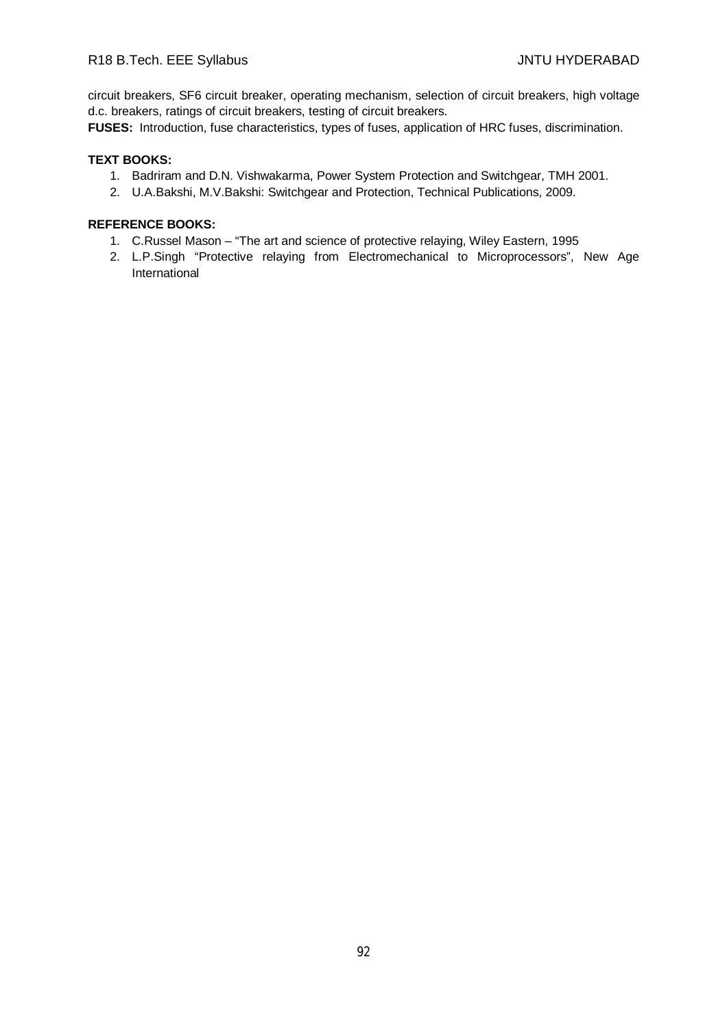circuit breakers, SF6 circuit breaker, operating mechanism, selection of circuit breakers, high voltage d.c. breakers, ratings of circuit breakers, testing of circuit breakers.

**FUSES:** Introduction, fuse characteristics, types of fuses, application of HRC fuses, discrimination.

**TEXT BOOKS:**

1. Badriram and D.N. Vishwakarma, Power System Protection and Switchgear, TMH 2001.
2. U.A.Bakshi, M.V.Bakshi: Switchgear and Protection, Technical Publications, 2009.

**REFERENCE BOOKS:**

1. C.Russel Mason – "The art and science of protective relaying, Wiley Eastern, 1995
2. L.P.Singh "Protective relaying from Electromechanical to Microprocessors", New Age International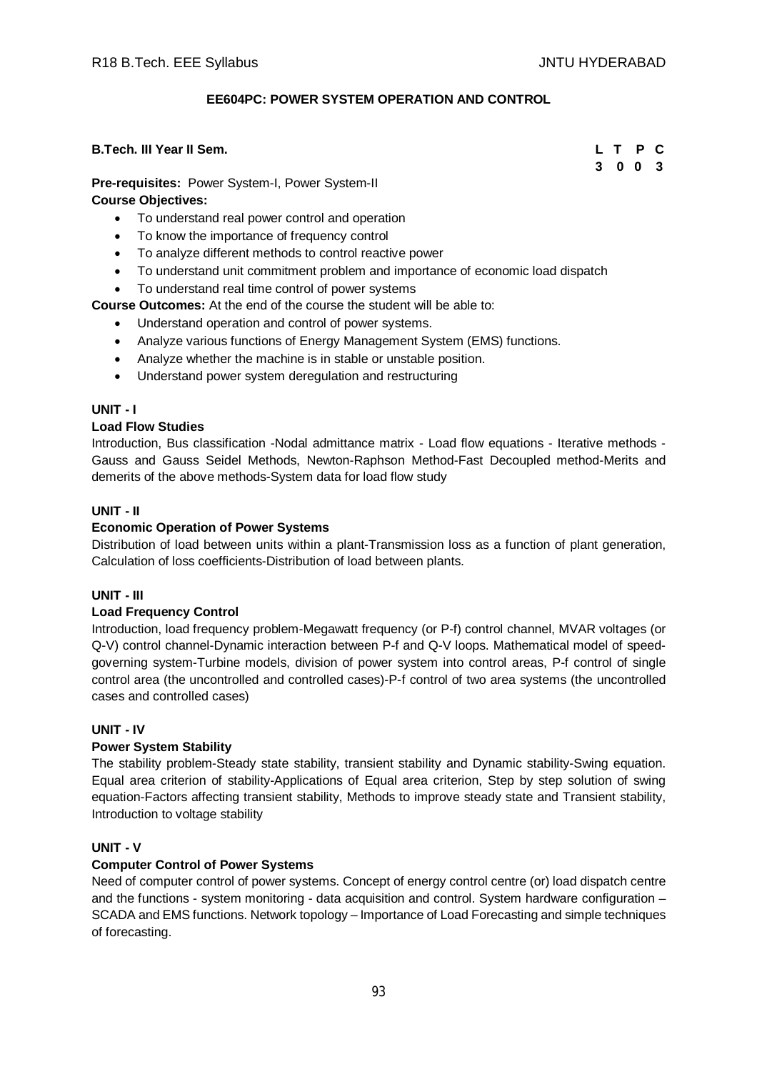## EE604PC: POWER SYSTEM OPERATION AND CONTROL

**B.Tech. III Year II Sem.**

| L | T | P | C |
|---|---|---|---|
| 3 | 0 | 0 | 3 |

**Pre-requisites:** Power System-I, Power System-II

**Course Objectives:**

- To understand real power control and operation
- To know the importance of frequency control
- To analyze different methods to control reactive power
- To understand unit commitment problem and importance of economic load dispatch
- To understand real time control of power systems

**Course Outcomes:** At the end of the course the student will be able to:

- Understand operation and control of power systems.
- Analyze various functions of Energy Management System (EMS) functions.
- Analyze whether the machine is in stable or unstable position.
- Understand power system deregulation and restructuring

### UNIT - I

**Load Flow Studies**

Introduction, Bus classification -Nodal admittance matrix - Load flow equations - Iterative methods - Gauss and Gauss Seidel Methods, Newton-Raphson Method-Fast Decoupled method-Merits and demerits of the above methods-System data for load flow study

### UNIT - II

**Economic Operation of Power Systems**

Distribution of load between units within a plant-Transmission loss as a function of plant generation, Calculation of loss coefficients-Distribution of load between plants.

### UNIT - III

**Load Frequency Control**

Introduction, load frequency problem-Megawatt frequency (or P-f) control channel, MVAR voltages (or Q-V) control channel-Dynamic interaction between P-f and Q-V loops. Mathematical model of speed-governing system-Turbine models, division of power system into control areas, P-f control of single control area (the uncontrolled and controlled cases)-P-f control of two area systems (the uncontrolled cases and controlled cases)

### UNIT - IV

**Power System Stability**

The stability problem-Steady state stability, transient stability and Dynamic stability-Swing equation. Equal area criterion of stability-Applications of Equal area criterion, Step by step solution of swing equation-Factors affecting transient stability, Methods to improve steady state and Transient stability, Introduction to voltage stability

### UNIT - V

**Computer Control of Power Systems**

Need of computer control of power systems. Concept of energy control centre (or) load dispatch centre and the functions - system monitoring - data acquisition and control. System hardware configuration – SCADA and EMS functions. Network topology – Importance of Load Forecasting and simple techniques of forecasting.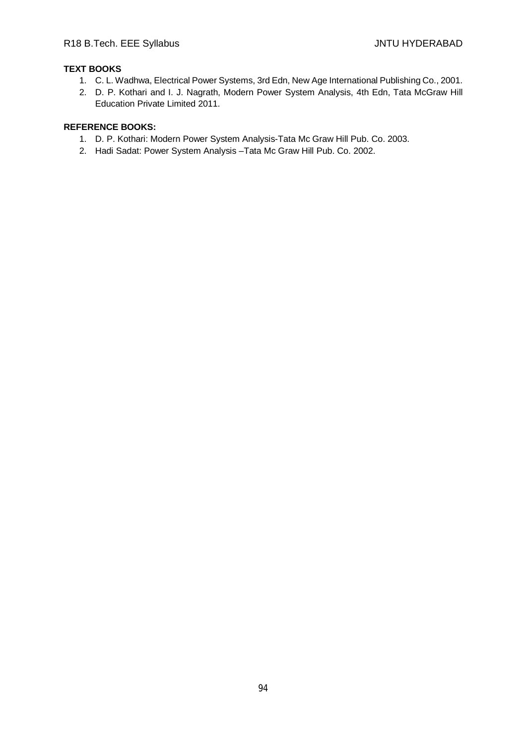**TEXT BOOKS**

1. C. L. Wadhwa, Electrical Power Systems, 3rd Edn, New Age International Publishing Co., 2001.
2. D. P. Kothari and I. J. Nagrath, Modern Power System Analysis, 4th Edn, Tata McGraw Hill Education Private Limited 2011.

**REFERENCE BOOKS:**

1. D. P. Kothari: Modern Power System Analysis-Tata Mc Graw Hill Pub. Co. 2003.
2. Hadi Sadat: Power System Analysis –Tata Mc Graw Hill Pub. Co. 2002.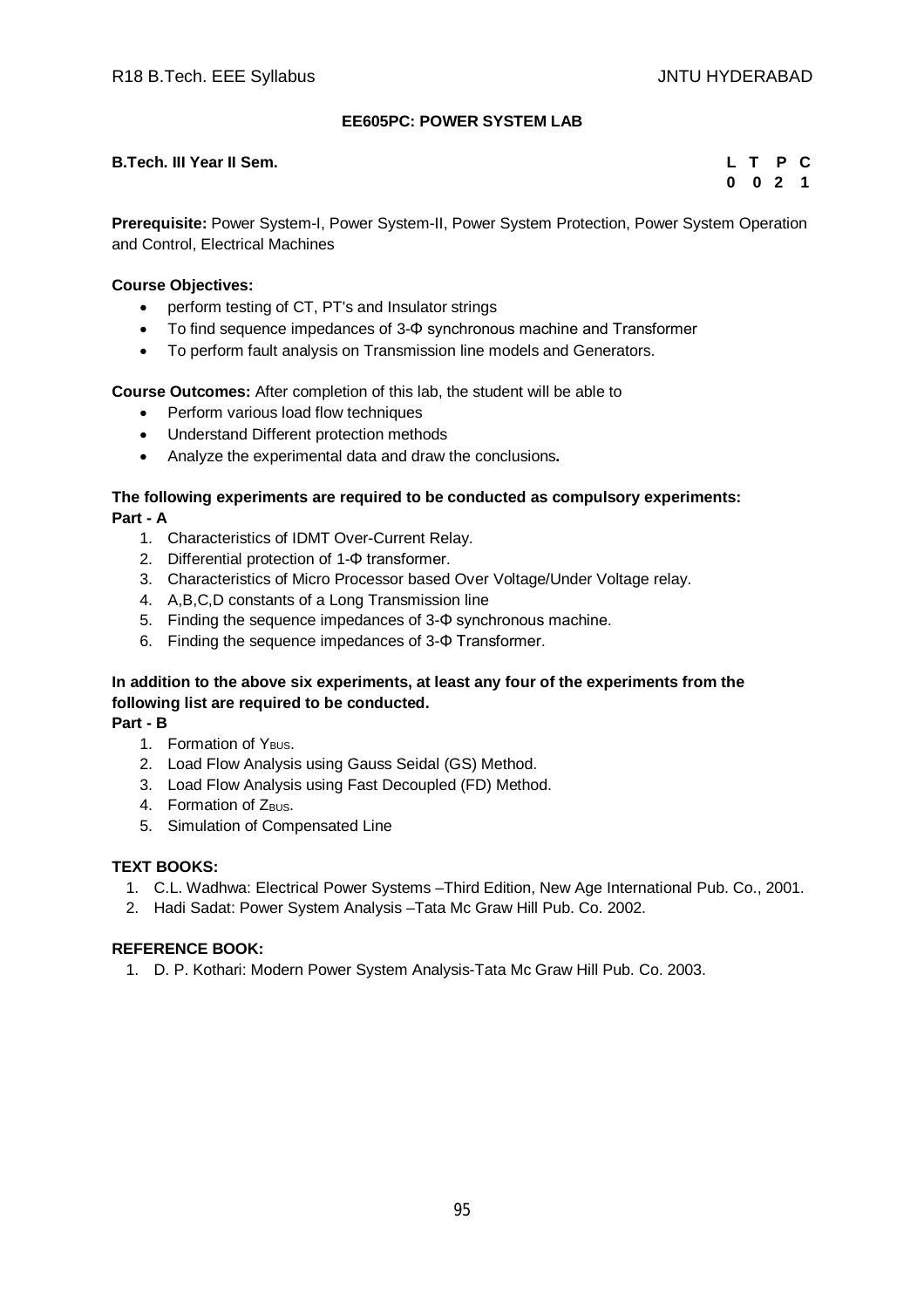## EE605PC: POWER SYSTEM LAB

**B.Tech. III Year II Sem.**

| L | T | P | C |
|---|---|---|---|
| 0 | 0 | 2 | 1 |

**Prerequisite:** Power System-I, Power System-II, Power System Protection, Power System Operation and Control, Electrical Machines

**Course Objectives:**

- perform testing of CT, PT's and Insulator strings
- To find sequence impedances of 3-Φ synchronous machine and Transformer
- To perform fault analysis on Transmission line models and Generators.

**Course Outcomes:** After completion of this lab, the student will be able to

- Perform various load flow techniques
- Understand Different protection methods
- Analyze the experimental data and draw the conclusions**.**

**The following experiments are required to be conducted as compulsory experiments:**

**Part - A**

1. Characteristics of IDMT Over-Current Relay.
2. Differential protection of 1-Φ transformer.
3. Characteristics of Micro Processor based Over Voltage/Under Voltage relay.
4. A,B,C,D constants of a Long Transmission line
5. Finding the sequence impedances of 3-Φ synchronous machine.
6. Finding the sequence impedances of 3-Φ Transformer.

**In addition to the above six experiments, at least any four of the experiments from the following list are required to be conducted.**

**Part - B**

1. Formation of $Y_{BUS}$.
2. Load Flow Analysis using Gauss Seidal (GS) Method.
3. Load Flow Analysis using Fast Decoupled (FD) Method.
4. Formation of $Z_{BUS}$.
5. Simulation of Compensated Line

**TEXT BOOKS:**

1. C.L. Wadhwa: Electrical Power Systems –Third Edition, New Age International Pub. Co., 2001.
2. Hadi Sadat: Power System Analysis –Tata Mc Graw Hill Pub. Co. 2002.

**REFERENCE BOOK:**

1. D. P. Kothari: Modern Power System Analysis-Tata Mc Graw Hill Pub. Co. 2003.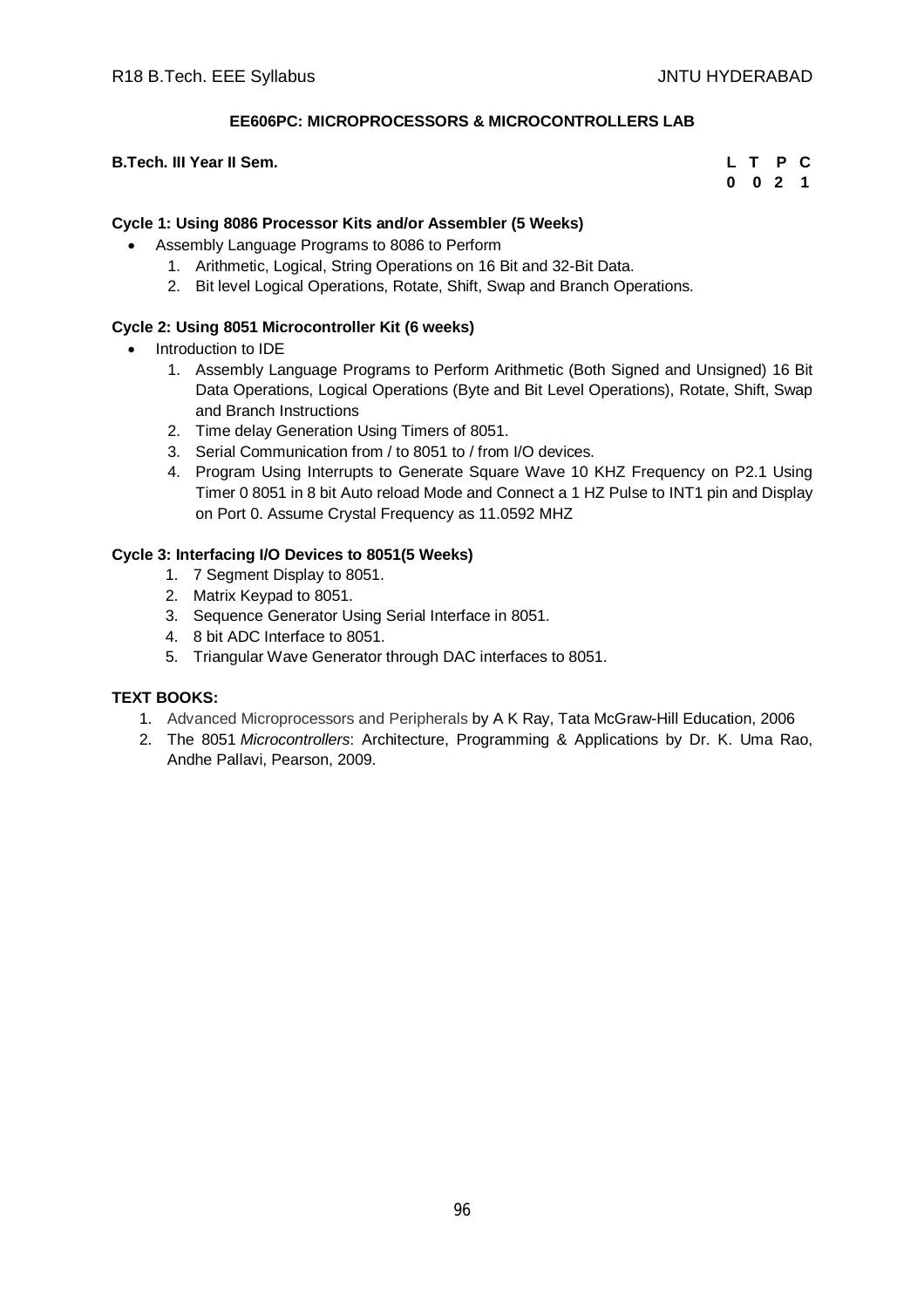## EE606PC: MICROPROCESSORS & MICROCONTROLLERS LAB

**B.Tech. III Year II Sem.**

| L | T | P | C |
|---|---|---|---|
| 0 | 0 | 2 | 1 |

**Cycle 1: Using 8086 Processor Kits and/or Assembler (5 Weeks)**

- Assembly Language Programs to 8086 to Perform
  1. Arithmetic, Logical, String Operations on 16 Bit and 32-Bit Data.
  2. Bit level Logical Operations, Rotate, Shift, Swap and Branch Operations.

**Cycle 2: Using 8051 Microcontroller Kit (6 weeks)**

- Introduction to IDE
  1. Assembly Language Programs to Perform Arithmetic (Both Signed and Unsigned) 16 Bit Data Operations, Logical Operations (Byte and Bit Level Operations), Rotate, Shift, Swap and Branch Instructions
  2. Time delay Generation Using Timers of 8051.
  3. Serial Communication from / to 8051 to / from I/O devices.
  4. Program Using Interrupts to Generate Square Wave 10 KHZ Frequency on P2.1 Using Timer 0 8051 in 8 bit Auto reload Mode and Connect a 1 HZ Pulse to INT1 pin and Display on Port 0. Assume Crystal Frequency as 11.0592 MHZ

**Cycle 3: Interfacing I/O Devices to 8051(5 Weeks)**

1. 7 Segment Display to 8051.
2. Matrix Keypad to 8051.
3. Sequence Generator Using Serial Interface in 8051.
4. 8 bit ADC Interface to 8051.
5. Triangular Wave Generator through DAC interfaces to 8051.

**TEXT BOOKS:**

1. Advanced Microprocessors and Peripherals by A K Ray, Tata McGraw-Hill Education, 2006
2. The 8051 *Microcontrollers*: Architecture, Programming & Applications by Dr. K. Uma Rao, Andhe Pallavi, Pearson, 2009.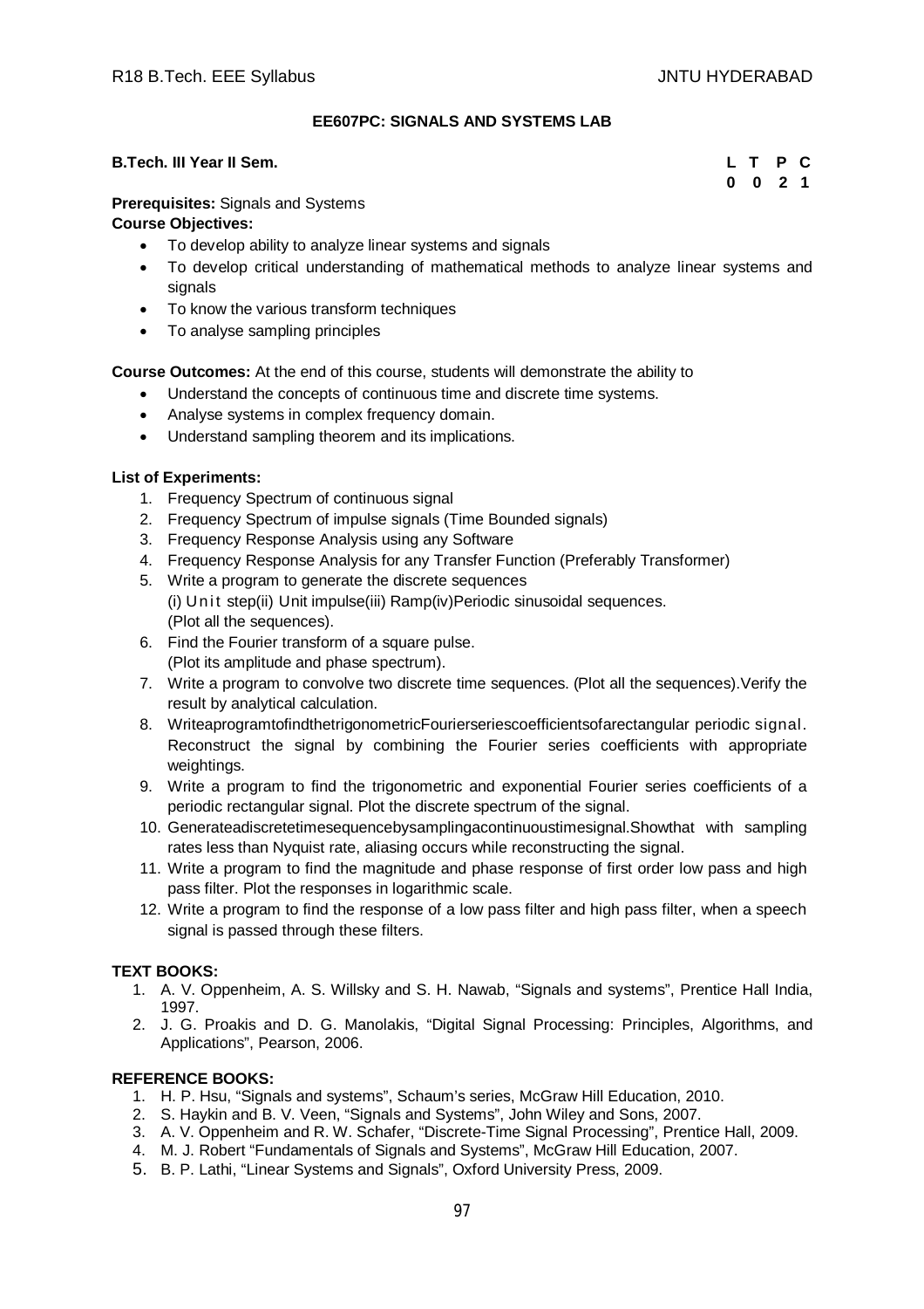## EE607PC: SIGNALS AND SYSTEMS LAB

**B.Tech. III Year II Sem.**

| L | T | P | C |
|---|---|---|---|
| 0 | 0 | 2 | 1 |

**Prerequisites:** Signals and Systems

**Course Objectives:**

- To develop ability to analyze linear systems and signals
- To develop critical understanding of mathematical methods to analyze linear systems and signals
- To know the various transform techniques
- To analyse sampling principles

**Course Outcomes:** At the end of this course, students will demonstrate the ability to

- Understand the concepts of continuous time and discrete time systems.
- Analyse systems in complex frequency domain.
- Understand sampling theorem and its implications.

**List of Experiments:**

1. Frequency Spectrum of continuous signal
2. Frequency Spectrum of impulse signals (Time Bounded signals)
3. Frequency Response Analysis using any Software
4. Frequency Response Analysis for any Transfer Function (Preferably Transformer)
5. Write a program to generate the discrete sequences
   (i) Unit step(ii) Unit impulse(iii) Ramp(iv)Periodic sinusoidal sequences.
   (Plot all the sequences).
6. Find the Fourier transform of a square pulse.
   (Plot its amplitude and phase spectrum).
7. Write a program to convolve two discrete time sequences. (Plot all the sequences).Verify the result by analytical calculation.
8. WriteaprogramtofindthetrigonometricFourierseriescoefficientsofarectangular periodic signal. Reconstruct the signal by combining the Fourier series coefficients with appropriate weightings.
9. Write a program to find the trigonometric and exponential Fourier series coefficients of a periodic rectangular signal. Plot the discrete spectrum of the signal.
10. Generateadiscretetimesequencebysamplingacontinuoustimesignal.Showthat with sampling rates less than Nyquist rate, aliasing occurs while reconstructing the signal.
11. Write a program to find the magnitude and phase response of first order low pass and high pass filter. Plot the responses in logarithmic scale.
12. Write a program to find the response of a low pass filter and high pass filter, when a speech signal is passed through these filters.

**TEXT BOOKS:**

1. A. V. Oppenheim, A. S. Willsky and S. H. Nawab, "Signals and systems", Prentice Hall India, 1997.
2. J. G. Proakis and D. G. Manolakis, "Digital Signal Processing: Principles, Algorithms, and Applications", Pearson, 2006.

**REFERENCE BOOKS:**

1. H. P. Hsu, "Signals and systems", Schaum's series, McGraw Hill Education, 2010.
2. S. Haykin and B. V. Veen, "Signals and Systems", John Wiley and Sons, 2007.
3. A. V. Oppenheim and R. W. Schafer, "Discrete-Time Signal Processing", Prentice Hall, 2009.
4. M. J. Robert "Fundamentals of Signals and Systems", McGraw Hill Education, 2007.
5. B. P. Lathi, "Linear Systems and Signals", Oxford University Press, 2009.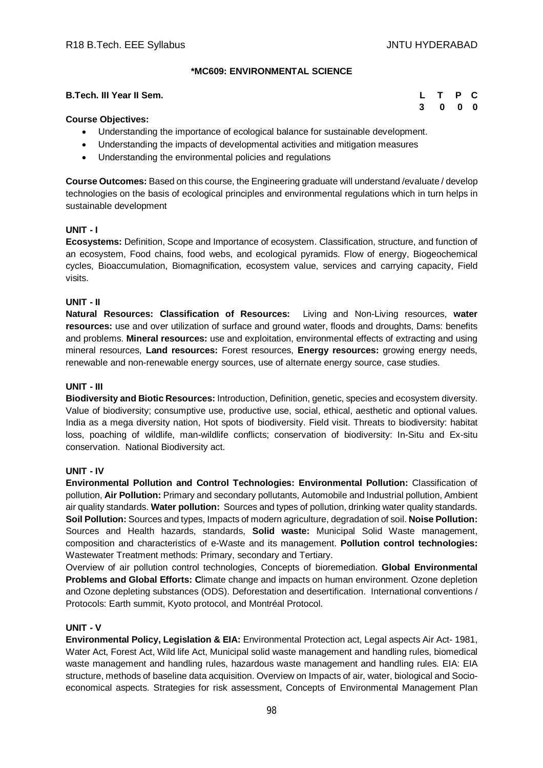### *MC609: ENVIRONMENTAL SCIENCE

**B.Tech. III Year II Sem.**

| L | T | P | C |
|---|---|---|---|
| 3 | 0 | 0 | 0 |

**Course Objectives:**

- Understanding the importance of ecological balance for sustainable development.
- Understanding the impacts of developmental activities and mitigation measures
- Understanding the environmental policies and regulations

**Course Outcomes:** Based on this course, the Engineering graduate will understand /evaluate / develop technologies on the basis of ecological principles and environmental regulations which in turn helps in sustainable development

**UNIT - I**

**Ecosystems:** Definition, Scope and Importance of ecosystem. Classification, structure, and function of an ecosystem, Food chains, food webs, and ecological pyramids. Flow of energy, Biogeochemical cycles, Bioaccumulation, Biomagnification, ecosystem value, services and carrying capacity, Field visits.

**UNIT - II**

**Natural Resources: Classification of Resources:** Living and Non-Living resources, **water resources:** use and over utilization of surface and ground water, floods and droughts, Dams: benefits and problems. **Mineral resources:** use and exploitation, environmental effects of extracting and using mineral resources, **Land resources:** Forest resources, **Energy resources:** growing energy needs, renewable and non-renewable energy sources, use of alternate energy source, case studies.

**UNIT - III**

**Biodiversity and Biotic Resources:** Introduction, Definition, genetic, species and ecosystem diversity. Value of biodiversity; consumptive use, productive use, social, ethical, aesthetic and optional values. India as a mega diversity nation, Hot spots of biodiversity. Field visit. Threats to biodiversity: habitat loss, poaching of wildlife, man-wildlife conflicts; conservation of biodiversity: In-Situ and Ex-situ conservation. National Biodiversity act.

**UNIT - IV**

**Environmental Pollution and Control Technologies: Environmental Pollution:** Classification of pollution, **Air Pollution:** Primary and secondary pollutants, Automobile and Industrial pollution, Ambient air quality standards. **Water pollution:** Sources and types of pollution, drinking water quality standards. **Soil Pollution:** Sources and types, Impacts of modern agriculture, degradation of soil. **Noise Pollution:** Sources and Health hazards, standards, **Solid waste:** Municipal Solid Waste management, composition and characteristics of e-Waste and its management. **Pollution control technologies:** Wastewater Treatment methods: Primary, secondary and Tertiary.

Overview of air pollution control technologies, Concepts of bioremediation. **Global Environmental Problems and Global Efforts: C**limate change and impacts on human environment. Ozone depletion and Ozone depleting substances (ODS). Deforestation and desertification. International conventions / Protocols: Earth summit, Kyoto protocol, and Montréal Protocol.

**UNIT - V**

**Environmental Policy, Legislation & EIA:** Environmental Protection act, Legal aspects Air Act- 1981, Water Act, Forest Act, Wild life Act, Municipal solid waste management and handling rules, biomedical waste management and handling rules, hazardous waste management and handling rules. EIA: EIA structure, methods of baseline data acquisition. Overview on Impacts of air, water, biological and Socio-economical aspects. Strategies for risk assessment, Concepts of Environmental Management Plan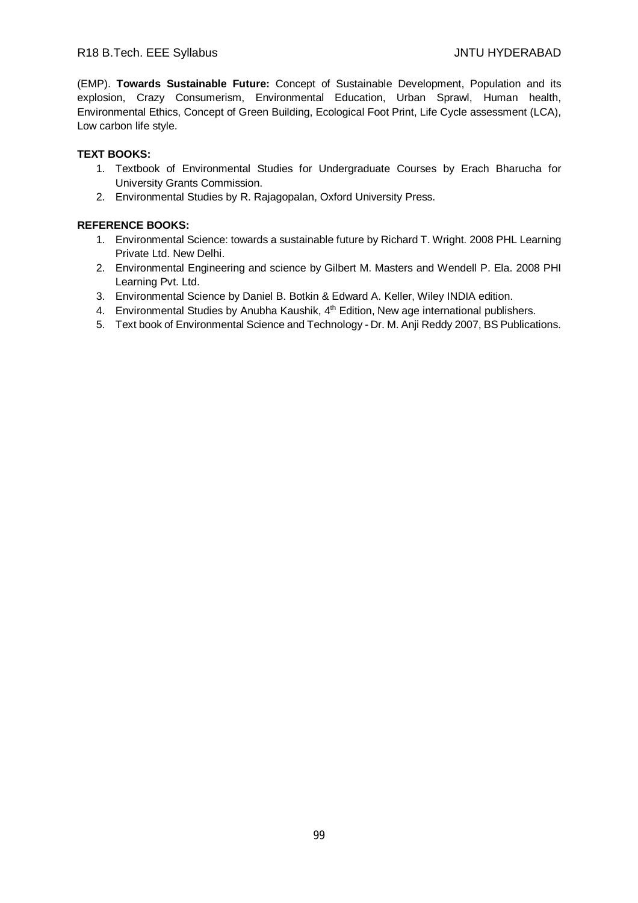(EMP). **Towards Sustainable Future:** Concept of Sustainable Development, Population and its explosion, Crazy Consumerism, Environmental Education, Urban Sprawl, Human health, Environmental Ethics, Concept of Green Building, Ecological Foot Print, Life Cycle assessment (LCA), Low carbon life style.

**TEXT BOOKS:**

1. Textbook of Environmental Studies for Undergraduate Courses by Erach Bharucha for University Grants Commission.
2. Environmental Studies by R. Rajagopalan, Oxford University Press.

**REFERENCE BOOKS:**

1. Environmental Science: towards a sustainable future by Richard T. Wright. 2008 PHL Learning Private Ltd. New Delhi.
2. Environmental Engineering and science by Gilbert M. Masters and Wendell P. Ela. 2008 PHI Learning Pvt. Ltd.
3. Environmental Science by Daniel B. Botkin & Edward A. Keller, Wiley INDIA edition.
4. Environmental Studies by Anubha Kaushik, 4th Edition, New age international publishers.
5. Text book of Environmental Science and Technology - Dr. M. Anji Reddy 2007, BS Publications.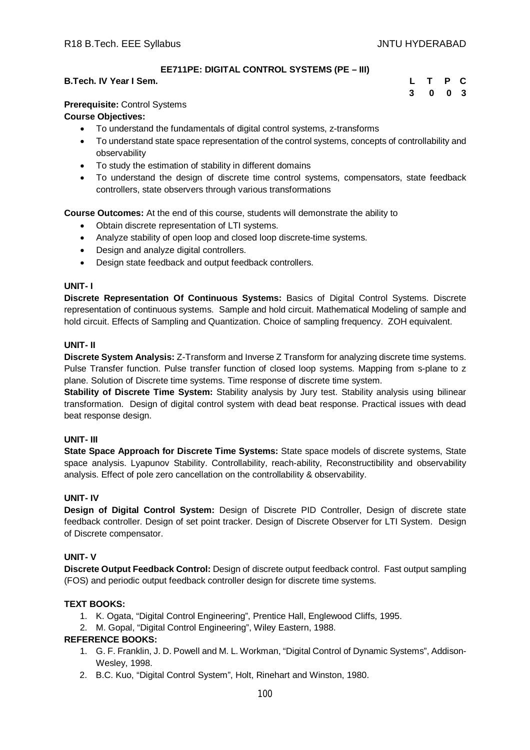## EE711PE: DIGITAL CONTROL SYSTEMS (PE – III)

**B.Tech. IV Year I Sem.**

| L | T | P | C |
|---|---|---|---|
| 3 | 0 | 0 | 3 |

**Prerequisite:** Control Systems

**Course Objectives:**

- To understand the fundamentals of digital control systems, z-transforms
- To understand state space representation of the control systems, concepts of controllability and observability
- To study the estimation of stability in different domains
- To understand the design of discrete time control systems, compensators, state feedback controllers, state observers through various transformations

**Course Outcomes:** At the end of this course, students will demonstrate the ability to

- Obtain discrete representation of LTI systems.
- Analyze stability of open loop and closed loop discrete-time systems.
- Design and analyze digital controllers.
- Design state feedback and output feedback controllers.

### UNIT- I

**Discrete Representation Of Continuous Systems:** Basics of Digital Control Systems. Discrete representation of continuous systems. Sample and hold circuit. Mathematical Modeling of sample and hold circuit. Effects of Sampling and Quantization. Choice of sampling frequency. ZOH equivalent.

### UNIT- II

**Discrete System Analysis:** Z-Transform and Inverse Z Transform for analyzing discrete time systems. Pulse Transfer function. Pulse transfer function of closed loop systems. Mapping from s-plane to z plane. Solution of Discrete time systems. Time response of discrete time system.

**Stability of Discrete Time System:** Stability analysis by Jury test. Stability analysis using bilinear transformation. Design of digital control system with dead beat response. Practical issues with dead beat response design.

### UNIT- III

**State Space Approach for Discrete Time Systems:** State space models of discrete systems, State space analysis. Lyapunov Stability. Controllability, reach-ability, Reconstructibility and observability analysis. Effect of pole zero cancellation on the controllability & observability.

### UNIT- IV

**Design of Digital Control System:** Design of Discrete PID Controller, Design of discrete state feedback controller. Design of set point tracker. Design of Discrete Observer for LTI System. Design of Discrete compensator.

### UNIT- V

**Discrete Output Feedback Control:** Design of discrete output feedback control. Fast output sampling (FOS) and periodic output feedback controller design for discrete time systems.

**TEXT BOOKS:**

1. K. Ogata, "Digital Control Engineering", Prentice Hall, Englewood Cliffs, 1995.
2. M. Gopal, "Digital Control Engineering", Wiley Eastern, 1988.

**REFERENCE BOOKS:**

1. G. F. Franklin, J. D. Powell and M. L. Workman, "Digital Control of Dynamic Systems", Addison-Wesley, 1998.
2. B.C. Kuo, "Digital Control System", Holt, Rinehart and Winston, 1980.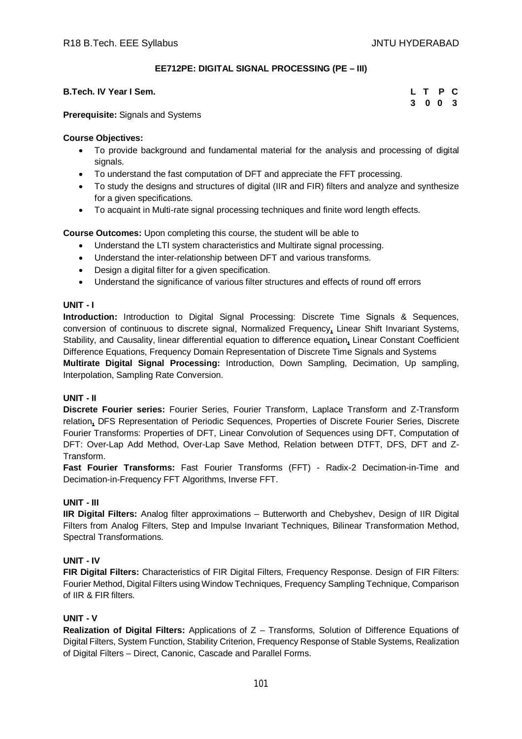## EE712PE: DIGITAL SIGNAL PROCESSING (PE – III)

**B.Tech. IV Year I Sem.**

| L | T | P | C |
|---|---|---|---|
| 3 | 0 | 0 | 3 |

**Prerequisite:** Signals and Systems

**Course Objectives:**

- To provide background and fundamental material for the analysis and processing of digital signals.
- To understand the fast computation of DFT and appreciate the FFT processing.
- To study the designs and structures of digital (IIR and FIR) filters and analyze and synthesize for a given specifications.
- To acquaint in Multi-rate signal processing techniques and finite word length effects.

**Course Outcomes:** Upon completing this course, the student will be able to

- Understand the LTI system characteristics and Multirate signal processing.
- Understand the inter-relationship between DFT and various transforms.
- Design a digital filter for a given specification.
- Understand the significance of various filter structures and effects of round off errors

### UNIT - I

**Introduction:** Introduction to Digital Signal Processing: Discrete Time Signals & Sequences, conversion of continuous to discrete signal, Normalized Frequency, Linear Shift Invariant Systems, Stability, and Causality, linear differential equation to difference equation, Linear Constant Coefficient Difference Equations, Frequency Domain Representation of Discrete Time Signals and Systems

**Multirate Digital Signal Processing:** Introduction, Down Sampling, Decimation, Up sampling, Interpolation, Sampling Rate Conversion.

### UNIT - II

**Discrete Fourier series:** Fourier Series, Fourier Transform, Laplace Transform and Z-Transform relation, DFS Representation of Periodic Sequences, Properties of Discrete Fourier Series, Discrete Fourier Transforms: Properties of DFT, Linear Convolution of Sequences using DFT, Computation of DFT: Over-Lap Add Method, Over-Lap Save Method, Relation between DTFT, DFS, DFT and Z-Transform.

**Fast Fourier Transforms:** Fast Fourier Transforms (FFT) - Radix-2 Decimation-in-Time and Decimation-in-Frequency FFT Algorithms, Inverse FFT.

### UNIT - III

**IIR Digital Filters:** Analog filter approximations – Butterworth and Chebyshev, Design of IIR Digital Filters from Analog Filters, Step and Impulse Invariant Techniques, Bilinear Transformation Method, Spectral Transformations.

### UNIT - IV

**FIR Digital Filters:** Characteristics of FIR Digital Filters, Frequency Response. Design of FIR Filters: Fourier Method, Digital Filters using Window Techniques, Frequency Sampling Technique, Comparison of IIR & FIR filters.

### UNIT - V

**Realization of Digital Filters:** Applications of Z – Transforms, Solution of Difference Equations of Digital Filters, System Function, Stability Criterion, Frequency Response of Stable Systems, Realization of Digital Filters – Direct, Canonic, Cascade and Parallel Forms.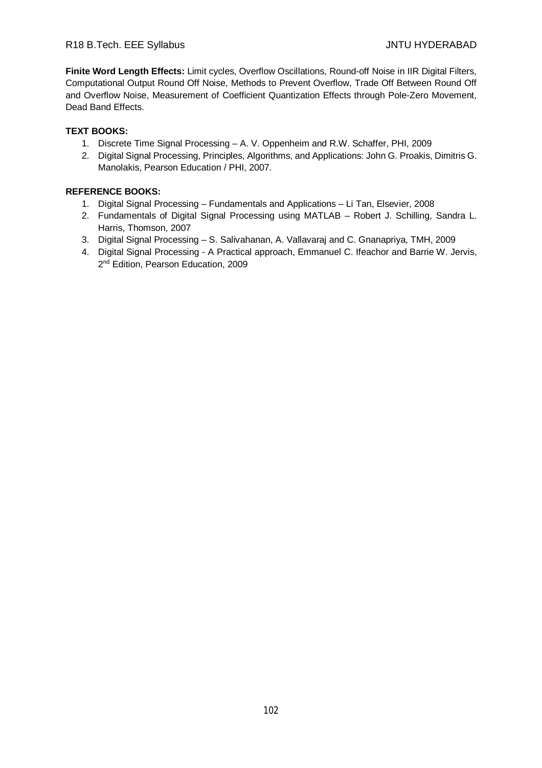**Finite Word Length Effects:** Limit cycles, Overflow Oscillations, Round-off Noise in IIR Digital Filters, Computational Output Round Off Noise, Methods to Prevent Overflow, Trade Off Between Round Off and Overflow Noise, Measurement of Coefficient Quantization Effects through Pole-Zero Movement, Dead Band Effects.

**TEXT BOOKS:**

1. Discrete Time Signal Processing – A. V. Oppenheim and R.W. Schaffer, PHI, 2009
2. Digital Signal Processing, Principles, Algorithms, and Applications: John G. Proakis, Dimitris G. Manolakis, Pearson Education / PHI, 2007.

**REFERENCE BOOKS:**

1. Digital Signal Processing – Fundamentals and Applications – Li Tan, Elsevier, 2008
2. Fundamentals of Digital Signal Processing using MATLAB – Robert J. Schilling, Sandra L. Harris, Thomson, 2007
3. Digital Signal Processing – S. Salivahanan, A. Vallavaraj and C. Gnanapriya, TMH, 2009
4. Digital Signal Processing - A Practical approach, Emmanuel C. Ifeachor and Barrie W. Jervis, 2nd Edition, Pearson Education, 2009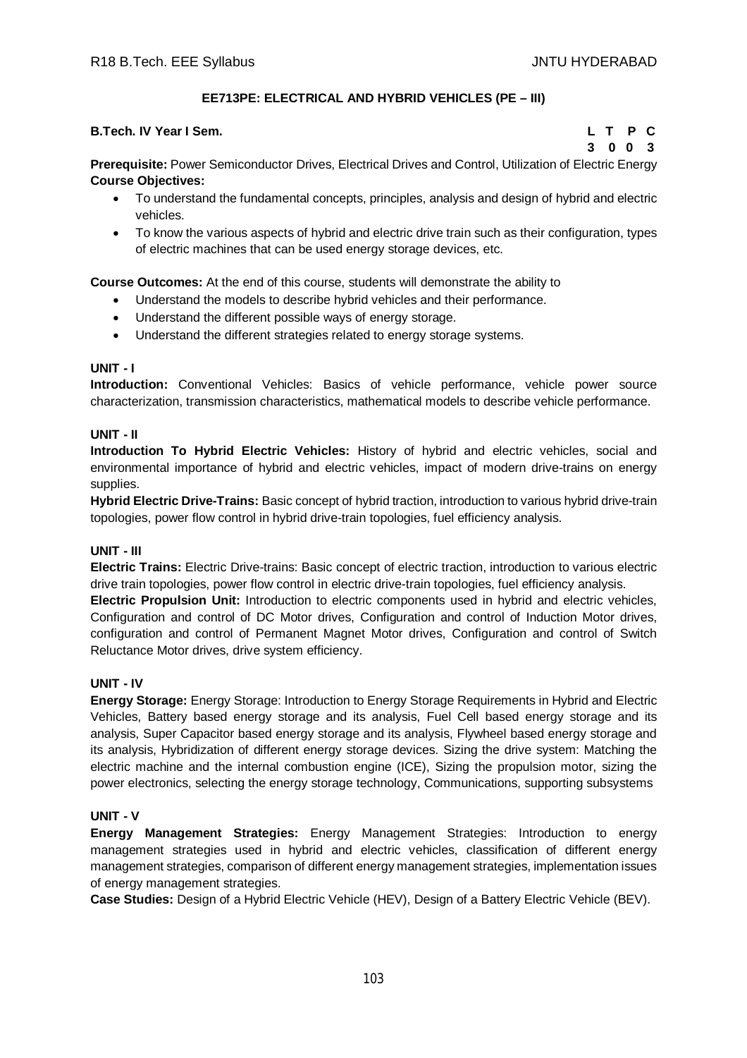## EE713PE: ELECTRICAL AND HYBRID VEHICLES (PE – III)

**B.Tech. IV Year I Sem.**

| L | T | P | C |
|---|---|---|---|
| 3 | 0 | 0 | 3 |

**Prerequisite:** Power Semiconductor Drives, Electrical Drives and Control, Utilization of Electric Energy

**Course Objectives:**

- To understand the fundamental concepts, principles, analysis and design of hybrid and electric vehicles.
- To know the various aspects of hybrid and electric drive train such as their configuration, types of electric machines that can be used energy storage devices, etc.

**Course Outcomes:** At the end of this course, students will demonstrate the ability to

- Understand the models to describe hybrid vehicles and their performance.
- Understand the different possible ways of energy storage.
- Understand the different strategies related to energy storage systems.

### UNIT - I

**Introduction:** Conventional Vehicles: Basics of vehicle performance, vehicle power source characterization, transmission characteristics, mathematical models to describe vehicle performance.

### UNIT - II

**Introduction To Hybrid Electric Vehicles:** History of hybrid and electric vehicles, social and environmental importance of hybrid and electric vehicles, impact of modern drive-trains on energy supplies.

**Hybrid Electric Drive-Trains:** Basic concept of hybrid traction, introduction to various hybrid drive-train topologies, power flow control in hybrid drive-train topologies, fuel efficiency analysis.

### UNIT - III

**Electric Trains:** Electric Drive-trains: Basic concept of electric traction, introduction to various electric drive train topologies, power flow control in electric drive-train topologies, fuel efficiency analysis.

**Electric Propulsion Unit:** Introduction to electric components used in hybrid and electric vehicles, Configuration and control of DC Motor drives, Configuration and control of Induction Motor drives, configuration and control of Permanent Magnet Motor drives, Configuration and control of Switch Reluctance Motor drives, drive system efficiency.

### UNIT - IV

**Energy Storage:** Energy Storage: Introduction to Energy Storage Requirements in Hybrid and Electric Vehicles, Battery based energy storage and its analysis, Fuel Cell based energy storage and its analysis, Super Capacitor based energy storage and its analysis, Flywheel based energy storage and its analysis, Hybridization of different energy storage devices. Sizing the drive system: Matching the electric machine and the internal combustion engine (ICE), Sizing the propulsion motor, sizing the power electronics, selecting the energy storage technology, Communications, supporting subsystems

### UNIT - V

**Energy Management Strategies:** Energy Management Strategies: Introduction to energy management strategies used in hybrid and electric vehicles, classification of different energy management strategies, comparison of different energy management strategies, implementation issues of energy management strategies.

**Case Studies:** Design of a Hybrid Electric Vehicle (HEV), Design of a Battery Electric Vehicle (BEV).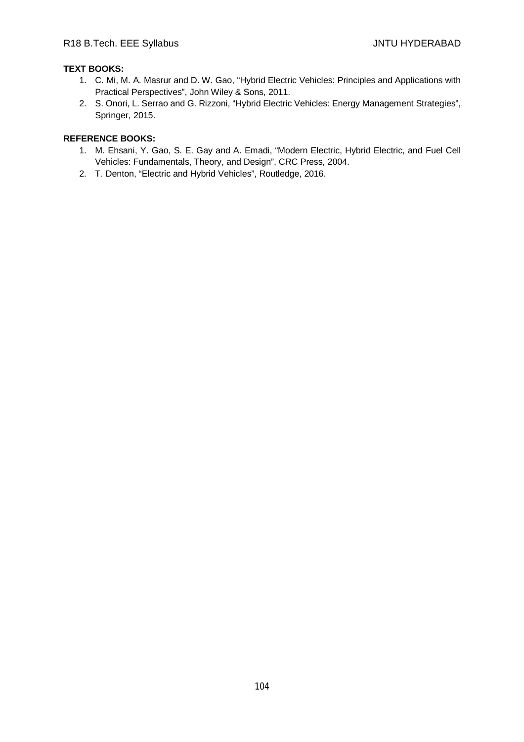**TEXT BOOKS:**

1. C. Mi, M. A. Masrur and D. W. Gao, “Hybrid Electric Vehicles: Principles and Applications with Practical Perspectives”, John Wiley & Sons, 2011.
2. S. Onori, L. Serrao and G. Rizzoni, “Hybrid Electric Vehicles: Energy Management Strategies”, Springer, 2015.

**REFERENCE BOOKS:**

1. M. Ehsani, Y. Gao, S. E. Gay and A. Emadi, “Modern Electric, Hybrid Electric, and Fuel Cell Vehicles: Fundamentals, Theory, and Design”, CRC Press, 2004.
2. T. Denton, “Electric and Hybrid Vehicles”, Routledge, 2016.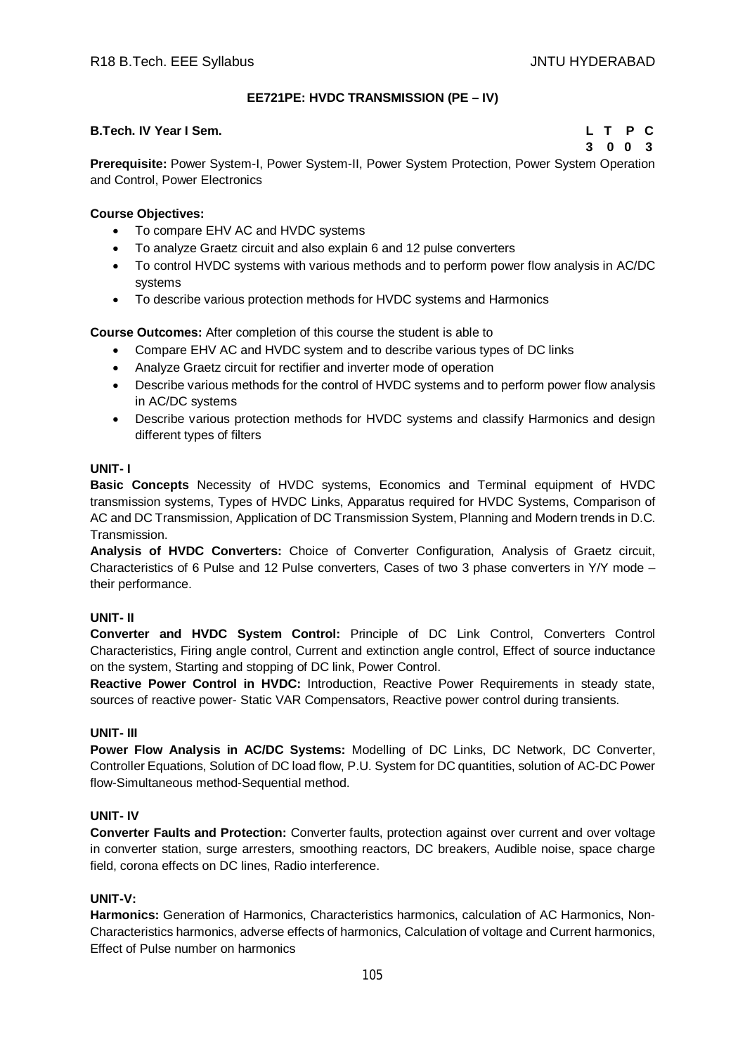## EE721PE: HVDC TRANSMISSION (PE – IV)

**B.Tech. IV Year I Sem.** **L T P C**
**3 0 0 3**

**Prerequisite:** Power System-I, Power System-II, Power System Protection, Power System Operation and Control, Power Electronics

**Course Objectives:**

- To compare EHV AC and HVDC systems
- To analyze Graetz circuit and also explain 6 and 12 pulse converters
- To control HVDC systems with various methods and to perform power flow analysis in AC/DC systems
- To describe various protection methods for HVDC systems and Harmonics

**Course Outcomes:** After completion of this course the student is able to

- Compare EHV AC and HVDC system and to describe various types of DC links
- Analyze Graetz circuit for rectifier and inverter mode of operation
- Describe various methods for the control of HVDC systems and to perform power flow analysis in AC/DC systems
- Describe various protection methods for HVDC systems and classify Harmonics and design different types of filters

### UNIT- I

**Basic Concepts** Necessity of HVDC systems, Economics and Terminal equipment of HVDC transmission systems, Types of HVDC Links, Apparatus required for HVDC Systems, Comparison of AC and DC Transmission, Application of DC Transmission System, Planning and Modern trends in D.C. Transmission.

**Analysis of HVDC Converters:** Choice of Converter Configuration, Analysis of Graetz circuit, Characteristics of 6 Pulse and 12 Pulse converters, Cases of two 3 phase converters in Y/Y mode – their performance.

### UNIT- II

**Converter and HVDC System Control:** Principle of DC Link Control, Converters Control Characteristics, Firing angle control, Current and extinction angle control, Effect of source inductance on the system, Starting and stopping of DC link, Power Control.

**Reactive Power Control in HVDC:** Introduction, Reactive Power Requirements in steady state, sources of reactive power- Static VAR Compensators, Reactive power control during transients.

### UNIT- III

**Power Flow Analysis in AC/DC Systems:** Modelling of DC Links, DC Network, DC Converter, Controller Equations, Solution of DC load flow, P.U. System for DC quantities, solution of AC-DC Power flow-Simultaneous method-Sequential method.

### UNIT- IV

**Converter Faults and Protection:** Converter faults, protection against over current and over voltage in converter station, surge arresters, smoothing reactors, DC breakers, Audible noise, space charge field, corona effects on DC lines, Radio interference.

### UNIT-V:

**Harmonics:** Generation of Harmonics, Characteristics harmonics, calculation of AC Harmonics, Non-Characteristics harmonics, adverse effects of harmonics, Calculation of voltage and Current harmonics, Effect of Pulse number on harmonics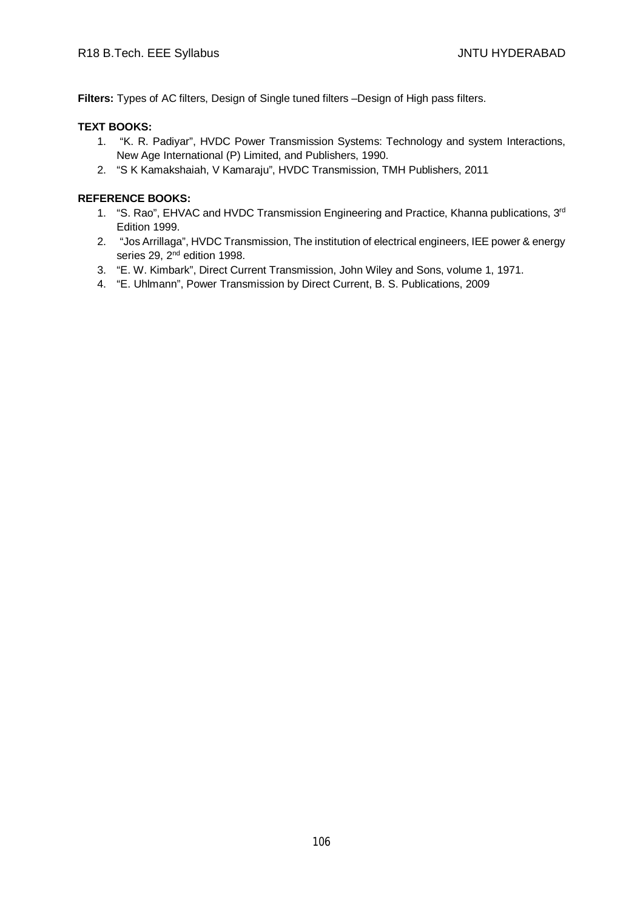**Filters:** Types of AC filters, Design of Single tuned filters –Design of High pass filters.

**TEXT BOOKS:**

1. "K. R. Padiyar", HVDC Power Transmission Systems: Technology and system Interactions, New Age International (P) Limited, and Publishers, 1990.
2. "S K Kamakshaiah, V Kamaraju", HVDC Transmission, TMH Publishers, 2011

**REFERENCE BOOKS:**

1. "S. Rao", EHVAC and HVDC Transmission Engineering and Practice, Khanna publications, 3rd Edition 1999.
2. "Jos Arrillaga", HVDC Transmission, The institution of electrical engineers, IEE power & energy series 29, 2nd edition 1998.
3. "E. W. Kimbark", Direct Current Transmission, John Wiley and Sons, volume 1, 1971.
4. "E. Uhlmann", Power Transmission by Direct Current, B. S. Publications, 2009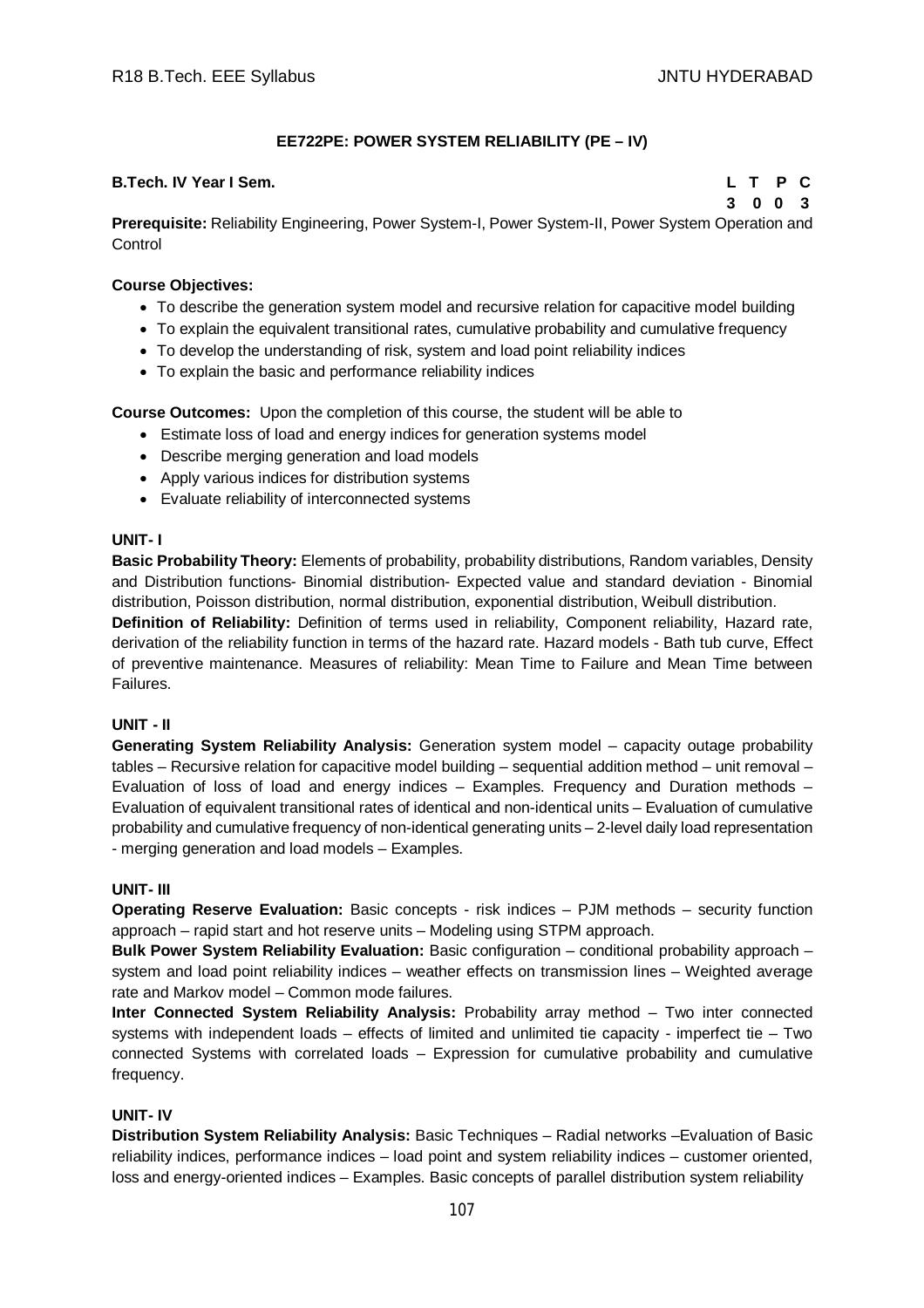### EE722PE: POWER SYSTEM RELIABILITY (PE – IV)

**B.Tech. IV Year I Sem.**

| L | T | P | C |
|---|---|---|---|
| 3 | 0 | 0 | 3 |

**Prerequisite:** Reliability Engineering, Power System-I, Power System-II, Power System Operation and Control

**Course Objectives:**

- To describe the generation system model and recursive relation for capacitive model building
- To explain the equivalent transitional rates, cumulative probability and cumulative frequency
- To develop the understanding of risk, system and load point reliability indices
- To explain the basic and performance reliability indices

**Course Outcomes:** Upon the completion of this course, the student will be able to

- Estimate loss of load and energy indices for generation systems model
- Describe merging generation and load models
- Apply various indices for distribution systems
- Evaluate reliability of interconnected systems

**UNIT- I**

**Basic Probability Theory:** Elements of probability, probability distributions, Random variables, Density and Distribution functions- Binomial distribution- Expected value and standard deviation - Binomial distribution, Poisson distribution, normal distribution, exponential distribution, Weibull distribution.

**Definition of Reliability:** Definition of terms used in reliability, Component reliability, Hazard rate, derivation of the reliability function in terms of the hazard rate. Hazard models - Bath tub curve, Effect of preventive maintenance. Measures of reliability: Mean Time to Failure and Mean Time between Failures.

**UNIT - II**

**Generating System Reliability Analysis:** Generation system model – capacity outage probability tables – Recursive relation for capacitive model building – sequential addition method – unit removal – Evaluation of loss of load and energy indices – Examples. Frequency and Duration methods – Evaluation of equivalent transitional rates of identical and non-identical units – Evaluation of cumulative probability and cumulative frequency of non-identical generating units – 2-level daily load representation - merging generation and load models – Examples.

**UNIT- III**

**Operating Reserve Evaluation:** Basic concepts - risk indices – PJM methods – security function approach – rapid start and hot reserve units – Modeling using STPM approach.

**Bulk Power System Reliability Evaluation:** Basic configuration – conditional probability approach – system and load point reliability indices – weather effects on transmission lines – Weighted average rate and Markov model – Common mode failures.

**Inter Connected System Reliability Analysis:** Probability array method – Two inter connected systems with independent loads – effects of limited and unlimited tie capacity - imperfect tie – Two connected Systems with correlated loads – Expression for cumulative probability and cumulative frequency.

**UNIT- IV**

**Distribution System Reliability Analysis:** Basic Techniques – Radial networks –Evaluation of Basic reliability indices, performance indices – load point and system reliability indices – customer oriented, loss and energy-oriented indices – Examples. Basic concepts of parallel distribution system reliability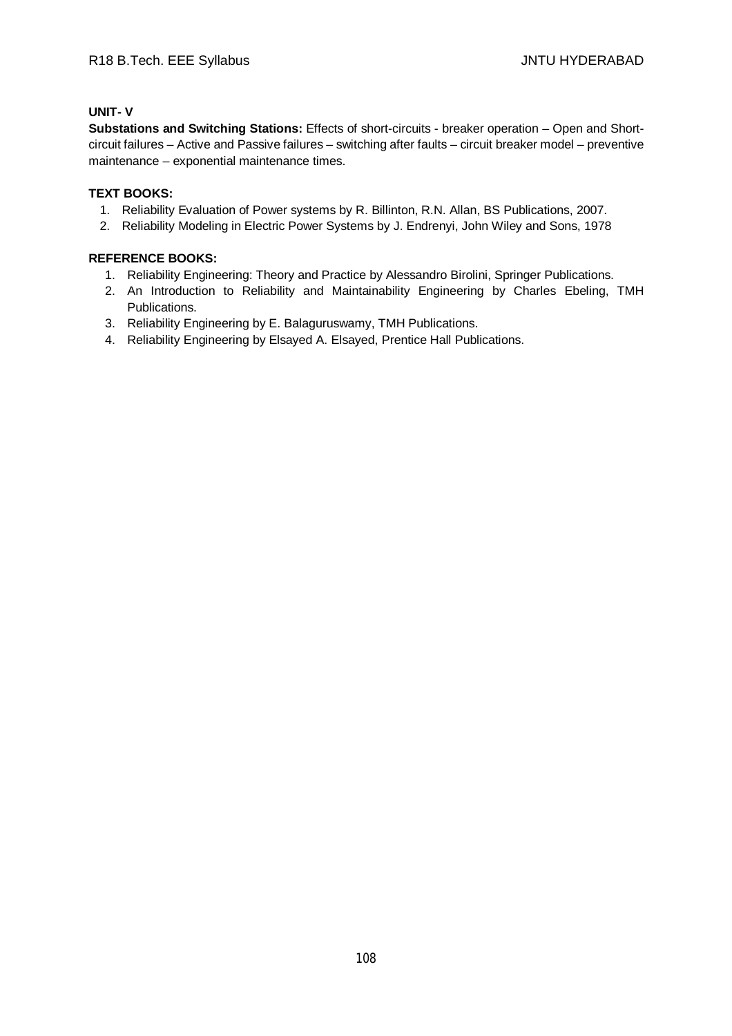**UNIT- V**

**Substations and Switching Stations:** Effects of short-circuits - breaker operation – Open and Short-circuit failures – Active and Passive failures – switching after faults – circuit breaker model – preventive maintenance – exponential maintenance times.

**TEXT BOOKS:**

1. Reliability Evaluation of Power systems by R. Billinton, R.N. Allan, BS Publications, 2007.
2. Reliability Modeling in Electric Power Systems by J. Endrenyi, John Wiley and Sons, 1978

**REFERENCE BOOKS:**

1. Reliability Engineering: Theory and Practice by Alessandro Birolini, Springer Publications.
2. An Introduction to Reliability and Maintainability Engineering by Charles Ebeling, TMH Publications.
3. Reliability Engineering by E. Balaguruswamy, TMH Publications.
4. Reliability Engineering by Elsayed A. Elsayed, Prentice Hall Publications.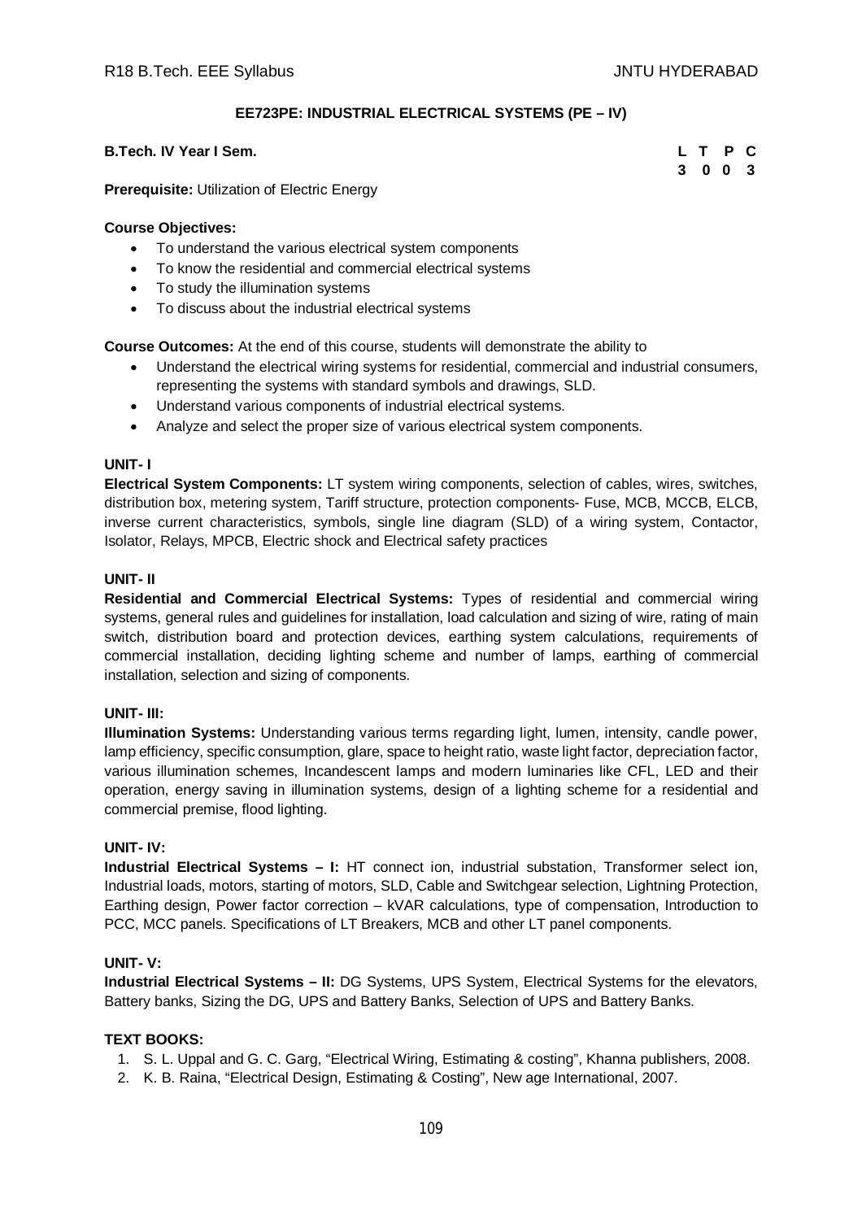## EE723PE: INDUSTRIAL ELECTRICAL SYSTEMS (PE – IV)

**B.Tech. IV Year I Sem.**

| L | T | P | C |
|---|---|---|---|
| 3 | 0 | 0 | 3 |

**Prerequisite:** Utilization of Electric Energy

**Course Objectives:**

- To understand the various electrical system components
- To know the residential and commercial electrical systems
- To study the illumination systems
- To discuss about the industrial electrical systems

**Course Outcomes:** At the end of this course, students will demonstrate the ability to

- Understand the electrical wiring systems for residential, commercial and industrial consumers, representing the systems with standard symbols and drawings, SLD.
- Understand various components of industrial electrical systems.
- Analyze and select the proper size of various electrical system components.

**UNIT- I**

**Electrical System Components:** LT system wiring components, selection of cables, wires, switches, distribution box, metering system, Tariff structure, protection components- Fuse, MCB, MCCB, ELCB, inverse current characteristics, symbols, single line diagram (SLD) of a wiring system, Contactor, Isolator, Relays, MPCB, Electric shock and Electrical safety practices

**UNIT- II**

**Residential and Commercial Electrical Systems:** Types of residential and commercial wiring systems, general rules and guidelines for installation, load calculation and sizing of wire, rating of main switch, distribution board and protection devices, earthing system calculations, requirements of commercial installation, deciding lighting scheme and number of lamps, earthing of commercial installation, selection and sizing of components.

**UNIT- III:**

**Illumination Systems:** Understanding various terms regarding light, lumen, intensity, candle power, lamp efficiency, specific consumption, glare, space to height ratio, waste light factor, depreciation factor, various illumination schemes, Incandescent lamps and modern luminaries like CFL, LED and their operation, energy saving in illumination systems, design of a lighting scheme for a residential and commercial premise, flood lighting.

**UNIT- IV:**

**Industrial Electrical Systems – I:** HT connect ion, industrial substation, Transformer select ion, Industrial loads, motors, starting of motors, SLD, Cable and Switchgear selection, Lightning Protection, Earthing design, Power factor correction – kVAR calculations, type of compensation, Introduction to PCC, MCC panels. Specifications of LT Breakers, MCB and other LT panel components.

**UNIT- V:**

**Industrial Electrical Systems – II:** DG Systems, UPS System, Electrical Systems for the elevators, Battery banks, Sizing the DG, UPS and Battery Banks, Selection of UPS and Battery Banks.

**TEXT BOOKS:**

1. S. L. Uppal and G. C. Garg, "Electrical Wiring, Estimating & costing", Khanna publishers, 2008.
2. K. B. Raina, "Electrical Design, Estimating & Costing", New age International, 2007.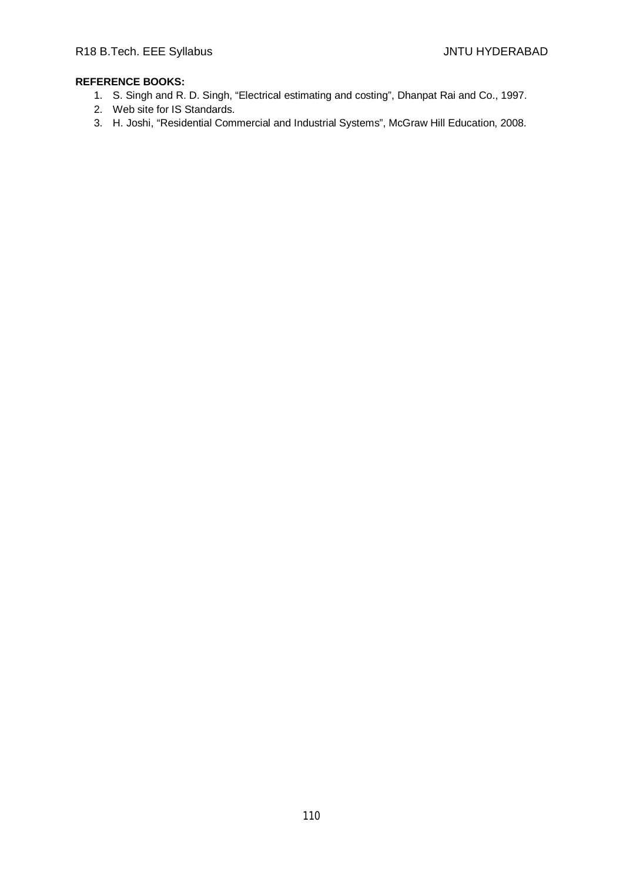**REFERENCE BOOKS:**

1. S. Singh and R. D. Singh, “Electrical estimating and costing”, Dhanpat Rai and Co., 1997.
2. Web site for IS Standards.
3. H. Joshi, “Residential Commercial and Industrial Systems”, McGraw Hill Education, 2008.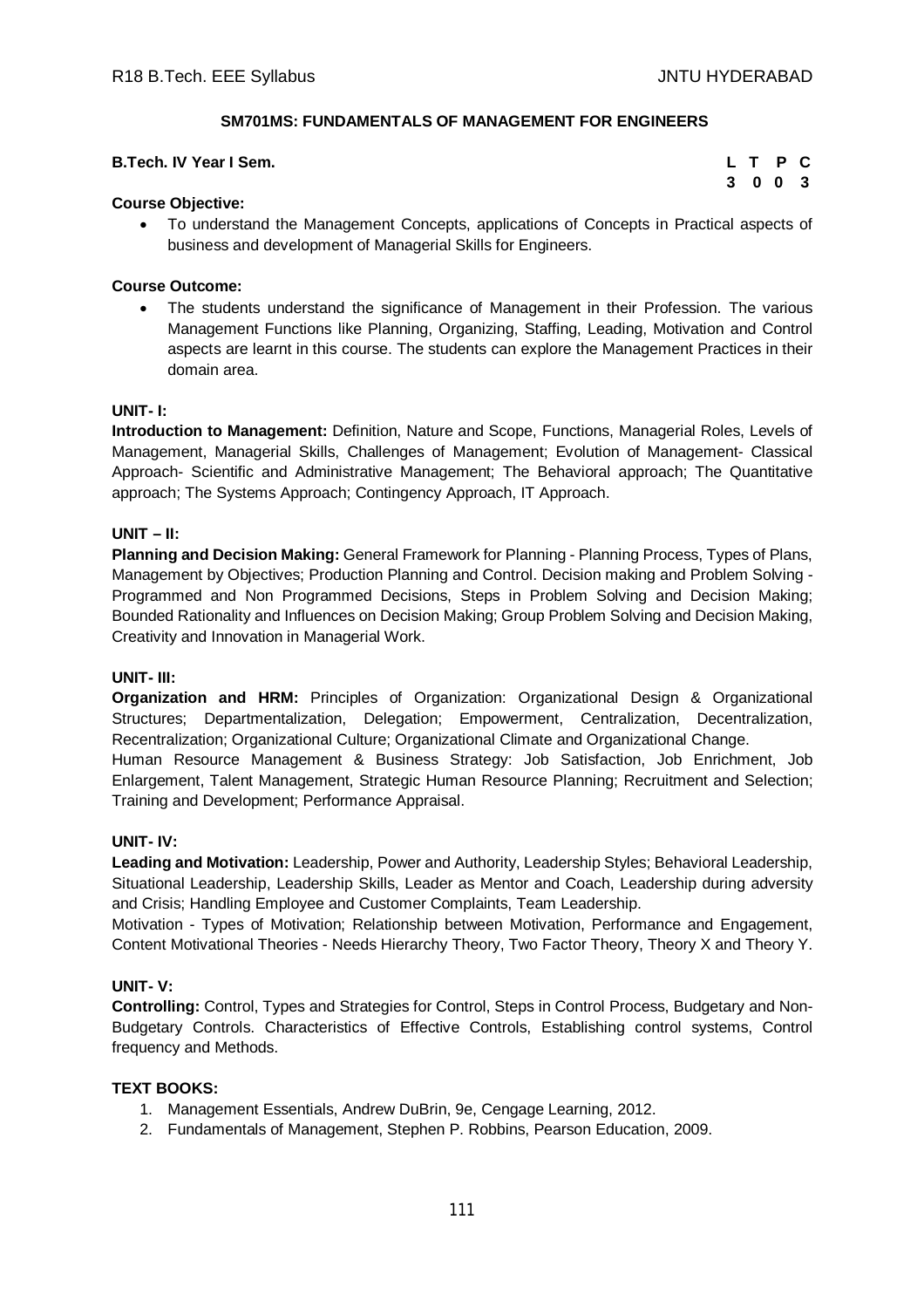## SM701MS: FUNDAMENTALS OF MANAGEMENT FOR ENGINEERS

**B.Tech. IV Year I Sem.**

| L | T | P | C |
|---|---|---|---|
| 3 | 0 | 0 | 3 |

**Course Objective:**

- To understand the Management Concepts, applications of Concepts in Practical aspects of business and development of Managerial Skills for Engineers.

**Course Outcome:**

- The students understand the significance of Management in their Profession. The various Management Functions like Planning, Organizing, Staffing, Leading, Motivation and Control aspects are learnt in this course. The students can explore the Management Practices in their domain area.

**UNIT- I:**

**Introduction to Management:** Definition, Nature and Scope, Functions, Managerial Roles, Levels of Management, Managerial Skills, Challenges of Management; Evolution of Management- Classical Approach- Scientific and Administrative Management; The Behavioral approach; The Quantitative approach; The Systems Approach; Contingency Approach, IT Approach.

**UNIT – II:**

**Planning and Decision Making:** General Framework for Planning - Planning Process, Types of Plans, Management by Objectives; Production Planning and Control. Decision making and Problem Solving - Programmed and Non Programmed Decisions, Steps in Problem Solving and Decision Making; Bounded Rationality and Influences on Decision Making; Group Problem Solving and Decision Making, Creativity and Innovation in Managerial Work.

**UNIT- III:**

**Organization and HRM:** Principles of Organization: Organizational Design & Organizational Structures; Departmentalization, Delegation; Empowerment, Centralization, Decentralization, Recentralization; Organizational Culture; Organizational Climate and Organizational Change.

Human Resource Management & Business Strategy: Job Satisfaction, Job Enrichment, Job Enlargement, Talent Management, Strategic Human Resource Planning; Recruitment and Selection; Training and Development; Performance Appraisal.

**UNIT- IV:**

**Leading and Motivation:** Leadership, Power and Authority, Leadership Styles; Behavioral Leadership, Situational Leadership, Leadership Skills, Leader as Mentor and Coach, Leadership during adversity and Crisis; Handling Employee and Customer Complaints, Team Leadership.

Motivation - Types of Motivation; Relationship between Motivation, Performance and Engagement, Content Motivational Theories - Needs Hierarchy Theory, Two Factor Theory, Theory X and Theory Y.

**UNIT- V:**

**Controlling:** Control, Types and Strategies for Control, Steps in Control Process, Budgetary and Non-Budgetary Controls. Characteristics of Effective Controls, Establishing control systems, Control frequency and Methods.

**TEXT BOOKS:**

1. Management Essentials, Andrew DuBrin, 9e, Cengage Learning, 2012.
2. Fundamentals of Management, Stephen P. Robbins, Pearson Education, 2009.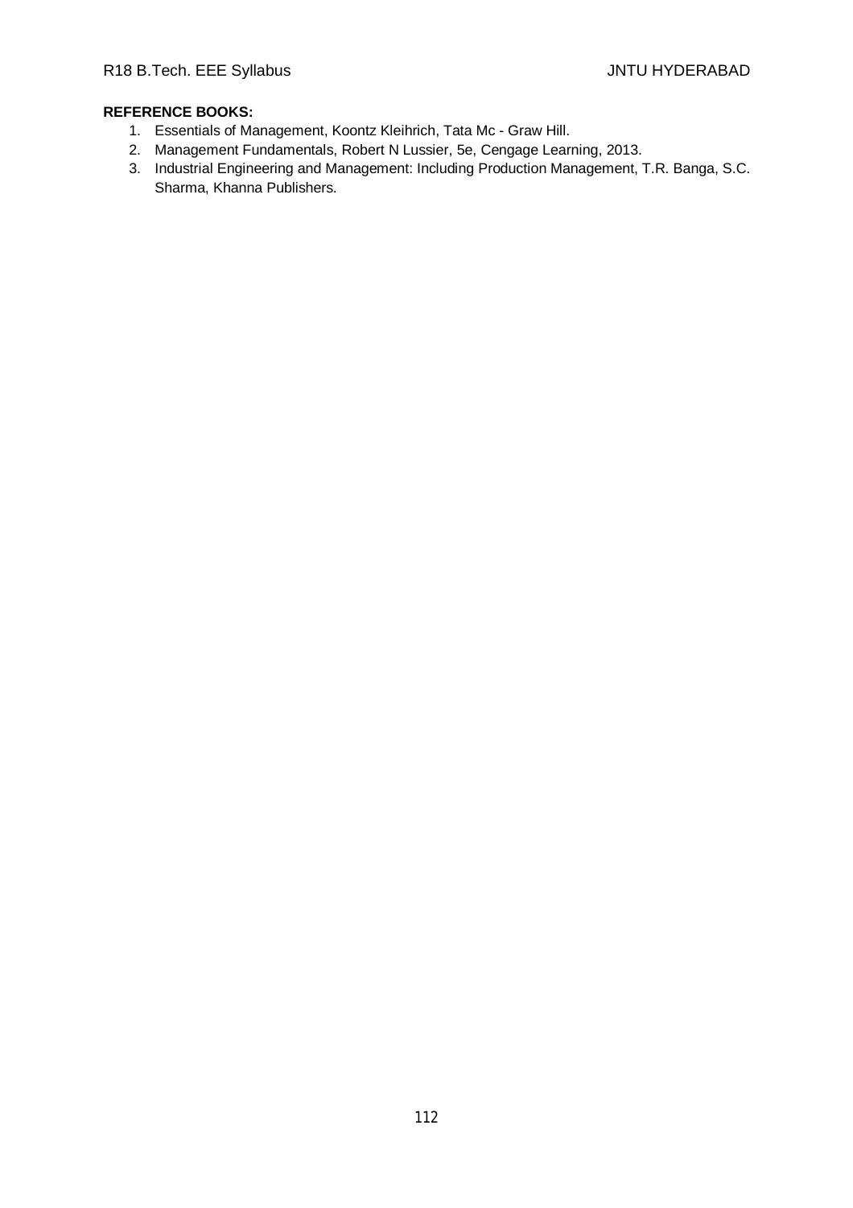**REFERENCE BOOKS:**

1. Essentials of Management, Koontz Kleihrich, Tata Mc - Graw Hill.
2. Management Fundamentals, Robert N Lussier, 5e, Cengage Learning, 2013.
3. Industrial Engineering and Management: Including Production Management, T.R. Banga, S.C. Sharma, Khanna Publishers.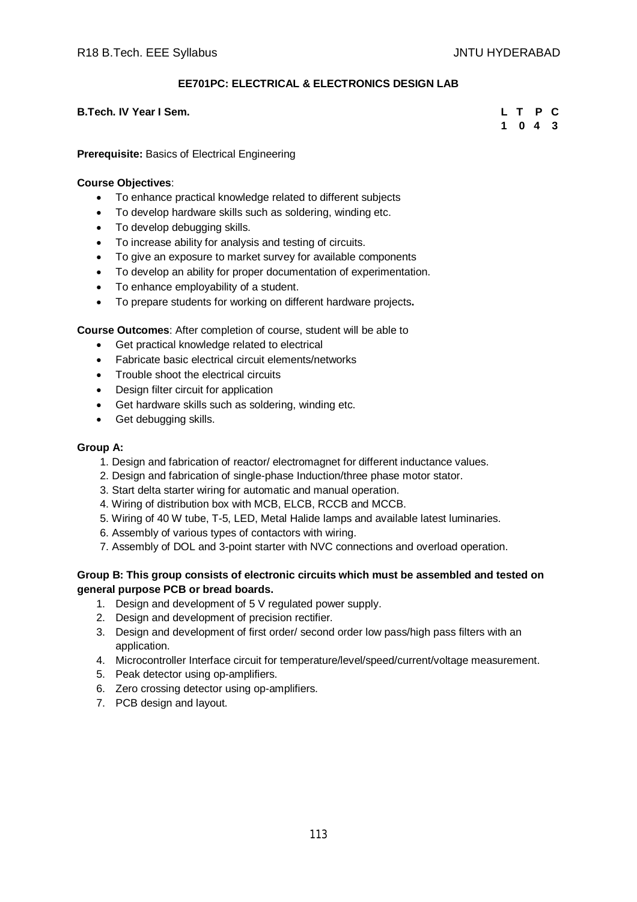## EE701PC: ELECTRICAL & ELECTRONICS DESIGN LAB

**B.Tech. IV Year I Sem.**

| L | T | P | C |
|---|---|---|---|
| 1 | 0 | 4 | 3 |

**Prerequisite:** Basics of Electrical Engineering

**Course Objectives**:

- To enhance practical knowledge related to different subjects
- To develop hardware skills such as soldering, winding etc.
- To develop debugging skills.
- To increase ability for analysis and testing of circuits.
- To give an exposure to market survey for available components
- To develop an ability for proper documentation of experimentation.
- To enhance employability of a student.
- To prepare students for working on different hardware projects**.**

**Course Outcomes**: After completion of course, student will be able to

- Get practical knowledge related to electrical
- Fabricate basic electrical circuit elements/networks
- Trouble shoot the electrical circuits
- Design filter circuit for application
- Get hardware skills such as soldering, winding etc.
- Get debugging skills.

**Group A:**

1. Design and fabrication of reactor/ electromagnet for different inductance values.
2. Design and fabrication of single-phase Induction/three phase motor stator.
3. Start delta starter wiring for automatic and manual operation.
4. Wiring of distribution box with MCB, ELCB, RCCB and MCCB.
5. Wiring of 40 W tube, T-5, LED, Metal Halide lamps and available latest luminaries.
6. Assembly of various types of contactors with wiring.
7. Assembly of DOL and 3-point starter with NVC connections and overload operation.

**Group B: This group consists of electronic circuits which must be assembled and tested on general purpose PCB or bread boards.**

1. Design and development of 5 V regulated power supply.
2. Design and development of precision rectifier.
3. Design and development of first order/ second order low pass/high pass filters with an application.
4. Microcontroller Interface circuit for temperature/level/speed/current/voltage measurement.
5. Peak detector using op-amplifiers.
6. Zero crossing detector using op-amplifiers.
7. PCB design and layout.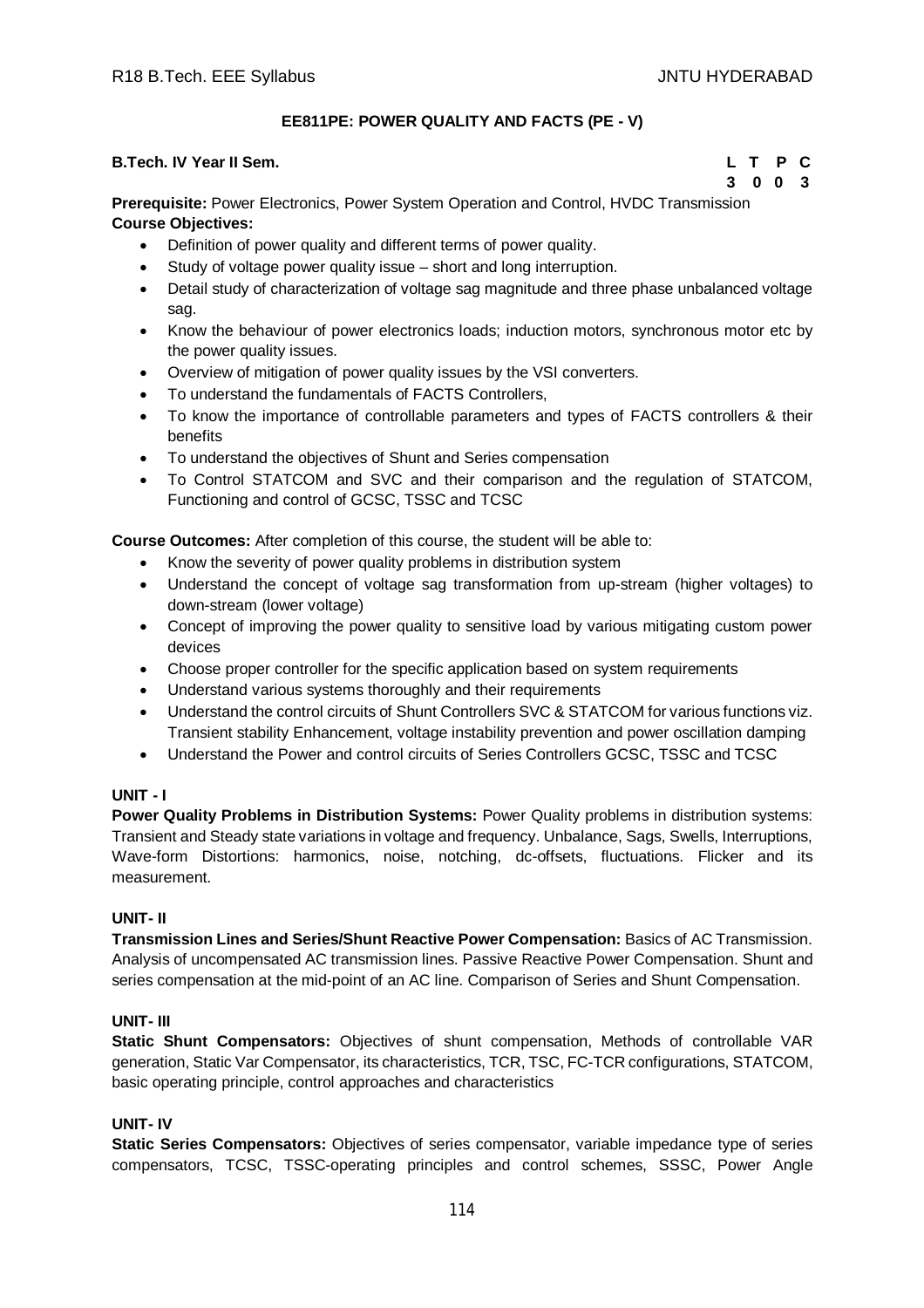## EE811PE: POWER QUALITY AND FACTS (PE - V)

**B.Tech. IV Year II Sem.**

| L | T | P | C |
|---|---|---|---|
| 3 | 0 | 0 | 3 |

**Prerequisite:** Power Electronics, Power System Operation and Control, HVDC Transmission

**Course Objectives:**

- Definition of power quality and different terms of power quality.
- Study of voltage power quality issue – short and long interruption.
- Detail study of characterization of voltage sag magnitude and three phase unbalanced voltage sag.
- Know the behaviour of power electronics loads; induction motors, synchronous motor etc by the power quality issues.
- Overview of mitigation of power quality issues by the VSI converters.
- To understand the fundamentals of FACTS Controllers,
- To know the importance of controllable parameters and types of FACTS controllers & their benefits
- To understand the objectives of Shunt and Series compensation
- To Control STATCOM and SVC and their comparison and the regulation of STATCOM, Functioning and control of GCSC, TSSC and TCSC

**Course Outcomes:** After completion of this course, the student will be able to:

- Know the severity of power quality problems in distribution system
- Understand the concept of voltage sag transformation from up-stream (higher voltages) to down-stream (lower voltage)
- Concept of improving the power quality to sensitive load by various mitigating custom power devices
- Choose proper controller for the specific application based on system requirements
- Understand various systems thoroughly and their requirements
- Understand the control circuits of Shunt Controllers SVC & STATCOM for various functions viz. Transient stability Enhancement, voltage instability prevention and power oscillation damping
- Understand the Power and control circuits of Series Controllers GCSC, TSSC and TCSC

### UNIT - I

**Power Quality Problems in Distribution Systems:** Power Quality problems in distribution systems: Transient and Steady state variations in voltage and frequency. Unbalance, Sags, Swells, Interruptions, Wave-form Distortions: harmonics, noise, notching, dc-offsets, fluctuations. Flicker and its measurement.

### UNIT- II

**Transmission Lines and Series/Shunt Reactive Power Compensation:** Basics of AC Transmission. Analysis of uncompensated AC transmission lines. Passive Reactive Power Compensation. Shunt and series compensation at the mid-point of an AC line. Comparison of Series and Shunt Compensation.

### UNIT- III

**Static Shunt Compensators:** Objectives of shunt compensation, Methods of controllable VAR generation, Static Var Compensator, its characteristics, TCR, TSC, FC-TCR configurations, STATCOM, basic operating principle, control approaches and characteristics

### UNIT- IV

**Static Series Compensators:** Objectives of series compensator, variable impedance type of series compensators, TCSC, TSSC-operating principles and control schemes, SSSC, Power Angle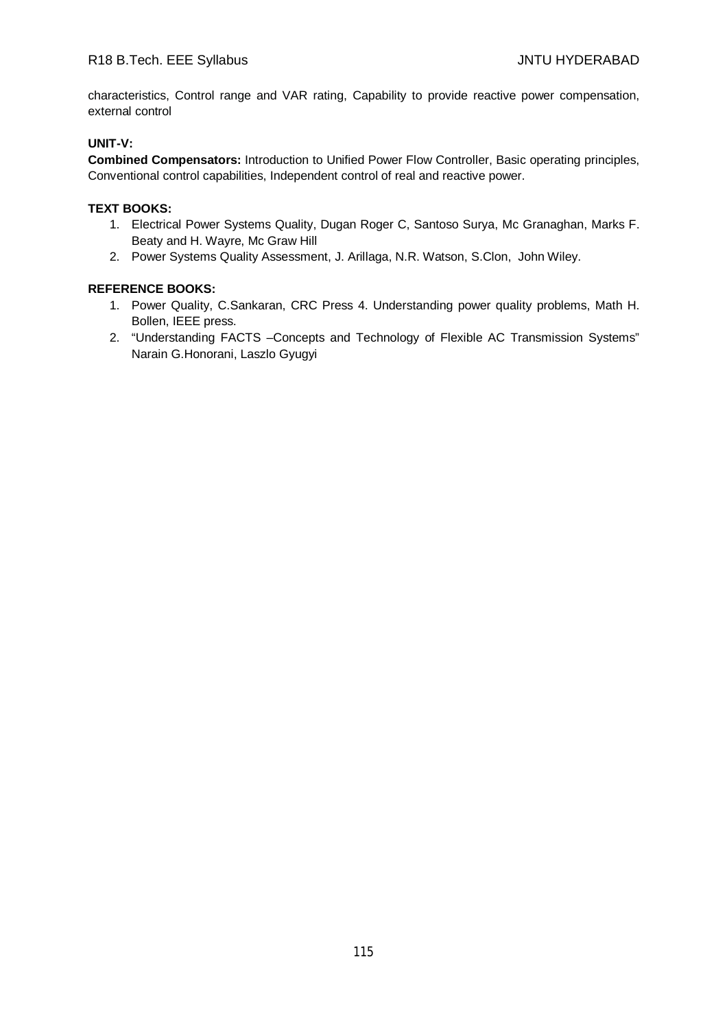characteristics, Control range and VAR rating, Capability to provide reactive power compensation, external control

**UNIT-V:**

**Combined Compensators:** Introduction to Unified Power Flow Controller, Basic operating principles, Conventional control capabilities, Independent control of real and reactive power.

**TEXT BOOKS:**

1. Electrical Power Systems Quality, Dugan Roger C, Santoso Surya, Mc Granaghan, Marks F. Beaty and H. Wayre, Mc Graw Hill
2. Power Systems Quality Assessment, J. Arillaga, N.R. Watson, S.Clon, John Wiley.

**REFERENCE BOOKS:**

1. Power Quality, C.Sankaran, CRC Press 4. Understanding power quality problems, Math H. Bollen, IEEE press.
2. "Understanding FACTS –Concepts and Technology of Flexible AC Transmission Systems" Narain G.Honorani, Laszlo Gyugyi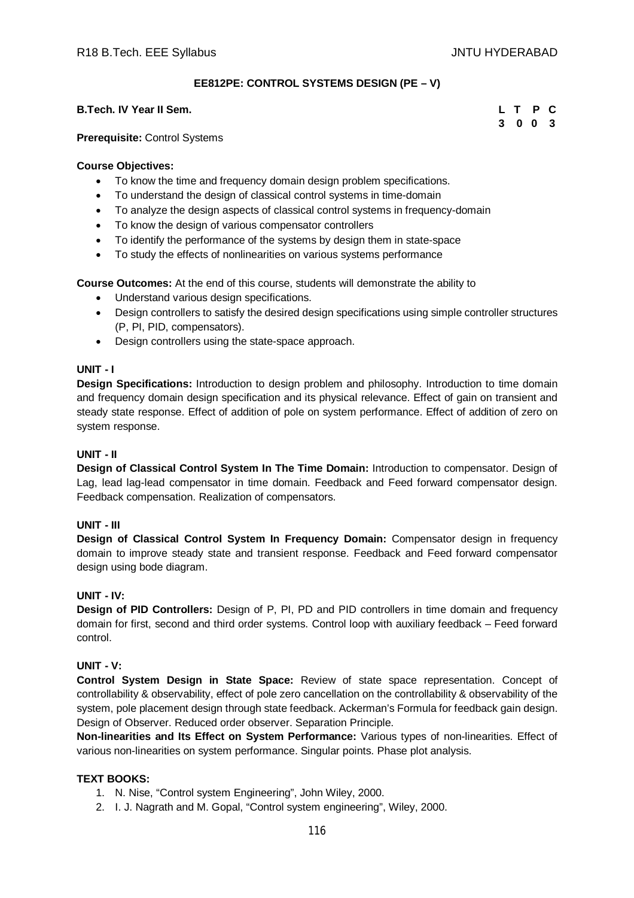## EE812PE: CONTROL SYSTEMS DESIGN (PE – V)

**B.Tech. IV Year II Sem.**

| L | T | P | C |
|---|---|---|---|
| 3 | 0 | 0 | 3 |

**Prerequisite:** Control Systems

**Course Objectives:**

- To know the time and frequency domain design problem specifications.
- To understand the design of classical control systems in time-domain
- To analyze the design aspects of classical control systems in frequency-domain
- To know the design of various compensator controllers
- To identify the performance of the systems by design them in state-space
- To study the effects of nonlinearities on various systems performance

**Course Outcomes:** At the end of this course, students will demonstrate the ability to

- Understand various design specifications.
- Design controllers to satisfy the desired design specifications using simple controller structures (P, PI, PID, compensators).
- Design controllers using the state-space approach.

### UNIT - I

**Design Specifications:** Introduction to design problem and philosophy. Introduction to time domain and frequency domain design specification and its physical relevance. Effect of gain on transient and steady state response. Effect of addition of pole on system performance. Effect of addition of zero on system response.

### UNIT - II

**Design of Classical Control System In The Time Domain:** Introduction to compensator. Design of Lag, lead lag-lead compensator in time domain. Feedback and Feed forward compensator design. Feedback compensation. Realization of compensators.

### UNIT - III

**Design of Classical Control System In Frequency Domain:** Compensator design in frequency domain to improve steady state and transient response. Feedback and Feed forward compensator design using bode diagram.

### UNIT - IV:

**Design of PID Controllers:** Design of P, PI, PD and PID controllers in time domain and frequency domain for first, second and third order systems. Control loop with auxiliary feedback – Feed forward control.

### UNIT - V:

**Control System Design in State Space:** Review of state space representation. Concept of controllability & observability, effect of pole zero cancellation on the controllability & observability of the system, pole placement design through state feedback. Ackerman's Formula for feedback gain design. Design of Observer. Reduced order observer. Separation Principle.

**Non-linearities and Its Effect on System Performance:** Various types of non-linearities. Effect of various non-linearities on system performance. Singular points. Phase plot analysis.

### TEXT BOOKS:

1. N. Nise, "Control system Engineering", John Wiley, 2000.
2. I. J. Nagrath and M. Gopal, "Control system engineering", Wiley, 2000.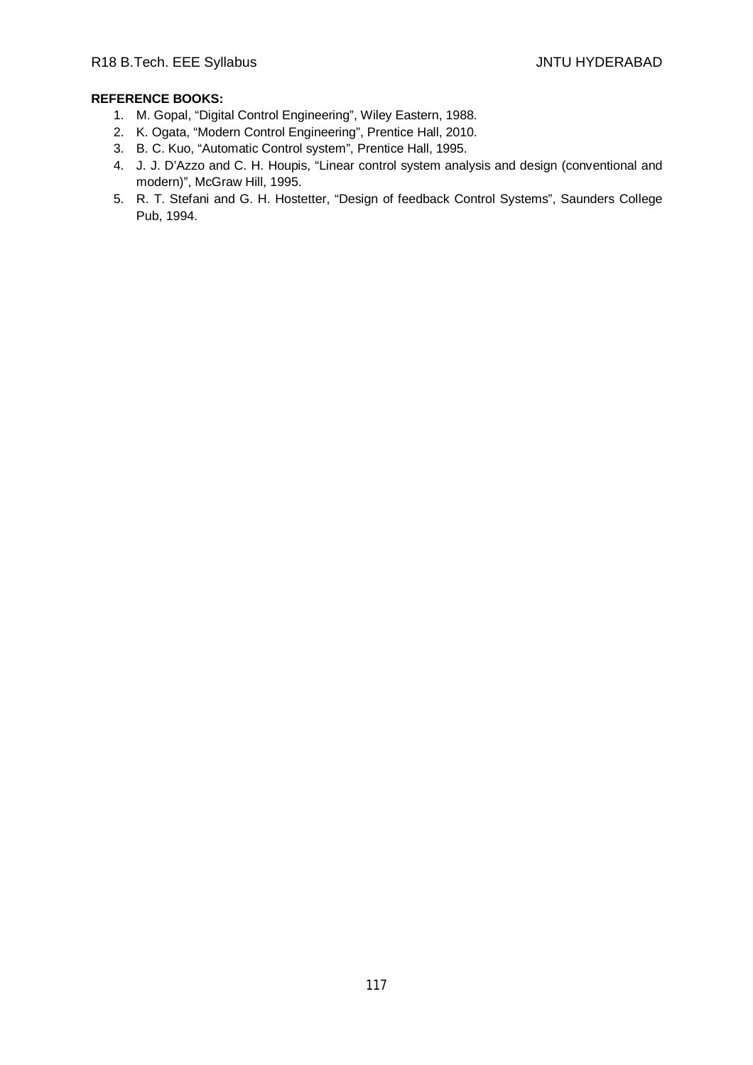**REFERENCE BOOKS:**

1. M. Gopal, "Digital Control Engineering", Wiley Eastern, 1988.
2. K. Ogata, "Modern Control Engineering", Prentice Hall, 2010.
3. B. C. Kuo, "Automatic Control system", Prentice Hall, 1995.
4. J. J. D'Azzo and C. H. Houpis, "Linear control system analysis and design (conventional and modern)", McGraw Hill, 1995.
5. R. T. Stefani and G. H. Hostetter, "Design of feedback Control Systems", Saunders College Pub, 1994.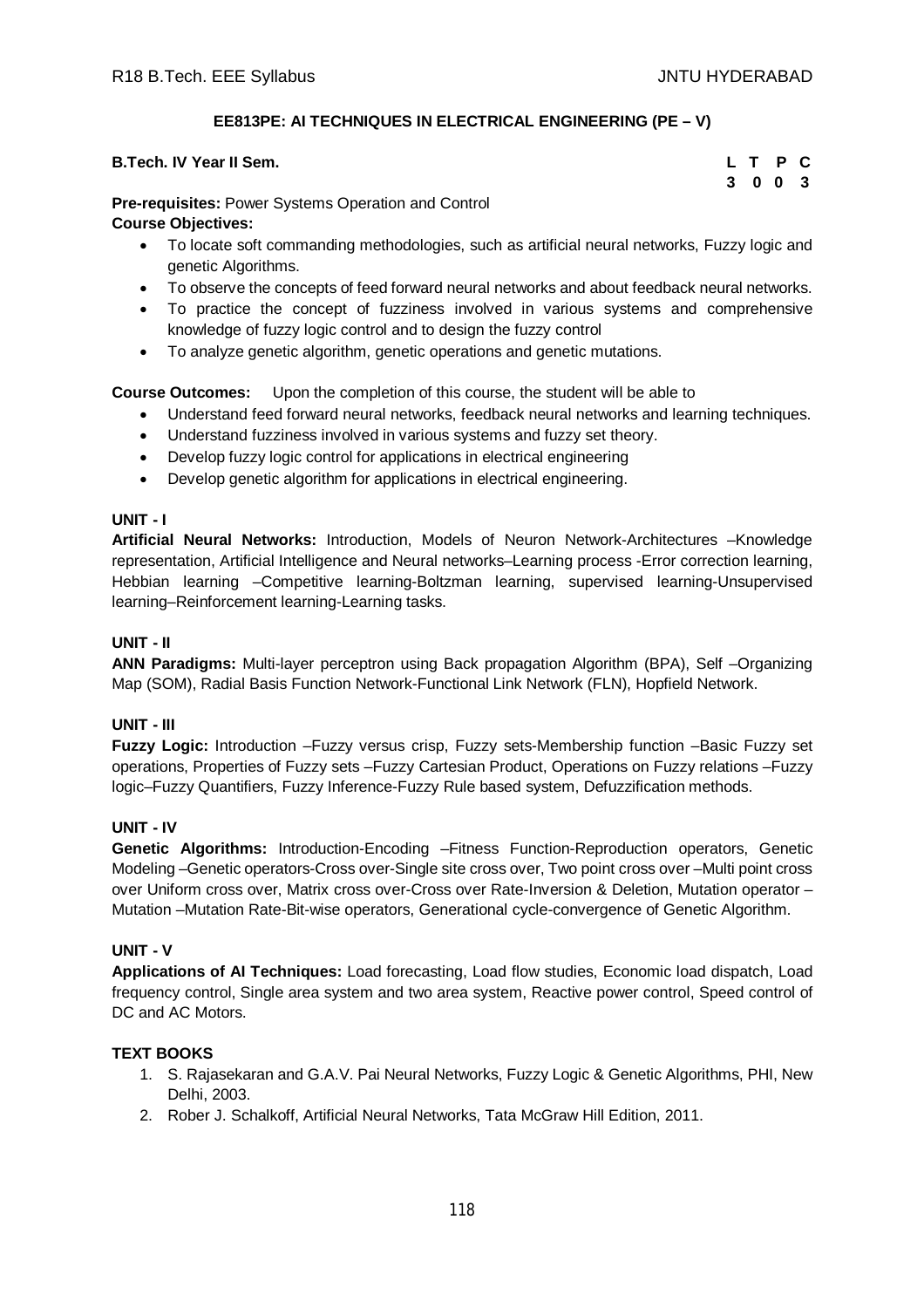## EE813PE: AI TECHNIQUES IN ELECTRICAL ENGINEERING (PE – V)

**B.Tech. IV Year II Sem.**

| L | T | P | C |
|---|---|---|---|
| 3 | 0 | 0 | 3 |

**Pre-requisites:** Power Systems Operation and Control

**Course Objectives:**

- To locate soft commanding methodologies, such as artificial neural networks, Fuzzy logic and genetic Algorithms.
- To observe the concepts of feed forward neural networks and about feedback neural networks.
- To practice the concept of fuzziness involved in various systems and comprehensive knowledge of fuzzy logic control and to design the fuzzy control
- To analyze genetic algorithm, genetic operations and genetic mutations.

**Course Outcomes:** Upon the completion of this course, the student will be able to

- Understand feed forward neural networks, feedback neural networks and learning techniques.
- Understand fuzziness involved in various systems and fuzzy set theory.
- Develop fuzzy logic control for applications in electrical engineering
- Develop genetic algorithm for applications in electrical engineering.

### UNIT - I

**Artificial Neural Networks:** Introduction, Models of Neuron Network-Architectures –Knowledge representation, Artificial Intelligence and Neural networks–Learning process -Error correction learning, Hebbian learning –Competitive learning-Boltzman learning, supervised learning-Unsupervised learning–Reinforcement learning-Learning tasks.

### UNIT - II

**ANN Paradigms:** Multi-layer perceptron using Back propagation Algorithm (BPA), Self –Organizing Map (SOM), Radial Basis Function Network-Functional Link Network (FLN), Hopfield Network.

### UNIT - III

**Fuzzy Logic:** Introduction –Fuzzy versus crisp, Fuzzy sets-Membership function –Basic Fuzzy set operations, Properties of Fuzzy sets –Fuzzy Cartesian Product, Operations on Fuzzy relations –Fuzzy logic–Fuzzy Quantifiers, Fuzzy Inference-Fuzzy Rule based system, Defuzzification methods.

### UNIT - IV

**Genetic Algorithms:** Introduction-Encoding –Fitness Function-Reproduction operators, Genetic Modeling –Genetic operators-Cross over-Single site cross over, Two point cross over –Multi point cross over Uniform cross over, Matrix cross over-Cross over Rate-Inversion & Deletion, Mutation operator –Mutation –Mutation Rate-Bit-wise operators, Generational cycle-convergence of Genetic Algorithm.

### UNIT - V

**Applications of AI Techniques:** Load forecasting, Load flow studies, Economic load dispatch, Load frequency control, Single area system and two area system, Reactive power control, Speed control of DC and AC Motors.

### TEXT BOOKS

1. S. Rajasekaran and G.A.V. Pai Neural Networks, Fuzzy Logic & Genetic Algorithms, PHI, New Delhi, 2003.
2. Rober J. Schalkoff, Artificial Neural Networks, Tata McGraw Hill Edition, 2011.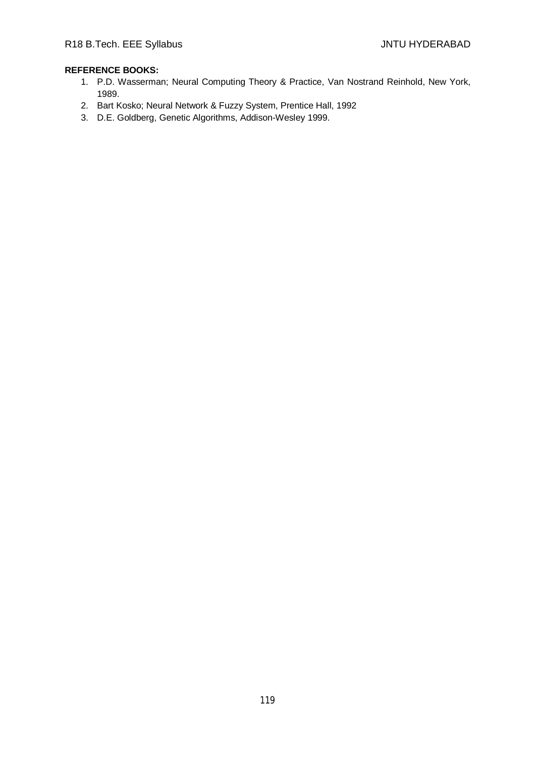**REFERENCE BOOKS:**

1. P.D. Wasserman; Neural Computing Theory & Practice, Van Nostrand Reinhold, New York, 1989.
2. Bart Kosko; Neural Network & Fuzzy System, Prentice Hall, 1992
3. D.E. Goldberg, Genetic Algorithms, Addison-Wesley 1999.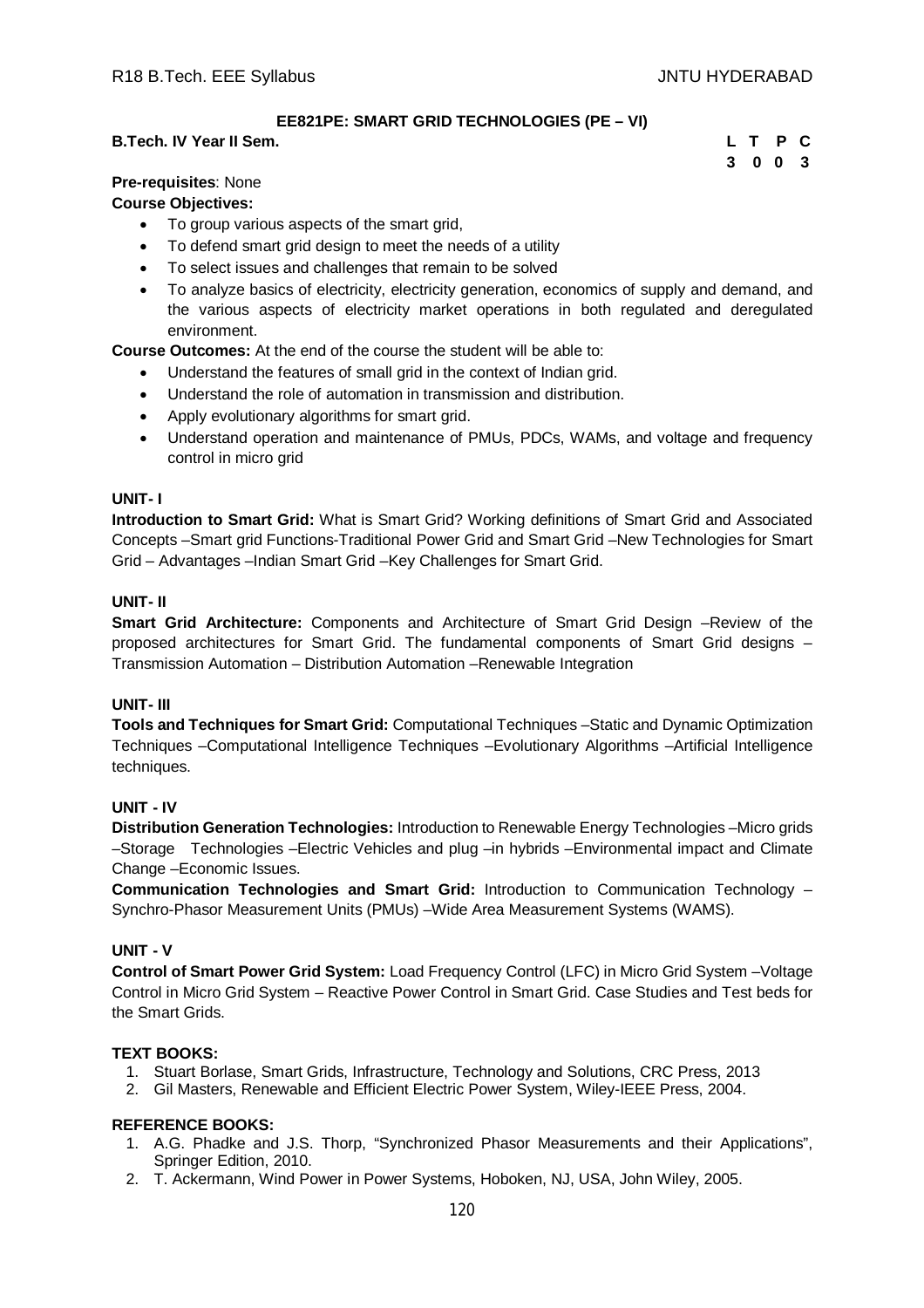### EE821PE: SMART GRID TECHNOLOGIES (PE – VI)

**B.Tech. IV Year II Sem.**

| L | T | P | C |
|---|---|---|---|
| 3 | 0 | 0 | 3 |

**Pre-requisites**: None

**Course Objectives:**

- To group various aspects of the smart grid,
- To defend smart grid design to meet the needs of a utility
- To select issues and challenges that remain to be solved
- To analyze basics of electricity, electricity generation, economics of supply and demand, and the various aspects of electricity market operations in both regulated and deregulated environment.

**Course Outcomes:** At the end of the course the student will be able to:

- Understand the features of small grid in the context of Indian grid.
- Understand the role of automation in transmission and distribution.
- Apply evolutionary algorithms for smart grid.
- Understand operation and maintenance of PMUs, PDCs, WAMs, and voltage and frequency control in micro grid

**UNIT- I**

**Introduction to Smart Grid:** What is Smart Grid? Working definitions of Smart Grid and Associated Concepts –Smart grid Functions-Traditional Power Grid and Smart Grid –New Technologies for Smart Grid – Advantages –Indian Smart Grid –Key Challenges for Smart Grid.

**UNIT- II**

**Smart Grid Architecture:** Components and Architecture of Smart Grid Design –Review of the proposed architectures for Smart Grid. The fundamental components of Smart Grid designs – Transmission Automation – Distribution Automation –Renewable Integration

**UNIT- III**

**Tools and Techniques for Smart Grid:** Computational Techniques –Static and Dynamic Optimization Techniques –Computational Intelligence Techniques –Evolutionary Algorithms –Artificial Intelligence techniques.

**UNIT - IV**

**Distribution Generation Technologies:** Introduction to Renewable Energy Technologies –Micro grids –Storage Technologies –Electric Vehicles and plug –in hybrids –Environmental impact and Climate Change –Economic Issues.

**Communication Technologies and Smart Grid:** Introduction to Communication Technology – Synchro-Phasor Measurement Units (PMUs) –Wide Area Measurement Systems (WAMS).

**UNIT - V**

**Control of Smart Power Grid System:** Load Frequency Control (LFC) in Micro Grid System –Voltage Control in Micro Grid System – Reactive Power Control in Smart Grid. Case Studies and Test beds for the Smart Grids.

**TEXT BOOKS:**

1. Stuart Borlase, Smart Grids, Infrastructure, Technology and Solutions, CRC Press, 2013
2. Gil Masters, Renewable and Efficient Electric Power System, Wiley-IEEE Press, 2004.

**REFERENCE BOOKS:**

1. A.G. Phadke and J.S. Thorp, "Synchronized Phasor Measurements and their Applications", Springer Edition, 2010.
2. T. Ackermann, Wind Power in Power Systems, Hoboken, NJ, USA, John Wiley, 2005.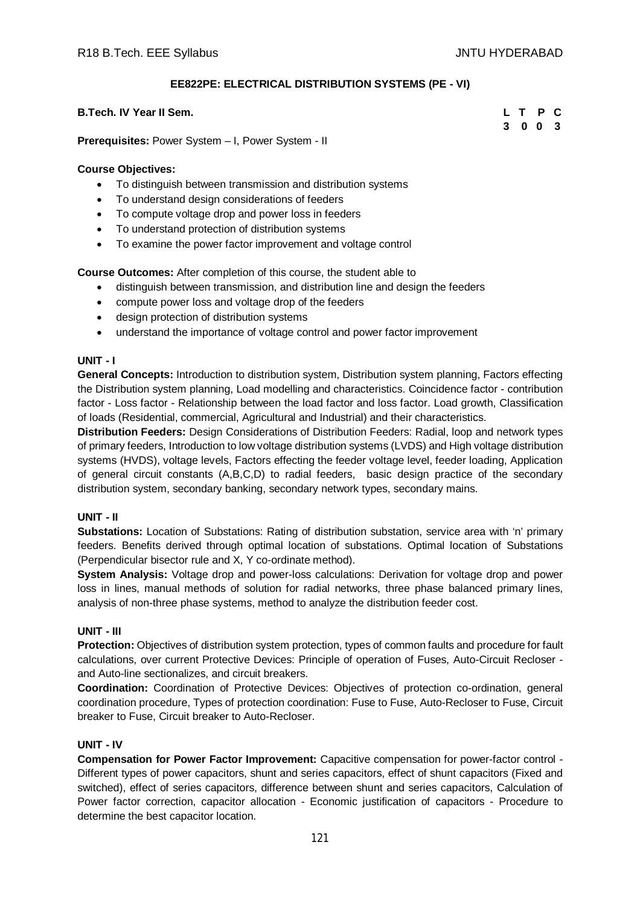## EE822PE: ELECTRICAL DISTRIBUTION SYSTEMS (PE - VI)

**B.Tech. IV Year II Sem.**

| L | T | P | C |
|---|---|---|---|
| 3 | 0 | 0 | 3 |

**Prerequisites:** Power System – I, Power System - II

**Course Objectives:**

- To distinguish between transmission and distribution systems
- To understand design considerations of feeders
- To compute voltage drop and power loss in feeders
- To understand protection of distribution systems
- To examine the power factor improvement and voltage control

**Course Outcomes:** After completion of this course, the student able to

- distinguish between transmission, and distribution line and design the feeders
- compute power loss and voltage drop of the feeders
- design protection of distribution systems
- understand the importance of voltage control and power factor improvement

### UNIT - I

**General Concepts:** Introduction to distribution system, Distribution system planning, Factors effecting the Distribution system planning, Load modelling and characteristics. Coincidence factor - contribution factor - Loss factor - Relationship between the load factor and loss factor. Load growth, Classification of loads (Residential, commercial, Agricultural and Industrial) and their characteristics.

**Distribution Feeders:** Design Considerations of Distribution Feeders: Radial, loop and network types of primary feeders, Introduction to low voltage distribution systems (LVDS) and High voltage distribution systems (HVDS), voltage levels, Factors effecting the feeder voltage level, feeder loading, Application of general circuit constants (A,B,C,D) to radial feeders, basic design practice of the secondary distribution system, secondary banking, secondary network types, secondary mains.

### UNIT - II

**Substations:** Location of Substations: Rating of distribution substation, service area with 'n' primary feeders. Benefits derived through optimal location of substations. Optimal location of Substations (Perpendicular bisector rule and X, Y co-ordinate method).

**System Analysis:** Voltage drop and power-loss calculations: Derivation for voltage drop and power loss in lines, manual methods of solution for radial networks, three phase balanced primary lines, analysis of non-three phase systems, method to analyze the distribution feeder cost.

### UNIT - III

**Protection:** Objectives of distribution system protection, types of common faults and procedure for fault calculations, over current Protective Devices: Principle of operation of Fuses, Auto-Circuit Recloser - and Auto-line sectionalizes, and circuit breakers.

**Coordination:** Coordination of Protective Devices: Objectives of protection co-ordination, general coordination procedure, Types of protection coordination: Fuse to Fuse, Auto-Recloser to Fuse, Circuit breaker to Fuse, Circuit breaker to Auto-Recloser.

### UNIT - IV

**Compensation for Power Factor Improvement:** Capacitive compensation for power-factor control - Different types of power capacitors, shunt and series capacitors, effect of shunt capacitors (Fixed and switched), effect of series capacitors, difference between shunt and series capacitors, Calculation of Power factor correction, capacitor allocation - Economic justification of capacitors - Procedure to determine the best capacitor location.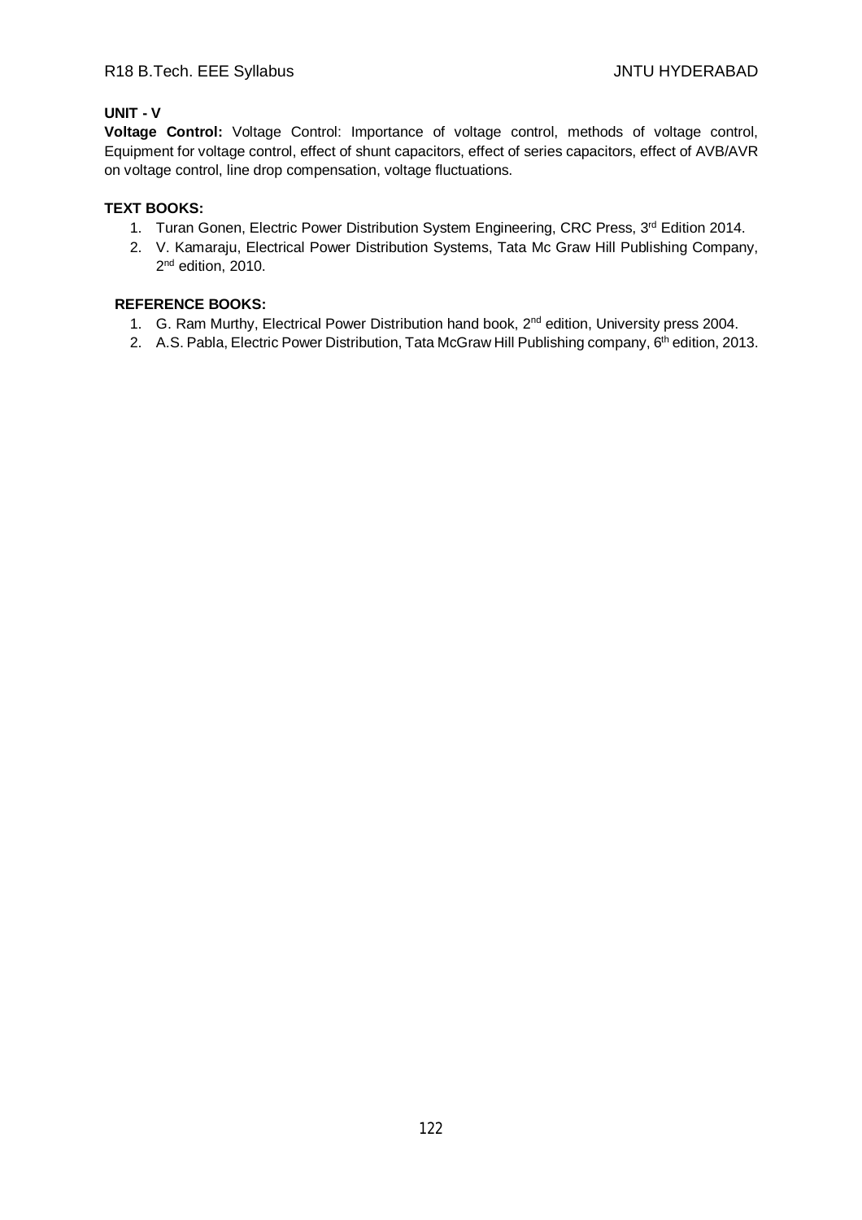**UNIT - V**

**Voltage Control:** Voltage Control: Importance of voltage control, methods of voltage control, Equipment for voltage control, effect of shunt capacitors, effect of series capacitors, effect of AVB/AVR on voltage control, line drop compensation, voltage fluctuations.

**TEXT BOOKS:**

1. Turan Gonen, Electric Power Distribution System Engineering, CRC Press, 3rd Edition 2014.
2. V. Kamaraju, Electrical Power Distribution Systems, Tata Mc Graw Hill Publishing Company, 2nd edition, 2010.

**REFERENCE BOOKS:**

1. G. Ram Murthy, Electrical Power Distribution hand book, 2nd edition, University press 2004.
2. A.S. Pabla, Electric Power Distribution, Tata McGraw Hill Publishing company, 6th edition, 2013.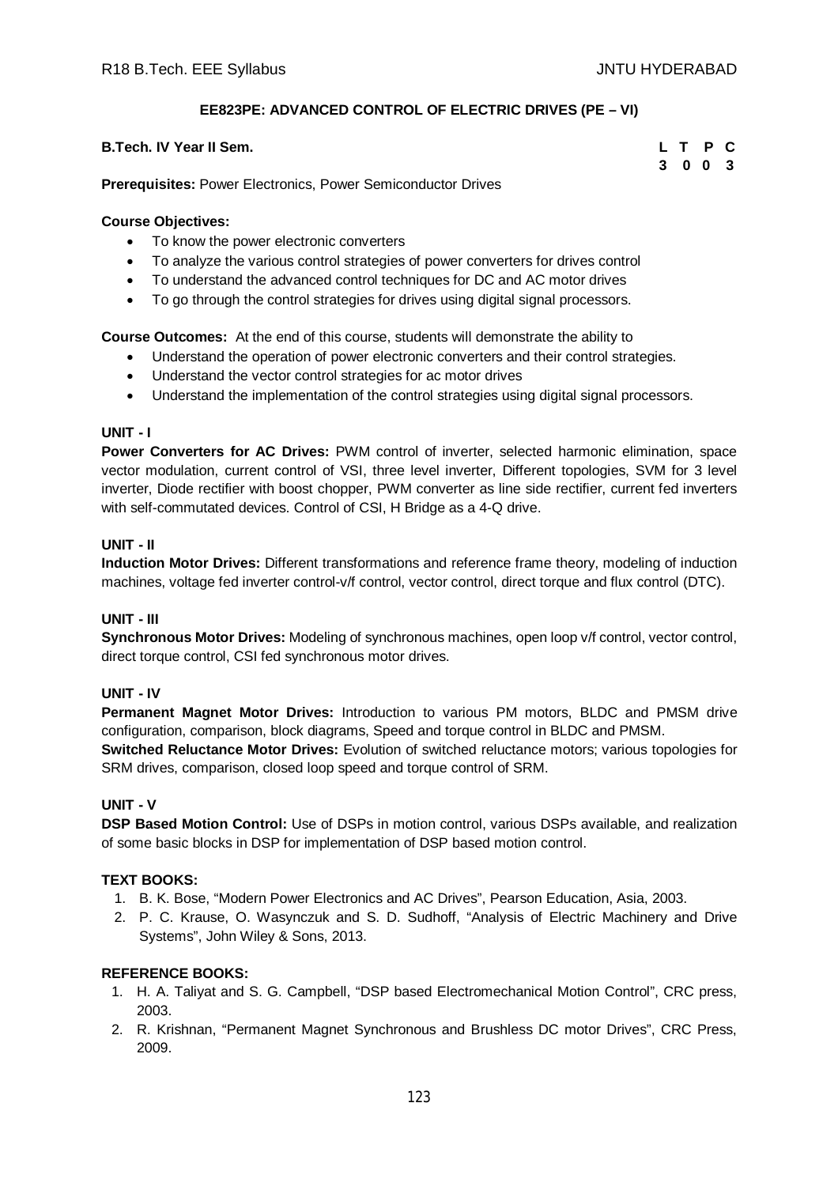## EE823PE: ADVANCED CONTROL OF ELECTRIC DRIVES (PE – VI)

**B.Tech. IV Year II Sem.**

| L | T | P | C |
|---|---|---|---|
| 3 | 0 | 0 | 3 |

**Prerequisites:** Power Electronics, Power Semiconductor Drives

**Course Objectives:**

- To know the power electronic converters
- To analyze the various control strategies of power converters for drives control
- To understand the advanced control techniques for DC and AC motor drives
- To go through the control strategies for drives using digital signal processors.

**Course Outcomes:** At the end of this course, students will demonstrate the ability to

- Understand the operation of power electronic converters and their control strategies.
- Understand the vector control strategies for ac motor drives
- Understand the implementation of the control strategies using digital signal processors.

### UNIT - I

**Power Converters for AC Drives:** PWM control of inverter, selected harmonic elimination, space vector modulation, current control of VSI, three level inverter, Different topologies, SVM for 3 level inverter, Diode rectifier with boost chopper, PWM converter as line side rectifier, current fed inverters with self-commutated devices. Control of CSI, H Bridge as a 4-Q drive.

### UNIT - II

**Induction Motor Drives:** Different transformations and reference frame theory, modeling of induction machines, voltage fed inverter control-v/f control, vector control, direct torque and flux control (DTC).

### UNIT - III

**Synchronous Motor Drives:** Modeling of synchronous machines, open loop v/f control, vector control, direct torque control, CSI fed synchronous motor drives.

### UNIT - IV

**Permanent Magnet Motor Drives:** Introduction to various PM motors, BLDC and PMSM drive configuration, comparison, block diagrams, Speed and torque control in BLDC and PMSM.

**Switched Reluctance Motor Drives:** Evolution of switched reluctance motors; various topologies for SRM drives, comparison, closed loop speed and torque control of SRM.

### UNIT - V

**DSP Based Motion Control:** Use of DSPs in motion control, various DSPs available, and realization of some basic blocks in DSP for implementation of DSP based motion control.

**TEXT BOOKS:**

1. B. K. Bose, "Modern Power Electronics and AC Drives", Pearson Education, Asia, 2003.
2. P. C. Krause, O. Wasynczuk and S. D. Sudhoff, "Analysis of Electric Machinery and Drive Systems", John Wiley & Sons, 2013.

**REFERENCE BOOKS:**

1. H. A. Taliyat and S. G. Campbell, "DSP based Electromechanical Motion Control", CRC press, 2003.
2. R. Krishnan, "Permanent Magnet Synchronous and Brushless DC motor Drives", CRC Press, 2009.